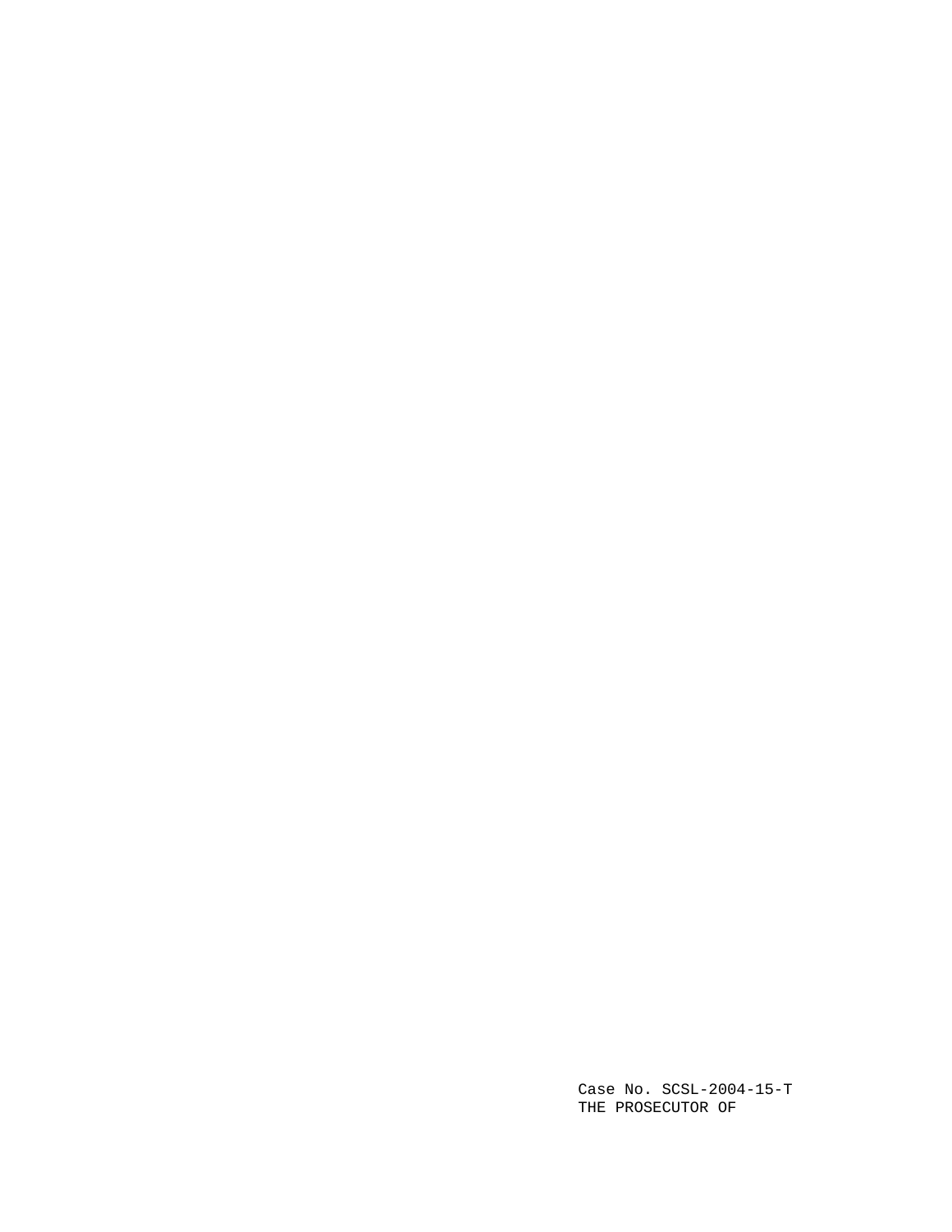Case No. SCSL-2004-15-T
THE PROSECUTOR OF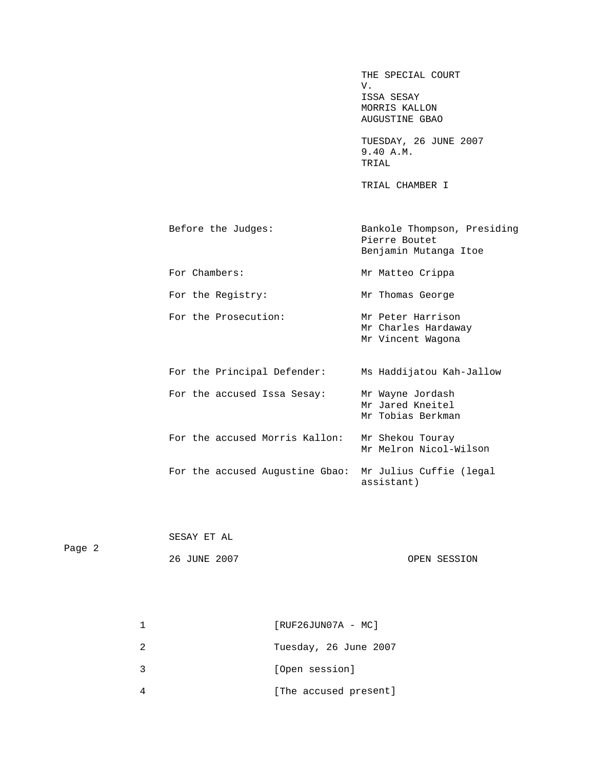THE SPECIAL COURT
V.
ISSA SESAY
MORRIS KALLON
AUGUSTINE GBAO

TUESDAY, 26 JUNE 2007
9.40 A.M.
TRIAL

TRIAL CHAMBER I

| | |
|---|---|
| Before the Judges: | Bankole Thompson, Presiding<br>Pierre Boutet<br>Benjamin Mutanga Itoe |
| For Chambers: | Mr Matteo Crippa |
| For the Registry: | Mr Thomas George |
| For the Prosecution: | Mr Peter Harrison<br>Mr Charles Hardaway<br>Mr Vincent Wagona |
| For the Principal Defender: | Ms Haddijatou Kah-Jallow |
| For the accused Issa Sesay: | Mr Wayne Jordash<br>Mr Jared Kneitel<br>Mr Tobias Berkman |
| For the accused Morris Kallon: | Mr Shekou Touray<br>Mr Melron Nicol-Wilson |
| For the accused Augustine Gbao: | Mr Julius Cuffie (legal assistant) |

1 [RUF26JUN07A - MC]

2 Tuesday, 26 June 2007

3 [Open session]

4 [The accused present]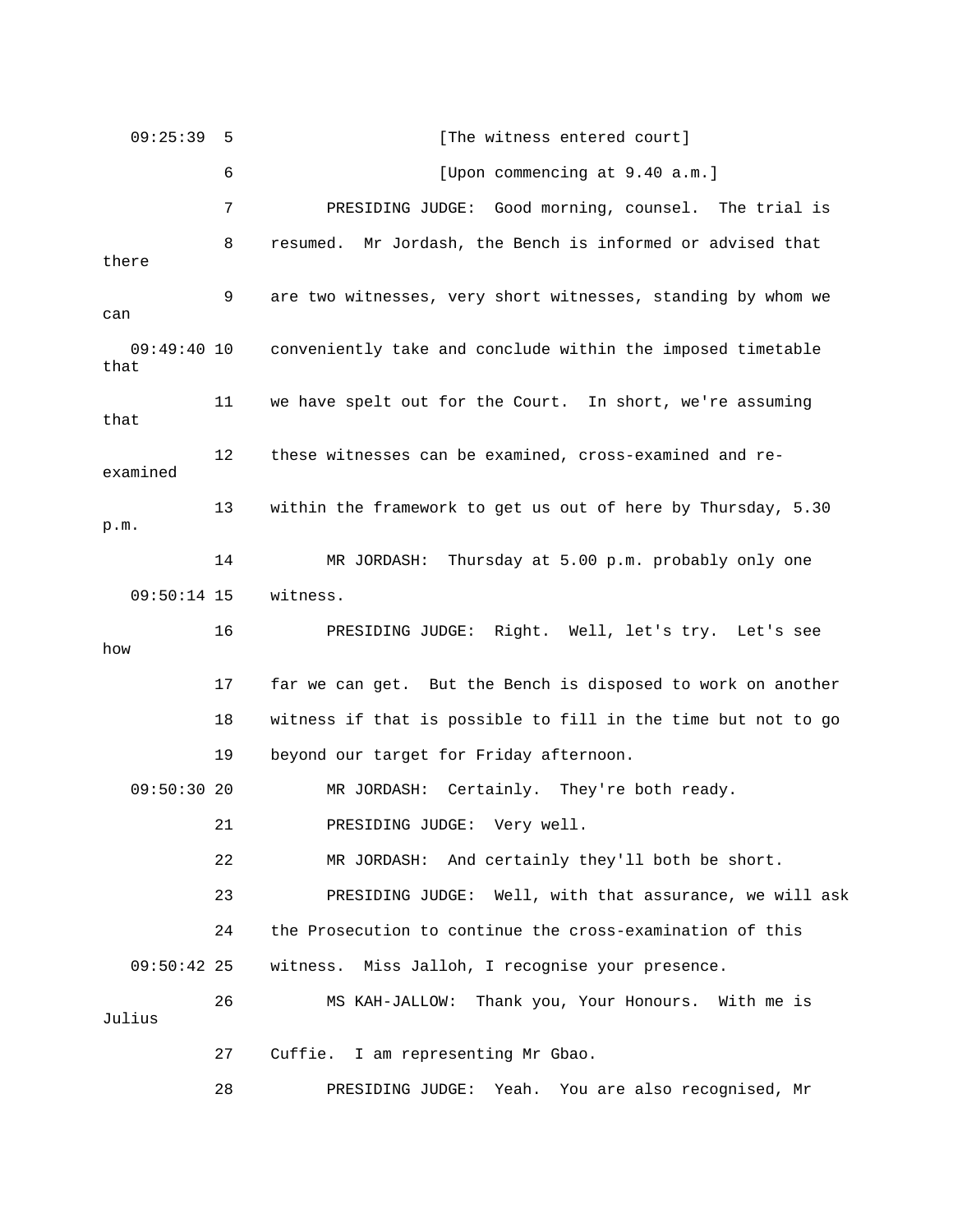09:25:39 5 [The witness entered court]

6 [Upon commencing at 9.40 a.m.]

7 PRESIDING JUDGE: Good morning, counsel. The trial is

8 resumed. Mr Jordash, the Bench is informed or advised that there

9 are two witnesses, very short witnesses, standing by whom we can

09:49:40 10 conveniently take and conclude within the imposed timetable that

11 we have spelt out for the Court. In short, we're assuming that

12 these witnesses can be examined, cross-examined and re-examined

13 within the framework to get us out of here by Thursday, 5.30 p.m.

14 MR JORDASH: Thursday at 5.00 p.m. probably only one

09:50:14 15 witness.

16 PRESIDING JUDGE: Right. Well, let's try. Let's see how

17 far we can get. But the Bench is disposed to work on another

18 witness if that is possible to fill in the time but not to go

19 beyond our target for Friday afternoon.

09:50:30 20 MR JORDASH: Certainly. They're both ready.

21 PRESIDING JUDGE: Very well.

22 MR JORDASH: And certainly they'll both be short.

23 PRESIDING JUDGE: Well, with that assurance, we will ask

24 the Prosecution to continue the cross-examination of this

09:50:42 25 witness. Miss Jalloh, I recognise your presence.

26 MS KAH-JALLOW: Thank you, Your Honours. With me is Julius

27 Cuffie. I am representing Mr Gbao.

28 PRESIDING JUDGE: Yeah. You are also recognised, Mr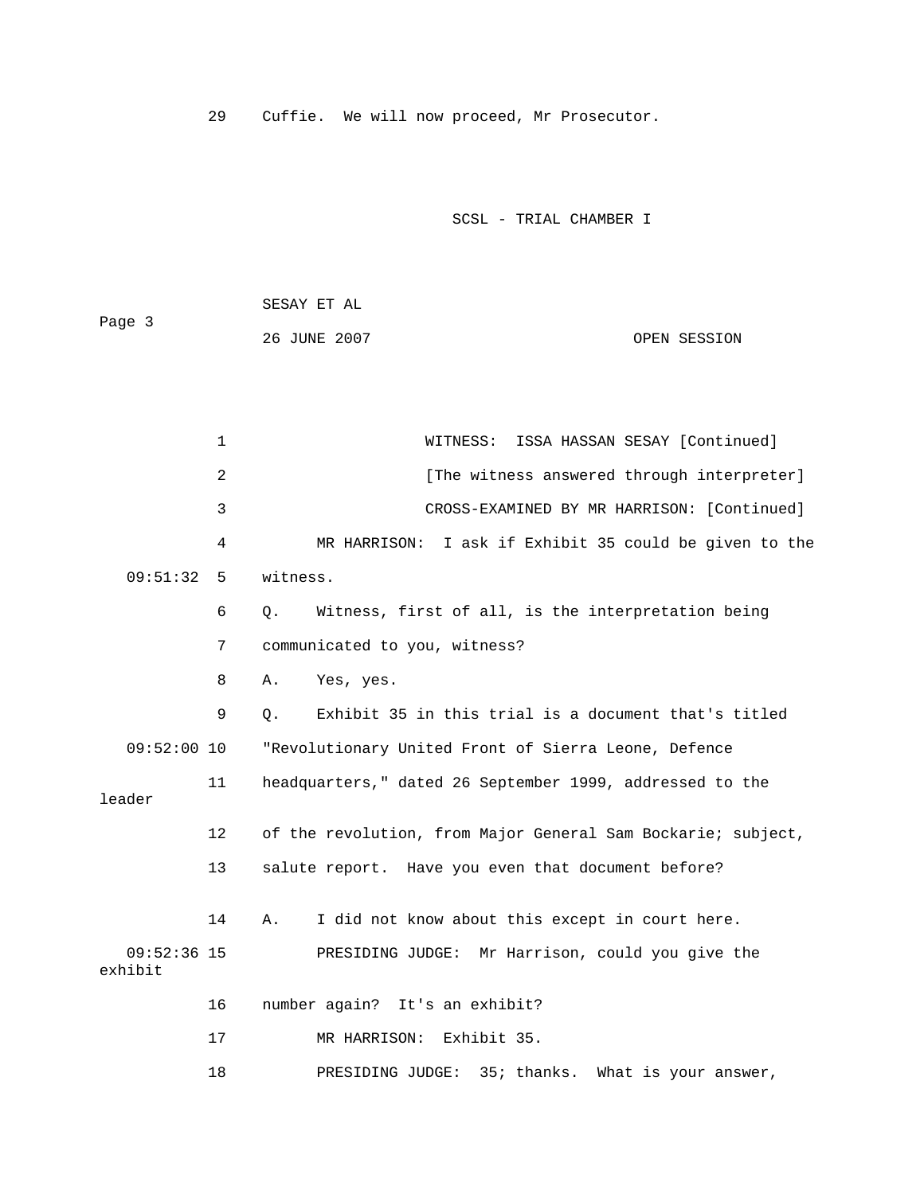29 Cuffie. We will now proceed, Mr Prosecutor.

SCSL - TRIAL CHAMBER I

SESAY ET AL

Page 3

26 JUNE 2007 OPEN SESSION

1 WITNESS: ISSA HASSAN SESAY [Continued]

2 [The witness answered through interpreter]

3 CROSS-EXAMINED BY MR HARRISON: [Continued]

4 MR HARRISON: I ask if Exhibit 35 could be given to the

09:51:32 5 witness.

6 Q. Witness, first of all, is the interpretation being

7 communicated to you, witness?

8 A. Yes, yes.

9 Q. Exhibit 35 in this trial is a document that's titled

09:52:00 10 "Revolutionary United Front of Sierra Leone, Defence

11 headquarters," dated 26 September 1999, addressed to the leader

12 of the revolution, from Major General Sam Bockarie; subject,

13 salute report. Have you even that document before?

14 A. I did not know about this except in court here.

09:52:36 15 PRESIDING JUDGE: Mr Harrison, could you give the exhibit

16 number again? It's an exhibit?

17 MR HARRISON: Exhibit 35.

18 PRESIDING JUDGE: 35; thanks. What is your answer,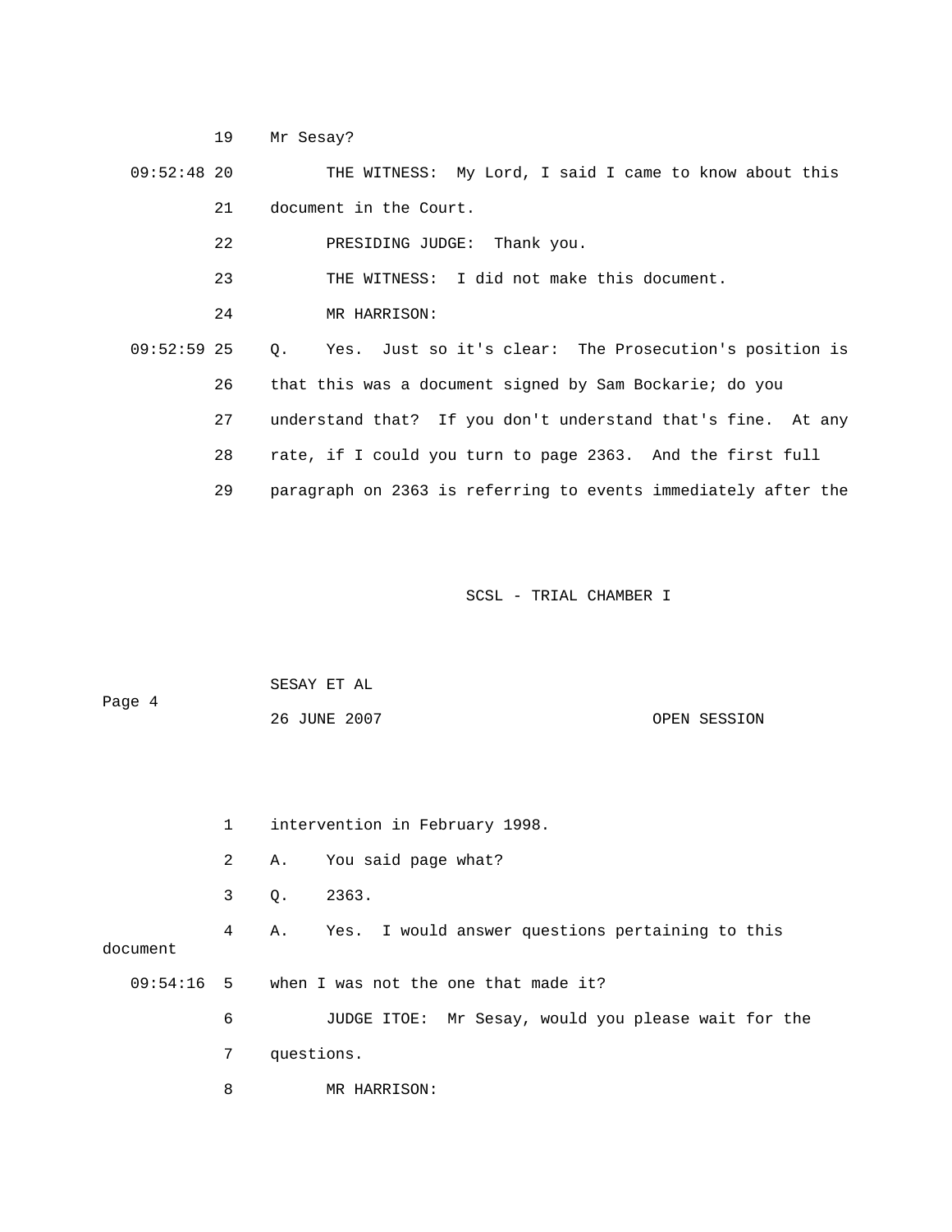19 Mr Sesay?

09:52:48 20 THE WITNESS: My Lord, I said I came to know about this

21 document in the Court.

22 PRESIDING JUDGE: Thank you.

23 THE WITNESS: I did not make this document.

24 MR HARRISON:

09:52:59 25 Q. Yes. Just so it's clear: The Prosecution's position is

26 that this was a document signed by Sam Bockarie; do you

27 understand that? If you don't understand that's fine. At any

28 rate, if I could you turn to page 2363. And the first full

29 paragraph on 2363 is referring to events immediately after the

1 intervention in February 1998.

2 A. You said page what?

3 Q. 2363.

4 A. Yes. I would answer questions pertaining to this document

09:54:16 5 when I was not the one that made it?

6 JUDGE ITOE: Mr Sesay, would you please wait for the

7 questions.

8 MR HARRISON: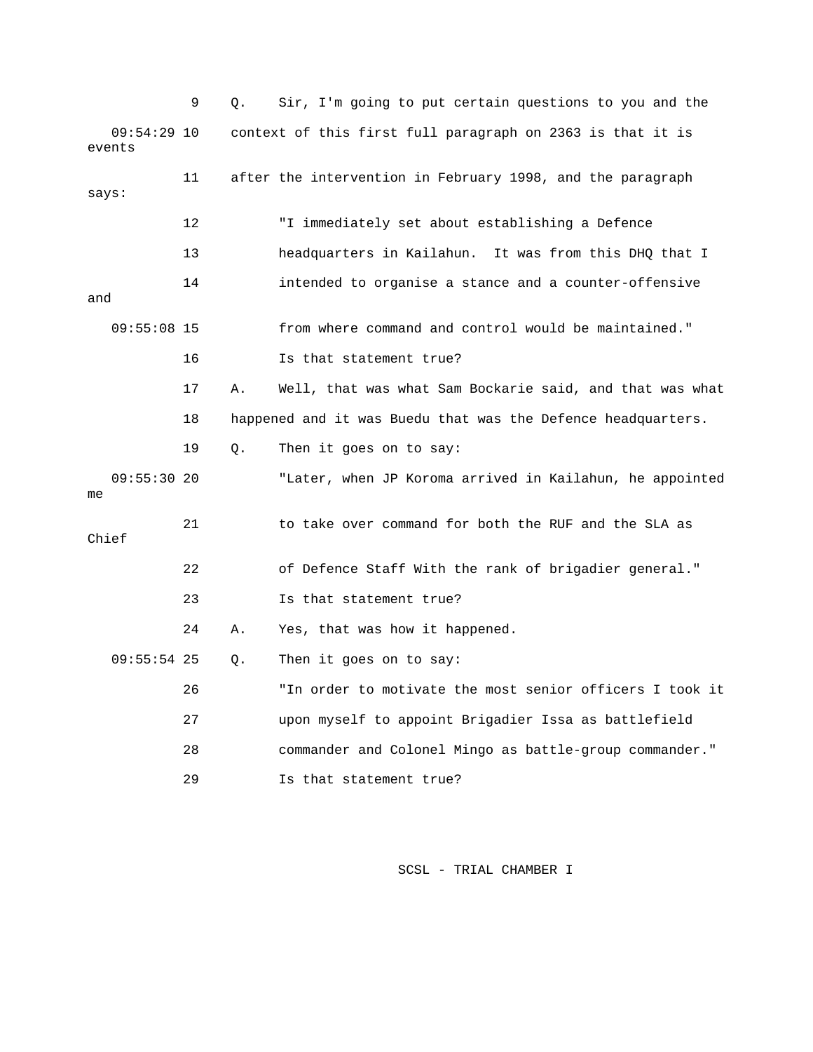9 Q. Sir, I'm going to put certain questions to you and the

09:54:29 10 context of this first full paragraph on 2363 is that it is events

11 after the intervention in February 1998, and the paragraph says:

12 "I immediately set about establishing a Defence

13 headquarters in Kailahun. It was from this DHQ that I

14 intended to organise a stance and a counter-offensive and

09:55:08 15 from where command and control would be maintained."

16 Is that statement true?

17 A. Well, that was what Sam Bockarie said, and that was what

18 happened and it was Buedu that was the Defence headquarters.

19 Q. Then it goes on to say:

09:55:30 20 "Later, when JP Koroma arrived in Kailahun, he appointed me

21 to take over command for both the RUF and the SLA as Chief

22 of Defence Staff With the rank of brigadier general."

23 Is that statement true?

24 A. Yes, that was how it happened.

09:55:54 25 Q. Then it goes on to say:

26 "In order to motivate the most senior officers I took it

27 upon myself to appoint Brigadier Issa as battlefield

28 commander and Colonel Mingo as battle-group commander."

29 Is that statement true?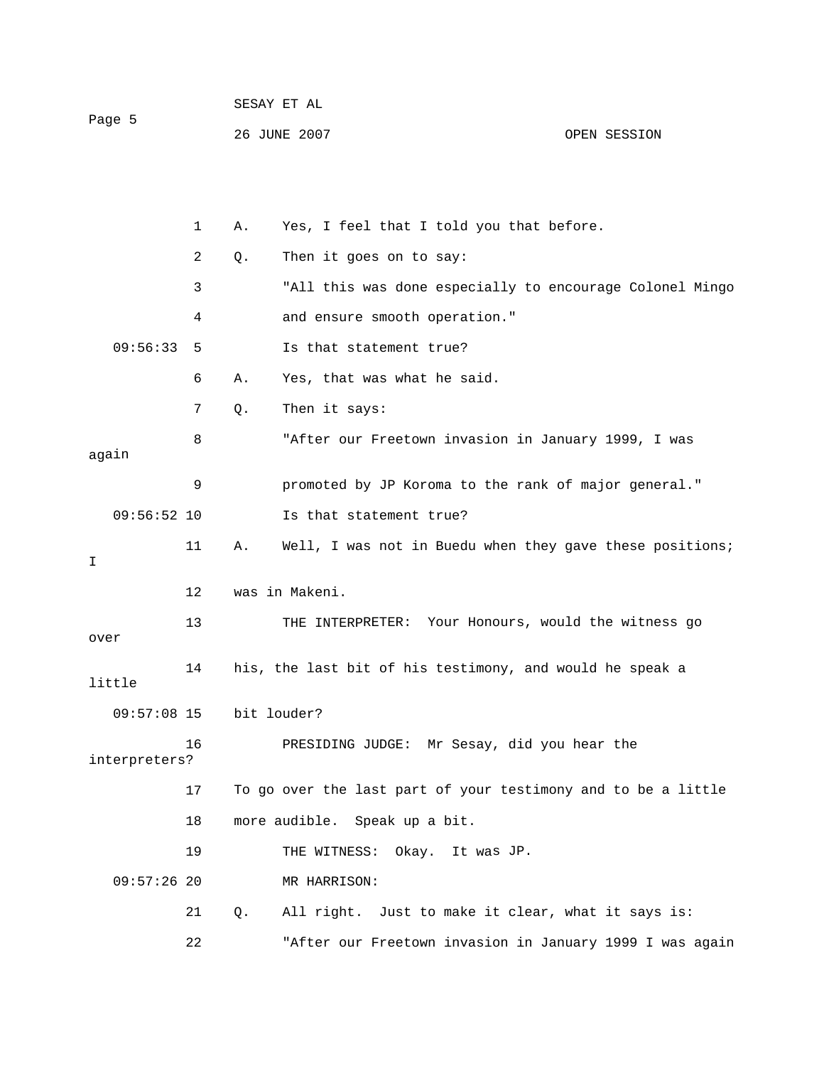1 A. Yes, I feel that I told you that before.

2 Q. Then it goes on to say:

3 "All this was done especially to encourage Colonel Mingo

4 and ensure smooth operation."

09:56:33 5 Is that statement true?

6 A. Yes, that was what he said.

7 Q. Then it says:

8 "After our Freetown invasion in January 1999, I was again

9 promoted by JP Koroma to the rank of major general."

09:56:52 10 Is that statement true?

11 A. Well, I was not in Buedu when they gave these positions; I

12 was in Makeni.

13 THE INTERPRETER: Your Honours, would the witness go over

14 his, the last bit of his testimony, and would he speak a little

09:57:08 15 bit louder?

16 PRESIDING JUDGE: Mr Sesay, did you hear the interpreters?

17 To go over the last part of your testimony and to be a little

18 more audible. Speak up a bit.

19 THE WITNESS: Okay. It was JP.

09:57:26 20 MR HARRISON:

21 Q. All right. Just to make it clear, what it says is:

22 "After our Freetown invasion in January 1999 I was again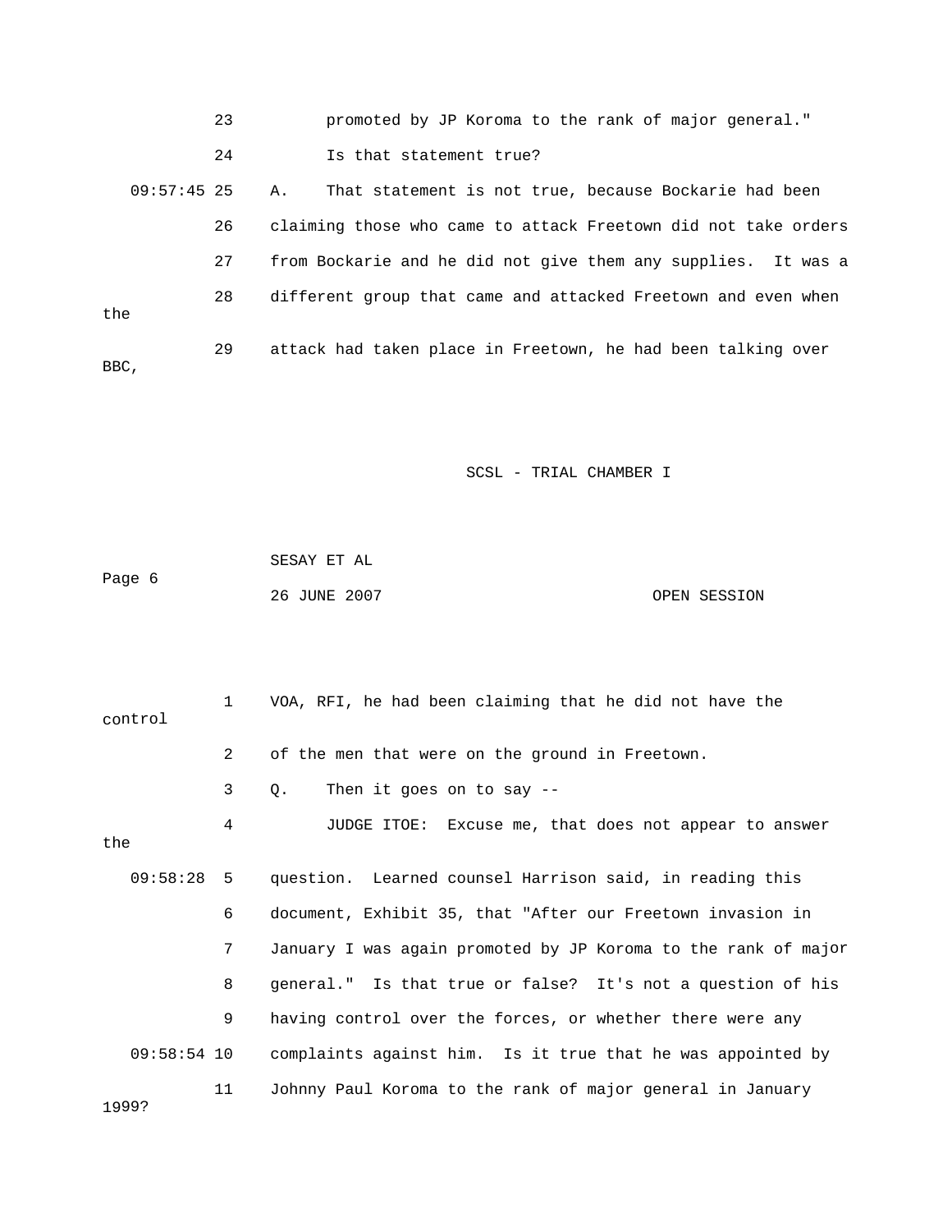23 promoted by JP Koroma to the rank of major general."

24 Is that statement true?

09:57:45 25 A. That statement is not true, because Bockarie had been

26 claiming those who came to attack Freetown did not take orders

27 from Bockarie and he did not give them any supplies. It was a

28 different group that came and attacked Freetown and even when the

29 attack had taken place in Freetown, he had been talking over BBC,

1 VOA, RFI, he had been claiming that he did not have the control

2 of the men that were on the ground in Freetown.

3 Q. Then it goes on to say --

4 JUDGE ITOE: Excuse me, that does not appear to answer the

09:58:28 5 question. Learned counsel Harrison said, in reading this

6 document, Exhibit 35, that "After our Freetown invasion in

7 January I was again promoted by JP Koroma to the rank of major

8 general." Is that true or false? It's not a question of his

9 having control over the forces, or whether there were any

09:58:54 10 complaints against him. Is it true that he was appointed by

11 Johnny Paul Koroma to the rank of major general in January 1999?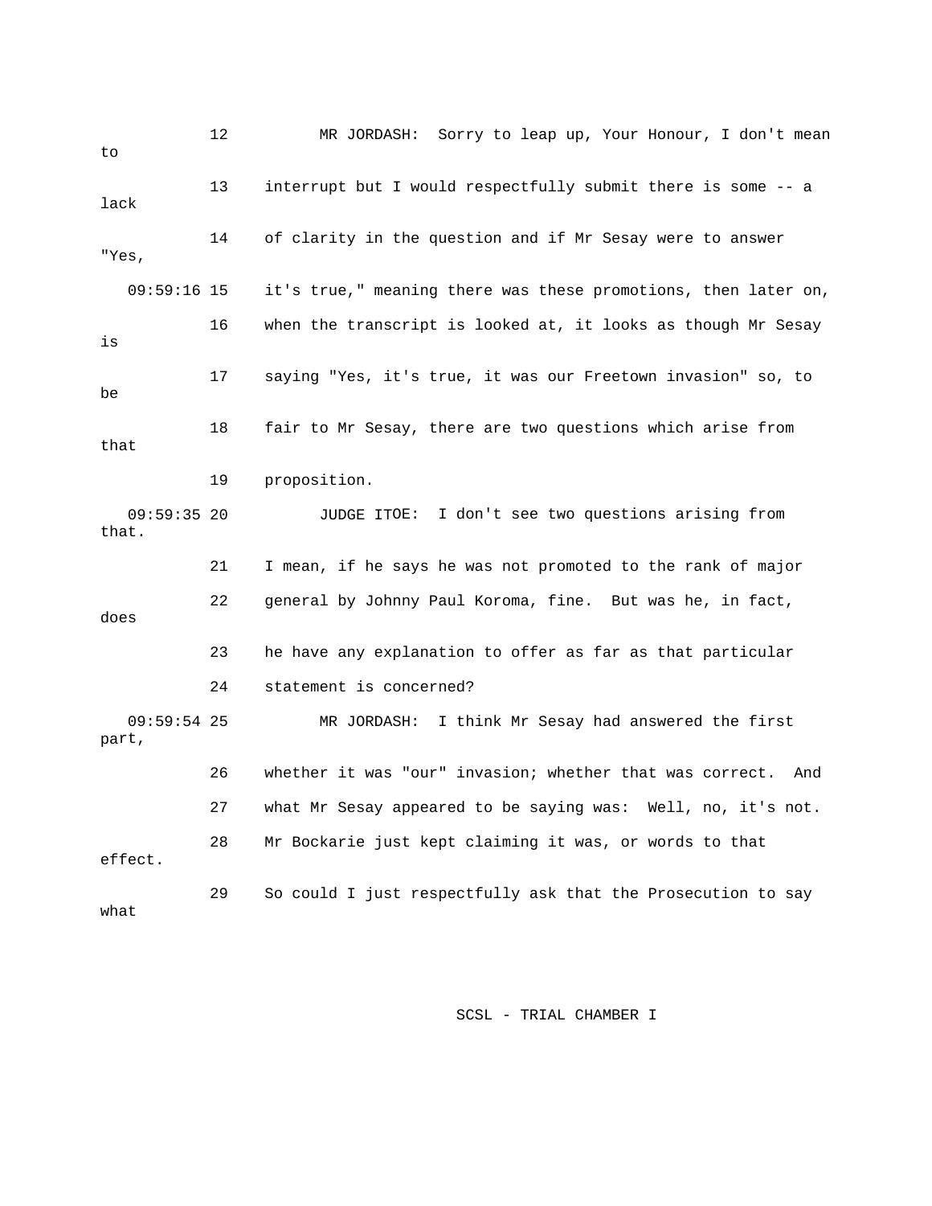12 MR JORDASH: Sorry to leap up, Your Honour, I don't mean to

13 interrupt but I would respectfully submit there is some -- a lack

14 of clarity in the question and if Mr Sesay were to answer "Yes,

09:59:16 15 it's true," meaning there was these promotions, then later on,

16 when the transcript is looked at, it looks as though Mr Sesay is

17 saying "Yes, it's true, it was our Freetown invasion" so, to be

18 fair to Mr Sesay, there are two questions which arise from that

19 proposition.

09:59:35 20 JUDGE ITOE: I don't see two questions arising from that.

21 I mean, if he says he was not promoted to the rank of major

22 general by Johnny Paul Koroma, fine. But was he, in fact, does

23 he have any explanation to offer as far as that particular

24 statement is concerned?

09:59:54 25 MR JORDASH: I think Mr Sesay had answered the first part,

26 whether it was "our" invasion; whether that was correct. And

27 what Mr Sesay appeared to be saying was: Well, no, it's not.

28 Mr Bockarie just kept claiming it was, or words to that effect.

29 So could I just respectfully ask that the Prosecution to say what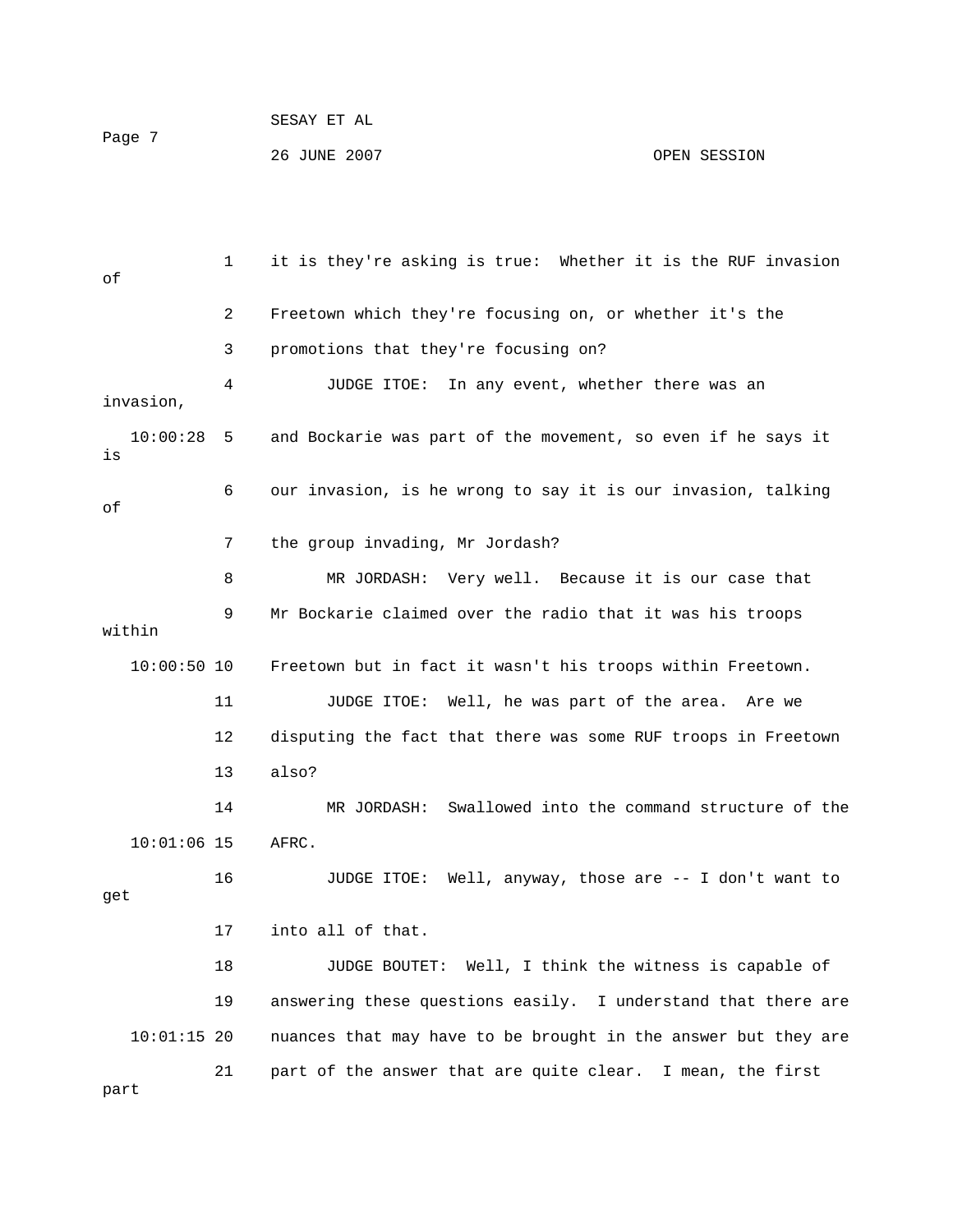it is they're asking is true: Whether it is the RUF invasion of Freetown which they're focusing on, or whether it's the promotions that they're focusing on?

JUDGE ITOE: In any event, whether there was an invasion, and Bockarie was part of the movement, so even if he says it is our invasion, is he wrong to say it is our invasion, talking of the group invading, Mr Jordash?

MR JORDASH: Very well. Because it is our case that Mr Bockarie claimed over the radio that it was his troops within Freetown but in fact it wasn't his troops within Freetown.

JUDGE ITOE: Well, he was part of the area. Are we disputing the fact that there was some RUF troops in Freetown also?

MR JORDASH: Swallowed into the command structure of the AFRC.

JUDGE ITOE: Well, anyway, those are -- I don't want to get into all of that.

JUDGE BOUTET: Well, I think the witness is capable of answering these questions easily. I understand that there are nuances that may have to be brought in the answer but they are part of the answer that are quite clear. I mean, the first part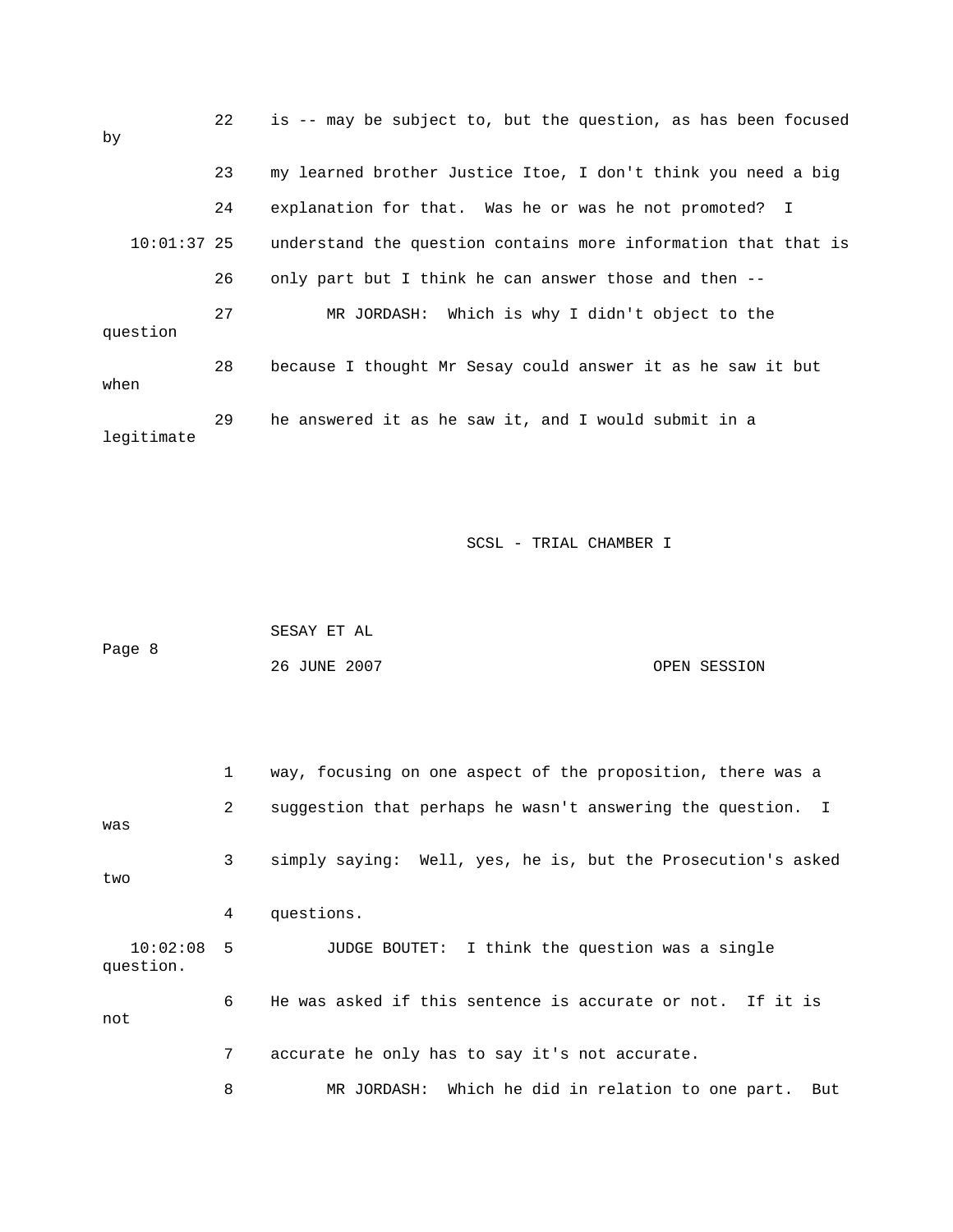22 is -- may be subject to, but the question, as has been focused by

23 my learned brother Justice Itoe, I don't think you need a big

24 explanation for that. Was he or was he not promoted? I

10:01:37 25 understand the question contains more information that that is

26 only part but I think he can answer those and then --

27 MR JORDASH: Which is why I didn't object to the question

28 because I thought Mr Sesay could answer it as he saw it but when

29 he answered it as he saw it, and I would submit in a legitimate

1 way, focusing on one aspect of the proposition, there was a

2 suggestion that perhaps he wasn't answering the question. I was

3 simply saying: Well, yes, he is, but the Prosecution's asked two

4 questions.

10:02:08 5 JUDGE BOUTET: I think the question was a single question.

6 He was asked if this sentence is accurate or not. If it is not

7 accurate he only has to say it's not accurate.

8 MR JORDASH: Which he did in relation to one part. But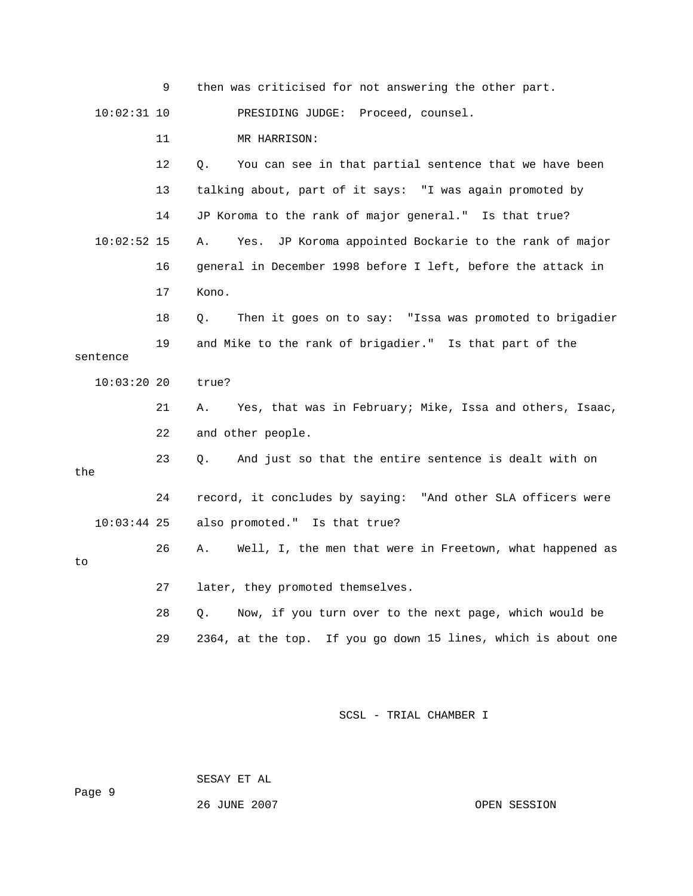9 then was criticised for not answering the other part.

10:02:31 10 PRESIDING JUDGE: Proceed, counsel.

11 MR HARRISON:

12 Q. You can see in that partial sentence that we have been

13 talking about, part of it says: "I was again promoted by

14 JP Koroma to the rank of major general." Is that true?

10:02:52 15 A. Yes. JP Koroma appointed Bockarie to the rank of major

16 general in December 1998 before I left, before the attack in

17 Kono.

18 Q. Then it goes on to say: "Issa was promoted to brigadier

19 and Mike to the rank of brigadier." Is that part of the sentence

10:03:20 20 true?

21 A. Yes, that was in February; Mike, Issa and others, Isaac,

22 and other people.

23 Q. And just so that the entire sentence is dealt with on the

24 record, it concludes by saying: "And other SLA officers were

10:03:44 25 also promoted." Is that true?

26 A. Well, I, the men that were in Freetown, what happened as to

27 later, they promoted themselves.

28 Q. Now, if you turn over to the next page, which would be

29 2364, at the top. If you go down 15 lines, which is about one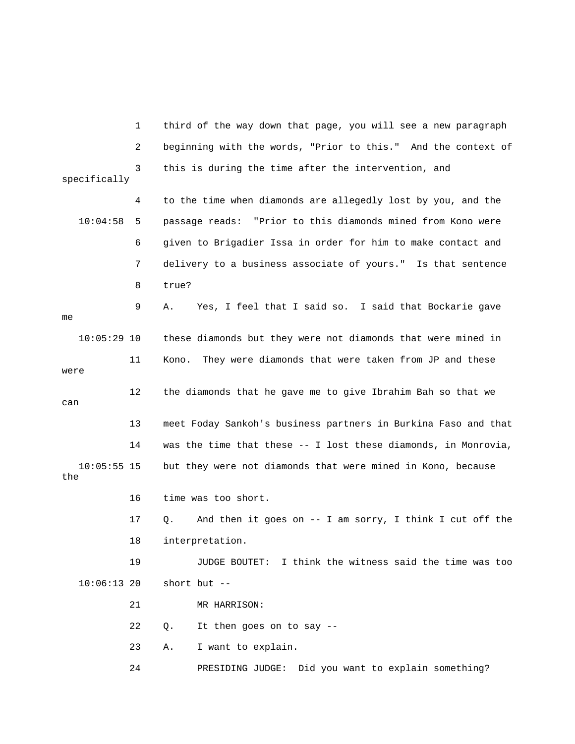1 third of the way down that page, you will see a new paragraph

2 beginning with the words, "Prior to this." And the context of

3 this is during the time after the intervention, and specifically

4 to the time when diamonds are allegedly lost by you, and the

10:04:58 5 passage reads: "Prior to this diamonds mined from Kono were

6 given to Brigadier Issa in order for him to make contact and

7 delivery to a business associate of yours." Is that sentence

8 true?

9 A. Yes, I feel that I said so. I said that Bockarie gave me

10:05:29 10 these diamonds but they were not diamonds that were mined in

11 Kono. They were diamonds that were taken from JP and these were

12 the diamonds that he gave me to give Ibrahim Bah so that we can

13 meet Foday Sankoh's business partners in Burkina Faso and that

14 was the time that these -- I lost these diamonds, in Monrovia,

10:05:55 15 but they were not diamonds that were mined in Kono, because the

16 time was too short.

17 Q. And then it goes on -- I am sorry, I think I cut off the

18 interpretation.

19 JUDGE BOUTET: I think the witness said the time was too

10:06:13 20 short but --

21 MR HARRISON:

22 Q. It then goes on to say --

23 A. I want to explain.

24 PRESIDING JUDGE: Did you want to explain something?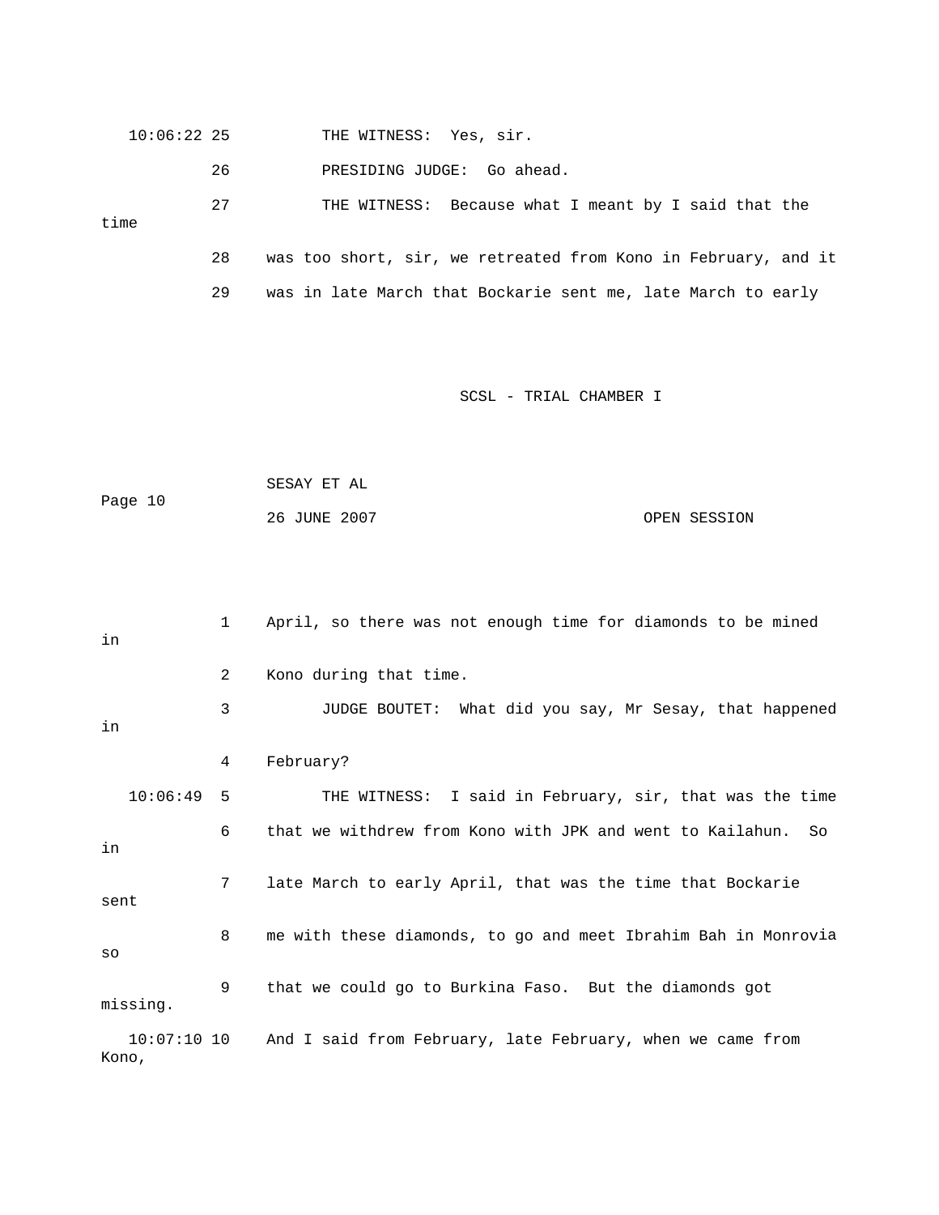10:06:22 25 THE WITNESS: Yes, sir.

26 PRESIDING JUDGE: Go ahead.

27 THE WITNESS: Because what I meant by I said that the time

28 was too short, sir, we retreated from Kono in February, and it

29 was in late March that Bockarie sent me, late March to early

1 April, so there was not enough time for diamonds to be mined in

2 Kono during that time.

3 JUDGE BOUTET: What did you say, Mr Sesay, that happened in

4 February?

10:06:49 5 THE WITNESS: I said in February, sir, that was the time

6 that we withdrew from Kono with JPK and went to Kailahun. So in

7 late March to early April, that was the time that Bockarie sent

8 me with these diamonds, to go and meet Ibrahim Bah in Monrovia so

9 that we could go to Burkina Faso. But the diamonds got missing.

10:07:10 10 And I said from February, late February, when we came from Kono,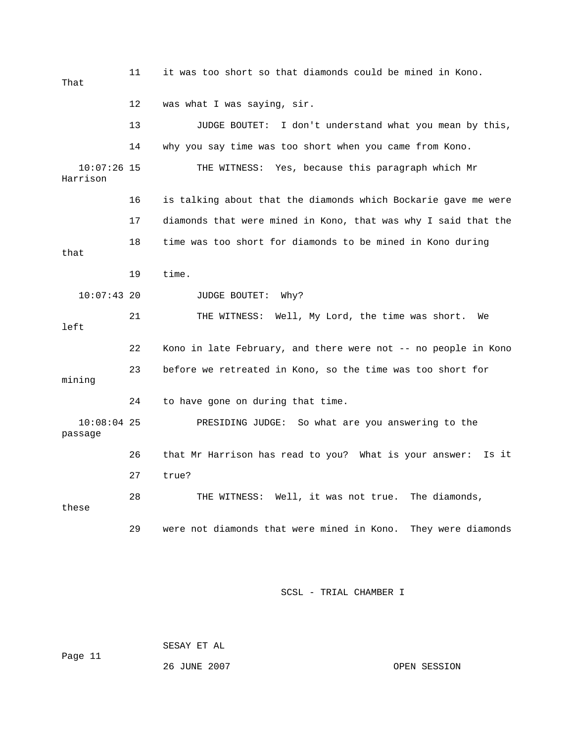11 it was too short so that diamonds could be mined in Kono. That

12 was what I was saying, sir.

13 JUDGE BOUTET: I don't understand what you mean by this,

14 why you say time was too short when you came from Kono.

10:07:26 15 THE WITNESS: Yes, because this paragraph which Mr Harrison

16 is talking about that the diamonds which Bockarie gave me were

17 diamonds that were mined in Kono, that was why I said that the

18 time was too short for diamonds to be mined in Kono during that

19 time.

10:07:43 20 JUDGE BOUTET: Why?

21 THE WITNESS: Well, My Lord, the time was short. We left

22 Kono in late February, and there were not -- no people in Kono

23 before we retreated in Kono, so the time was too short for mining

24 to have gone on during that time.

10:08:04 25 PRESIDING JUDGE: So what are you answering to the passage

26 that Mr Harrison has read to you? What is your answer: Is it

27 true?

28 THE WITNESS: Well, it was not true. The diamonds, these

29 were not diamonds that were mined in Kono. They were diamonds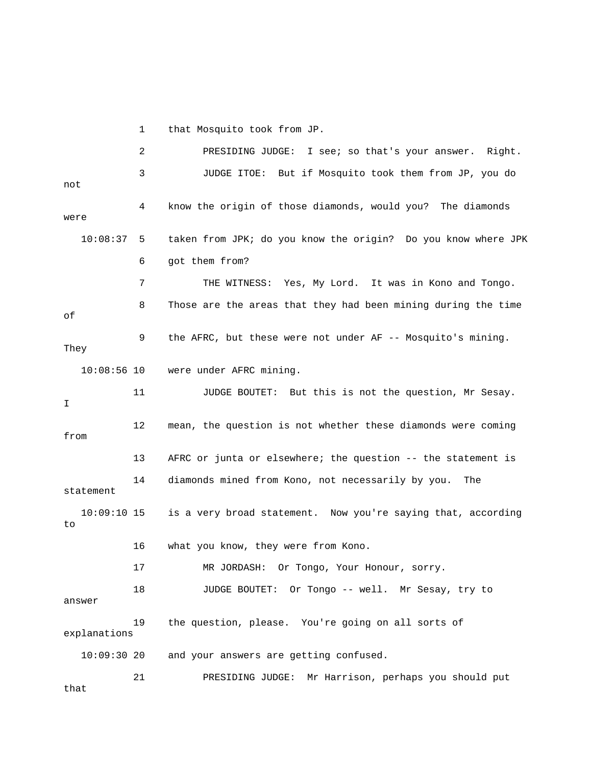1 that Mosquito took from JP.

2 PRESIDING JUDGE: I see; so that's your answer. Right.

3 JUDGE ITOE: But if Mosquito took them from JP, you do not

4 know the origin of those diamonds, would you? The diamonds were

10:08:37 5 taken from JPK; do you know the origin? Do you know where JPK

6 got them from?

7 THE WITNESS: Yes, My Lord. It was in Kono and Tongo.

8 Those are the areas that they had been mining during the time of

9 the AFRC, but these were not under AF -- Mosquito's mining. They

10:08:56 10 were under AFRC mining.

11 JUDGE BOUTET: But this is not the question, Mr Sesay. I

12 mean, the question is not whether these diamonds were coming from

13 AFRC or junta or elsewhere; the question -- the statement is

14 diamonds mined from Kono, not necessarily by you. The statement

10:09:10 15 is a very broad statement. Now you're saying that, according to

16 what you know, they were from Kono.

17 MR JORDASH: Or Tongo, Your Honour, sorry.

18 JUDGE BOUTET: Or Tongo -- well. Mr Sesay, try to answer

19 the question, please. You're going on all sorts of explanations

10:09:30 20 and your answers are getting confused.

21 PRESIDING JUDGE: Mr Harrison, perhaps you should put that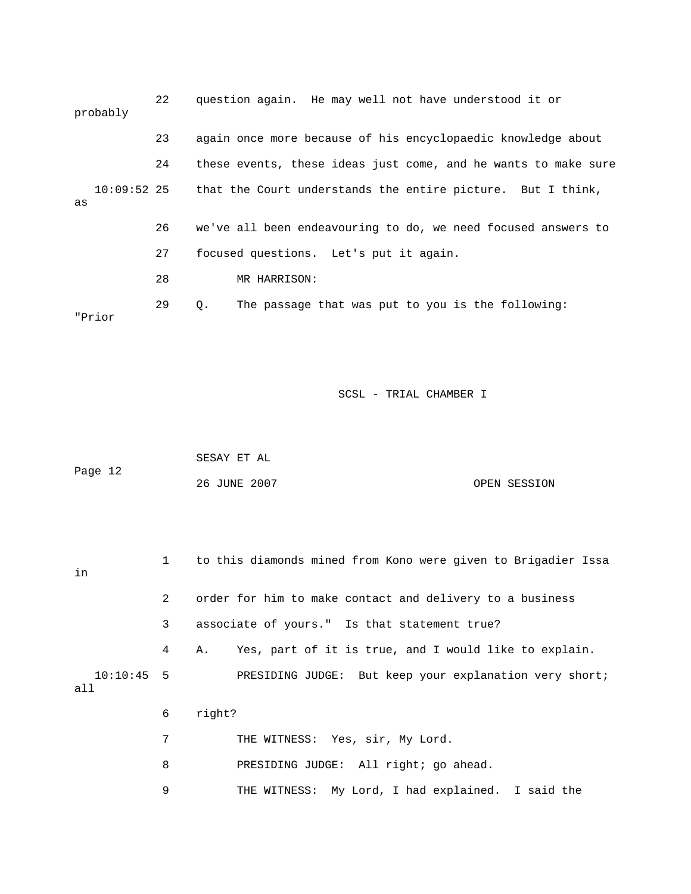22 question again. He may well not have understood it or probably

23 again once more because of his encyclopaedic knowledge about

24 these events, these ideas just come, and he wants to make sure

10:09:52 25 that the Court understands the entire picture. But I think, as

26 we've all been endeavouring to do, we need focused answers to

27 focused questions. Let's put it again.

28 MR HARRISON:

29 Q. The passage that was put to you is the following: "Prior

1 to this diamonds mined from Kono were given to Brigadier Issa in

2 order for him to make contact and delivery to a business

3 associate of yours." Is that statement true?

4 A. Yes, part of it is true, and I would like to explain.

10:10:45 5 PRESIDING JUDGE: But keep your explanation very short; all

6 right?

7 THE WITNESS: Yes, sir, My Lord.

8 PRESIDING JUDGE: All right; go ahead.

9 THE WITNESS: My Lord, I had explained. I said the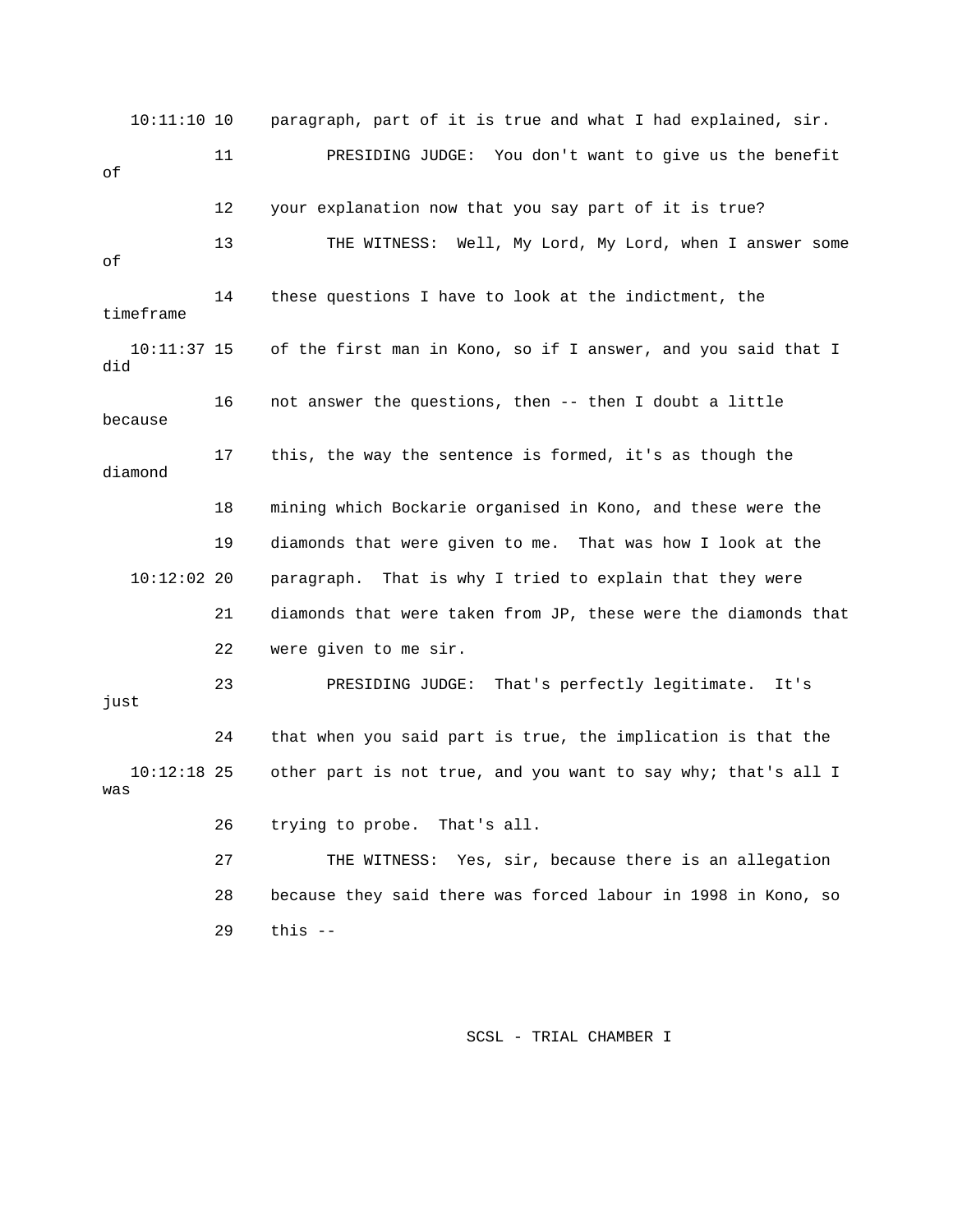10:11:10 10 paragraph, part of it is true and what I had explained, sir.

11 PRESIDING JUDGE: You don't want to give us the benefit of

12 your explanation now that you say part of it is true?

13 THE WITNESS: Well, My Lord, My Lord, when I answer some of

14 these questions I have to look at the indictment, the timeframe

10:11:37 15 of the first man in Kono, so if I answer, and you said that I did

16 not answer the questions, then -- then I doubt a little because

17 this, the way the sentence is formed, it's as though the diamond

18 mining which Bockarie organised in Kono, and these were the

19 diamonds that were given to me. That was how I look at the

10:12:02 20 paragraph. That is why I tried to explain that they were

21 diamonds that were taken from JP, these were the diamonds that

22 were given to me sir.

23 PRESIDING JUDGE: That's perfectly legitimate. It's just

24 that when you said part is true, the implication is that the

10:12:18 25 other part is not true, and you want to say why; that's all I was

26 trying to probe. That's all.

27 THE WITNESS: Yes, sir, because there is an allegation

28 because they said there was forced labour in 1998 in Kono, so

29 this --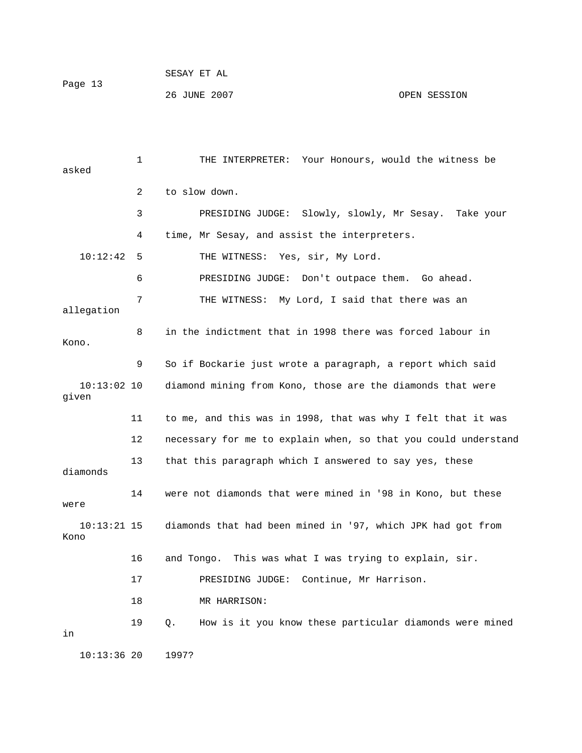THE INTERPRETER: Your Honours, would the witness be asked to slow down.

PRESIDING JUDGE: Slowly, slowly, Mr Sesay. Take your time, Mr Sesay, and assist the interpreters.

THE WITNESS: Yes, sir, My Lord.

PRESIDING JUDGE: Don't outpace them. Go ahead.

THE WITNESS: My Lord, I said that there was an allegation in the indictment that in 1998 there was forced labour in Kono. So if Bockarie just wrote a paragraph, a report which said diamond mining from Kono, those are the diamonds that were given to me, and this was in 1998, that was why I felt that it was necessary for me to explain when, so that you could understand that this paragraph which I answered to say yes, these diamonds were not diamonds that were mined in '98 in Kono, but these were diamonds that had been mined in '97, which JPK had got from Kono and Tongo. This was what I was trying to explain, sir.

PRESIDING JUDGE: Continue, Mr Harrison.

MR HARRISON:

Q. How is it you know these particular diamonds were mined in 1997?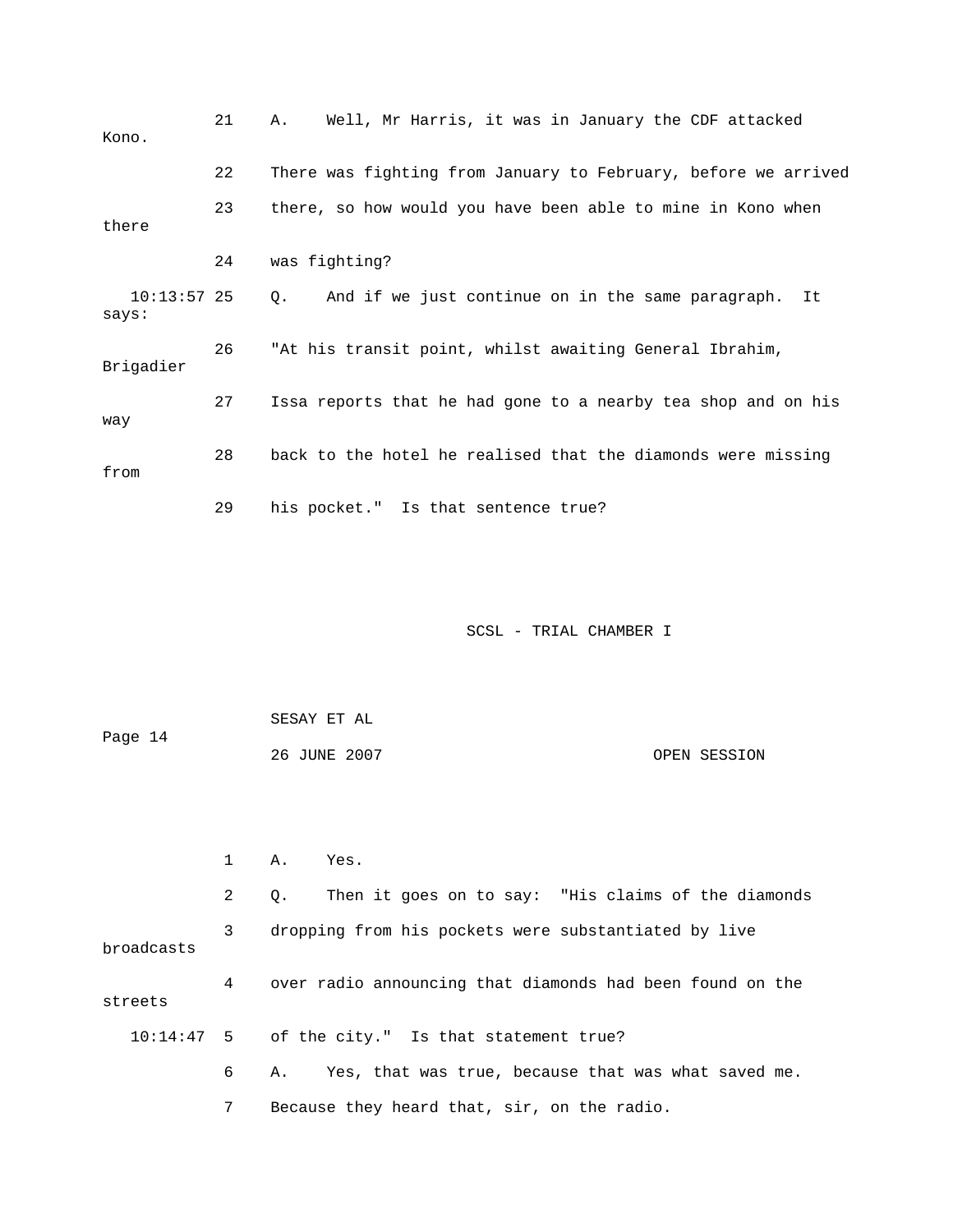21 A. Well, Mr Harris, it was in January the CDF attacked Kono.

22 There was fighting from January to February, before we arrived

23 there, so how would you have been able to mine in Kono when there

24 was fighting?

10:13:57 25 Q. And if we just continue on in the same paragraph. It says:

26 "At his transit point, whilst awaiting General Ibrahim, Brigadier

27 Issa reports that he had gone to a nearby tea shop and on his way

28 back to the hotel he realised that the diamonds were missing from

29 his pocket." Is that sentence true?

1 A. Yes.

2 Q. Then it goes on to say: "His claims of the diamonds

3 dropping from his pockets were substantiated by live broadcasts

4 over radio announcing that diamonds had been found on the streets

10:14:47 5 of the city." Is that statement true?

6 A. Yes, that was true, because that was what saved me.

7 Because they heard that, sir, on the radio.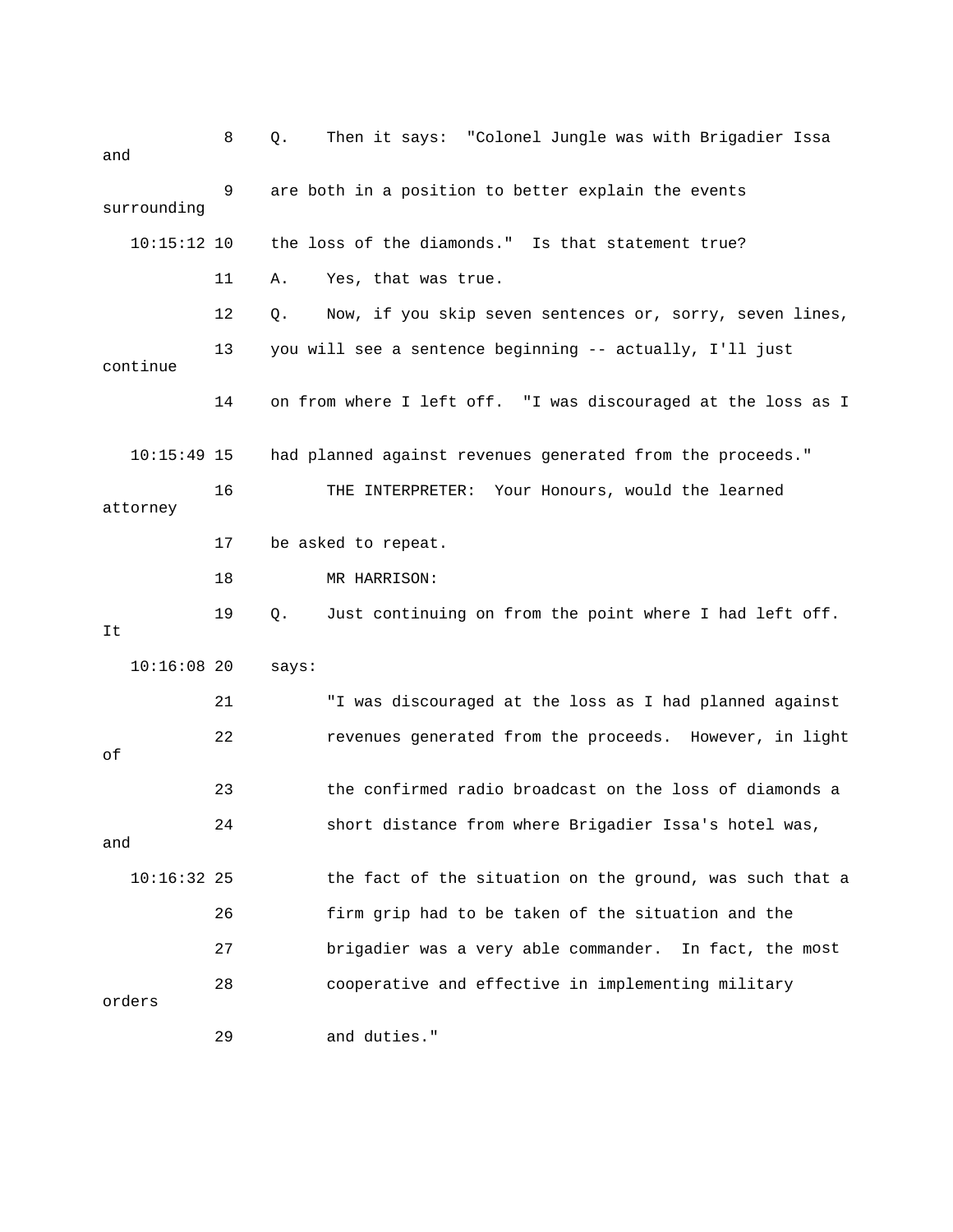8 Q. Then it says: "Colonel Jungle was with Brigadier Issa and

9 are both in a position to better explain the events surrounding

10:15:12 10 the loss of the diamonds." Is that statement true?

11 A. Yes, that was true.

12 Q. Now, if you skip seven sentences or, sorry, seven lines,

13 you will see a sentence beginning -- actually, I'll just continue

14 on from where I left off. "I was discouraged at the loss as I

10:15:49 15 had planned against revenues generated from the proceeds."

16 THE INTERPRETER: Your Honours, would the learned attorney

17 be asked to repeat.

18 MR HARRISON:

19 Q. Just continuing on from the point where I had left off. It

10:16:08 20 says:

21 "I was discouraged at the loss as I had planned against

22 revenues generated from the proceeds. However, in light of

23 the confirmed radio broadcast on the loss of diamonds a

24 short distance from where Brigadier Issa's hotel was, and

10:16:32 25 the fact of the situation on the ground, was such that a

26 firm grip had to be taken of the situation and the

27 brigadier was a very able commander. In fact, the most

28 cooperative and effective in implementing military orders

29 and duties."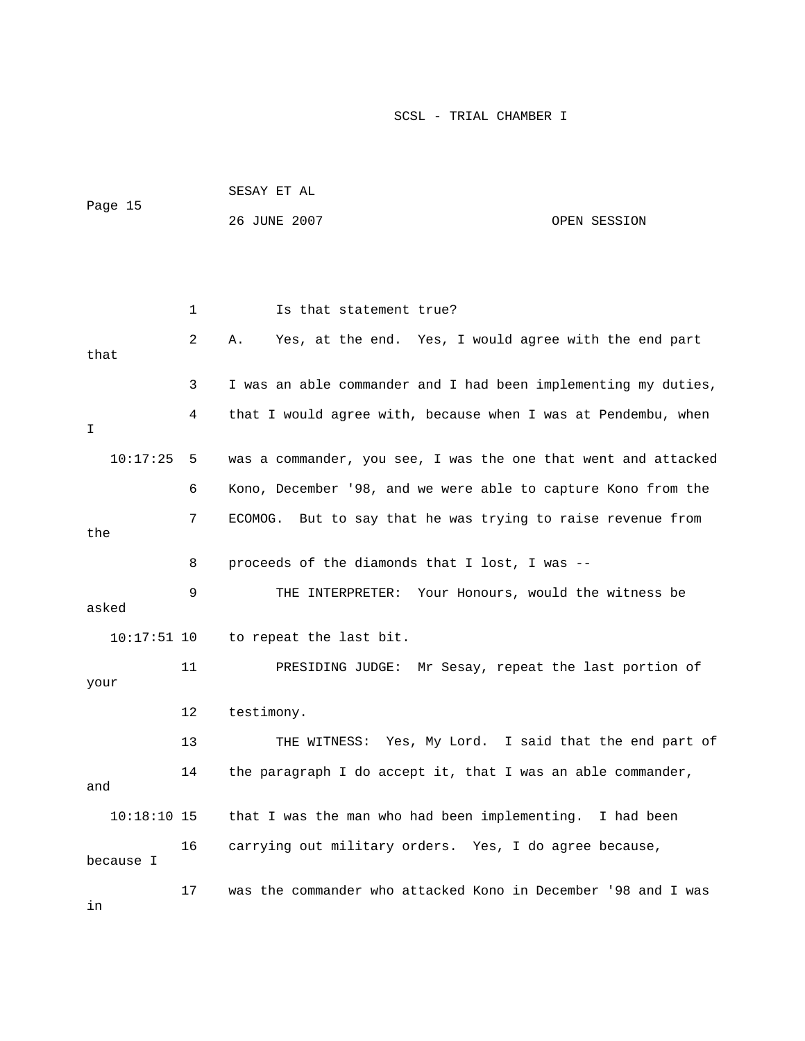Is that statement true?

A. Yes, at the end. Yes, I would agree with the end part that I was an able commander and I had been implementing my duties, that I would agree with, because when I was at Pendembu, when I was a commander, you see, I was the one that went and attacked Kono, December '98, and we were able to capture Kono from the ECOMOG. But to say that he was trying to raise revenue from the proceeds of the diamonds that I lost, I was --

THE INTERPRETER: Your Honours, would the witness be asked to repeat the last bit.

PRESIDING JUDGE: Mr Sesay, repeat the last portion of your testimony.

THE WITNESS: Yes, My Lord. I said that the end part of the paragraph I do accept it, that I was an able commander, and that I was the man who had been implementing. I had been carrying out military orders. Yes, I do agree because, because I was the commander who attacked Kono in December '98 and I was in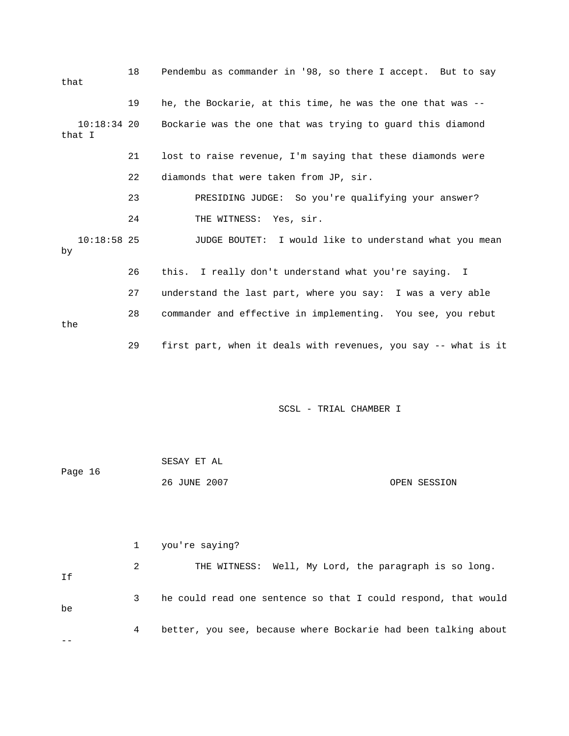18 Pendembu as commander in '98, so there I accept. But to say that

19 he, the Bockarie, at this time, he was the one that was --

10:18:34 20 Bockarie was the one that was trying to guard this diamond that I

21 lost to raise revenue, I'm saying that these diamonds were

22 diamonds that were taken from JP, sir.

23 PRESIDING JUDGE: So you're qualifying your answer?

24 THE WITNESS: Yes, sir.

10:18:58 25 JUDGE BOUTET: I would like to understand what you mean by

26 this. I really don't understand what you're saying. I

27 understand the last part, where you say: I was a very able

28 commander and effective in implementing. You see, you rebut the

29 first part, when it deals with revenues, you say -- what is it

SESAY ET AL

Page 16

26 JUNE 2007 OPEN SESSION

1 you're saying?

2 THE WITNESS: Well, My Lord, the paragraph is so long. If

3 he could read one sentence so that I could respond, that would be

4 better, you see, because where Bockarie had been talking about --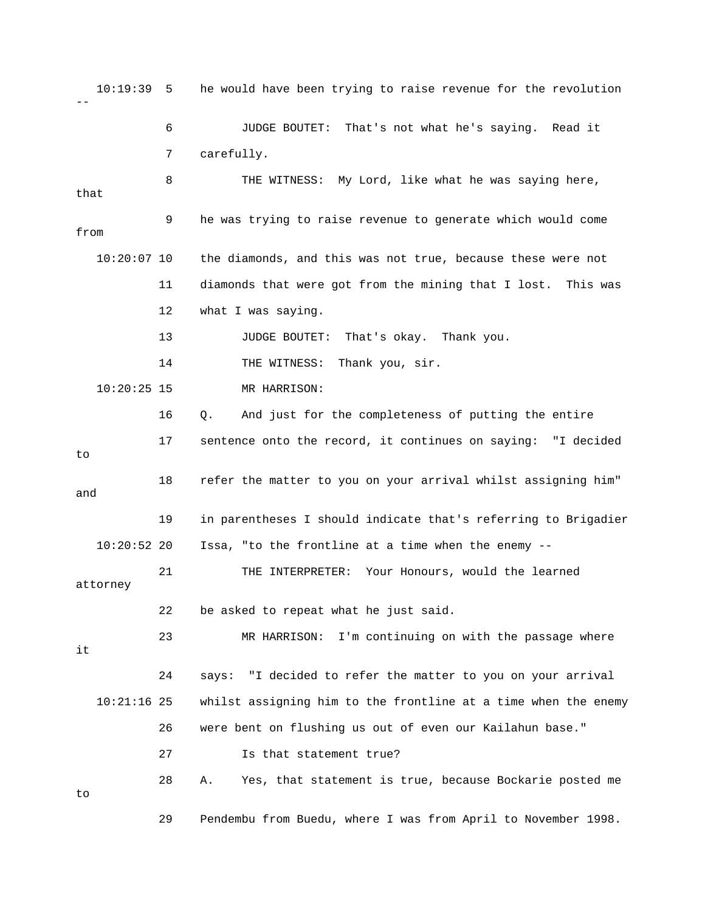10:19:39 5 he would have been trying to raise revenue for the revolution --

6 JUDGE BOUTET: That's not what he's saying. Read it

7 carefully.

8 THE WITNESS: My Lord, like what he was saying here, that

9 he was trying to raise revenue to generate which would come from

10:20:07 10 the diamonds, and this was not true, because these were not

11 diamonds that were got from the mining that I lost. This was

12 what I was saying.

13 JUDGE BOUTET: That's okay. Thank you.

14 THE WITNESS: Thank you, sir.

10:20:25 15 MR HARRISON:

16 Q. And just for the completeness of putting the entire

17 sentence onto the record, it continues on saying: "I decided to

18 refer the matter to you on your arrival whilst assigning him" and

19 in parentheses I should indicate that's referring to Brigadier

10:20:52 20 Issa, "to the frontline at a time when the enemy --

21 THE INTERPRETER: Your Honours, would the learned attorney

22 be asked to repeat what he just said.

23 MR HARRISON: I'm continuing on with the passage where it

24 says: "I decided to refer the matter to you on your arrival

10:21:16 25 whilst assigning him to the frontline at a time when the enemy

26 were bent on flushing us out of even our Kailahun base."

27 Is that statement true?

28 A. Yes, that statement is true, because Bockarie posted me to

29 Pendembu from Buedu, where I was from April to November 1998.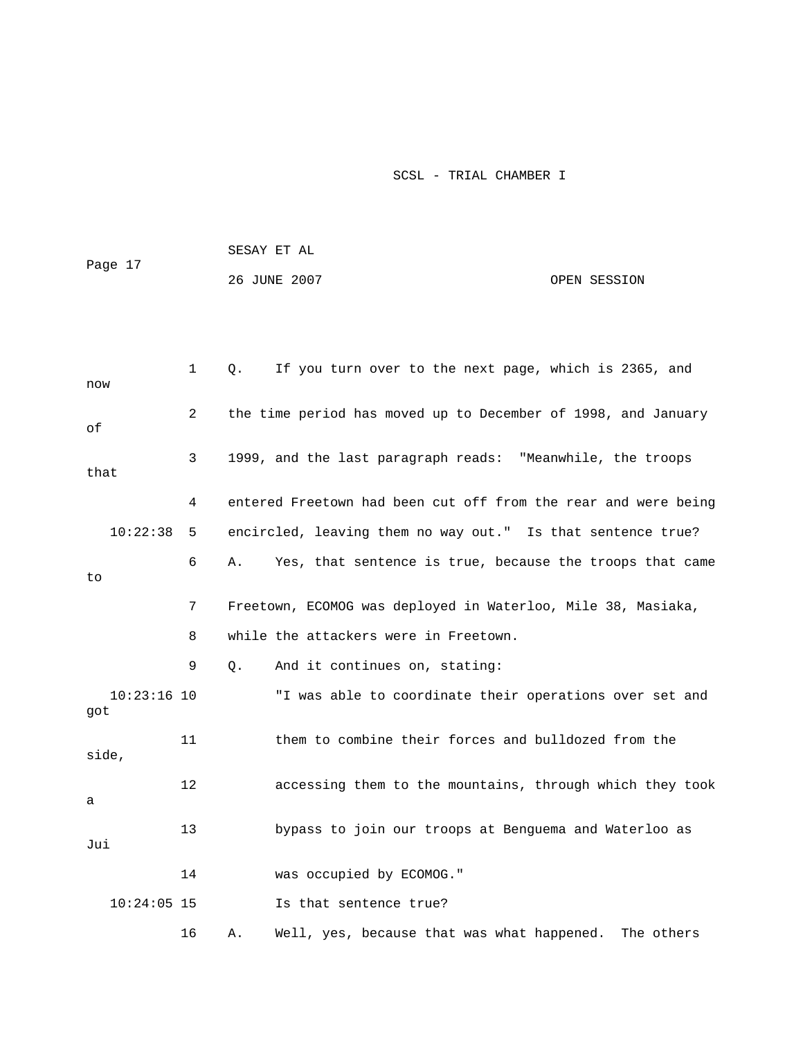Q. If you turn over to the next page, which is 2365, and now the time period has moved up to December of 1998, and January of 1999, and the last paragraph reads: "Meanwhile, the troops that entered Freetown had been cut off from the rear and were being encircled, leaving them no way out." Is that sentence true?

A. Yes, that sentence is true, because the troops that came to Freetown, ECOMOG was deployed in Waterloo, Mile 38, Masiaka, while the attackers were in Freetown.

Q. And it continues on, stating:

"I was able to coordinate their operations over set and got them to combine their forces and bulldozed from the side, accessing them to the mountains, through which they took a bypass to join our troops at Benguema and Waterloo as Jui was occupied by ECOMOG."

Is that sentence true?

A. Well, yes, because that was what happened. The others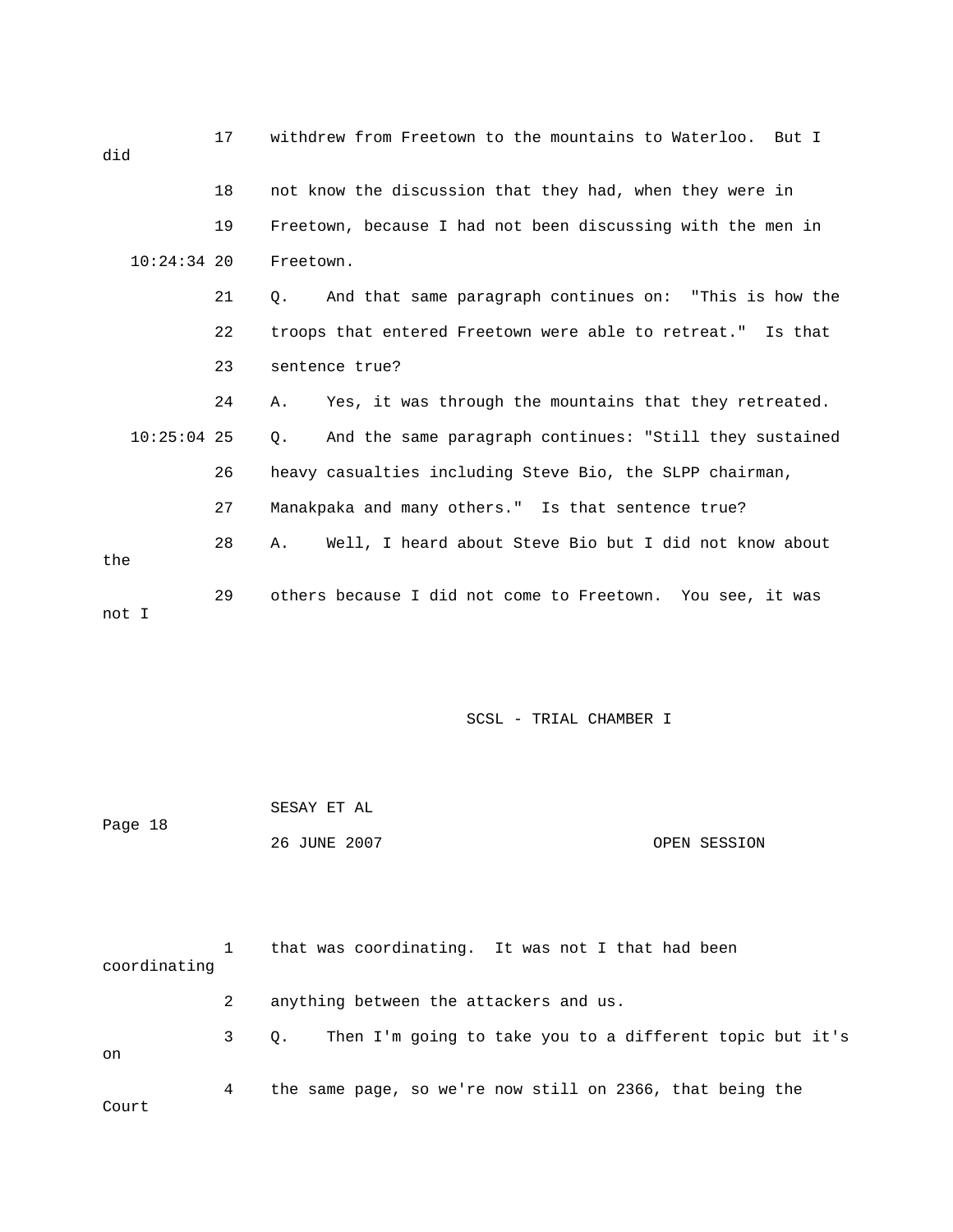17 withdrew from Freetown to the mountains to Waterloo. But I did

18 not know the discussion that they had, when they were in

19 Freetown, because I had not been discussing with the men in

10:24:34 20 Freetown.

21 Q. And that same paragraph continues on: "This is how the

22 troops that entered Freetown were able to retreat." Is that

23 sentence true?

24 A. Yes, it was through the mountains that they retreated.

10:25:04 25 Q. And the same paragraph continues: "Still they sustained

26 heavy casualties including Steve Bio, the SLPP chairman,

27 Manakpaka and many others." Is that sentence true?

28 A. Well, I heard about Steve Bio but I did not know about the

29 others because I did not come to Freetown. You see, it was not I

1 that was coordinating. It was not I that had been coordinating

2 anything between the attackers and us.

3 Q. Then I'm going to take you to a different topic but it's on

4 the same page, so we're now still on 2366, that being the Court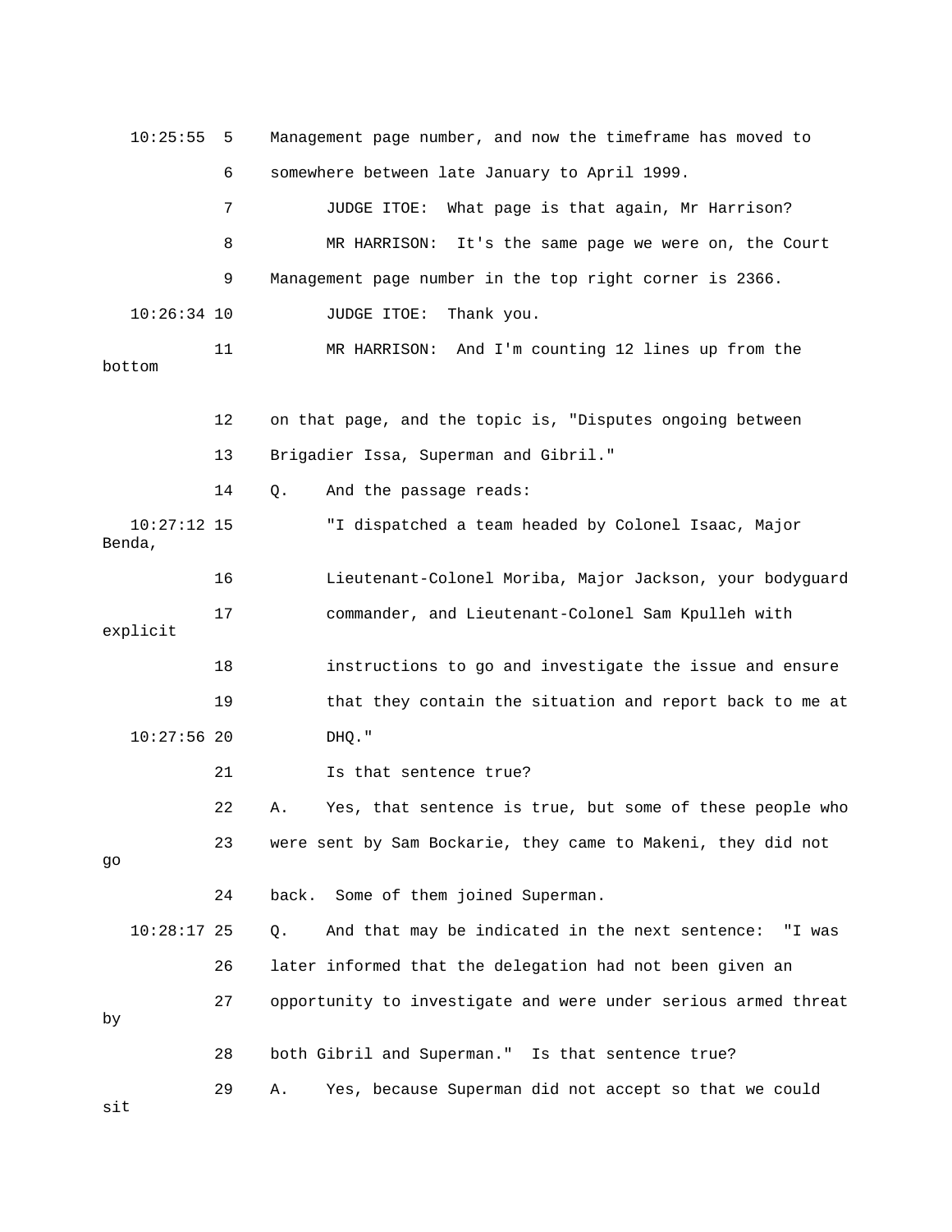10:25:55 5 Management page number, and now the timeframe has moved to

6 somewhere between late January to April 1999.

7 JUDGE ITOE: What page is that again, Mr Harrison?

8 MR HARRISON: It's the same page we were on, the Court

9 Management page number in the top right corner is 2366.

10:26:34 10 JUDGE ITOE: Thank you.

11 MR HARRISON: And I'm counting 12 lines up from the bottom

12 on that page, and the topic is, "Disputes ongoing between

13 Brigadier Issa, Superman and Gibril."

14 Q. And the passage reads:

10:27:12 15 "I dispatched a team headed by Colonel Isaac, Major Benda,

16 Lieutenant-Colonel Moriba, Major Jackson, your bodyguard

17 commander, and Lieutenant-Colonel Sam Kpulleh with explicit

18 instructions to go and investigate the issue and ensure

19 that they contain the situation and report back to me at

10:27:56 20 DHQ."

21 Is that sentence true?

22 A. Yes, that sentence is true, but some of these people who

23 were sent by Sam Bockarie, they came to Makeni, they did not go

24 back. Some of them joined Superman.

10:28:17 25 Q. And that may be indicated in the next sentence: "I was

26 later informed that the delegation had not been given an

27 opportunity to investigate and were under serious armed threat by

28 both Gibril and Superman." Is that sentence true?

29 A. Yes, because Superman did not accept so that we could sit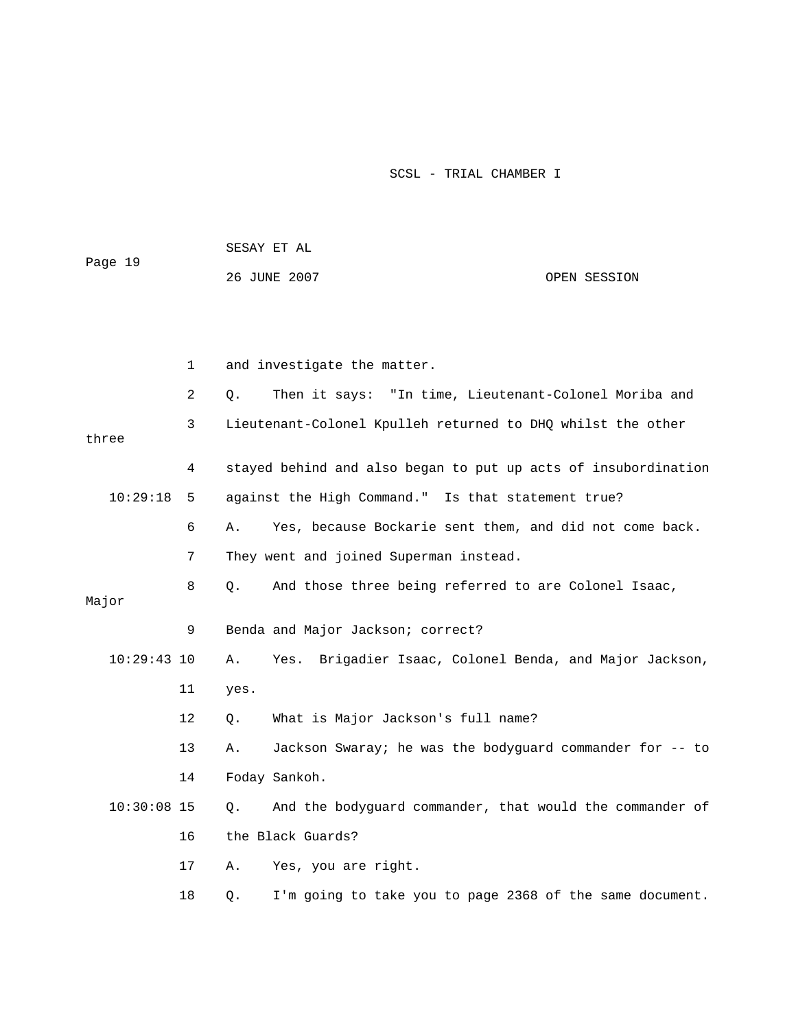and investigate the matter.

Q. Then it says: "In time, Lieutenant-Colonel Moriba and Lieutenant-Colonel Kpulleh returned to DHQ whilst the other three stayed behind and also began to put up acts of insubordination against the High Command." Is that statement true?

A. Yes, because Bockarie sent them, and did not come back. They went and joined Superman instead.

Q. And those three being referred to are Colonel Isaac, Major Benda and Major Jackson; correct?

A. Yes. Brigadier Isaac, Colonel Benda, and Major Jackson, yes.

Q. What is Major Jackson's full name?

A. Jackson Swaray; he was the bodyguard commander for -- to Foday Sankoh.

Q. And the bodyguard commander, that would the commander of the Black Guards?

A. Yes, you are right.

Q. I'm going to take you to page 2368 of the same document.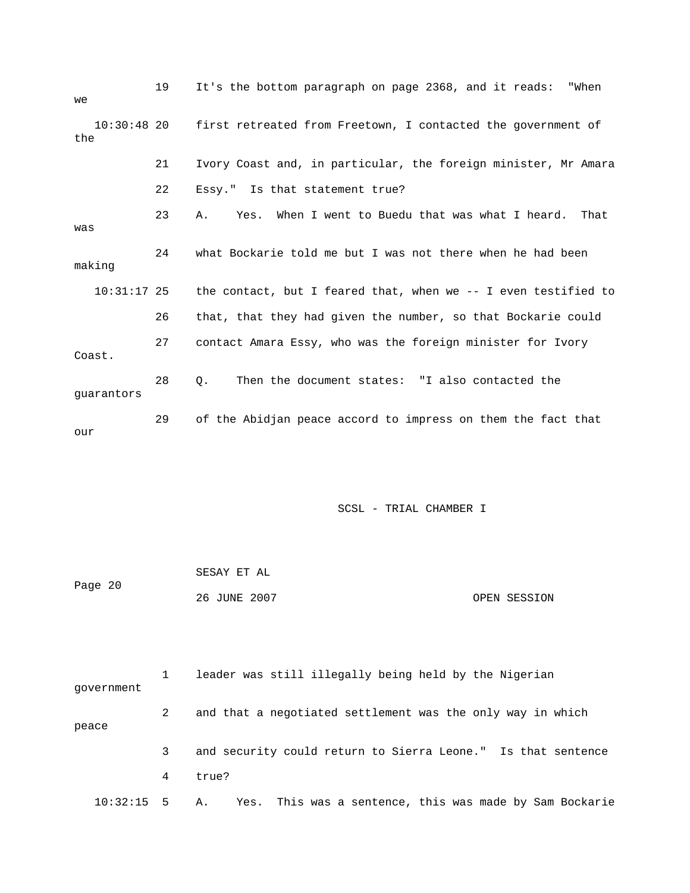19 It's the bottom paragraph on page 2368, and it reads: "When we

10:30:48 20 first retreated from Freetown, I contacted the government of the

21 Ivory Coast and, in particular, the foreign minister, Mr Amara

22 Essy." Is that statement true?

23 A. Yes. When I went to Buedu that was what I heard. That was

24 what Bockarie told me but I was not there when he had been making

10:31:17 25 the contact, but I feared that, when we -- I even testified to

26 that, that they had given the number, so that Bockarie could

27 contact Amara Essy, who was the foreign minister for Ivory Coast.

28 Q. Then the document states: "I also contacted the guarantors

29 of the Abidjan peace accord to impress on them the fact that our

1 leader was still illegally being held by the Nigerian government

2 and that a negotiated settlement was the only way in which peace

3 and security could return to Sierra Leone." Is that sentence

4 true?

10:32:15 5 A. Yes. This was a sentence, this was made by Sam Bockarie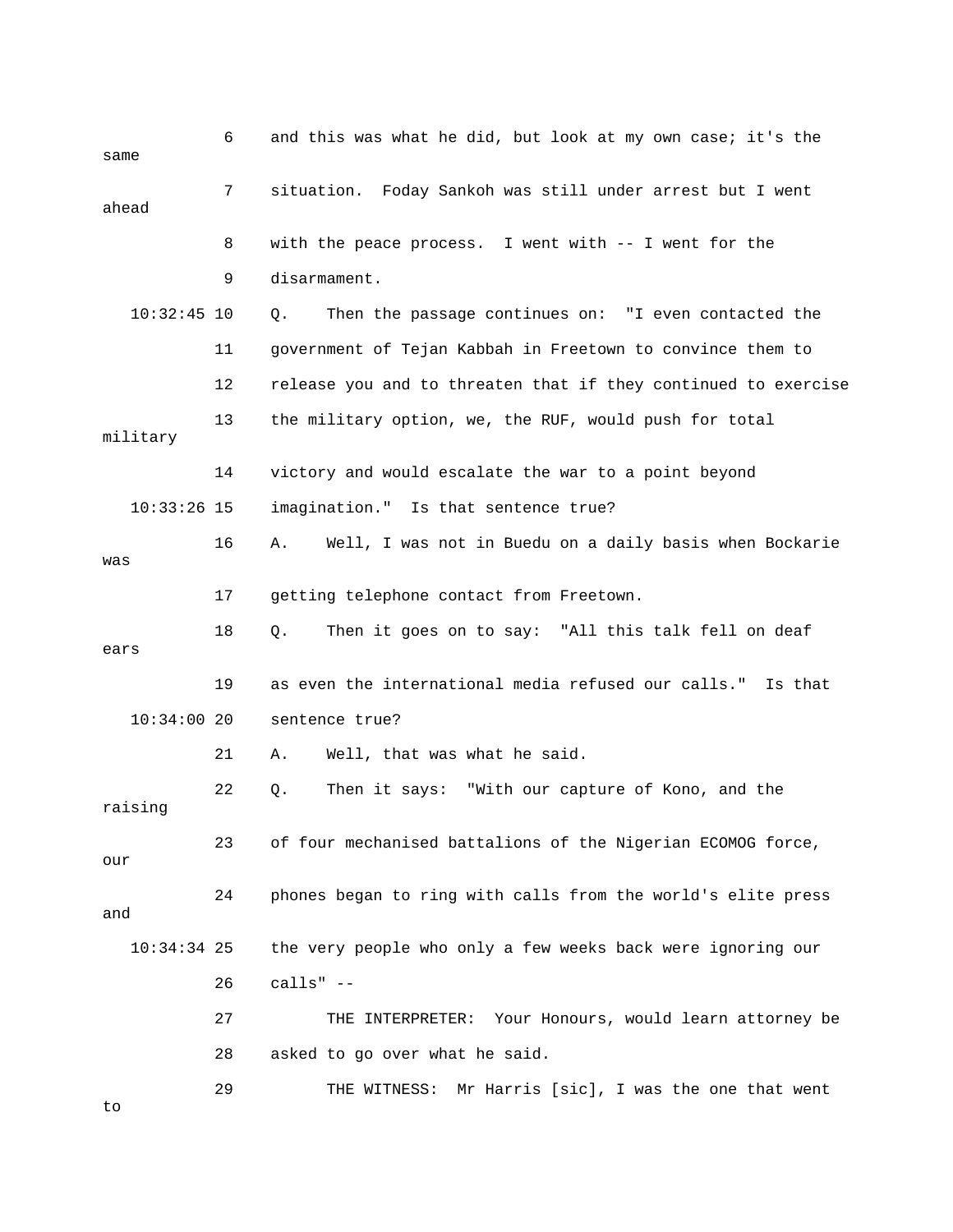6 and this was what he did, but look at my own case; it's the same

7 situation. Foday Sankoh was still under arrest but I went ahead

8 with the peace process. I went with -- I went for the

9 disarmament.

10:32:45 10 Q. Then the passage continues on: "I even contacted the

11 government of Tejan Kabbah in Freetown to convince them to

12 release you and to threaten that if they continued to exercise

13 the military option, we, the RUF, would push for total military

14 victory and would escalate the war to a point beyond

10:33:26 15 imagination." Is that sentence true?

16 A. Well, I was not in Buedu on a daily basis when Bockarie was

17 getting telephone contact from Freetown.

18 Q. Then it goes on to say: "All this talk fell on deaf ears

19 as even the international media refused our calls." Is that

10:34:00 20 sentence true?

21 A. Well, that was what he said.

22 Q. Then it says: "With our capture of Kono, and the raising

23 of four mechanised battalions of the Nigerian ECOMOG force, our

24 phones began to ring with calls from the world's elite press and

10:34:34 25 the very people who only a few weeks back were ignoring our

26 calls" --

27 THE INTERPRETER: Your Honours, would learn attorney be

28 asked to go over what he said.

29 THE WITNESS: Mr Harris [sic], I was the one that went to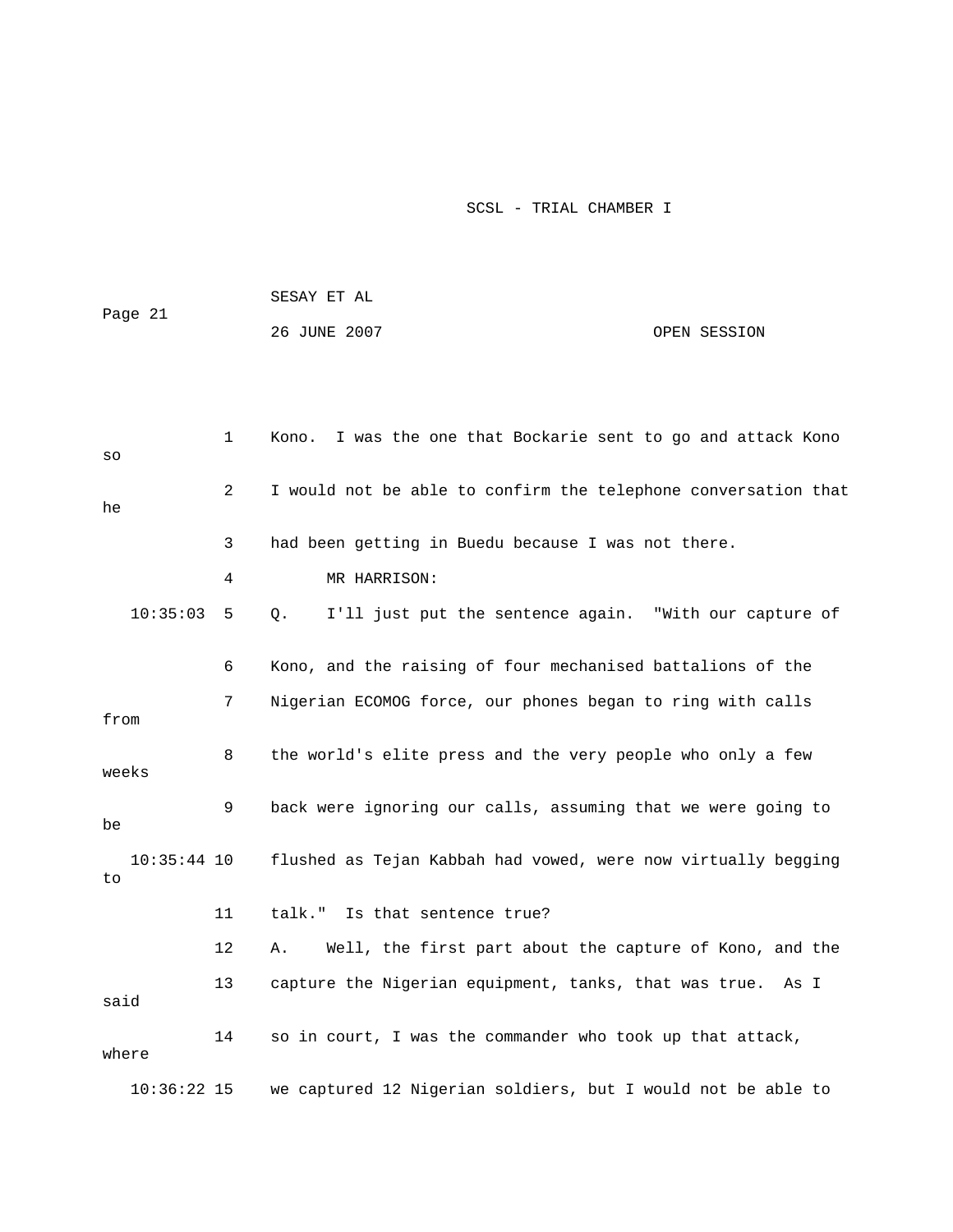1 Kono. I was the one that Bockarie sent to go and attack Kono so

2 I would not be able to confirm the telephone conversation that he

3 had been getting in Buedu because I was not there.

4 MR HARRISON:

10:35:03 5 Q. I'll just put the sentence again. "With our capture of

6 Kono, and the raising of four mechanised battalions of the

7 Nigerian ECOMOG force, our phones began to ring with calls from

8 the world's elite press and the very people who only a few weeks

9 back were ignoring our calls, assuming that we were going to be

10:35:44 10 flushed as Tejan Kabbah had vowed, were now virtually begging to

11 talk." Is that sentence true?

12 A. Well, the first part about the capture of Kono, and the

13 capture the Nigerian equipment, tanks, that was true. As I said

14 so in court, I was the commander who took up that attack, where

10:36:22 15 we captured 12 Nigerian soldiers, but I would not be able to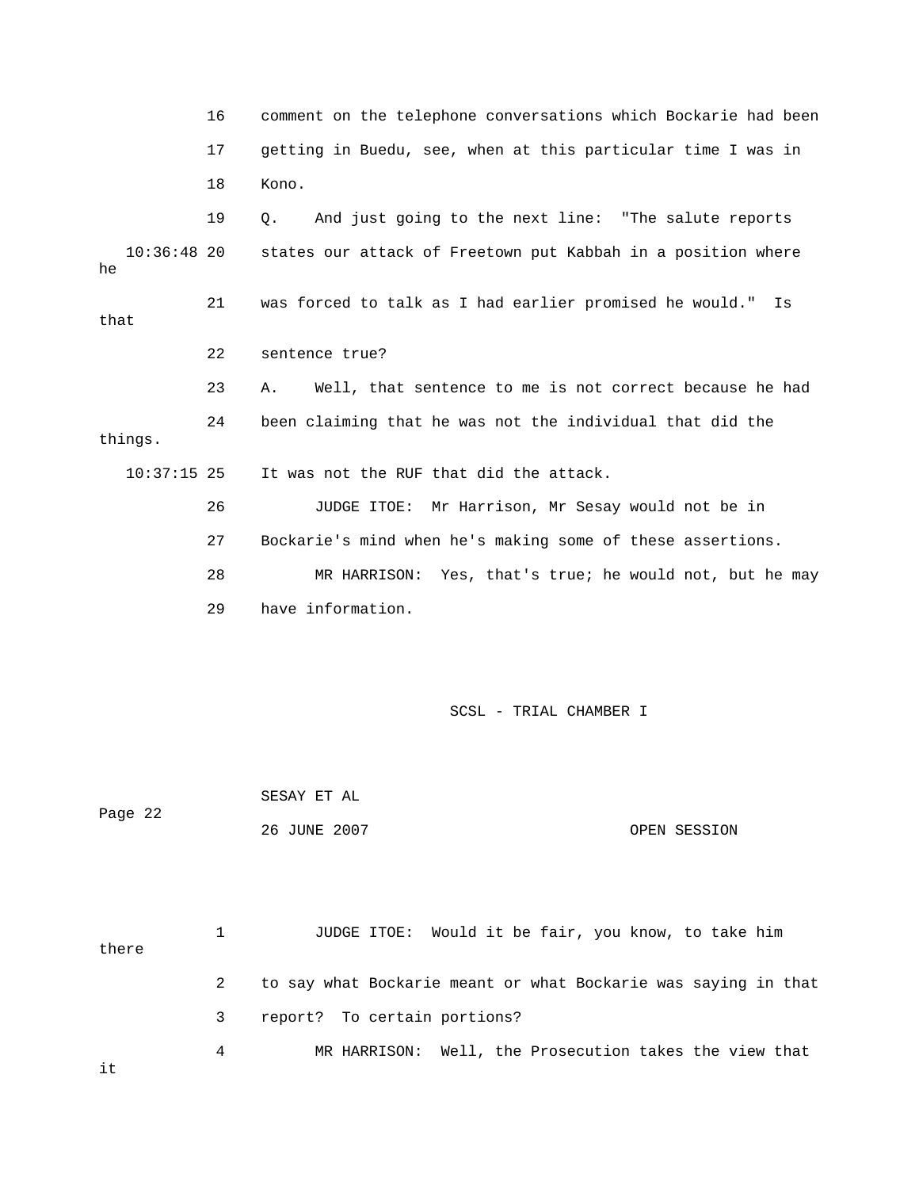16 comment on the telephone conversations which Bockarie had been

17 getting in Buedu, see, when at this particular time I was in

18 Kono.

19 Q. And just going to the next line: "The salute reports

10:36:48 20 states our attack of Freetown put Kabbah in a position where he

21 was forced to talk as I had earlier promised he would." Is that

22 sentence true?

23 A. Well, that sentence to me is not correct because he had

24 been claiming that he was not the individual that did the things.

10:37:15 25 It was not the RUF that did the attack.

26 JUDGE ITOE: Mr Harrison, Mr Sesay would not be in

27 Bockarie's mind when he's making some of these assertions.

28 MR HARRISON: Yes, that's true; he would not, but he may

29 have information.

SCSL - TRIAL CHAMBER I

SESAY ET AL

Page 22

26 JUNE 2007 OPEN SESSION

1 JUDGE ITOE: Would it be fair, you know, to take him there

2 to say what Bockarie meant or what Bockarie was saying in that

3 report? To certain portions?

4 MR HARRISON: Well, the Prosecution takes the view that it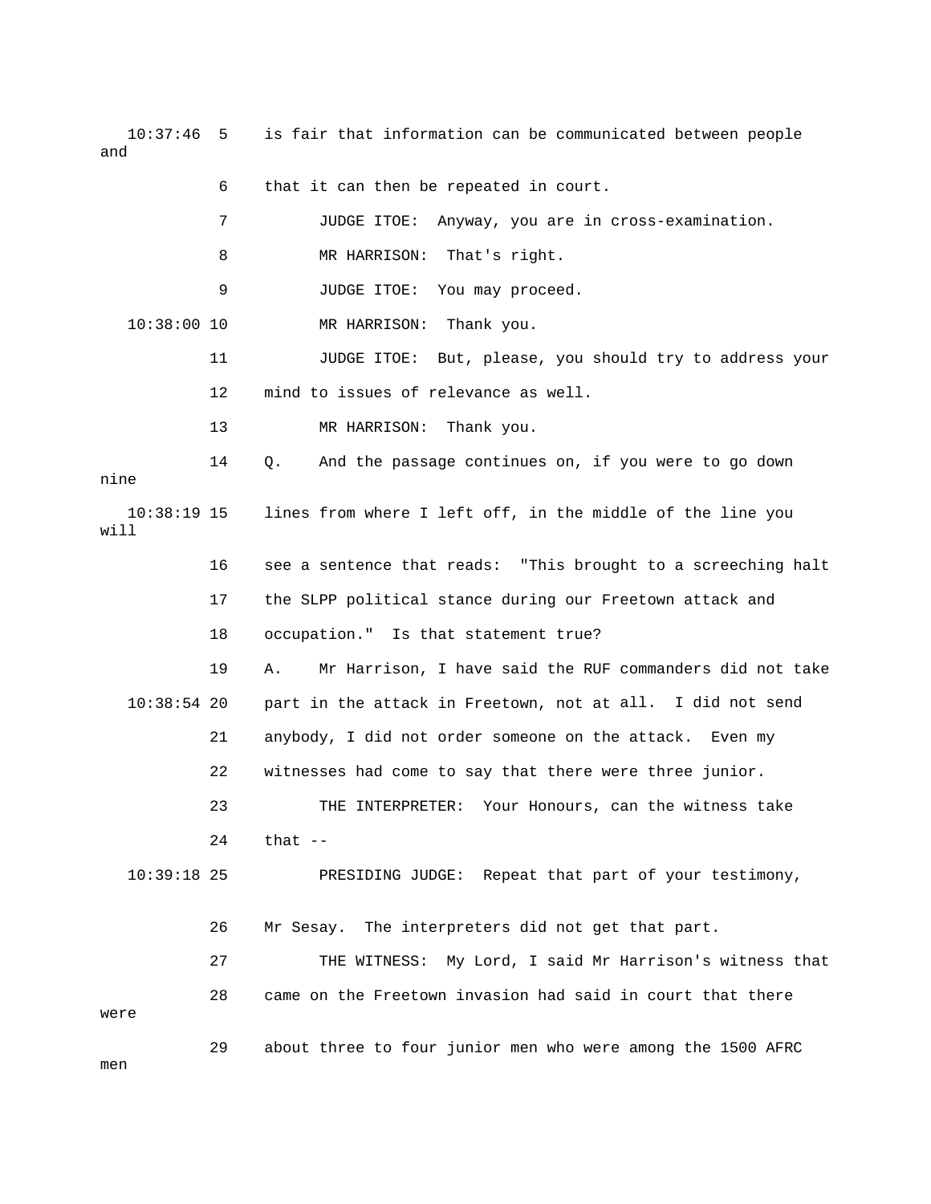10:37:46 5 is fair that information can be communicated between people and

6 that it can then be repeated in court.

7 JUDGE ITOE: Anyway, you are in cross-examination.

8 MR HARRISON: That's right.

9 JUDGE ITOE: You may proceed.

10:38:00 10 MR HARRISON: Thank you.

11 JUDGE ITOE: But, please, you should try to address your

12 mind to issues of relevance as well.

13 MR HARRISON: Thank you.

14 Q. And the passage continues on, if you were to go down nine

10:38:19 15 lines from where I left off, in the middle of the line you will

16 see a sentence that reads: "This brought to a screeching halt

17 the SLPP political stance during our Freetown attack and

18 occupation." Is that statement true?

19 A. Mr Harrison, I have said the RUF commanders did not take

10:38:54 20 part in the attack in Freetown, not at all. I did not send

21 anybody, I did not order someone on the attack. Even my

22 witnesses had come to say that there were three junior.

23 THE INTERPRETER: Your Honours, can the witness take

24 that --

10:39:18 25 PRESIDING JUDGE: Repeat that part of your testimony,

26 Mr Sesay. The interpreters did not get that part.

27 THE WITNESS: My Lord, I said Mr Harrison's witness that

28 came on the Freetown invasion had said in court that there were

29 about three to four junior men who were among the 1500 AFRC men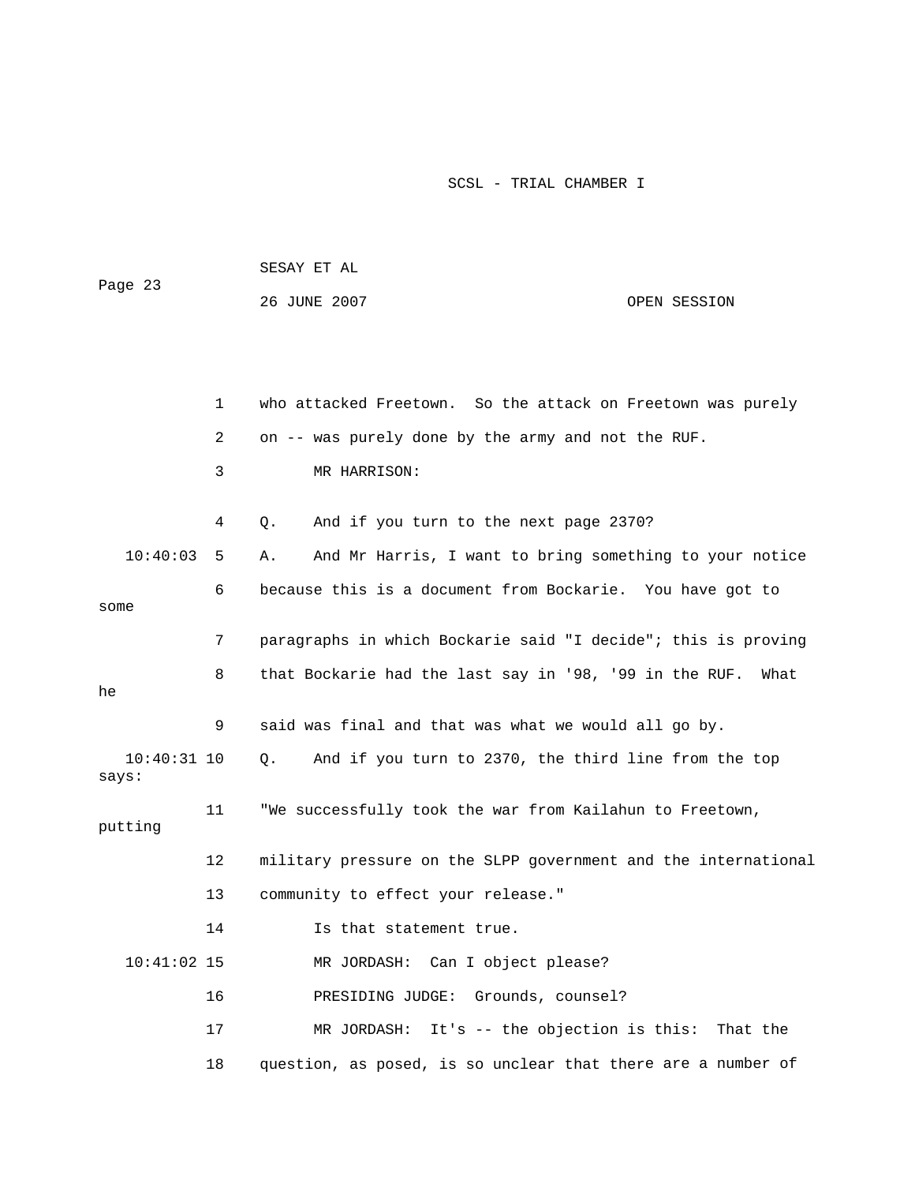1 who attacked Freetown. So the attack on Freetown was purely
2 on -- was purely done by the army and not the RUF.
3 MR HARRISON:
4 Q. And if you turn to the next page 2370?
10:40:03 5 A. And Mr Harris, I want to bring something to your notice
6 because this is a document from Bockarie. You have got to some
7 paragraphs in which Bockarie said "I decide"; this is proving
8 that Bockarie had the last say in '98, '99 in the RUF. What he
9 said was final and that was what we would all go by.
10:40:31 10 Q. And if you turn to 2370, the third line from the top says:
11 "We successfully took the war from Kailahun to Freetown, putting
12 military pressure on the SLPP government and the international
13 community to effect your release."
14 Is that statement true.
10:41:02 15 MR JORDASH: Can I object please?
16 PRESIDING JUDGE: Grounds, counsel?
17 MR JORDASH: It's -- the objection is this: That the
18 question, as posed, is so unclear that there are a number of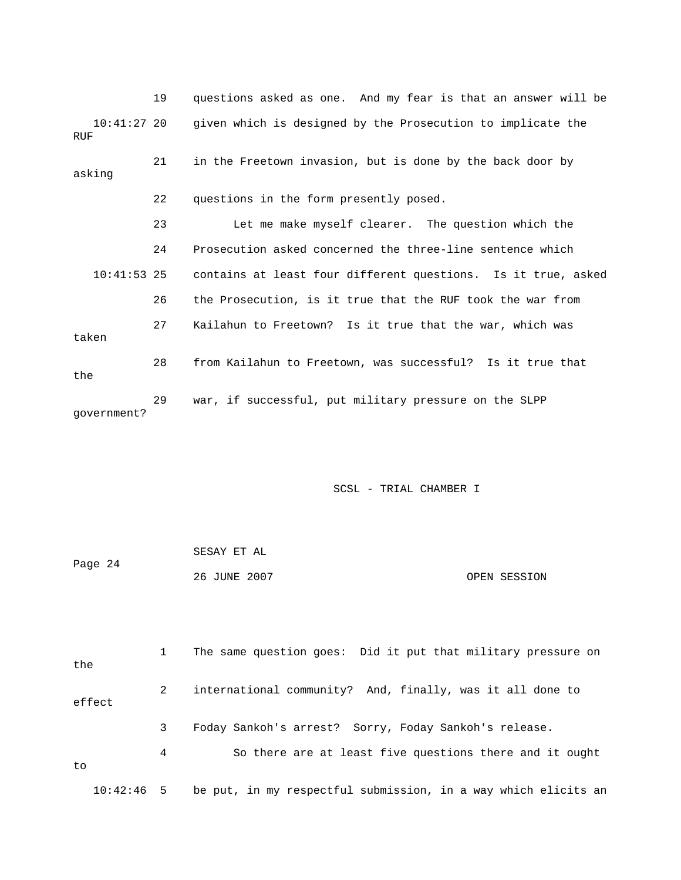19 questions asked as one. And my fear is that an answer will be

10:41:27 20 given which is designed by the Prosecution to implicate the RUF

21 in the Freetown invasion, but is done by the back door by asking

22 questions in the form presently posed.

23 Let me make myself clearer. The question which the

24 Prosecution asked concerned the three-line sentence which

10:41:53 25 contains at least four different questions. Is it true, asked

26 the Prosecution, is it true that the RUF took the war from

27 Kailahun to Freetown? Is it true that the war, which was taken

28 from Kailahun to Freetown, was successful? Is it true that the

29 war, if successful, put military pressure on the SLPP government?

1 The same question goes: Did it put that military pressure on the

2 international community? And, finally, was it all done to effect

3 Foday Sankoh's arrest? Sorry, Foday Sankoh's release.

4 So there are at least five questions there and it ought to

10:42:46 5 be put, in my respectful submission, in a way which elicits an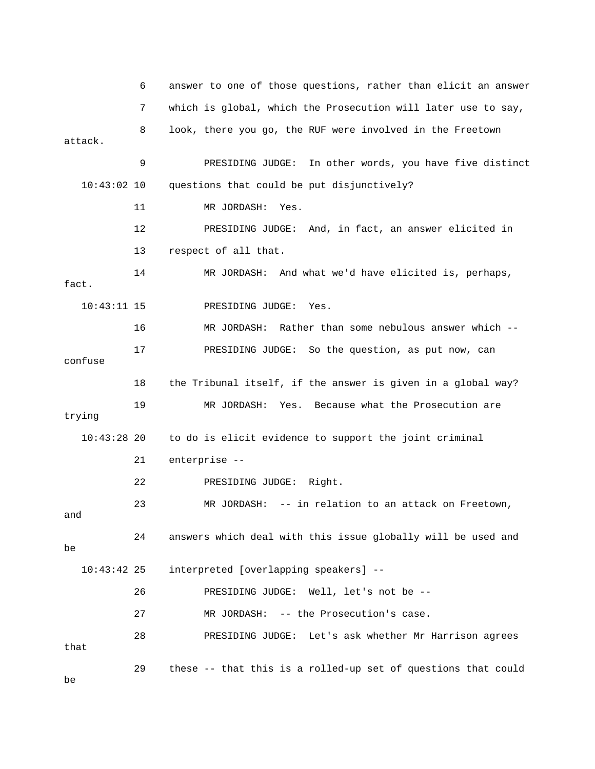6 answer to one of those questions, rather than elicit an answer

7 which is global, which the Prosecution will later use to say,

8 look, there you go, the RUF were involved in the Freetown attack.

9 PRESIDING JUDGE: In other words, you have five distinct

10:43:02 10 questions that could be put disjunctively?

11 MR JORDASH: Yes.

12 PRESIDING JUDGE: And, in fact, an answer elicited in

13 respect of all that.

14 MR JORDASH: And what we'd have elicited is, perhaps, fact.

10:43:11 15 PRESIDING JUDGE: Yes.

16 MR JORDASH: Rather than some nebulous answer which --

17 PRESIDING JUDGE: So the question, as put now, can confuse

18 the Tribunal itself, if the answer is given in a global way?

19 MR JORDASH: Yes. Because what the Prosecution are trying

10:43:28 20 to do is elicit evidence to support the joint criminal

21 enterprise --

22 PRESIDING JUDGE: Right.

23 MR JORDASH: -- in relation to an attack on Freetown, and

24 answers which deal with this issue globally will be used and be

10:43:42 25 interpreted [overlapping speakers] --

26 PRESIDING JUDGE: Well, let's not be --

27 MR JORDASH: -- the Prosecution's case.

28 PRESIDING JUDGE: Let's ask whether Mr Harrison agrees that

29 these -- that this is a rolled-up set of questions that could be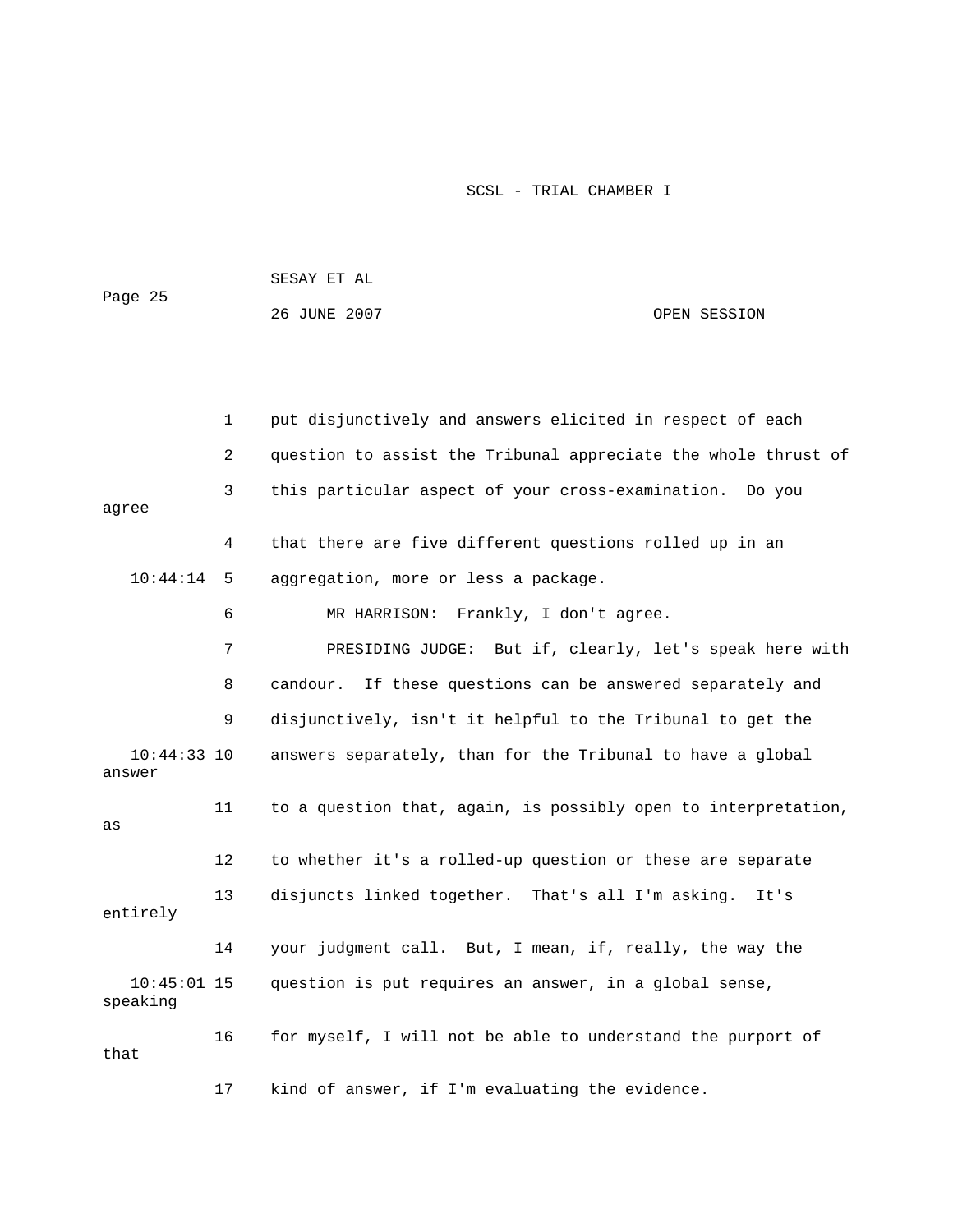put disjunctively and answers elicited in respect of each question to assist the Tribunal appreciate the whole thrust of this particular aspect of your cross-examination. Do you agree that there are five different questions rolled up in an aggregation, more or less a package.

MR HARRISON: Frankly, I don't agree.

PRESIDING JUDGE: But if, clearly, let's speak here with candour. If these questions can be answered separately and disjunctively, isn't it helpful to the Tribunal to get the answers separately, than for the Tribunal to have a global answer to a question that, again, is possibly open to interpretation, as to whether it's a rolled-up question or these are separate disjuncts linked together. That's all I'm asking. It's entirely your judgment call. But, I mean, if, really, the way the question is put requires an answer, in a global sense, speaking for myself, I will not be able to understand the purport of that kind of answer, if I'm evaluating the evidence.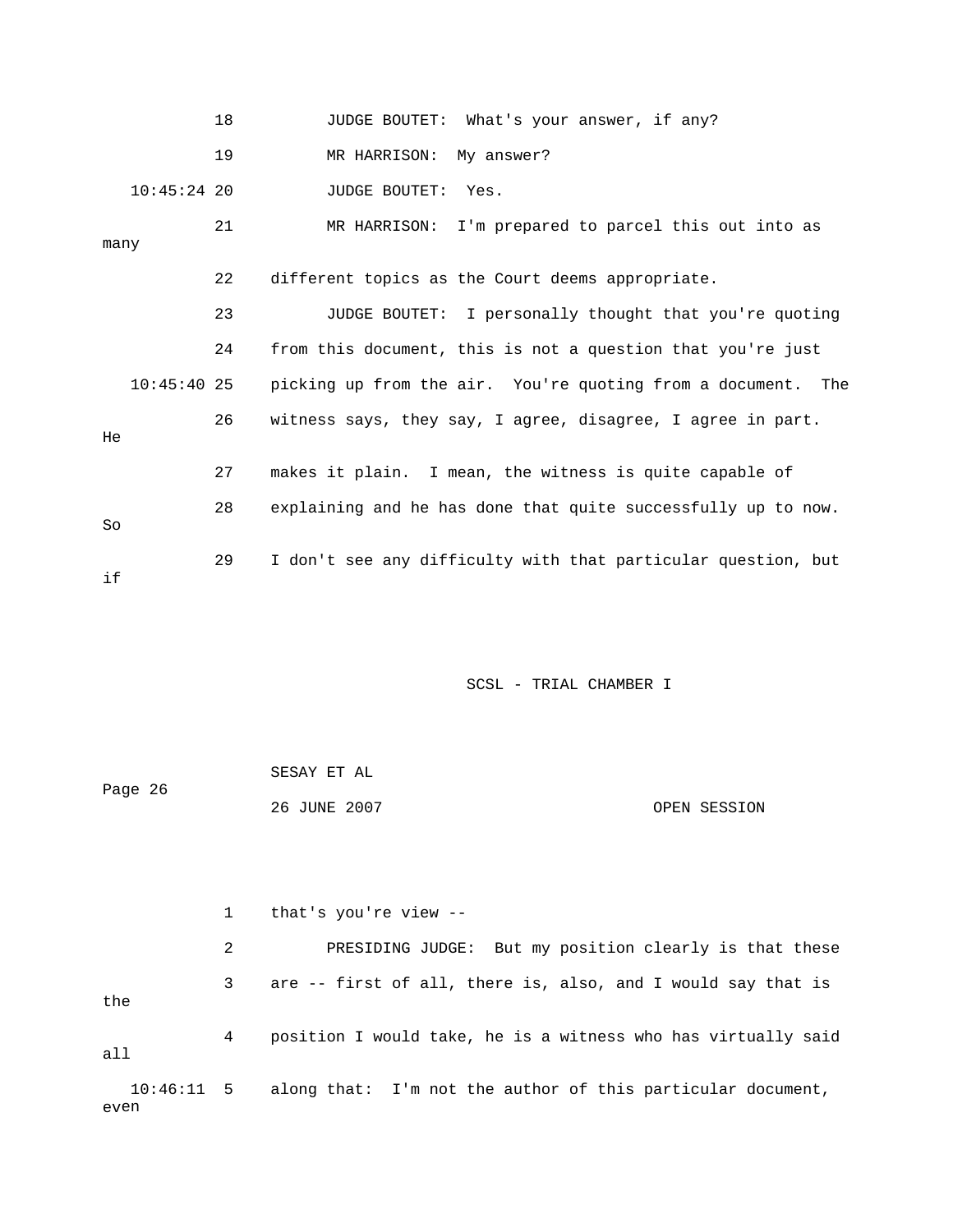18 JUDGE BOUTET: What's your answer, if any?

19 MR HARRISON: My answer?

10:45:24 20 JUDGE BOUTET: Yes.

21 MR HARRISON: I'm prepared to parcel this out into as many

22 different topics as the Court deems appropriate.

23 JUDGE BOUTET: I personally thought that you're quoting

24 from this document, this is not a question that you're just

10:45:40 25 picking up from the air. You're quoting from a document. The

26 witness says, they say, I agree, disagree, I agree in part. He

27 makes it plain. I mean, the witness is quite capable of

28 explaining and he has done that quite successfully up to now. So

29 I don't see any difficulty with that particular question, but if

1 that's you're view --

2 PRESIDING JUDGE: But my position clearly is that these

3 are -- first of all, there is, also, and I would say that is the

4 position I would take, he is a witness who has virtually said all

10:46:11 5 along that: I'm not the author of this particular document, even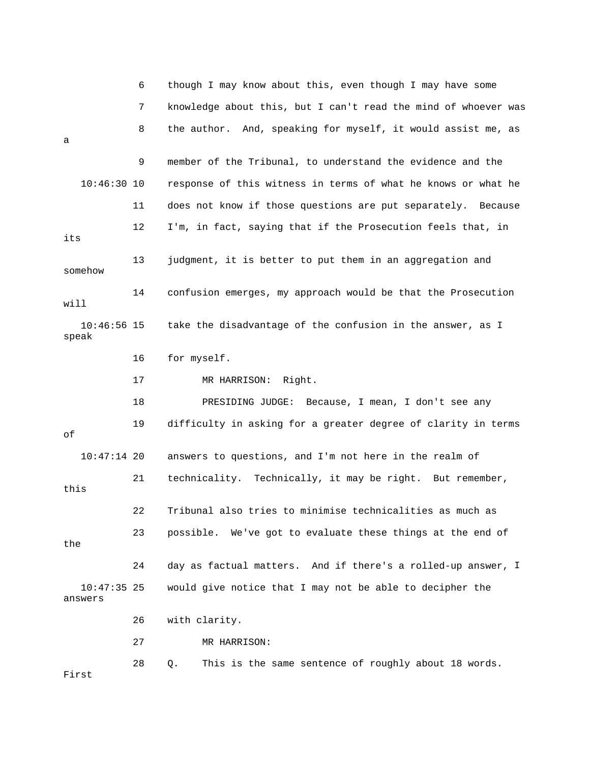6 though I may know about this, even though I may have some
7 knowledge about this, but I can't read the mind of whoever was
8 the author. And, speaking for myself, it would assist me, as a
9 member of the Tribunal, to understand the evidence and the
10:46:30 10 response of this witness in terms of what he knows or what he
11 does not know if those questions are put separately. Because
12 I'm, in fact, saying that if the Prosecution feels that, in its
13 judgment, it is better to put them in an aggregation and somehow
14 confusion emerges, my approach would be that the Prosecution will
10:46:56 15 take the disadvantage of the confusion in the answer, as I speak
16 for myself.
17 MR HARRISON: Right.
18 PRESIDING JUDGE: Because, I mean, I don't see any
19 difficulty in asking for a greater degree of clarity in terms of
10:47:14 20 answers to questions, and I'm not here in the realm of
21 technicality. Technically, it may be right. But remember, this
22 Tribunal also tries to minimise technicalities as much as
23 possible. We've got to evaluate these things at the end of the
24 day as factual matters. And if there's a rolled-up answer, I
10:47:35 25 would give notice that I may not be able to decipher the answers
26 with clarity.
27 MR HARRISON:
28 Q. This is the same sentence of roughly about 18 words. First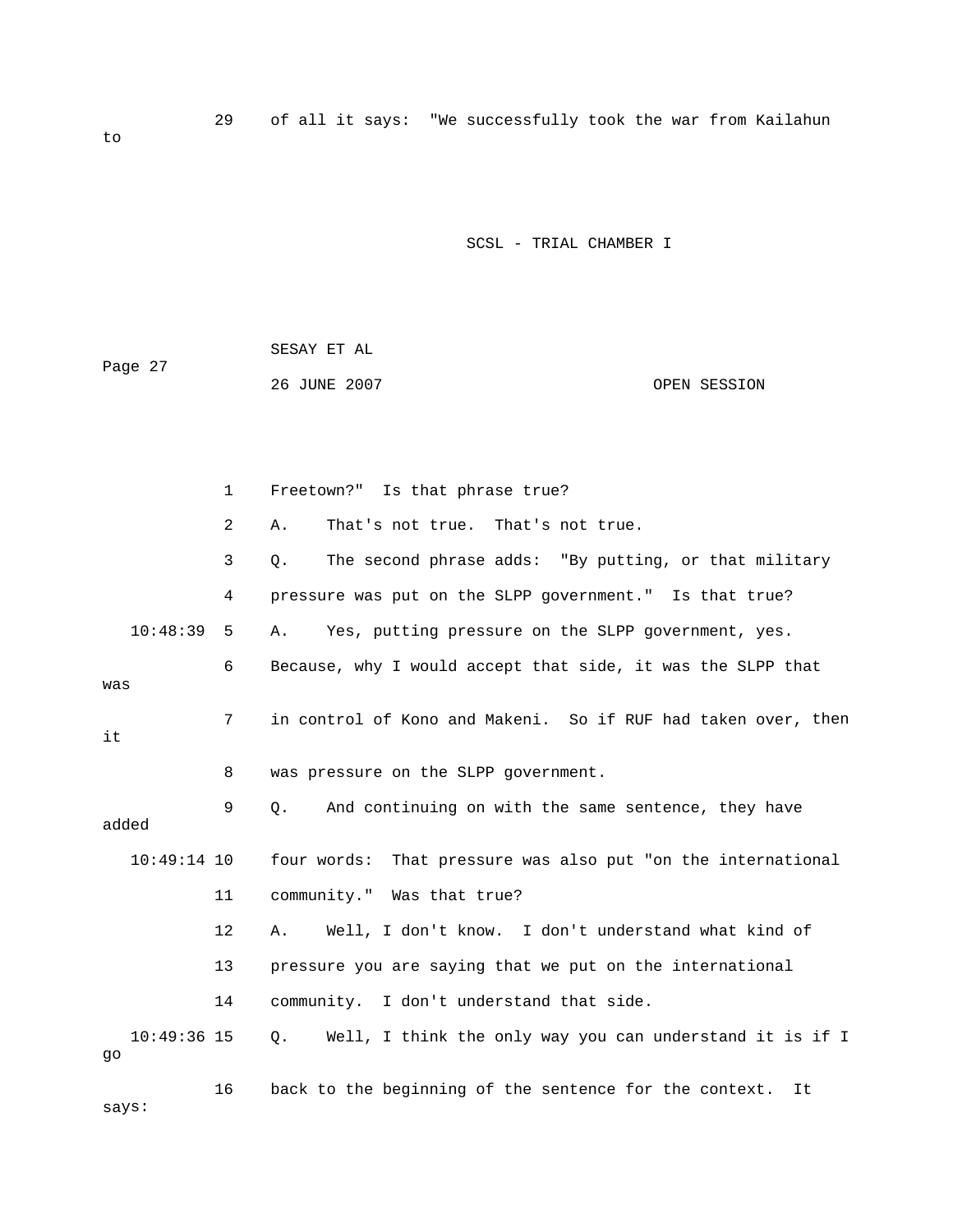29 of all it says: "We successfully took the war from Kailahun to

1 Freetown?" Is that phrase true?

2 A. That's not true. That's not true.

3 Q. The second phrase adds: "By putting, or that military

4 pressure was put on the SLPP government." Is that true?

10:48:39 5 A. Yes, putting pressure on the SLPP government, yes.

6 Because, why I would accept that side, it was the SLPP that was

7 in control of Kono and Makeni. So if RUF had taken over, then it

8 was pressure on the SLPP government.

9 Q. And continuing on with the same sentence, they have added

10:49:14 10 four words: That pressure was also put "on the international

11 community." Was that true?

12 A. Well, I don't know. I don't understand what kind of

13 pressure you are saying that we put on the international

14 community. I don't understand that side.

10:49:36 15 Q. Well, I think the only way you can understand it is if I go

16 back to the beginning of the sentence for the context. It says: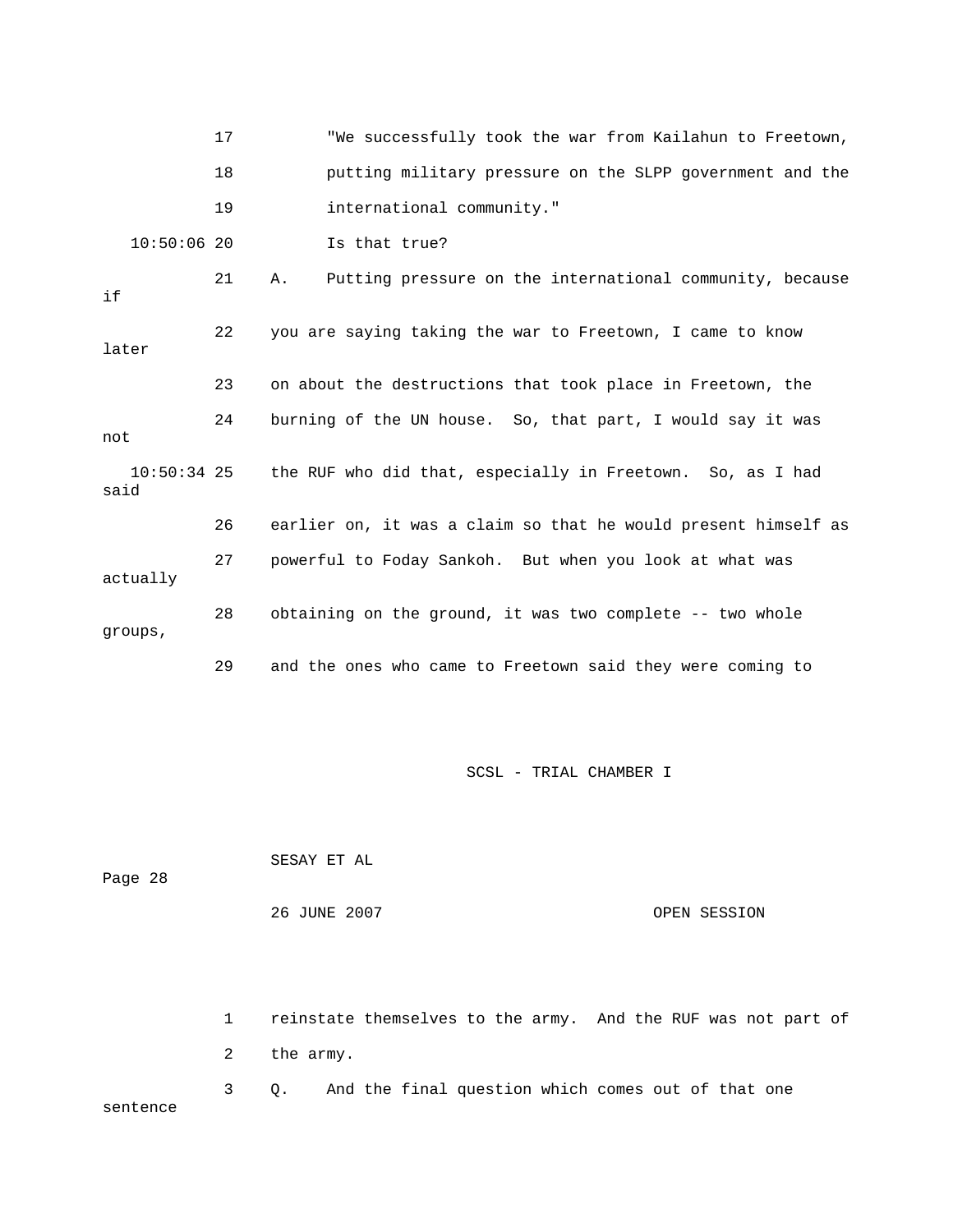17 "We successfully took the war from Kailahun to Freetown,

18 putting military pressure on the SLPP government and the

19 international community."

10:50:06 20 Is that true?

21 A. Putting pressure on the international community, because if

22 you are saying taking the war to Freetown, I came to know later

23 on about the destructions that took place in Freetown, the

24 burning of the UN house. So, that part, I would say it was not

10:50:34 25 the RUF who did that, especially in Freetown. So, as I had said

26 earlier on, it was a claim so that he would present himself as

27 powerful to Foday Sankoh. But when you look at what was actually

28 obtaining on the ground, it was two complete -- two whole groups,

29 and the ones who came to Freetown said they were coming to

1 reinstate themselves to the army. And the RUF was not part of

2 the army.

3 Q. And the final question which comes out of that one sentence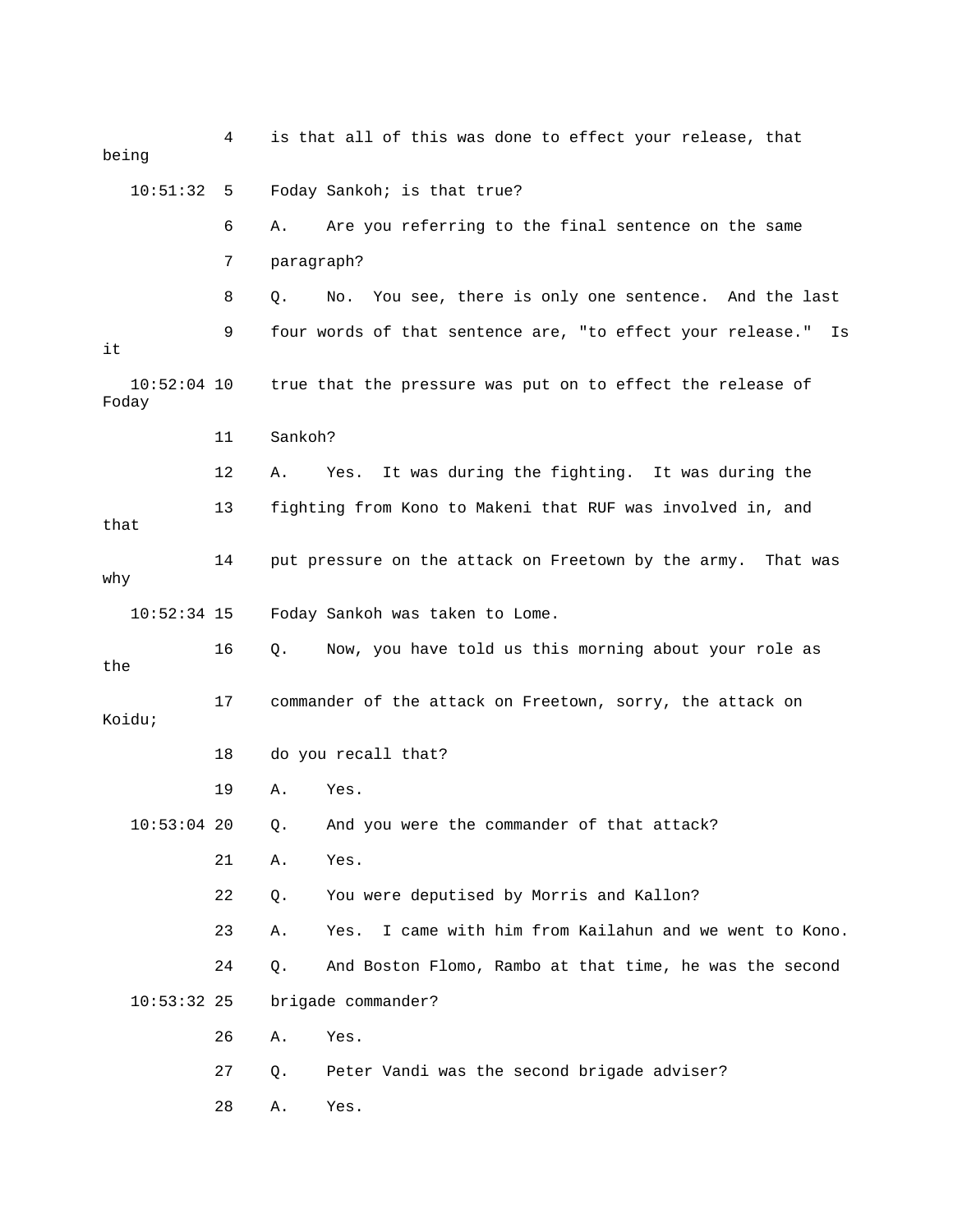4 is that all of this was done to effect your release, that being

10:51:32 5 Foday Sankoh; is that true?

6 A. Are you referring to the final sentence on the same

7 paragraph?

8 Q. No. You see, there is only one sentence. And the last

9 four words of that sentence are, "to effect your release." Is it

10:52:04 10 true that the pressure was put on to effect the release of Foday

11 Sankoh?

12 A. Yes. It was during the fighting. It was during the

13 fighting from Kono to Makeni that RUF was involved in, and that

14 put pressure on the attack on Freetown by the army. That was why

10:52:34 15 Foday Sankoh was taken to Lome.

16 Q. Now, you have told us this morning about your role as the

17 commander of the attack on Freetown, sorry, the attack on Koidu;

18 do you recall that?

19 A. Yes.

10:53:04 20 Q. And you were the commander of that attack?

21 A. Yes.

22 Q. You were deputised by Morris and Kallon?

23 A. Yes. I came with him from Kailahun and we went to Kono.

24 Q. And Boston Flomo, Rambo at that time, he was the second

10:53:32 25 brigade commander?

26 A. Yes.

27 Q. Peter Vandi was the second brigade adviser?

28 A. Yes.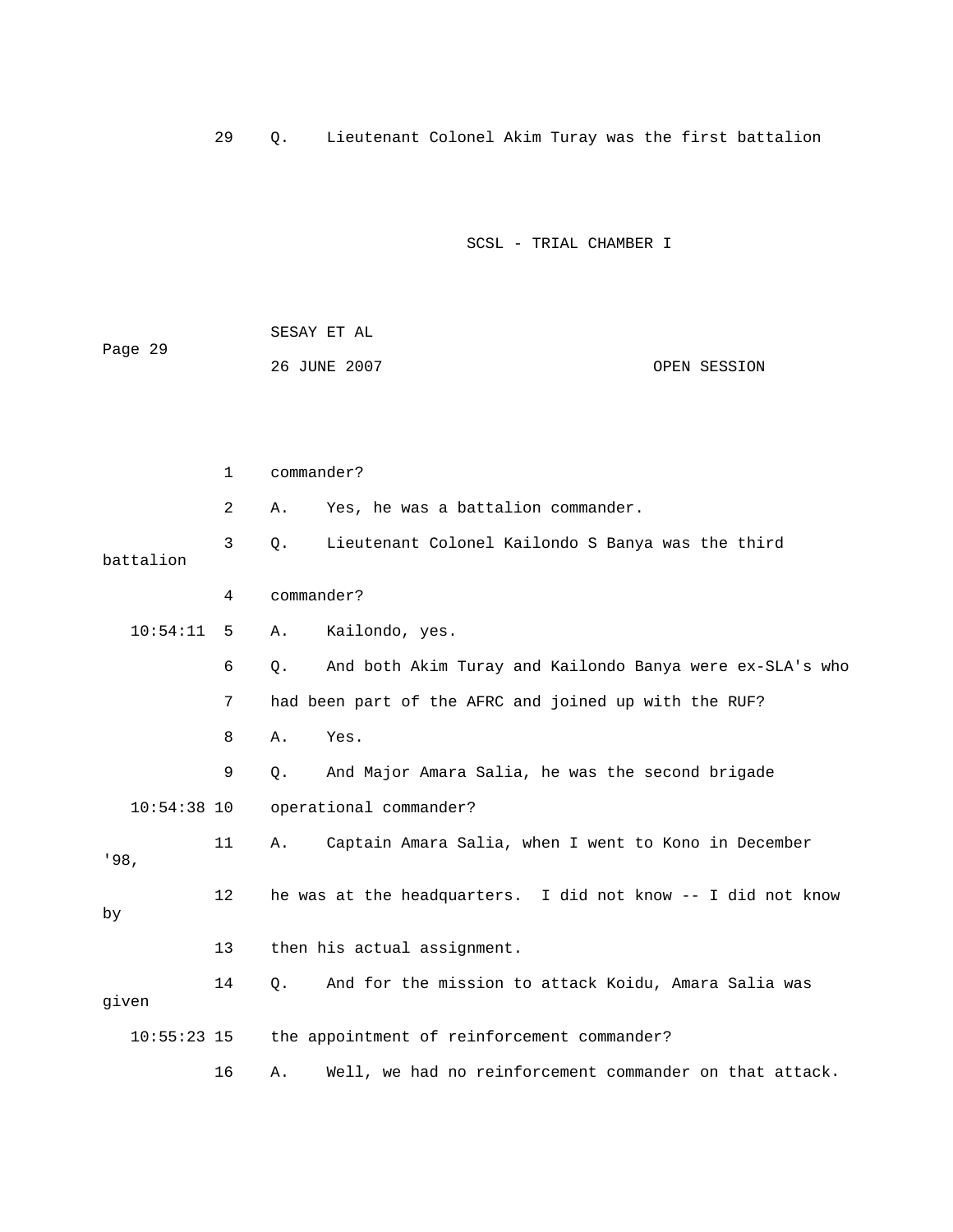29 Q. Lieutenant Colonel Akim Turay was the first battalion

1 commander?

2 A. Yes, he was a battalion commander.

3 Q. Lieutenant Colonel Kailondo S Banya was the third battalion

4 commander?

10:54:11 5 A. Kailondo, yes.

6 Q. And both Akim Turay and Kailondo Banya were ex-SLA's who

7 had been part of the AFRC and joined up with the RUF?

8 A. Yes.

9 Q. And Major Amara Salia, he was the second brigade

10:54:38 10 operational commander?

11 A. Captain Amara Salia, when I went to Kono in December '98,

12 he was at the headquarters. I did not know -- I did not know by

13 then his actual assignment.

14 Q. And for the mission to attack Koidu, Amara Salia was given

10:55:23 15 the appointment of reinforcement commander?

16 A. Well, we had no reinforcement commander on that attack.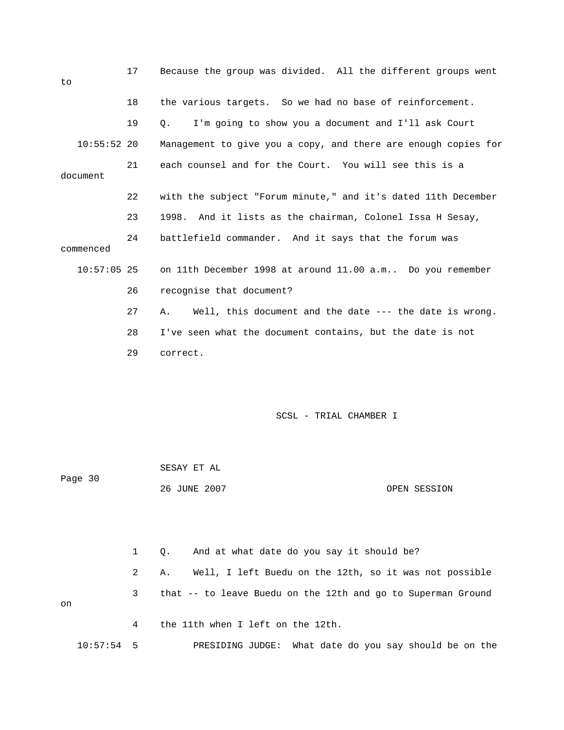17 Because the group was divided. All the different groups went to

18 the various targets. So we had no base of reinforcement.

19 Q. I'm going to show you a document and I'll ask Court

10:55:52 20 Management to give you a copy, and there are enough copies for

21 each counsel and for the Court. You will see this is a document

22 with the subject "Forum minute," and it's dated 11th December

23 1998. And it lists as the chairman, Colonel Issa H Sesay,

24 battlefield commander. And it says that the forum was commenced

10:57:05 25 on 11th December 1998 at around 11.00 a.m.. Do you remember

26 recognise that document?

27 A. Well, this document and the date --- the date is wrong.

28 I've seen what the document contains, but the date is not

29 correct.

1 Q. And at what date do you say it should be?

2 A. Well, I left Buedu on the 12th, so it was not possible

3 that -- to leave Buedu on the 12th and go to Superman Ground on

4 the 11th when I left on the 12th.

10:57:54 5 PRESIDING JUDGE: What date do you say should be on the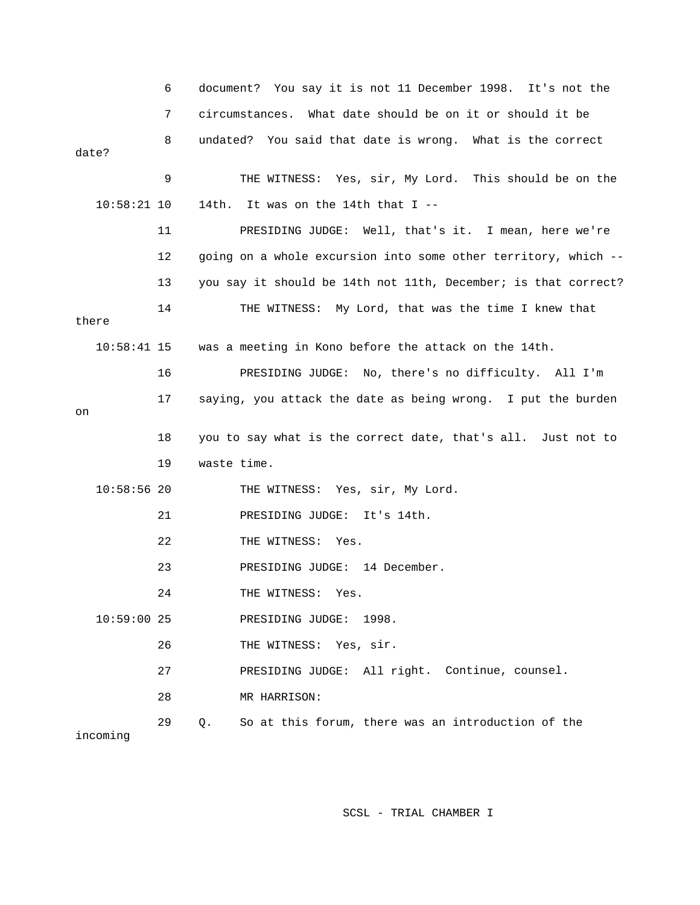6 document? You say it is not 11 December 1998. It's not the

7 circumstances. What date should be on it or should it be

8 undated? You said that date is wrong. What is the correct date?

9 THE WITNESS: Yes, sir, My Lord. This should be on the

10:58:21 10 14th. It was on the 14th that I --

11 PRESIDING JUDGE: Well, that's it. I mean, here we're

12 going on a whole excursion into some other territory, which --

13 you say it should be 14th not 11th, December; is that correct?

14 THE WITNESS: My Lord, that was the time I knew that there

10:58:41 15 was a meeting in Kono before the attack on the 14th.

16 PRESIDING JUDGE: No, there's no difficulty. All I'm

17 saying, you attack the date as being wrong. I put the burden on

18 you to say what is the correct date, that's all. Just not to

19 waste time.

10:58:56 20 THE WITNESS: Yes, sir, My Lord.

21 PRESIDING JUDGE: It's 14th.

22 THE WITNESS: Yes.

23 PRESIDING JUDGE: 14 December.

24 THE WITNESS: Yes.

10:59:00 25 PRESIDING JUDGE: 1998.

26 THE WITNESS: Yes, sir.

27 PRESIDING JUDGE: All right. Continue, counsel.

28 MR HARRISON:

29 Q. So at this forum, there was an introduction of the incoming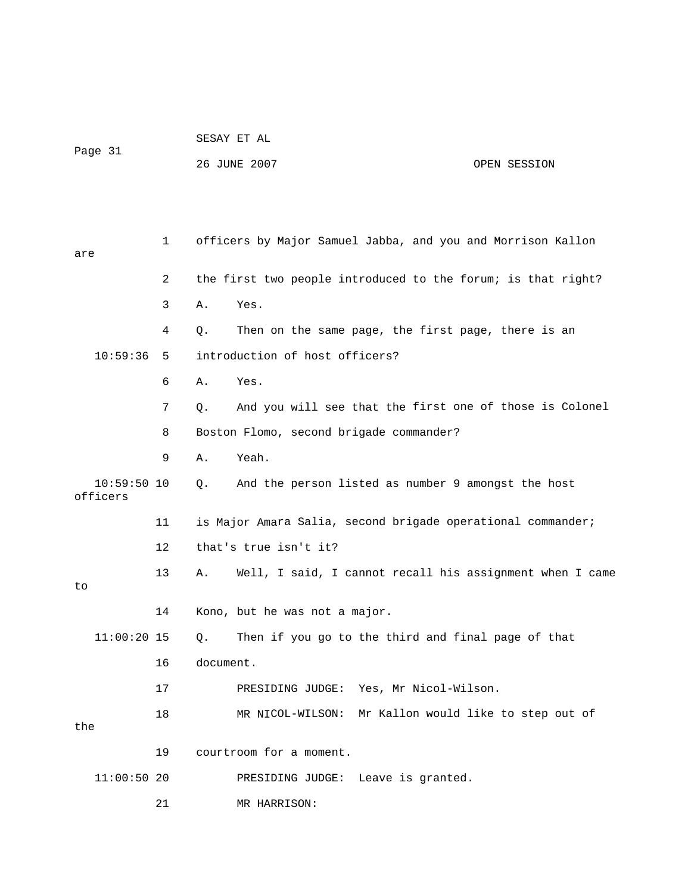officers by Major Samuel Jabba, and you and Morrison Kallon are the first two people introduced to the forum; is that right?

A. Yes.

Q. Then on the same page, the first page, there is an introduction of host officers?

A. Yes.

Q. And you will see that the first one of those is Colonel Boston Flomo, second brigade commander?

A. Yeah.

Q. And the person listed as number 9 amongst the host officers is Major Amara Salia, second brigade operational commander; that's true isn't it?

A. Well, I said, I cannot recall his assignment when I came to Kono, but he was not a major.

Q. Then if you go to the third and final page of that document.

PRESIDING JUDGE: Yes, Mr Nicol-Wilson.

MR NICOL-WILSON: Mr Kallon would like to step out of the courtroom for a moment.

PRESIDING JUDGE: Leave is granted.

MR HARRISON: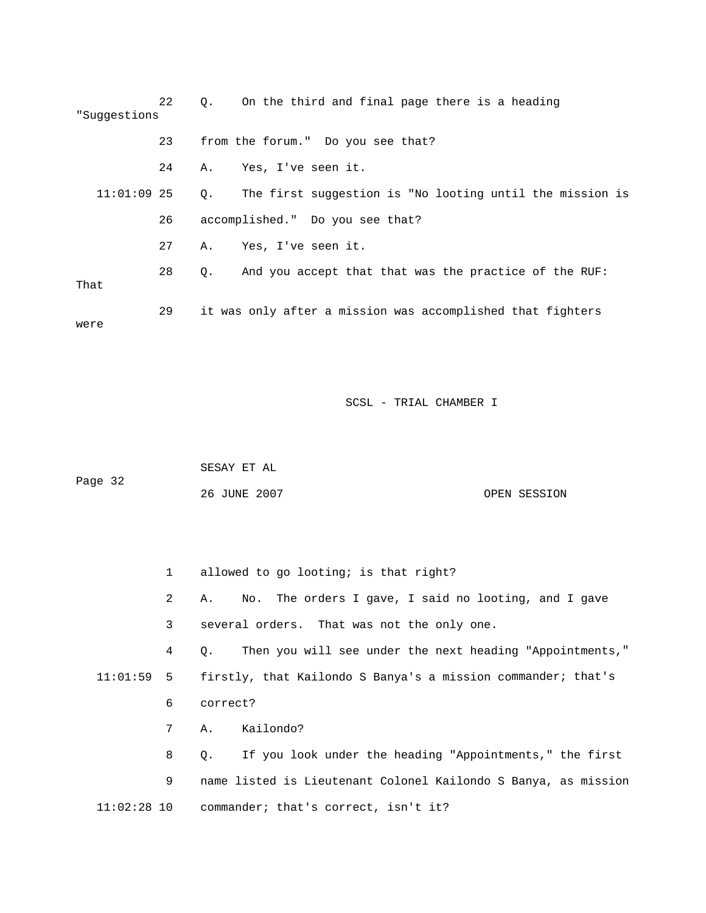22 Q. On the third and final page there is a heading "Suggestions

23 from the forum." Do you see that?

24 A. Yes, I've seen it.

11:01:09 25 Q. The first suggestion is "No looting until the mission is

26 accomplished." Do you see that?

27 A. Yes, I've seen it.

28 Q. And you accept that that was the practice of the RUF: That

29 it was only after a mission was accomplished that fighters were

1 allowed to go looting; is that right?

2 A. No. The orders I gave, I said no looting, and I gave

3 several orders. That was not the only one.

4 Q. Then you will see under the next heading "Appointments,"

11:01:59 5 firstly, that Kailondo S Banya's a mission commander; that's

6 correct?

7 A. Kailondo?

8 Q. If you look under the heading "Appointments," the first

9 name listed is Lieutenant Colonel Kailondo S Banya, as mission

11:02:28 10 commander; that's correct, isn't it?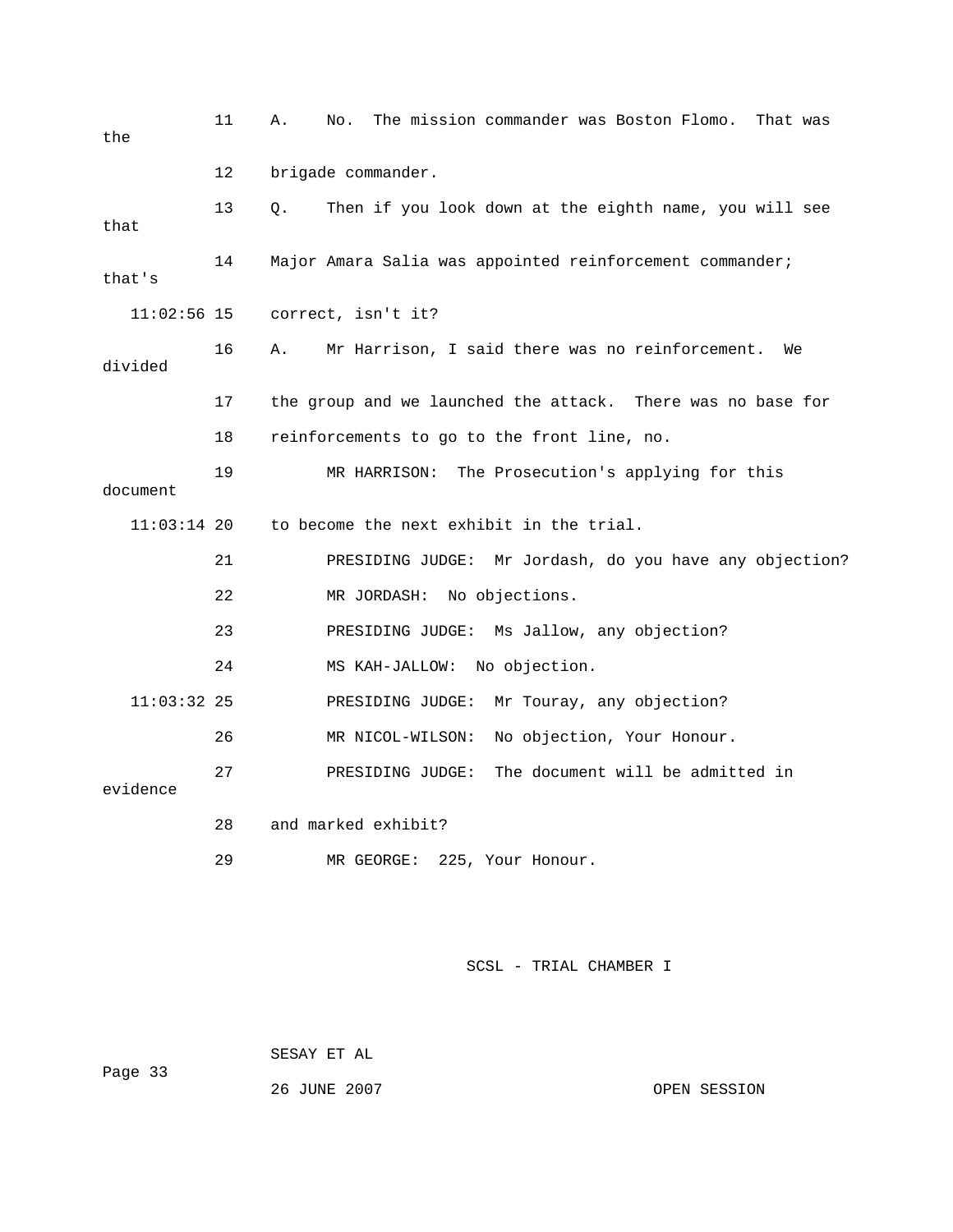11 A. No. The mission commander was Boston Flomo. That was the

12 brigade commander.

13 Q. Then if you look down at the eighth name, you will see that

14 Major Amara Salia was appointed reinforcement commander; that's

11:02:56 15 correct, isn't it?

16 A. Mr Harrison, I said there was no reinforcement. We divided

17 the group and we launched the attack. There was no base for

18 reinforcements to go to the front line, no.

19 MR HARRISON: The Prosecution's applying for this document

11:03:14 20 to become the next exhibit in the trial.

21 PRESIDING JUDGE: Mr Jordash, do you have any objection?

22 MR JORDASH: No objections.

23 PRESIDING JUDGE: Ms Jallow, any objection?

24 MS KAH-JALLOW: No objection.

11:03:32 25 PRESIDING JUDGE: Mr Touray, any objection?

26 MR NICOL-WILSON: No objection, Your Honour.

27 PRESIDING JUDGE: The document will be admitted in evidence

28 and marked exhibit?

29 MR GEORGE: 225, Your Honour.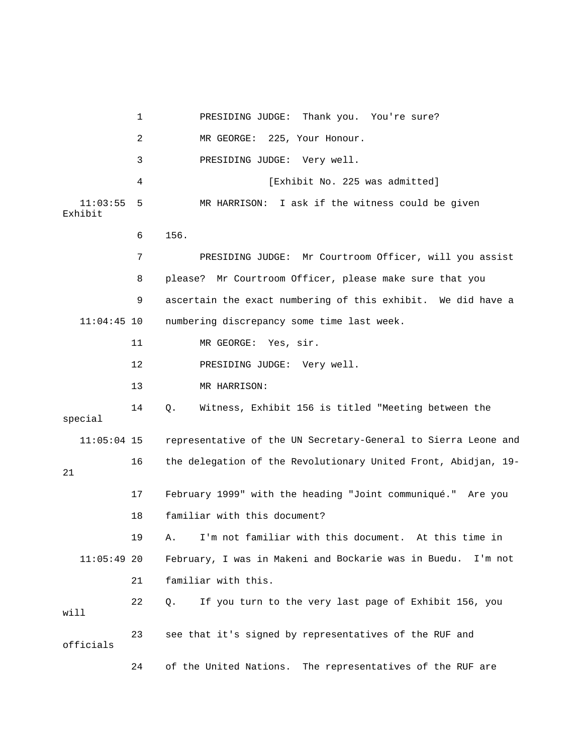1 PRESIDING JUDGE: Thank you. You're sure?

2 MR GEORGE: 225, Your Honour.

3 PRESIDING JUDGE: Very well.

4 [Exhibit No. 225 was admitted]

11:03:55 5 MR HARRISON: I ask if the witness could be given Exhibit

6 156.

7 PRESIDING JUDGE: Mr Courtroom Officer, will you assist

8 please? Mr Courtroom Officer, please make sure that you

9 ascertain the exact numbering of this exhibit. We did have a

11:04:45 10 numbering discrepancy some time last week.

11 MR GEORGE: Yes, sir.

12 PRESIDING JUDGE: Very well.

13 MR HARRISON:

14 Q. Witness, Exhibit 156 is titled "Meeting between the special

11:05:04 15 representative of the UN Secretary-General to Sierra Leone and

16 the delegation of the Revolutionary United Front, Abidjan, 19-21

17 February 1999" with the heading "Joint communiqué." Are you

18 familiar with this document?

19 A. I'm not familiar with this document. At this time in

11:05:49 20 February, I was in Makeni and Bockarie was in Buedu. I'm not

21 familiar with this.

22 Q. If you turn to the very last page of Exhibit 156, you will

23 see that it's signed by representatives of the RUF and officials

24 of the United Nations. The representatives of the RUF are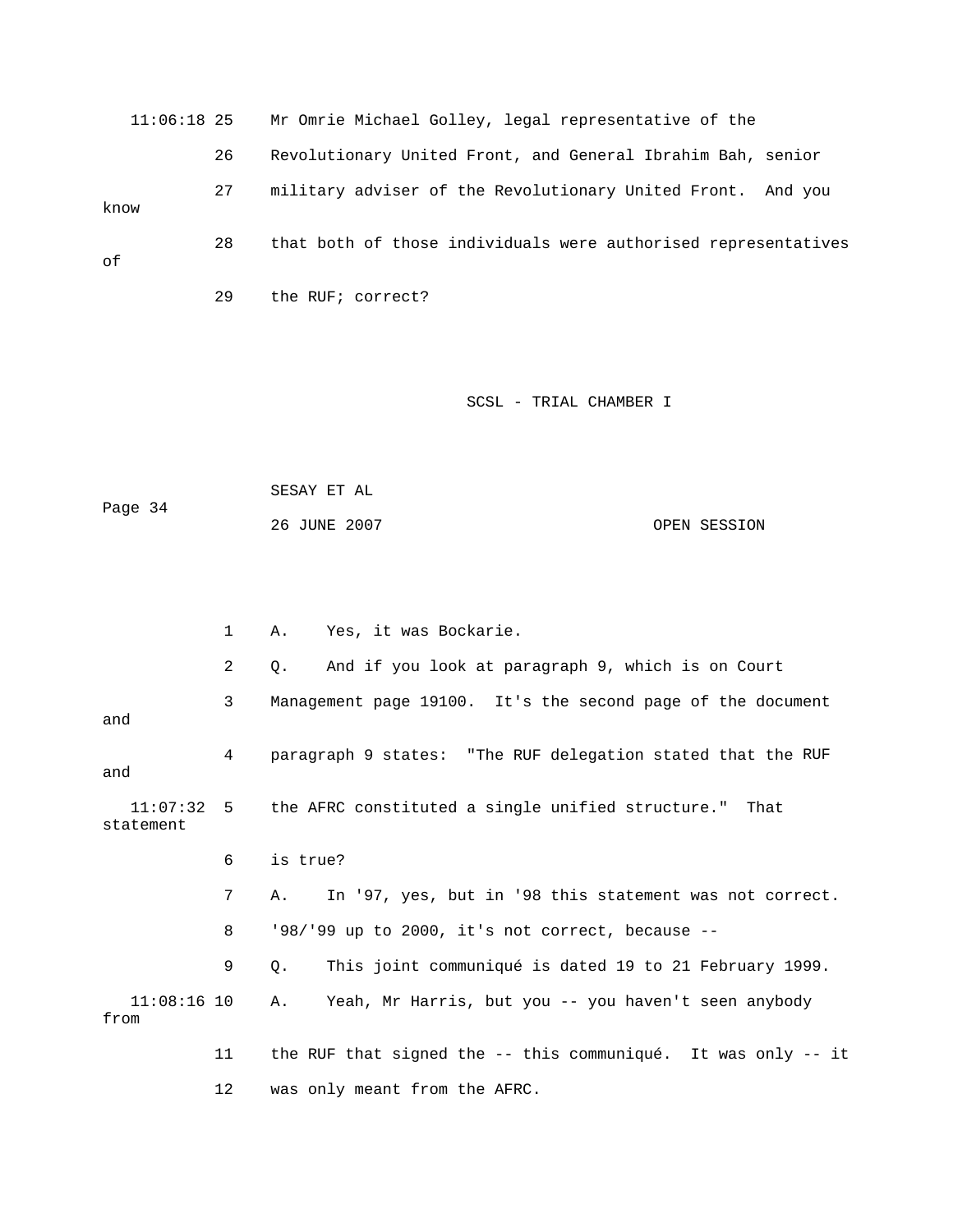11:06:18 25 Mr Omrie Michael Golley, legal representative of the

26 Revolutionary United Front, and General Ibrahim Bah, senior

27 military adviser of the Revolutionary United Front. And you know

28 that both of those individuals were authorised representatives of

29 the RUF; correct?

1 A. Yes, it was Bockarie.

2 Q. And if you look at paragraph 9, which is on Court

3 Management page 19100. It's the second page of the document and

4 paragraph 9 states: "The RUF delegation stated that the RUF and

11:07:32 5 the AFRC constituted a single unified structure." That statement

6 is true?

7 A. In '97, yes, but in '98 this statement was not correct.

8 '98/'99 up to 2000, it's not correct, because --

9 Q. This joint communiqué is dated 19 to 21 February 1999.

11:08:16 10 A. Yeah, Mr Harris, but you -- you haven't seen anybody from

11 the RUF that signed the -- this communiqué. It was only -- it

12 was only meant from the AFRC.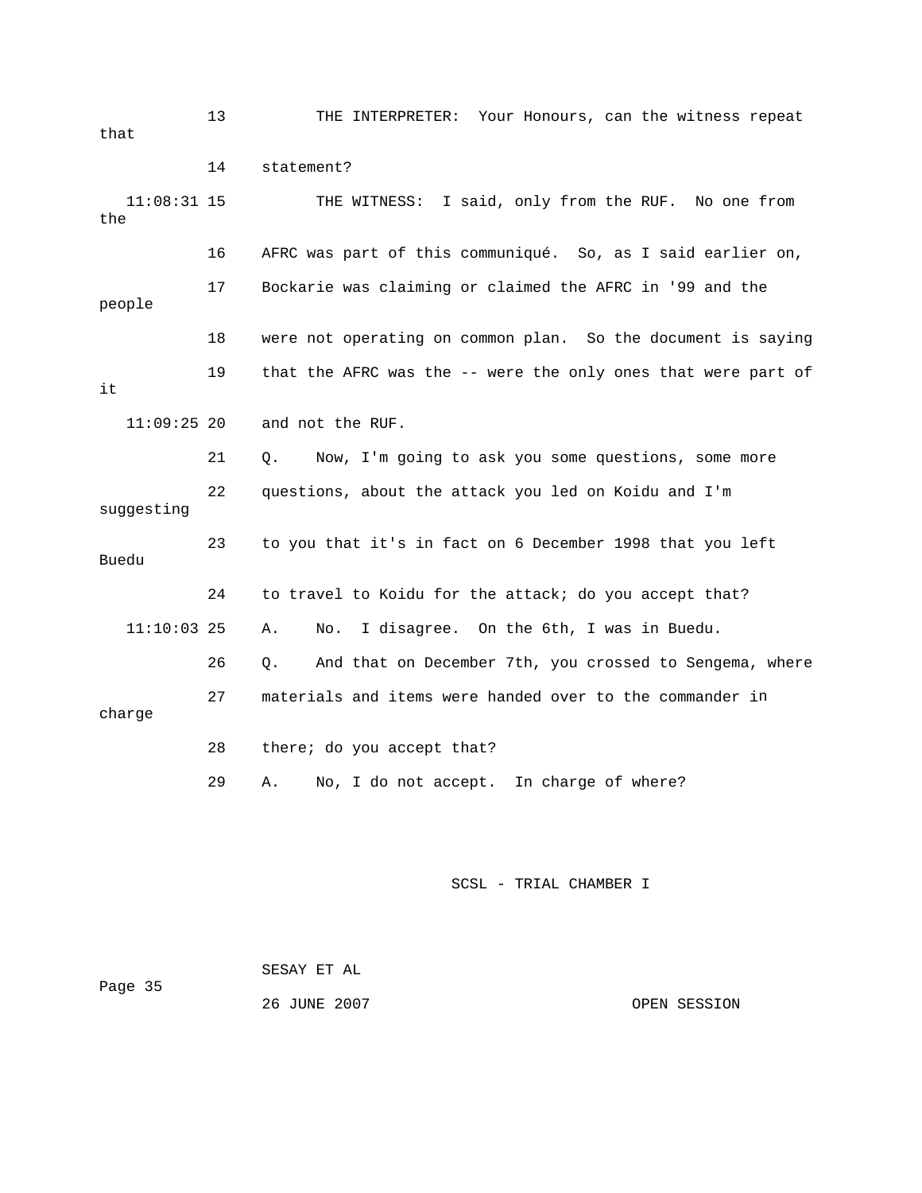13 THE INTERPRETER: Your Honours, can the witness repeat that

14 statement?

11:08:31 15 THE WITNESS: I said, only from the RUF. No one from the

16 AFRC was part of this communiqué. So, as I said earlier on,

17 Bockarie was claiming or claimed the AFRC in '99 and the people

18 were not operating on common plan. So the document is saying

19 that the AFRC was the -- were the only ones that were part of it

11:09:25 20 and not the RUF.

21 Q. Now, I'm going to ask you some questions, some more

22 questions, about the attack you led on Koidu and I'm suggesting

23 to you that it's in fact on 6 December 1998 that you left Buedu

24 to travel to Koidu for the attack; do you accept that?

11:10:03 25 A. No. I disagree. On the 6th, I was in Buedu.

26 Q. And that on December 7th, you crossed to Sengema, where

27 materials and items were handed over to the commander in charge

28 there; do you accept that?

29 A. No, I do not accept. In charge of where?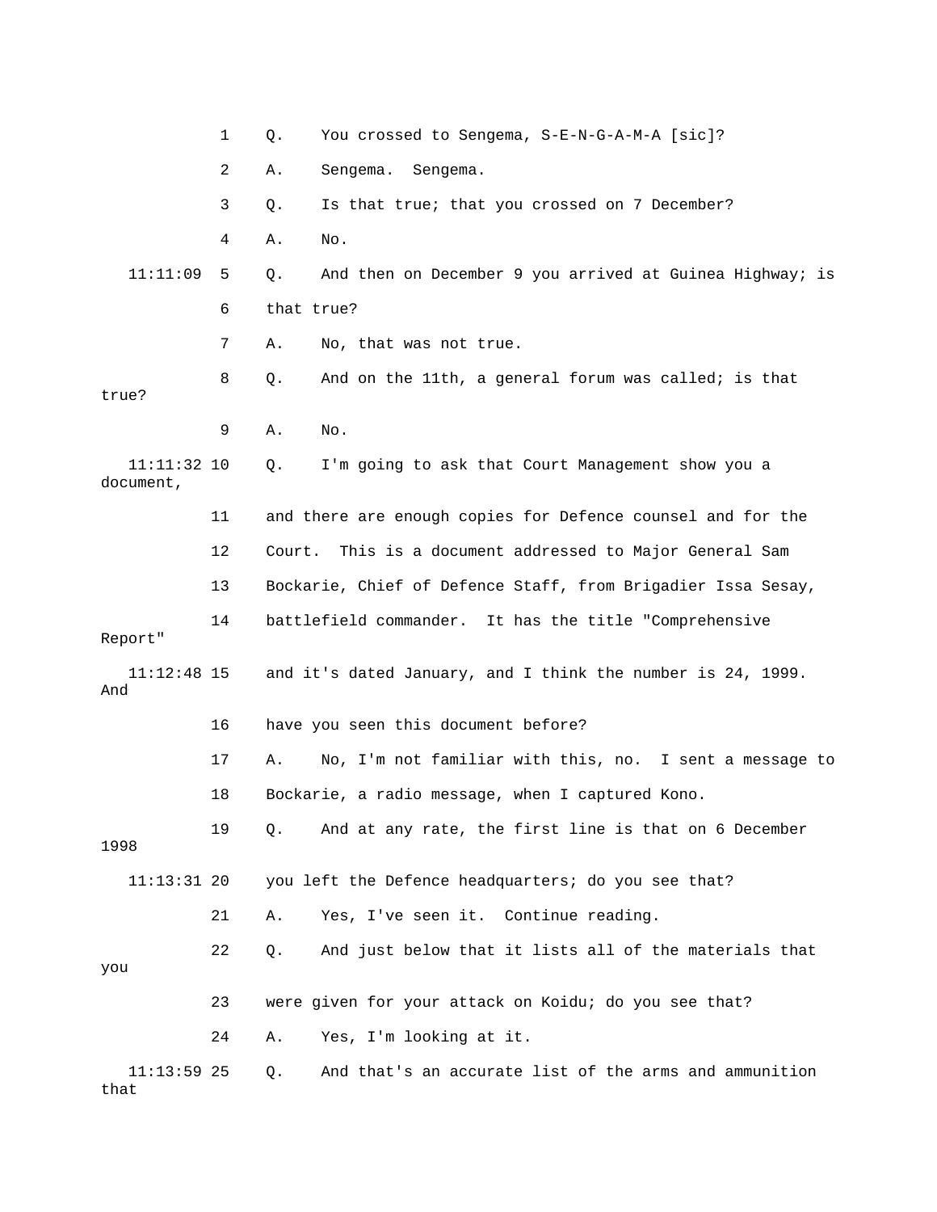1 Q. You crossed to Sengema, S-E-N-G-A-M-A [sic]?

2 A. Sengema. Sengema.

3 Q. Is that true; that you crossed on 7 December?

4 A. No.

11:11:09 5 Q. And then on December 9 you arrived at Guinea Highway; is

6 that true?

7 A. No, that was not true.

8 Q. And on the 11th, a general forum was called; is that true?

9 A. No.

11:11:32 10 Q. I'm going to ask that Court Management show you a document,

11 and there are enough copies for Defence counsel and for the

12 Court. This is a document addressed to Major General Sam

13 Bockarie, Chief of Defence Staff, from Brigadier Issa Sesay,

14 battlefield commander. It has the title "Comprehensive Report"

11:12:48 15 and it's dated January, and I think the number is 24, 1999. And

16 have you seen this document before?

17 A. No, I'm not familiar with this, no. I sent a message to

18 Bockarie, a radio message, when I captured Kono.

19 Q. And at any rate, the first line is that on 6 December 1998

11:13:31 20 you left the Defence headquarters; do you see that?

21 A. Yes, I've seen it. Continue reading.

22 Q. And just below that it lists all of the materials that you

23 were given for your attack on Koidu; do you see that?

24 A. Yes, I'm looking at it.

11:13:59 25 Q. And that's an accurate list of the arms and ammunition that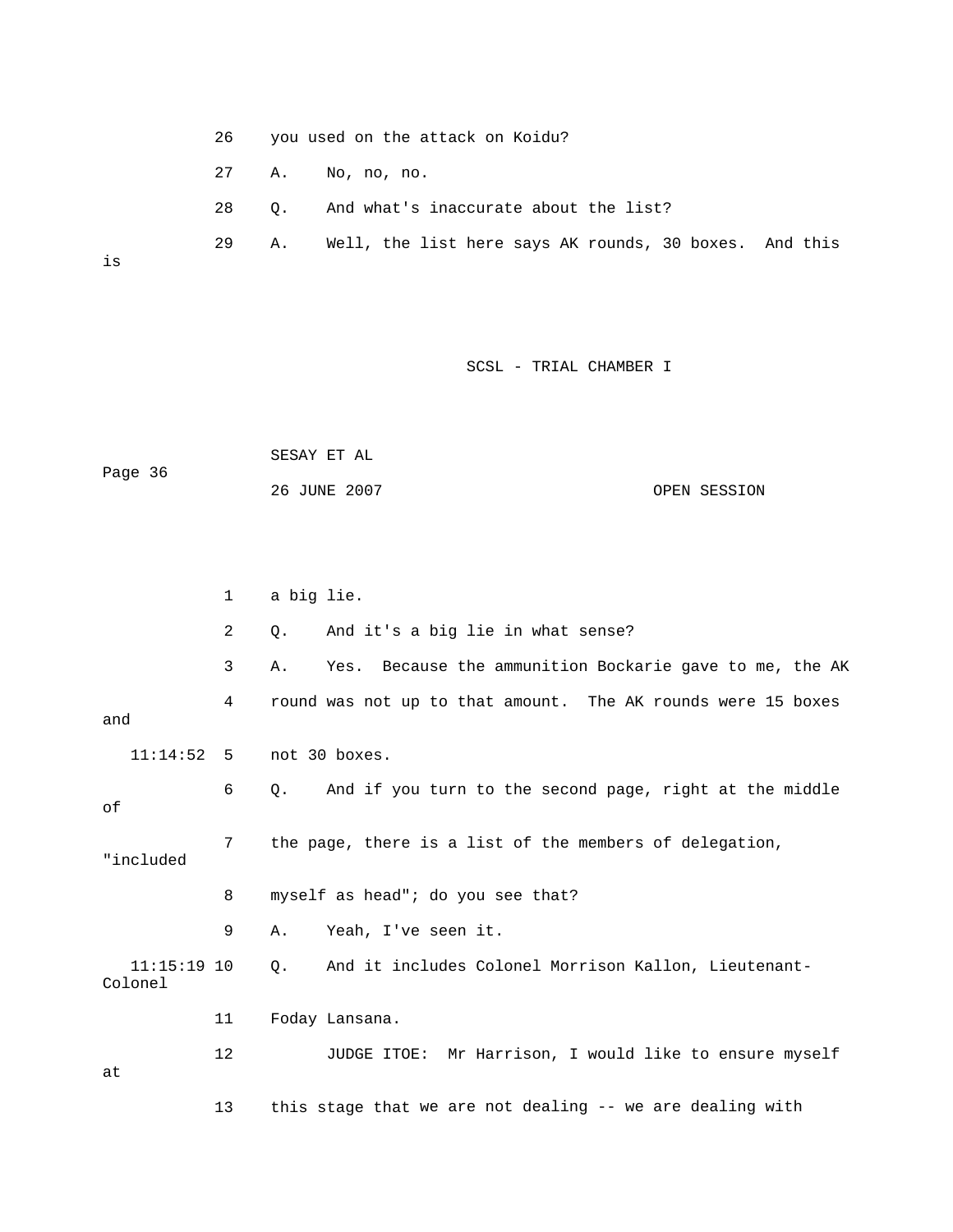26 you used on the attack on Koidu?

27 A. No, no, no.

28 Q. And what's inaccurate about the list?

29 A. Well, the list here says AK rounds, 30 boxes. And this is

1 a big lie.

2 Q. And it's a big lie in what sense?

3 A. Yes. Because the ammunition Bockarie gave to me, the AK

4 round was not up to that amount. The AK rounds were 15 boxes and

11:14:52 5 not 30 boxes.

6 Q. And if you turn to the second page, right at the middle of

7 the page, there is a list of the members of delegation, "included

8 myself as head"; do you see that?

9 A. Yeah, I've seen it.

11:15:19 10 Q. And it includes Colonel Morrison Kallon, Lieutenant-Colonel

11 Foday Lansana.

12 JUDGE ITOE: Mr Harrison, I would like to ensure myself at

13 this stage that we are not dealing -- we are dealing with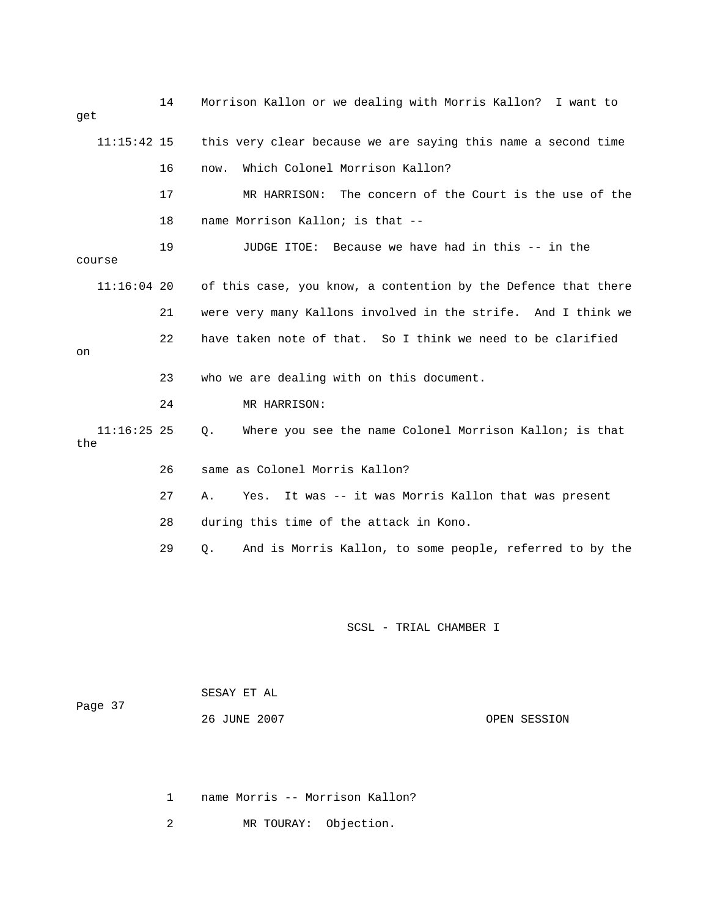14 Morrison Kallon or we dealing with Morris Kallon? I want to get

11:15:42 15 this very clear because we are saying this name a second time

16 now. Which Colonel Morrison Kallon?

17 MR HARRISON: The concern of the Court is the use of the

18 name Morrison Kallon; is that --

19 JUDGE ITOE: Because we have had in this -- in the course

11:16:04 20 of this case, you know, a contention by the Defence that there

21 were very many Kallons involved in the strife. And I think we

22 have taken note of that. So I think we need to be clarified on

23 who we are dealing with on this document.

24 MR HARRISON:

11:16:25 25 Q. Where you see the name Colonel Morrison Kallon; is that the

26 same as Colonel Morris Kallon?

27 A. Yes. It was -- it was Morris Kallon that was present

28 during this time of the attack in Kono.

29 Q. And is Morris Kallon, to some people, referred to by the

1 name Morris -- Morrison Kallon?

2 MR TOURAY: Objection.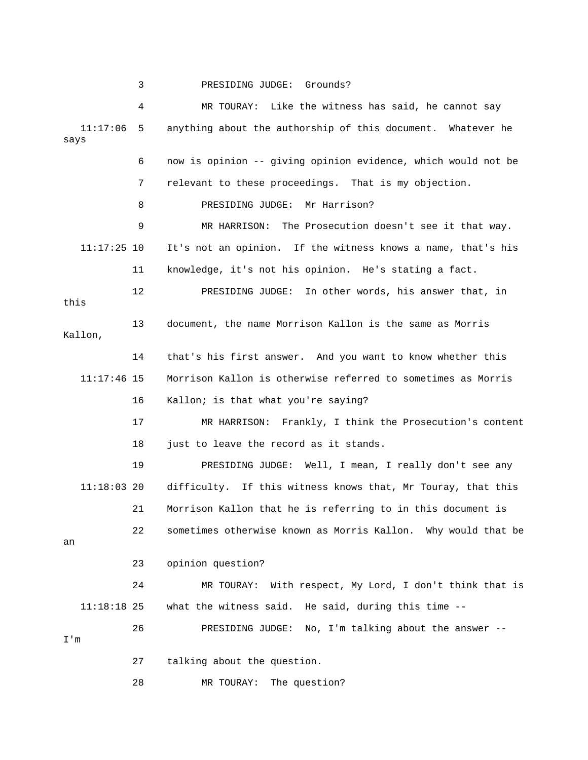3 PRESIDING JUDGE: Grounds?

4 MR TOURAY: Like the witness has said, he cannot say

11:17:06 5 anything about the authorship of this document. Whatever he says

6 now is opinion -- giving opinion evidence, which would not be

7 relevant to these proceedings. That is my objection.

8 PRESIDING JUDGE: Mr Harrison?

9 MR HARRISON: The Prosecution doesn't see it that way.

11:17:25 10 It's not an opinion. If the witness knows a name, that's his

11 knowledge, it's not his opinion. He's stating a fact.

12 PRESIDING JUDGE: In other words, his answer that, in this

13 document, the name Morrison Kallon is the same as Morris Kallon,

14 that's his first answer. And you want to know whether this

11:17:46 15 Morrison Kallon is otherwise referred to sometimes as Morris

16 Kallon; is that what you're saying?

17 MR HARRISON: Frankly, I think the Prosecution's content

18 just to leave the record as it stands.

19 PRESIDING JUDGE: Well, I mean, I really don't see any

11:18:03 20 difficulty. If this witness knows that, Mr Touray, that this

21 Morrison Kallon that he is referring to in this document is

22 sometimes otherwise known as Morris Kallon. Why would that be an

23 opinion question?

24 MR TOURAY: With respect, My Lord, I don't think that is

11:18:18 25 what the witness said. He said, during this time --

26 PRESIDING JUDGE: No, I'm talking about the answer -- I'm

27 talking about the question.

28 MR TOURAY: The question?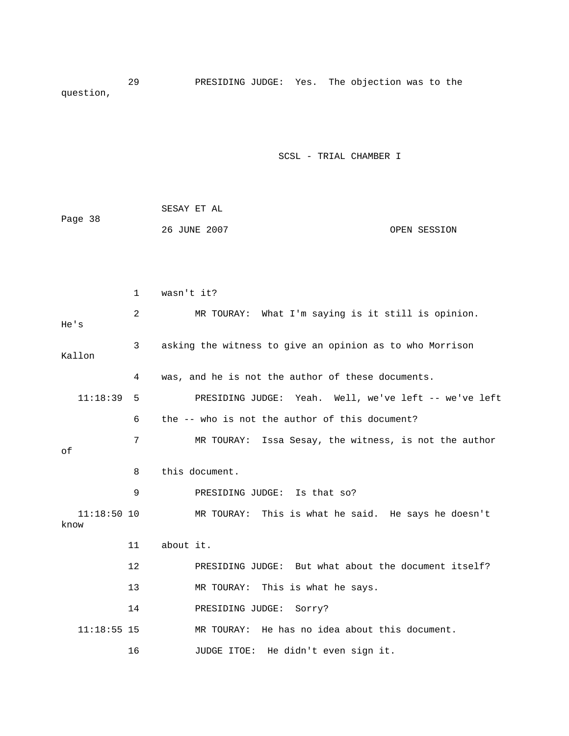29 PRESIDING JUDGE: Yes. The objection was to the question,

1 wasn't it?

2 MR TOURAY: What I'm saying is it still is opinion. He's

3 asking the witness to give an opinion as to who Morrison Kallon

4 was, and he is not the author of these documents.

11:18:39 5 PRESIDING JUDGE: Yeah. Well, we've left -- we've left

6 the -- who is not the author of this document?

7 MR TOURAY: Issa Sesay, the witness, is not the author of

8 this document.

9 PRESIDING JUDGE: Is that so?

11:18:50 10 MR TOURAY: This is what he said. He says he doesn't know

11 about it.

12 PRESIDING JUDGE: But what about the document itself?

13 MR TOURAY: This is what he says.

14 PRESIDING JUDGE: Sorry?

11:18:55 15 MR TOURAY: He has no idea about this document.

16 JUDGE ITOE: He didn't even sign it.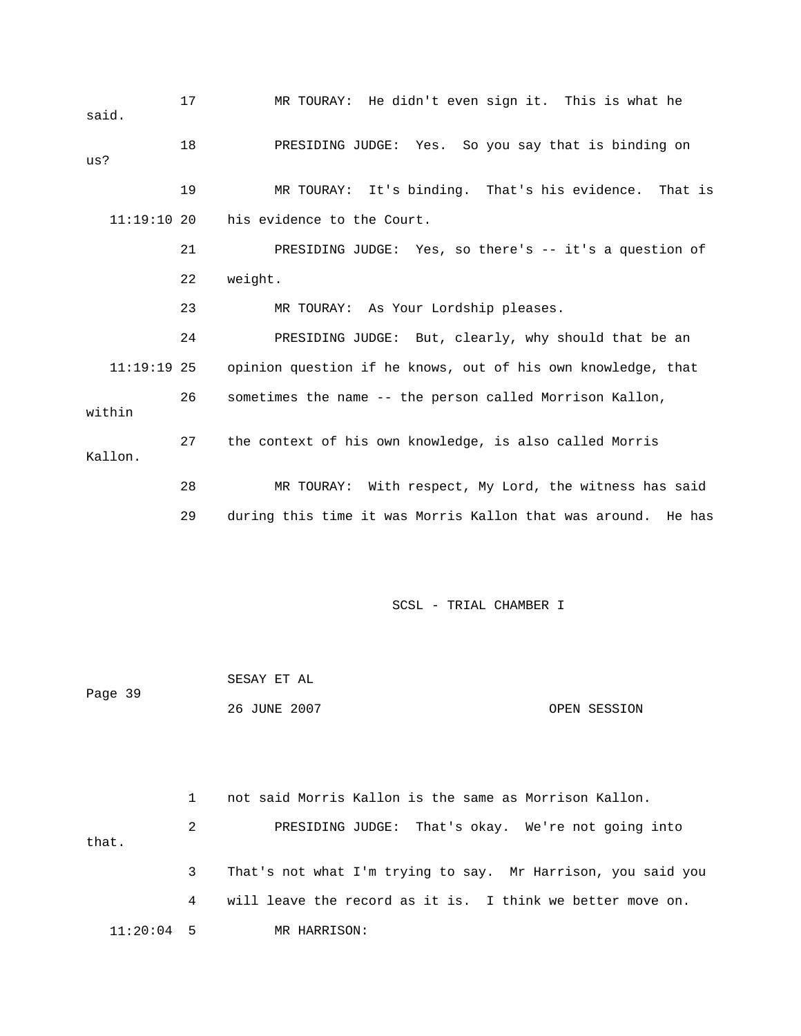MR TOURAY: He didn't even sign it. This is what he said.

PRESIDING JUDGE: Yes. So you say that is binding on us?

MR TOURAY: It's binding. That's his evidence. That is his evidence to the Court.

PRESIDING JUDGE: Yes, so there's -- it's a question of weight.

MR TOURAY: As Your Lordship pleases.

PRESIDING JUDGE: But, clearly, why should that be an opinion question if he knows, out of his own knowledge, that sometimes the name -- the person called Morrison Kallon, within the context of his own knowledge, is also called Morris Kallon.

MR TOURAY: With respect, My Lord, the witness has said during this time it was Morris Kallon that was around. He has not said Morris Kallon is the same as Morrison Kallon.

PRESIDING JUDGE: That's okay. We're not going into that. That's not what I'm trying to say. Mr Harrison, you said you will leave the record as it is. I think we better move on.

MR HARRISON: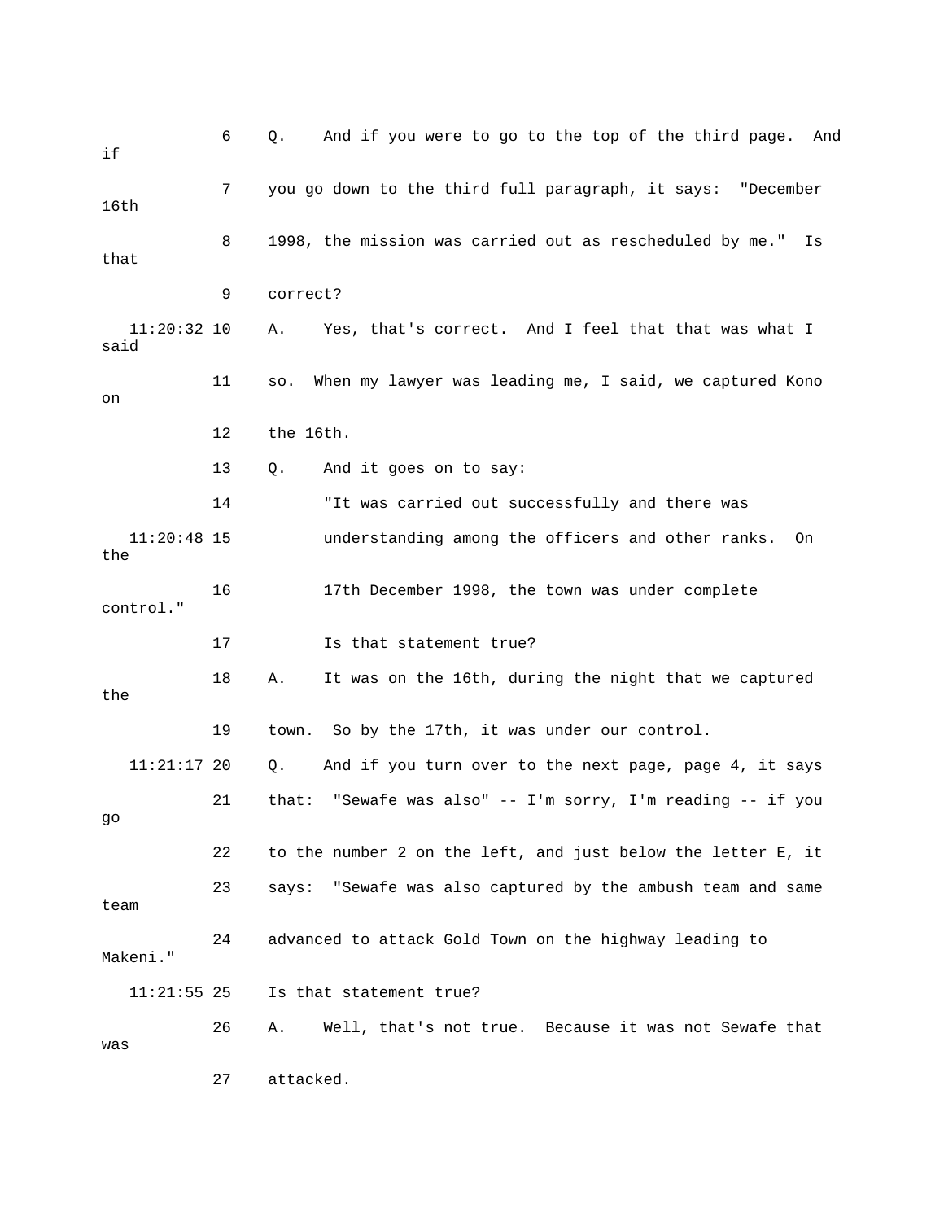6 Q. And if you were to go to the top of the third page. And if

7 you go down to the third full paragraph, it says: "December 16th

8 1998, the mission was carried out as rescheduled by me." Is that

9 correct?

11:20:32 10 A. Yes, that's correct. And I feel that that was what I said

11 so. When my lawyer was leading me, I said, we captured Kono on

12 the 16th.

13 Q. And it goes on to say:

14 "It was carried out successfully and there was

11:20:48 15 understanding among the officers and other ranks. On the

16 17th December 1998, the town was under complete control."

17 Is that statement true?

18 A. It was on the 16th, during the night that we captured the

19 town. So by the 17th, it was under our control.

11:21:17 20 Q. And if you turn over to the next page, page 4, it says

21 that: "Sewafe was also" -- I'm sorry, I'm reading -- if you go

22 to the number 2 on the left, and just below the letter E, it

23 says: "Sewafe was also captured by the ambush team and same team

24 advanced to attack Gold Town on the highway leading to Makeni."

11:21:55 25 Is that statement true?

26 A. Well, that's not true. Because it was not Sewafe that was

27 attacked.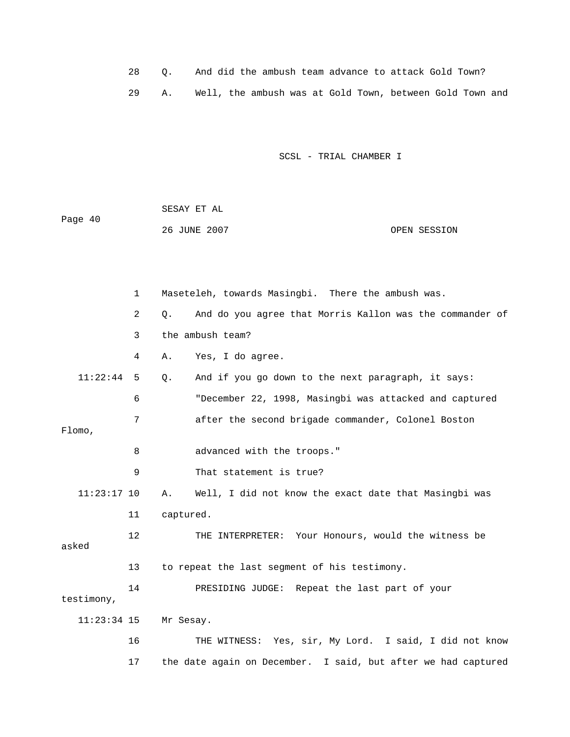28 Q. And did the ambush team advance to attack Gold Town?

29 A. Well, the ambush was at Gold Town, between Gold Town and

1 Maseteleh, towards Masingbi. There the ambush was.

2 Q. And do you agree that Morris Kallon was the commander of

3 the ambush team?

4 A. Yes, I do agree.

11:22:44 5 Q. And if you go down to the next paragraph, it says:

6 "December 22, 1998, Masingbi was attacked and captured

7 after the second brigade commander, Colonel Boston Flomo,

8 advanced with the troops."

9 That statement is true?

11:23:17 10 A. Well, I did not know the exact date that Masingbi was

11 captured.

12 THE INTERPRETER: Your Honours, would the witness be asked

13 to repeat the last segment of his testimony.

14 PRESIDING JUDGE: Repeat the last part of your testimony,

11:23:34 15 Mr Sesay.

16 THE WITNESS: Yes, sir, My Lord. I said, I did not know

17 the date again on December. I said, but after we had captured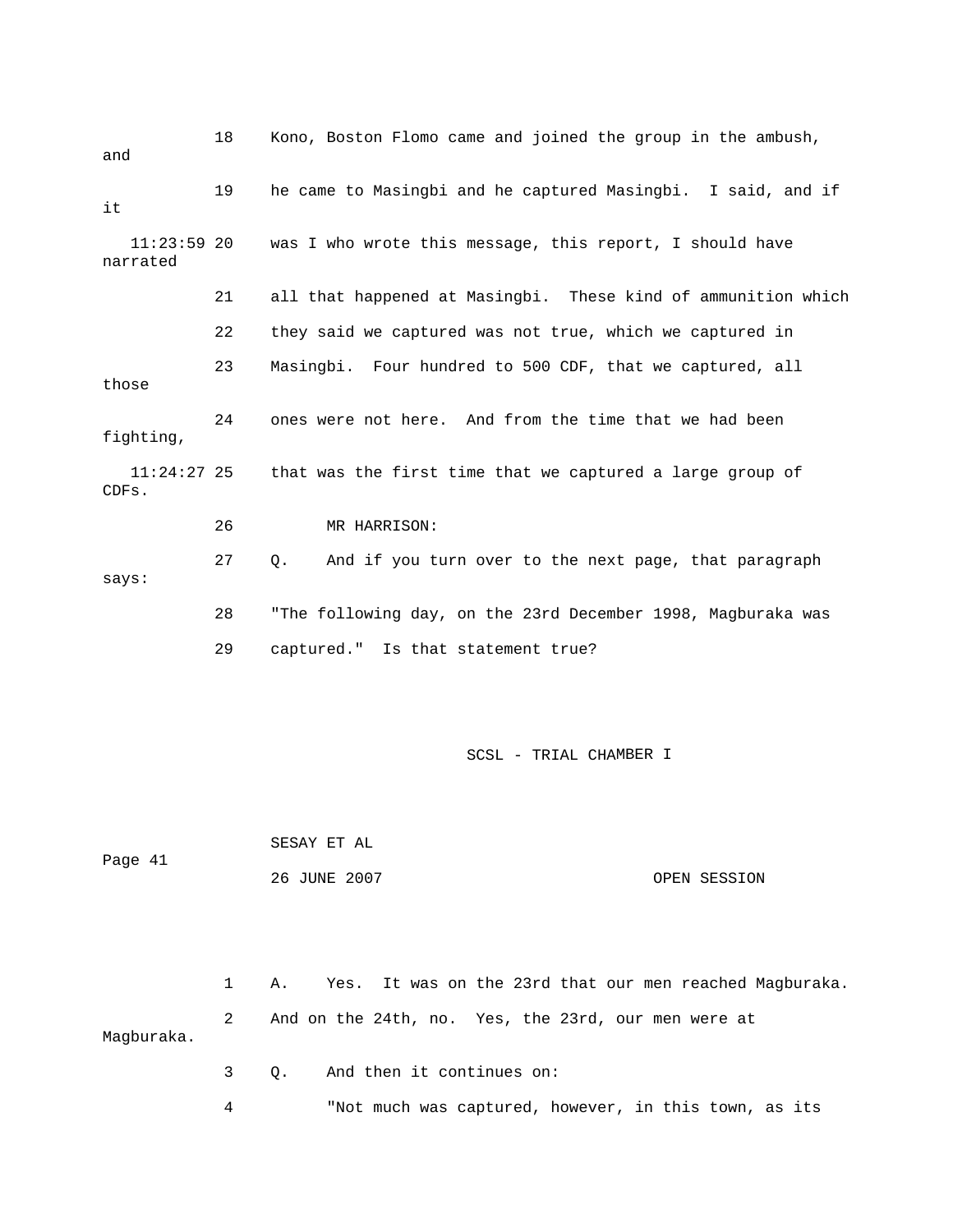18 Kono, Boston Flomo came and joined the group in the ambush, and

19 he came to Masingbi and he captured Masingbi. I said, and if it

11:23:59 20 was I who wrote this message, this report, I should have narrated

21 all that happened at Masingbi. These kind of ammunition which

22 they said we captured was not true, which we captured in

23 Masingbi. Four hundred to 500 CDF, that we captured, all those

24 ones were not here. And from the time that we had been fighting,

11:24:27 25 that was the first time that we captured a large group of CDFs.

26 MR HARRISON:

27 Q. And if you turn over to the next page, that paragraph says:

28 "The following day, on the 23rd December 1998, Magburaka was

29 captured." Is that statement true?

1 A. Yes. It was on the 23rd that our men reached Magburaka.

2 And on the 24th, no. Yes, the 23rd, our men were at Magburaka.

3 Q. And then it continues on:

4 "Not much was captured, however, in this town, as its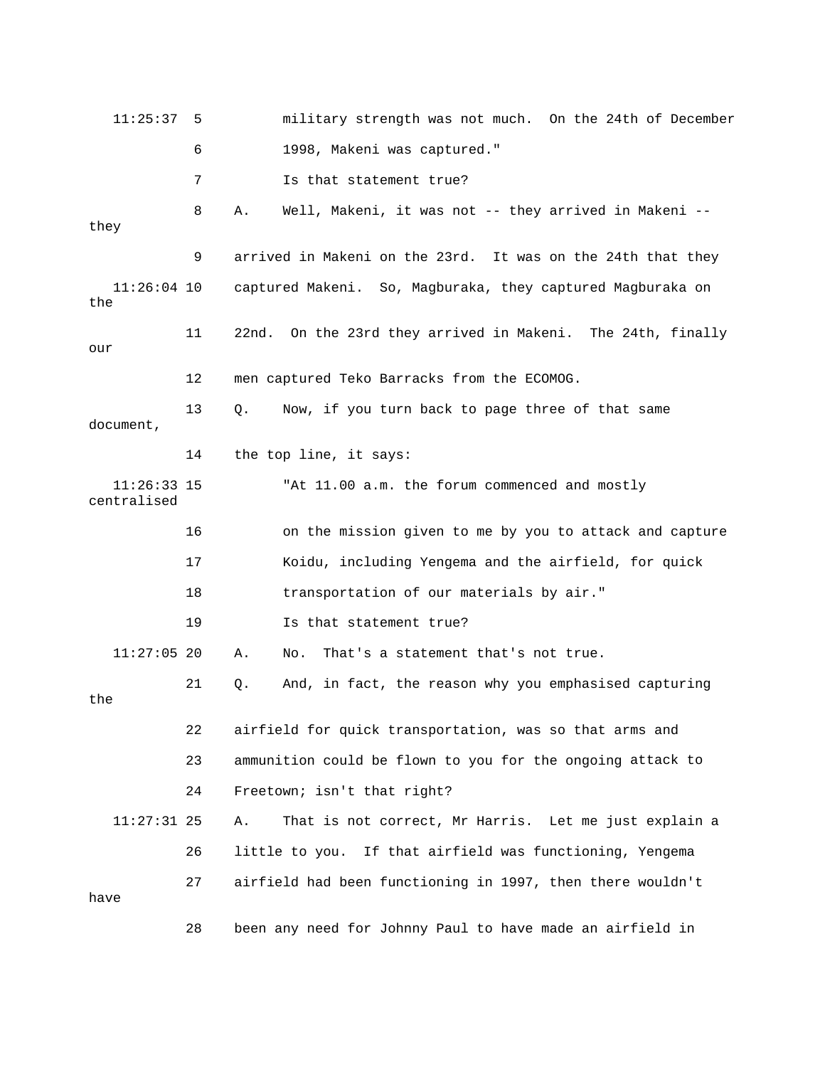11:25:37 5 military strength was not much. On the 24th of December

6 1998, Makeni was captured."

7 Is that statement true?

8 A. Well, Makeni, it was not -- they arrived in Makeni -- they

9 arrived in Makeni on the 23rd. It was on the 24th that they

11:26:04 10 captured Makeni. So, Magburaka, they captured Magburaka on the

11 22nd. On the 23rd they arrived in Makeni. The 24th, finally our

12 men captured Teko Barracks from the ECOMOG.

13 Q. Now, if you turn back to page three of that same document,

14 the top line, it says:

11:26:33 15 "At 11.00 a.m. the forum commenced and mostly centralised

16 on the mission given to me by you to attack and capture

17 Koidu, including Yengema and the airfield, for quick

18 transportation of our materials by air."

19 Is that statement true?

11:27:05 20 A. No. That's a statement that's not true.

21 Q. And, in fact, the reason why you emphasised capturing the

22 airfield for quick transportation, was so that arms and

23 ammunition could be flown to you for the ongoing attack to

24 Freetown; isn't that right?

11:27:31 25 A. That is not correct, Mr Harris. Let me just explain a

26 little to you. If that airfield was functioning, Yengema

27 airfield had been functioning in 1997, then there wouldn't have

28 been any need for Johnny Paul to have made an airfield in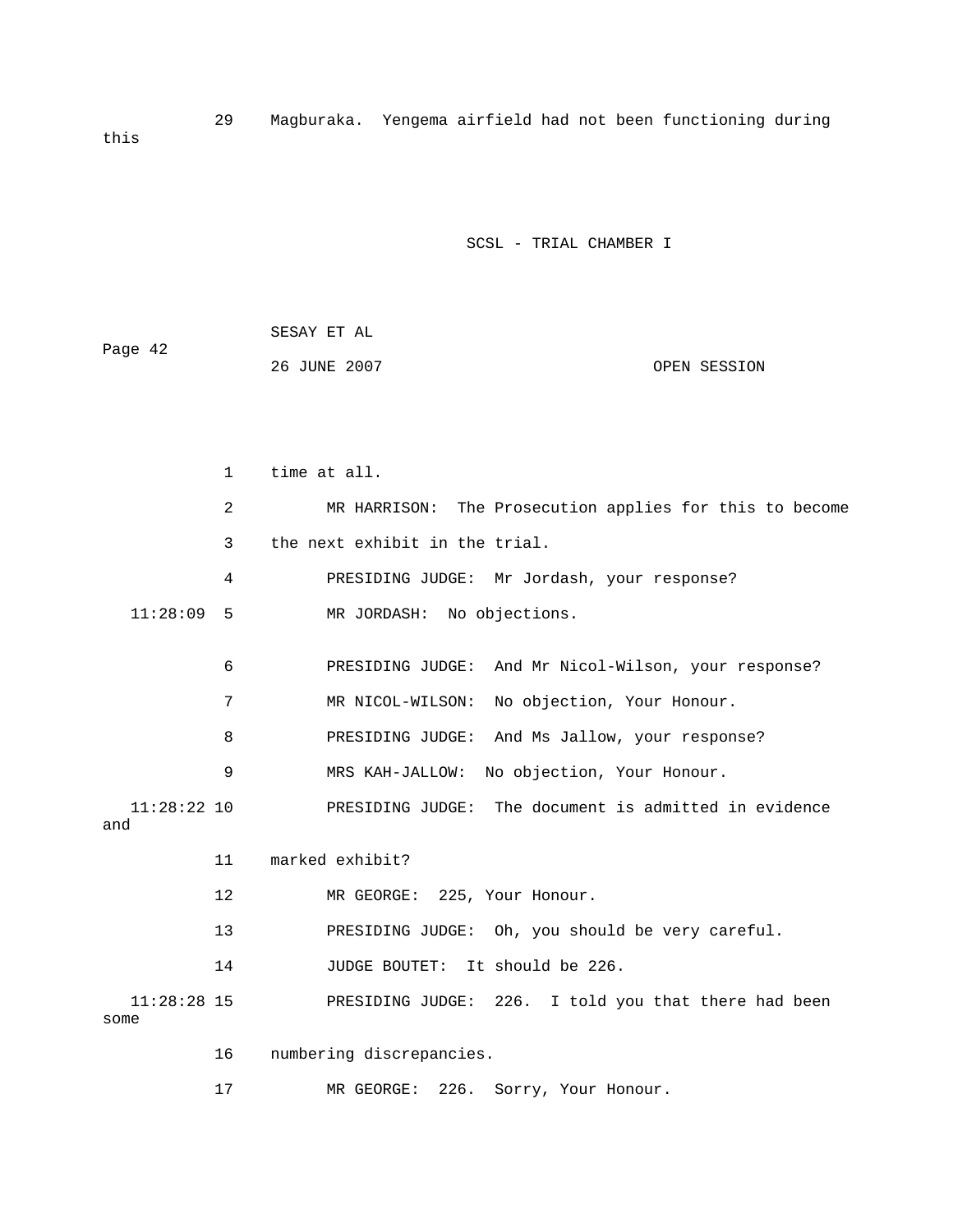29 Magburaka. Yengema airfield had not been functioning during this

1 time at all.

2 MR HARRISON: The Prosecution applies for this to become

3 the next exhibit in the trial.

4 PRESIDING JUDGE: Mr Jordash, your response?

11:28:09 5 MR JORDASH: No objections.

6 PRESIDING JUDGE: And Mr Nicol-Wilson, your response?

7 MR NICOL-WILSON: No objection, Your Honour.

8 PRESIDING JUDGE: And Ms Jallow, your response?

9 MRS KAH-JALLOW: No objection, Your Honour.

11:28:22 10 PRESIDING JUDGE: The document is admitted in evidence and

11 marked exhibit?

12 MR GEORGE: 225, Your Honour.

13 PRESIDING JUDGE: Oh, you should be very careful.

14 JUDGE BOUTET: It should be 226.

11:28:28 15 PRESIDING JUDGE: 226. I told you that there had been some

16 numbering discrepancies.

17 MR GEORGE: 226. Sorry, Your Honour.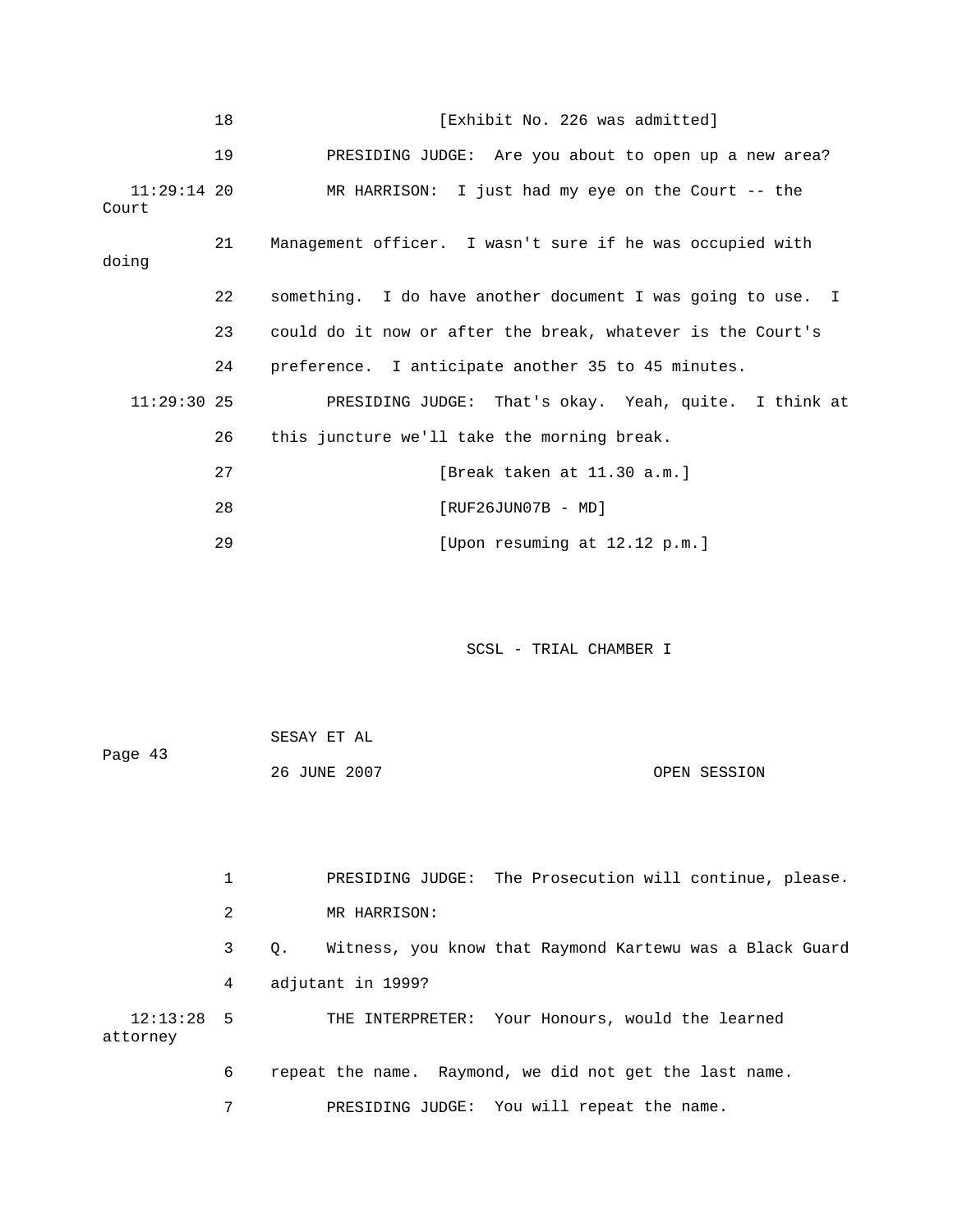18 [Exhibit No. 226 was admitted]

19 PRESIDING JUDGE: Are you about to open up a new area?

11:29:14 20 MR HARRISON: I just had my eye on the Court -- the Court

21 Management officer. I wasn't sure if he was occupied with doing

22 something. I do have another document I was going to use. I

23 could do it now or after the break, whatever is the Court's

24 preference. I anticipate another 35 to 45 minutes.

11:29:30 25 PRESIDING JUDGE: That's okay. Yeah, quite. I think at

26 this juncture we'll take the morning break.

27 [Break taken at 11.30 a.m.]

28 [RUF26JUN07B - MD]

29 [Upon resuming at 12.12 p.m.]

1 PRESIDING JUDGE: The Prosecution will continue, please.

2 MR HARRISON:

3 Q. Witness, you know that Raymond Kartewu was a Black Guard

4 adjutant in 1999?

12:13:28 5 THE INTERPRETER: Your Honours, would the learned attorney

6 repeat the name. Raymond, we did not get the last name.

7 PRESIDING JUDGE: You will repeat the name.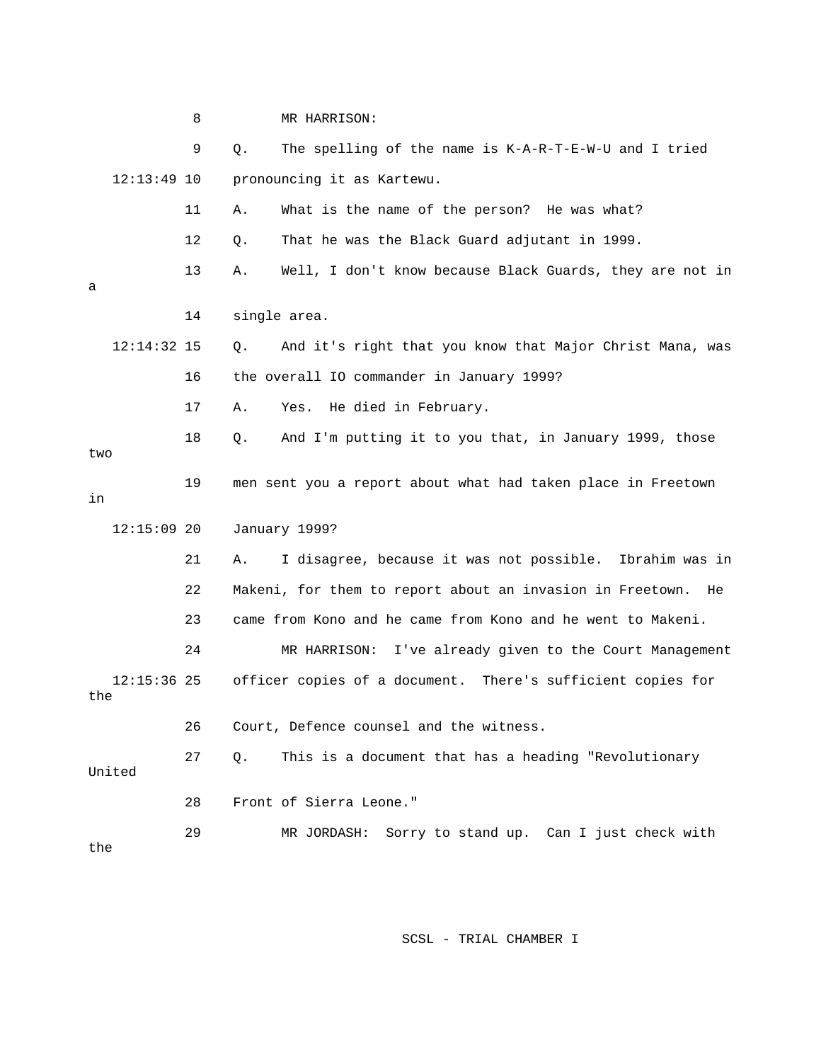8 MR HARRISON:

9 Q. The spelling of the name is K-A-R-T-E-W-U and I tried

12:13:49 10 pronouncing it as Kartewu.

11 A. What is the name of the person? He was what?

12 Q. That he was the Black Guard adjutant in 1999.

13 A. Well, I don't know because Black Guards, they are not in a

14 single area.

12:14:32 15 Q. And it's right that you know that Major Christ Mana, was

16 the overall IO commander in January 1999?

17 A. Yes. He died in February.

18 Q. And I'm putting it to you that, in January 1999, those two

19 men sent you a report about what had taken place in Freetown in

12:15:09 20 January 1999?

21 A. I disagree, because it was not possible. Ibrahim was in

22 Makeni, for them to report about an invasion in Freetown. He

23 came from Kono and he came from Kono and he went to Makeni.

24 MR HARRISON: I've already given to the Court Management

12:15:36 25 officer copies of a document. There's sufficient copies for the

26 Court, Defence counsel and the witness.

27 Q. This is a document that has a heading "Revolutionary United

28 Front of Sierra Leone."

29 MR JORDASH: Sorry to stand up. Can I just check with the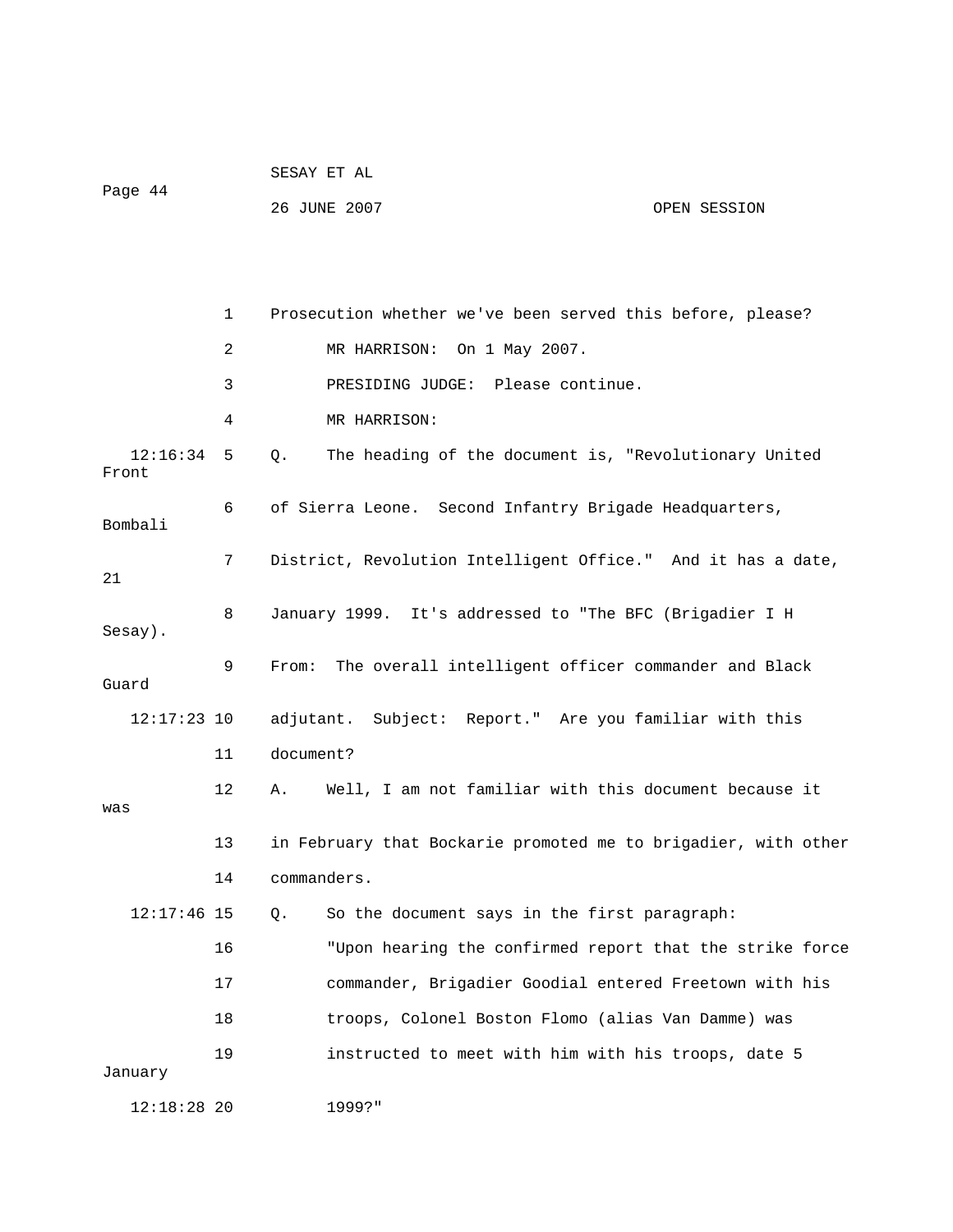Prosecution whether we've been served this before, please?

MR HARRISON: On 1 May 2007.

PRESIDING JUDGE: Please continue.

MR HARRISON:

Q. The heading of the document is, "Revolutionary United Front of Sierra Leone. Second Infantry Brigade Headquarters, Bombali District, Revolution Intelligent Office." And it has a date, 21 January 1999. It's addressed to "The BFC (Brigadier I H Sesay). From: The overall intelligent officer commander and Black Guard adjutant. Subject: Report." Are you familiar with this document?

A. Well, I am not familiar with this document because it was in February that Bockarie promoted me to brigadier, with other commanders.

Q. So the document says in the first paragraph:

"Upon hearing the confirmed report that the strike force commander, Brigadier Goodial entered Freetown with his troops, Colonel Boston Flomo (alias Van Damme) was instructed to meet with him with his troops, date 5 January 1999?"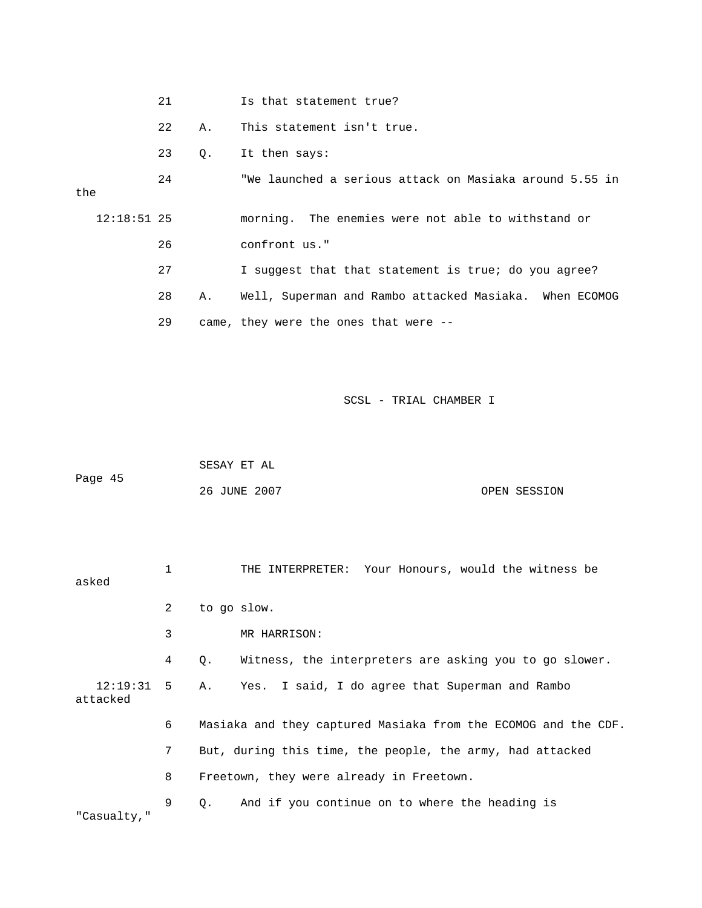21 Is that statement true?

22 A. This statement isn't true.

23 Q. It then says:

24 "We launched a serious attack on Masiaka around 5.55 in the

12:18:51 25 morning. The enemies were not able to withstand or

26 confront us."

27 I suggest that that statement is true; do you agree?

28 A. Well, Superman and Rambo attacked Masiaka. When ECOMOG

29 came, they were the ones that were --

1 THE INTERPRETER: Your Honours, would the witness be asked

2 to go slow.

3 MR HARRISON:

4 Q. Witness, the interpreters are asking you to go slower.

12:19:31 5 A. Yes. I said, I do agree that Superman and Rambo attacked

6 Masiaka and they captured Masiaka from the ECOMOG and the CDF.

7 But, during this time, the people, the army, had attacked

8 Freetown, they were already in Freetown.

9 Q. And if you continue on to where the heading is "Casualty,"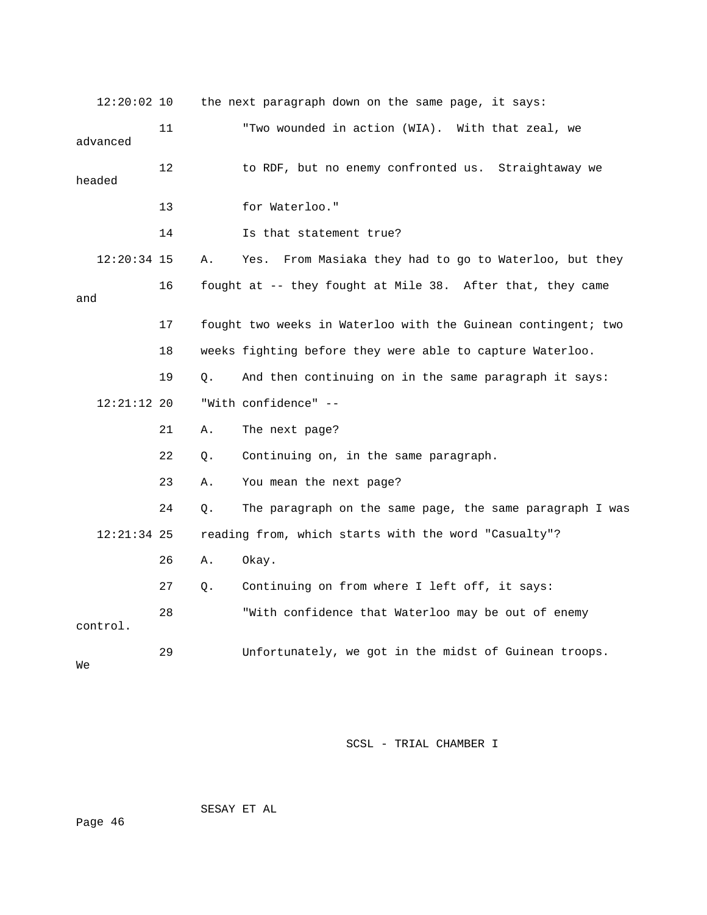12:20:02 10 the next paragraph down on the same page, it says:

11 "Two wounded in action (WIA). With that zeal, we advanced

12 to RDF, but no enemy confronted us. Straightaway we headed

13 for Waterloo."

14 Is that statement true?

12:20:34 15 A. Yes. From Masiaka they had to go to Waterloo, but they

16 fought at -- they fought at Mile 38. After that, they came and

17 fought two weeks in Waterloo with the Guinean contingent; two

18 weeks fighting before they were able to capture Waterloo.

19 Q. And then continuing on in the same paragraph it says:

12:21:12 20 "With confidence" --

21 A. The next page?

22 Q. Continuing on, in the same paragraph.

23 A. You mean the next page?

24 Q. The paragraph on the same page, the same paragraph I was

12:21:34 25 reading from, which starts with the word "Casualty"?

26 A. Okay.

27 Q. Continuing on from where I left off, it says:

28 "With confidence that Waterloo may be out of enemy control.

29 Unfortunately, we got in the midst of Guinean troops. We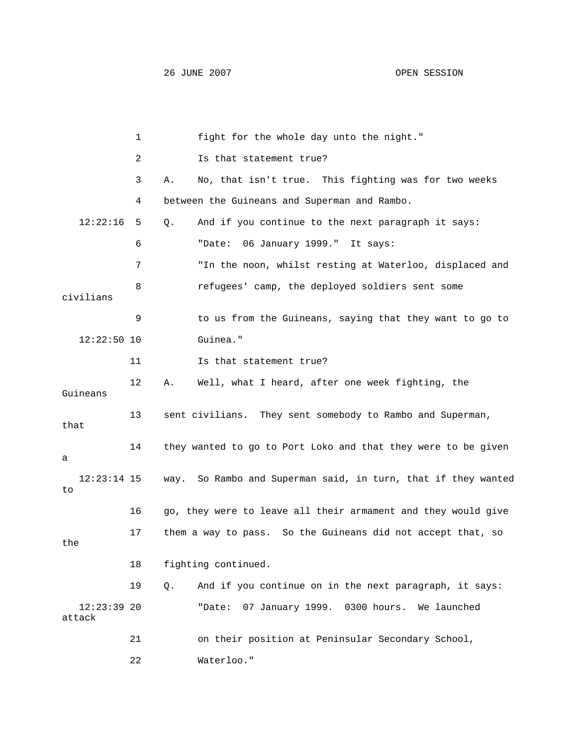fight for the whole day unto the night."

Is that statement true?

A. No, that isn't true. This fighting was for two weeks between the Guineans and Superman and Rambo.

Q. And if you continue to the next paragraph it says:

"Date: 06 January 1999." It says:

"In the noon, whilst resting at Waterloo, displaced and refugees' camp, the deployed soldiers sent some civilians to us from the Guineans, saying that they want to go to Guinea."

Is that statement true?

A. Well, what I heard, after one week fighting, the Guineans sent civilians. They sent somebody to Rambo and Superman, that they wanted to go to Port Loko and that they were to be given a way. So Rambo and Superman said, in turn, that if they wanted to go, they were to leave all their armament and they would give them a way to pass. So the Guineans did not accept that, so the fighting continued.

Q. And if you continue on in the next paragraph, it says:

"Date: 07 January 1999. 0300 hours. We launched attack on their position at Peninsular Secondary School, Waterloo."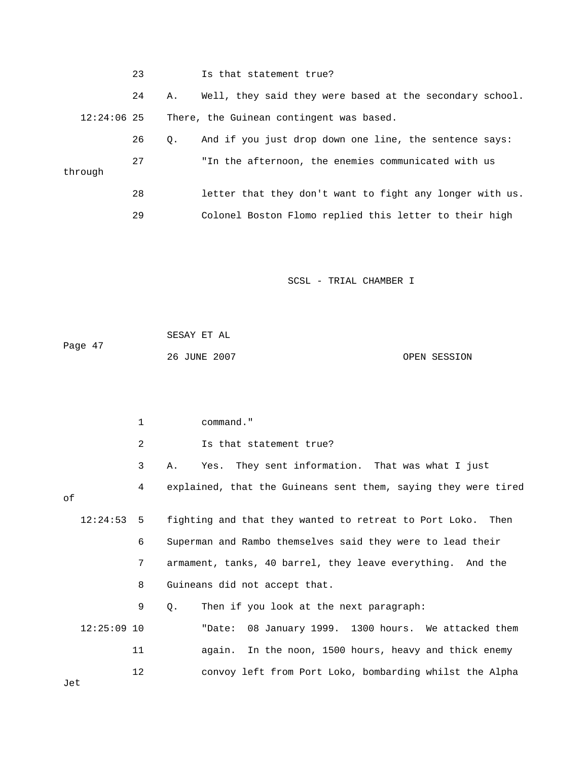23 Is that statement true?

24 A. Well, they said they were based at the secondary school.

12:24:06 25 There, the Guinean contingent was based.

26 Q. And if you just drop down one line, the sentence says:

27 "In the afternoon, the enemies communicated with us through

28 letter that they don't want to fight any longer with us.

29 Colonel Boston Flomo replied this letter to their high

1 command."

2 Is that statement true?

3 A. Yes. They sent information. That was what I just

4 explained, that the Guineans sent them, saying they were tired of

12:24:53 5 fighting and that they wanted to retreat to Port Loko. Then

6 Superman and Rambo themselves said they were to lead their

7 armament, tanks, 40 barrel, they leave everything. And the

8 Guineans did not accept that.

9 Q. Then if you look at the next paragraph:

12:25:09 10 "Date: 08 January 1999. 1300 hours. We attacked them

11 again. In the noon, 1500 hours, heavy and thick enemy

12 convoy left from Port Loko, bombarding whilst the Alpha Jet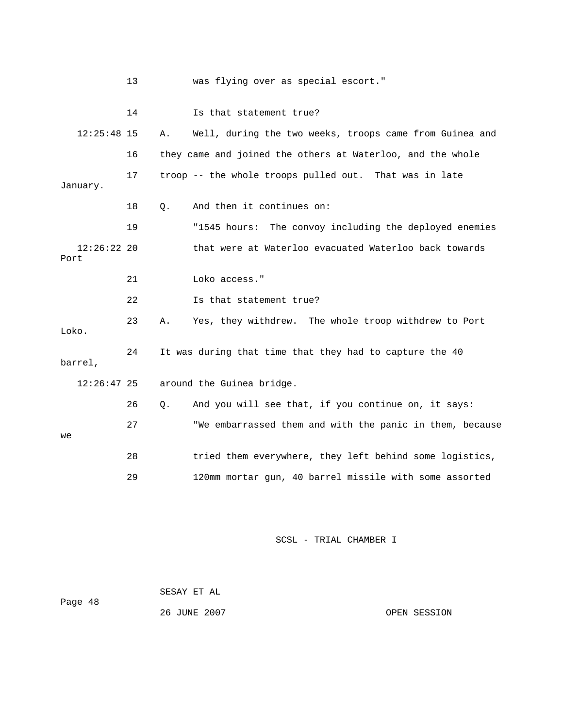13 was flying over as special escort."

14 Is that statement true?

12:25:48 15 A. Well, during the two weeks, troops came from Guinea and

16 they came and joined the others at Waterloo, and the whole

17 troop -- the whole troops pulled out. That was in late January.

18 Q. And then it continues on:

19 "1545 hours: The convoy including the deployed enemies

12:26:22 20 that were at Waterloo evacuated Waterloo back towards Port

21 Loko access."

22 Is that statement true?

23 A. Yes, they withdrew. The whole troop withdrew to Port Loko.

24 It was during that time that they had to capture the 40 barrel,

12:26:47 25 around the Guinea bridge.

26 Q. And you will see that, if you continue on, it says:

27 "We embarrassed them and with the panic in them, because we

28 tried them everywhere, they left behind some logistics,

29 120mm mortar gun, 40 barrel missile with some assorted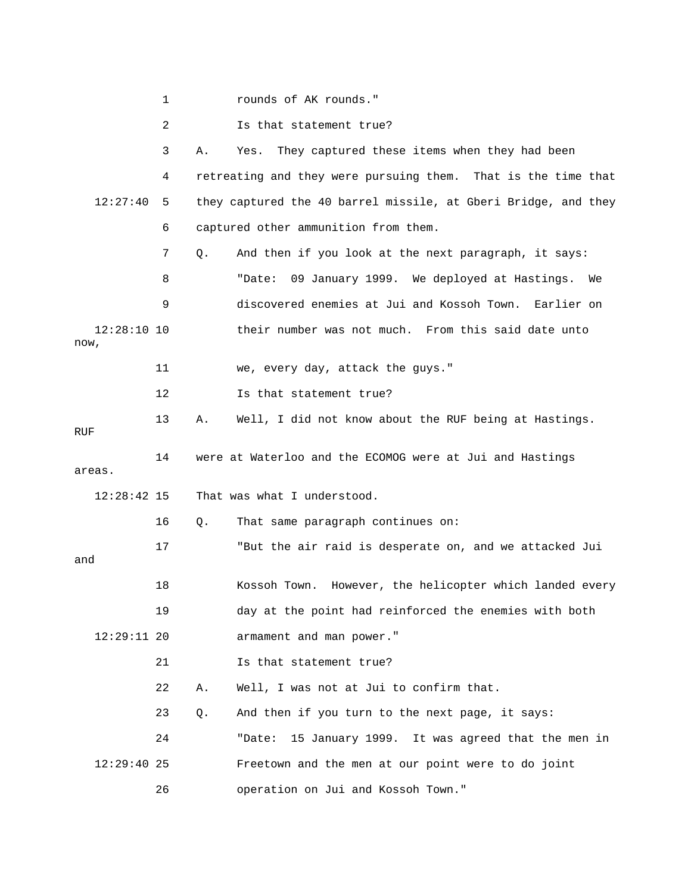rounds of AK rounds."

Is that statement true?

A. Yes. They captured these items when they had been retreating and they were pursuing them. That is the time that they captured the 40 barrel missile, at Gberi Bridge, and they captured other ammunition from them.

Q. And then if you look at the next paragraph, it says:

"Date: 09 January 1999. We deployed at Hastings. We discovered enemies at Jui and Kossoh Town. Earlier on their number was not much. From this said date unto now, we, every day, attack the guys."

Is that statement true?

A. Well, I did not know about the RUF being at Hastings. RUF were at Waterloo and the ECOMOG were at Jui and Hastings areas. That was what I understood.

Q. That same paragraph continues on:

"But the air raid is desperate on, and we attacked Jui and Kossoh Town. However, the helicopter which landed every day at the point had reinforced the enemies with both armament and man power."

Is that statement true?

A. Well, I was not at Jui to confirm that.

Q. And then if you turn to the next page, it says:

"Date: 15 January 1999. It was agreed that the men in Freetown and the men at our point were to do joint operation on Jui and Kossoh Town."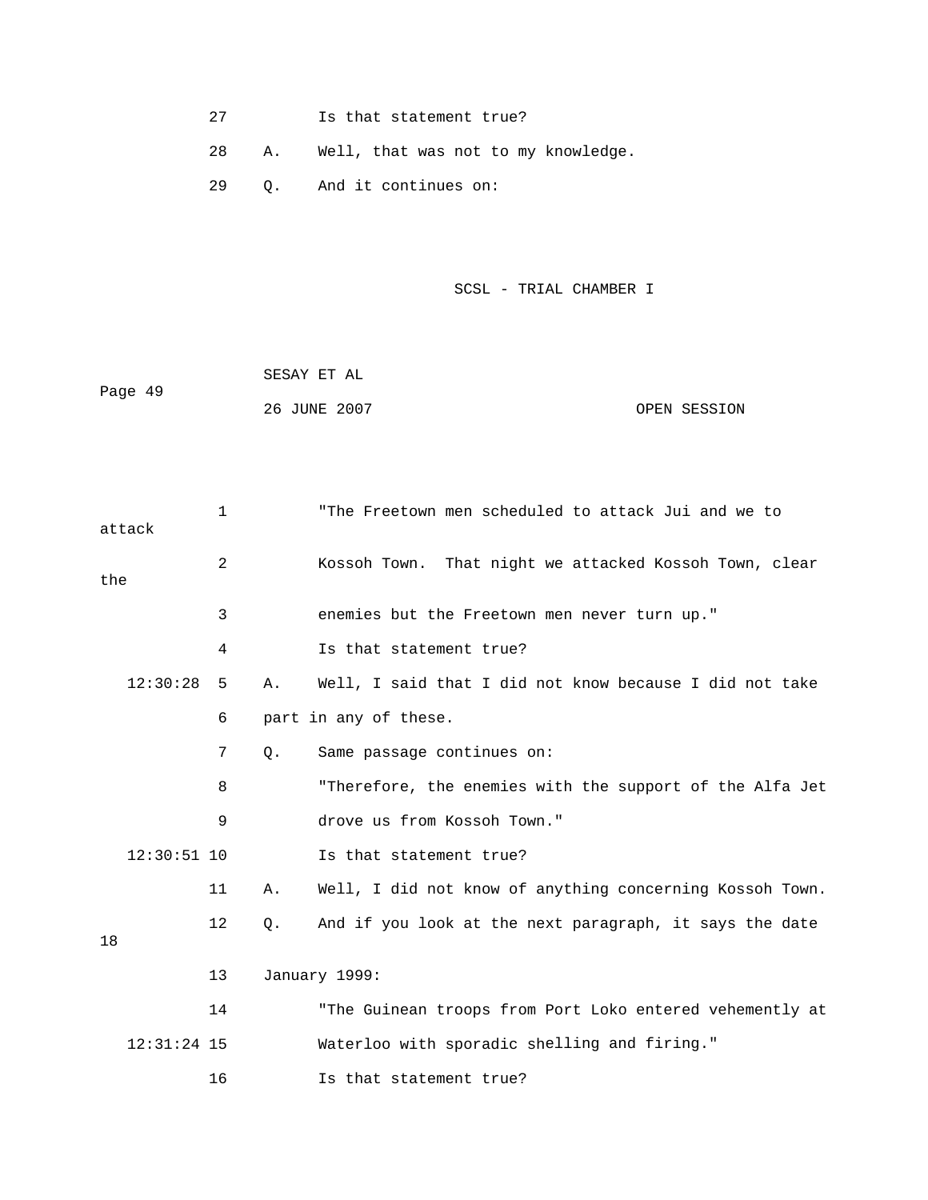27 Is that statement true?

28 A. Well, that was not to my knowledge.

29 Q. And it continues on:

1 "The Freetown men scheduled to attack Jui and we to attack

2 Kossoh Town. That night we attacked Kossoh Town, clear the

3 enemies but the Freetown men never turn up."

4 Is that statement true?

12:30:28 5 A. Well, I said that I did not know because I did not take

6 part in any of these.

7 Q. Same passage continues on:

8 "Therefore, the enemies with the support of the Alfa Jet

9 drove us from Kossoh Town."

12:30:51 10 Is that statement true?

11 A. Well, I did not know of anything concerning Kossoh Town.

12 Q. And if you look at the next paragraph, it says the date 18

13 January 1999:

14 "The Guinean troops from Port Loko entered vehemently at

12:31:24 15 Waterloo with sporadic shelling and firing."

16 Is that statement true?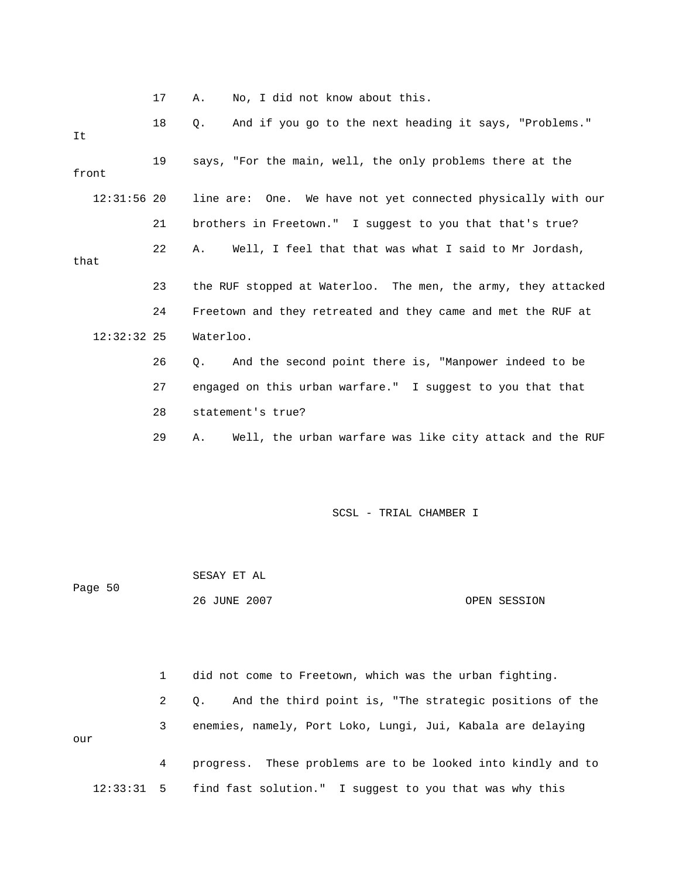17 A. No, I did not know about this.

18 Q. And if you go to the next heading it says, "Problems." It

19 says, "For the main, well, the only problems there at the front

12:31:56 20 line are: One. We have not yet connected physically with our

21 brothers in Freetown." I suggest to you that that's true?

22 A. Well, I feel that that was what I said to Mr Jordash, that

23 the RUF stopped at Waterloo. The men, the army, they attacked

24 Freetown and they retreated and they came and met the RUF at

12:32:32 25 Waterloo.

26 Q. And the second point there is, "Manpower indeed to be

27 engaged on this urban warfare." I suggest to you that that

28 statement's true?

29 A. Well, the urban warfare was like city attack and the RUF

1 did not come to Freetown, which was the urban fighting.

2 Q. And the third point is, "The strategic positions of the

3 enemies, namely, Port Loko, Lungi, Jui, Kabala are delaying our

4 progress. These problems are to be looked into kindly and to

12:33:31 5 find fast solution." I suggest to you that was why this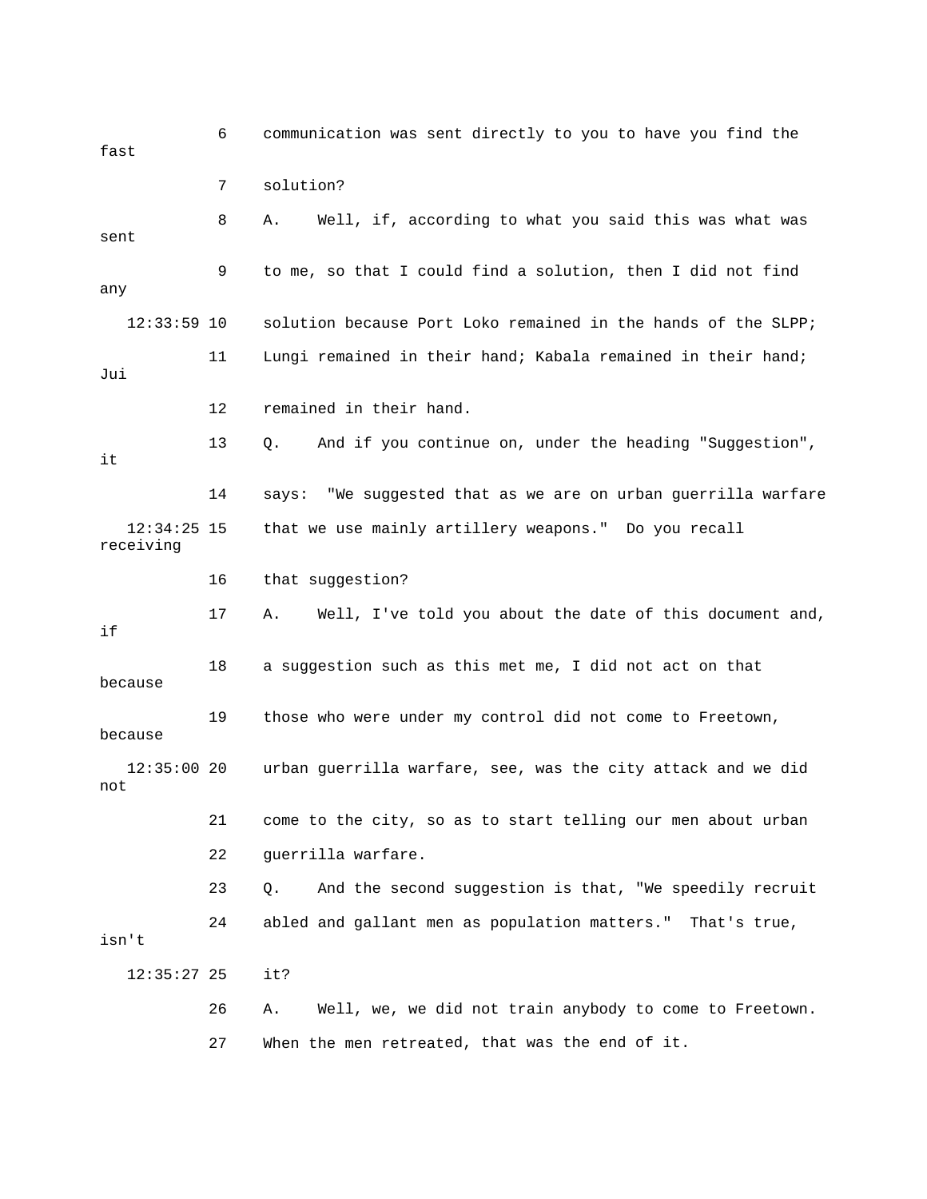6 communication was sent directly to you to have you find the fast

7 solution?

8 A. Well, if, according to what you said this was what was sent

9 to me, so that I could find a solution, then I did not find any

12:33:59 10 solution because Port Loko remained in the hands of the SLPP;

11 Lungi remained in their hand; Kabala remained in their hand; Jui

12 remained in their hand.

13 Q. And if you continue on, under the heading "Suggestion", it

14 says: "We suggested that as we are on urban guerrilla warfare

12:34:25 15 that we use mainly artillery weapons." Do you recall receiving

16 that suggestion?

17 A. Well, I've told you about the date of this document and, if

18 a suggestion such as this met me, I did not act on that because

19 those who were under my control did not come to Freetown, because

12:35:00 20 urban guerrilla warfare, see, was the city attack and we did not

21 come to the city, so as to start telling our men about urban

22 guerrilla warfare.

23 Q. And the second suggestion is that, "We speedily recruit

24 abled and gallant men as population matters." That's true, isn't

12:35:27 25 it?

26 A. Well, we, we did not train anybody to come to Freetown.

27 When the men retreated, that was the end of it.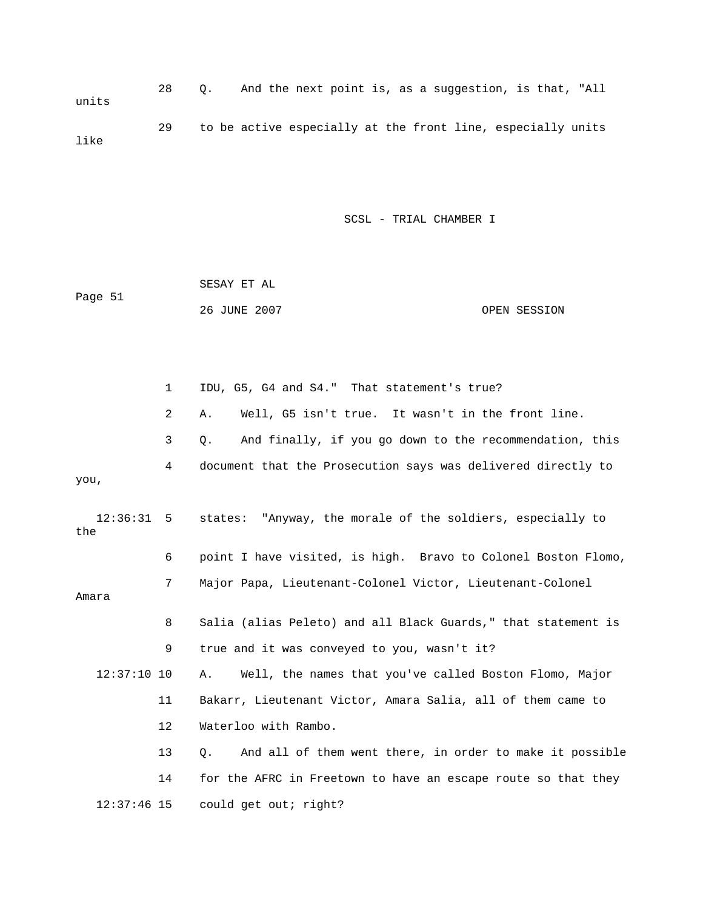28 Q. And the next point is, as a suggestion, is that, "All units

29 to be active especially at the front line, especially units like

1 IDU, G5, G4 and S4." That statement's true?

2 A. Well, G5 isn't true. It wasn't in the front line.

3 Q. And finally, if you go down to the recommendation, this

4 document that the Prosecution says was delivered directly to you,

12:36:31 5 states: "Anyway, the morale of the soldiers, especially to the

6 point I have visited, is high. Bravo to Colonel Boston Flomo,

7 Major Papa, Lieutenant-Colonel Victor, Lieutenant-Colonel Amara

8 Salia (alias Peleto) and all Black Guards," that statement is

9 true and it was conveyed to you, wasn't it?

12:37:10 10 A. Well, the names that you've called Boston Flomo, Major

11 Bakarr, Lieutenant Victor, Amara Salia, all of them came to

12 Waterloo with Rambo.

13 Q. And all of them went there, in order to make it possible

14 for the AFRC in Freetown to have an escape route so that they

12:37:46 15 could get out; right?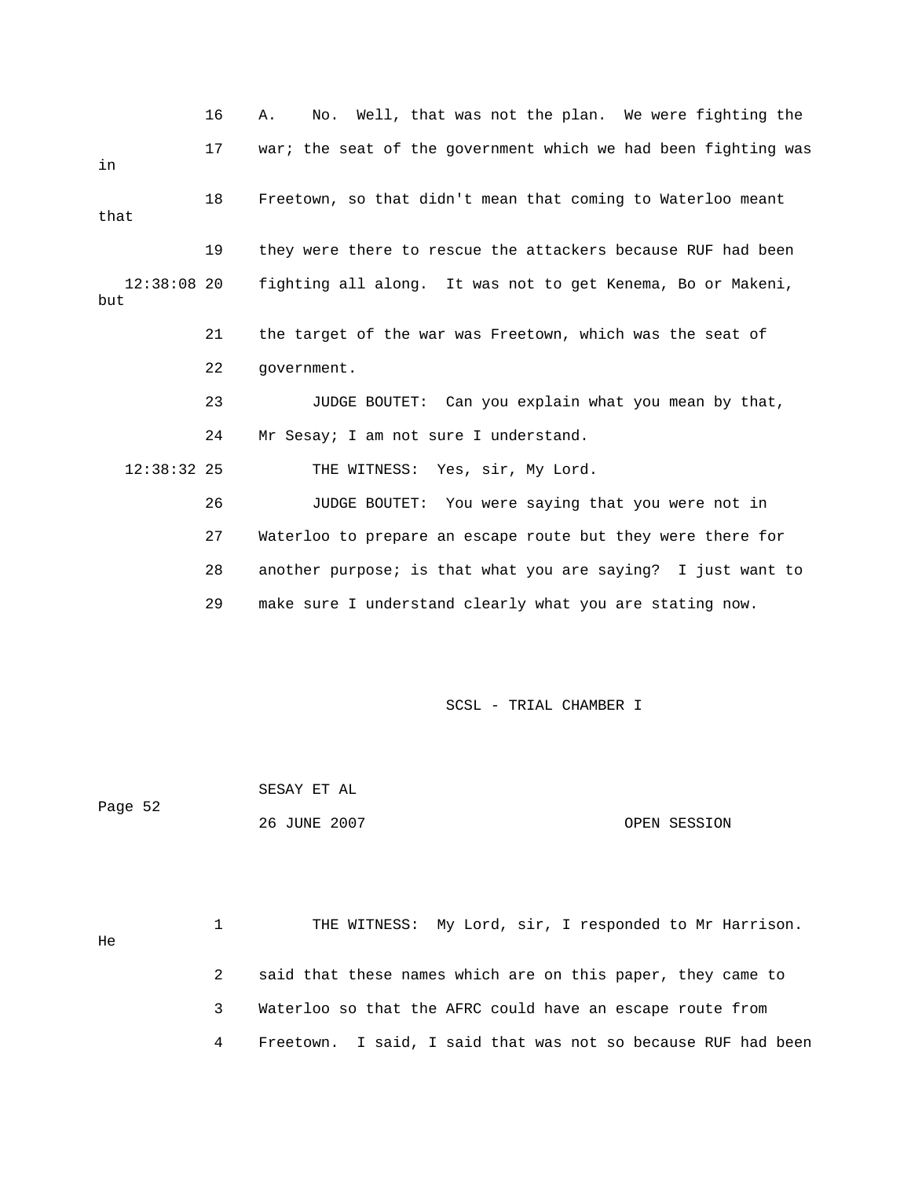16 A. No. Well, that was not the plan. We were fighting the

17 war; the seat of the government which we had been fighting was in

18 Freetown, so that didn't mean that coming to Waterloo meant that

19 they were there to rescue the attackers because RUF had been

12:38:08 20 fighting all along. It was not to get Kenema, Bo or Makeni, but

21 the target of the war was Freetown, which was the seat of

22 government.

23 JUDGE BOUTET: Can you explain what you mean by that,

24 Mr Sesay; I am not sure I understand.

12:38:32 25 THE WITNESS: Yes, sir, My Lord.

26 JUDGE BOUTET: You were saying that you were not in

27 Waterloo to prepare an escape route but they were there for

28 another purpose; is that what you are saying? I just want to

29 make sure I understand clearly what you are stating now.

1 THE WITNESS: My Lord, sir, I responded to Mr Harrison. He

2 said that these names which are on this paper, they came to

3 Waterloo so that the AFRC could have an escape route from

4 Freetown. I said, I said that was not so because RUF had been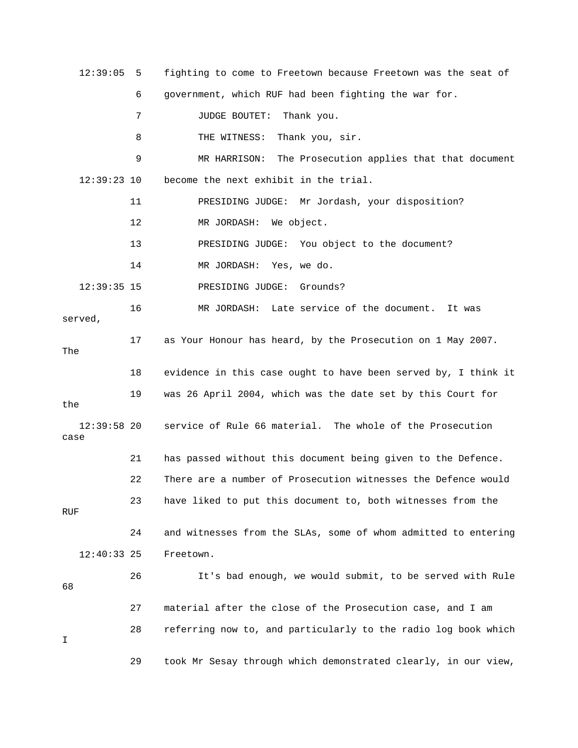fighting to come to Freetown because Freetown was the seat of government, which RUF had been fighting the war for.

JUDGE BOUTET: Thank you.

THE WITNESS: Thank you, sir.

MR HARRISON: The Prosecution applies that that document become the next exhibit in the trial.

PRESIDING JUDGE: Mr Jordash, your disposition?

MR JORDASH: We object.

PRESIDING JUDGE: You object to the document?

MR JORDASH: Yes, we do.

PRESIDING JUDGE: Grounds?

MR JORDASH: Late service of the document. It was served, as Your Honour has heard, by the Prosecution on 1 May 2007. The evidence in this case ought to have been served by, I think it was 26 April 2004, which was the date set by this Court for the service of Rule 66 material. The whole of the Prosecution case has passed without this document being given to the Defence. There are a number of Prosecution witnesses the Defence would have liked to put this document to, both witnesses from the RUF and witnesses from the SLAs, some of whom admitted to entering Freetown.

It's bad enough, we would submit, to be served with Rule 68 material after the close of the Prosecution case, and I am referring now to, and particularly to the radio log book which I took Mr Sesay through which demonstrated clearly, in our view,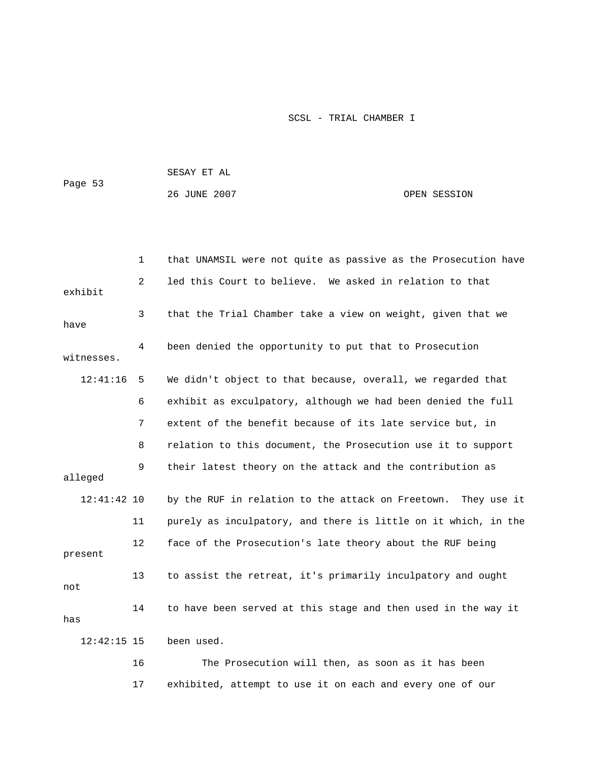that UNAMSIL were not quite as passive as the Prosecution have led this Court to believe. We asked in relation to that exhibit that the Trial Chamber take a view on weight, given that we have been denied the opportunity to put that to Prosecution witnesses. We didn't object to that because, overall, we regarded that exhibit as exculpatory, although we had been denied the full extent of the benefit because of its late service but, in relation to this document, the Prosecution use it to support their latest theory on the attack and the contribution as alleged by the RUF in relation to the attack on Freetown. They use it purely as inculpatory, and there is little on it which, in the face of the Prosecution's late theory about the RUF being present to assist the retreat, it's primarily inculpatory and ought not to have been served at this stage and then used in the way it has been used.

The Prosecution will then, as soon as it has been exhibited, attempt to use it on each and every one of our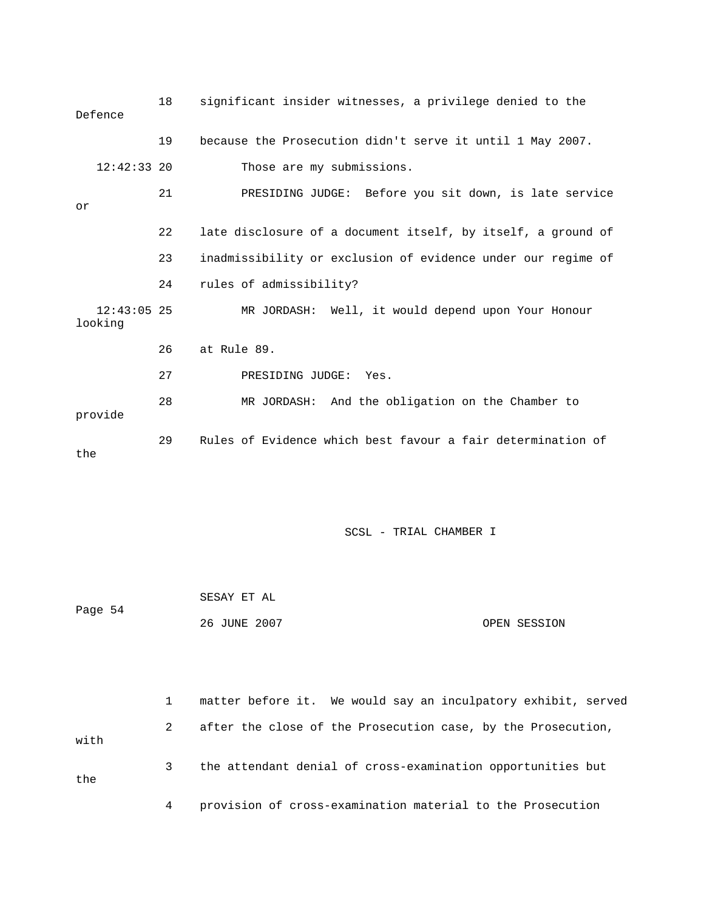18 significant insider witnesses, a privilege denied to the Defence

19 because the Prosecution didn't serve it until 1 May 2007.

12:42:33 20 Those are my submissions.

21 PRESIDING JUDGE: Before you sit down, is late service or

22 late disclosure of a document itself, by itself, a ground of

23 inadmissibility or exclusion of evidence under our regime of

24 rules of admissibility?

12:43:05 25 MR JORDASH: Well, it would depend upon Your Honour looking

26 at Rule 89.

27 PRESIDING JUDGE: Yes.

28 MR JORDASH: And the obligation on the Chamber to provide

29 Rules of Evidence which best favour a fair determination of the

1 matter before it. We would say an inculpatory exhibit, served

2 after the close of the Prosecution case, by the Prosecution, with

3 the attendant denial of cross-examination opportunities but the

4 provision of cross-examination material to the Prosecution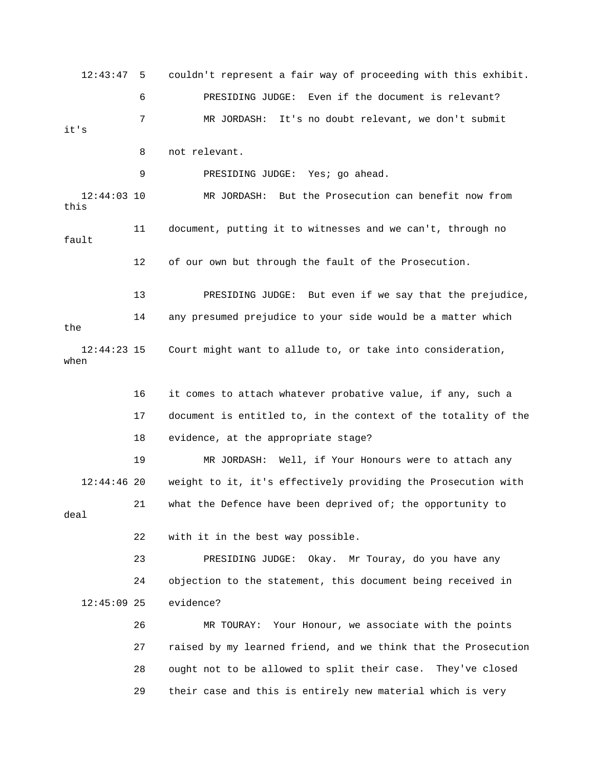12:43:47 5 couldn't represent a fair way of proceeding with this exhibit.

6 PRESIDING JUDGE: Even if the document is relevant?

7 MR JORDASH: It's no doubt relevant, we don't submit it's

8 not relevant.

9 PRESIDING JUDGE: Yes; go ahead.

12:44:03 10 MR JORDASH: But the Prosecution can benefit now from this

11 document, putting it to witnesses and we can't, through no fault

12 of our own but through the fault of the Prosecution.

13 PRESIDING JUDGE: But even if we say that the prejudice,

14 any presumed prejudice to your side would be a matter which the

12:44:23 15 Court might want to allude to, or take into consideration, when

16 it comes to attach whatever probative value, if any, such a

17 document is entitled to, in the context of the totality of the

18 evidence, at the appropriate stage?

19 MR JORDASH: Well, if Your Honours were to attach any

12:44:46 20 weight to it, it's effectively providing the Prosecution with

21 what the Defence have been deprived of; the opportunity to deal

22 with it in the best way possible.

23 PRESIDING JUDGE: Okay. Mr Touray, do you have any

24 objection to the statement, this document being received in

12:45:09 25 evidence?

26 MR TOURAY: Your Honour, we associate with the points

27 raised by my learned friend, and we think that the Prosecution

28 ought not to be allowed to split their case. They've closed

29 their case and this is entirely new material which is very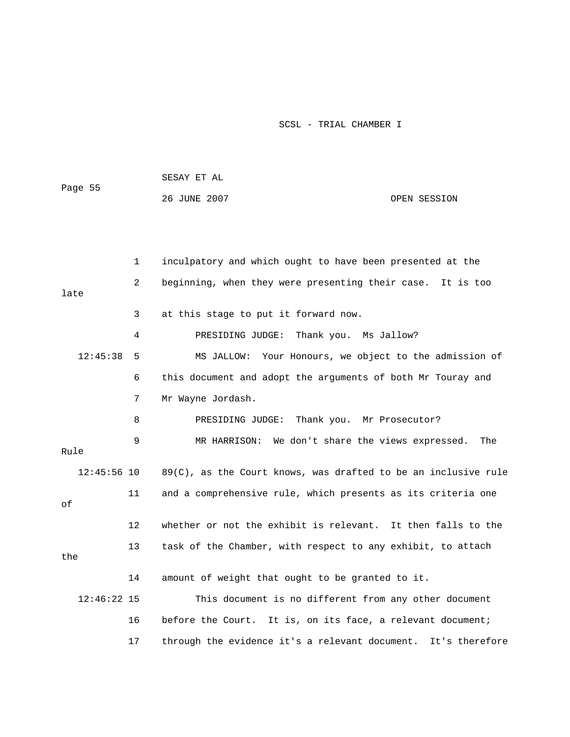inculpatory and which ought to have been presented at the beginning, when they were presenting their case. It is too late at this stage to put it forward now.

PRESIDING JUDGE: Thank you. Ms Jallow?

MS JALLOW: Your Honours, we object to the admission of this document and adopt the arguments of both Mr Touray and Mr Wayne Jordash.

PRESIDING JUDGE: Thank you. Mr Prosecutor?

MR HARRISON: We don't share the views expressed. The Rule 89(C), as the Court knows, was drafted to be an inclusive rule and a comprehensive rule, which presents as its criteria one of whether or not the exhibit is relevant. It then falls to the task of the Chamber, with respect to any exhibit, to attach the amount of weight that ought to be granted to it.

This document is no different from any other document before the Court. It is, on its face, a relevant document; through the evidence it's a relevant document. It's therefore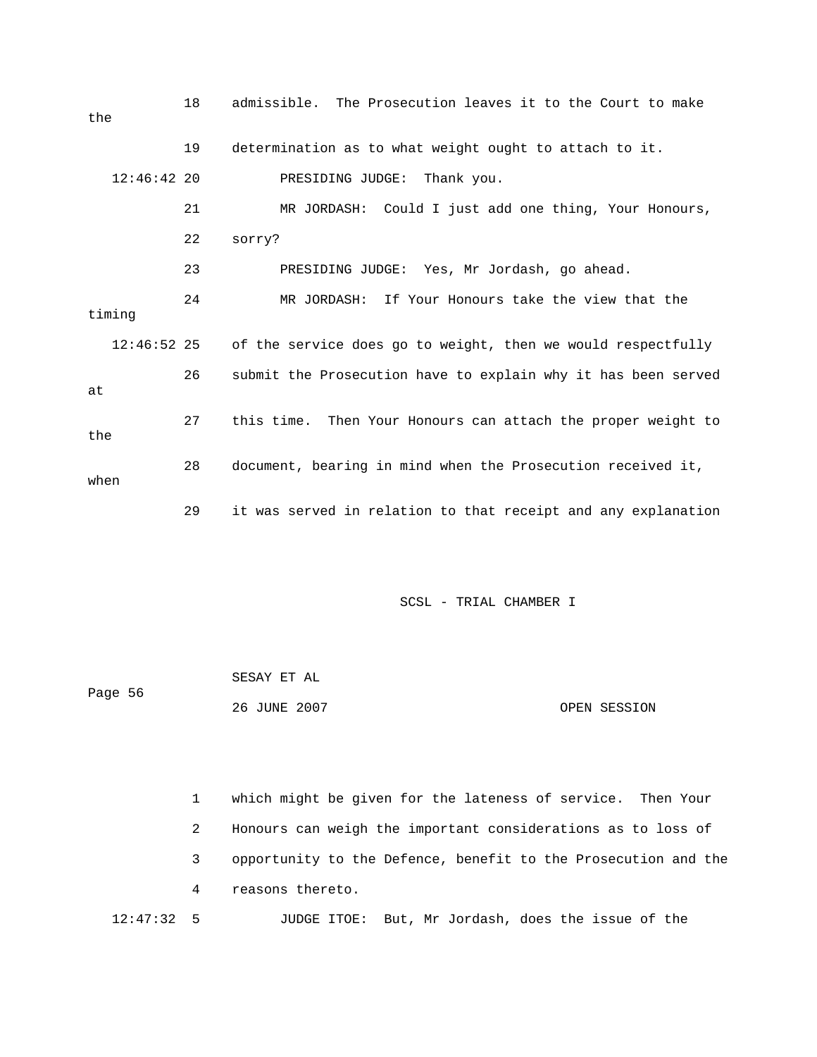18 admissible. The Prosecution leaves it to the Court to make the

19 determination as to what weight ought to attach to it.

12:46:42 20 PRESIDING JUDGE: Thank you.

21 MR JORDASH: Could I just add one thing, Your Honours,

22 sorry?

23 PRESIDING JUDGE: Yes, Mr Jordash, go ahead.

24 MR JORDASH: If Your Honours take the view that the timing

12:46:52 25 of the service does go to weight, then we would respectfully

26 submit the Prosecution have to explain why it has been served at

27 this time. Then Your Honours can attach the proper weight to the

28 document, bearing in mind when the Prosecution received it, when

29 it was served in relation to that receipt and any explanation

1 which might be given for the lateness of service. Then Your

2 Honours can weigh the important considerations as to loss of

3 opportunity to the Defence, benefit to the Prosecution and the

4 reasons thereto.

12:47:32 5 JUDGE ITOE: But, Mr Jordash, does the issue of the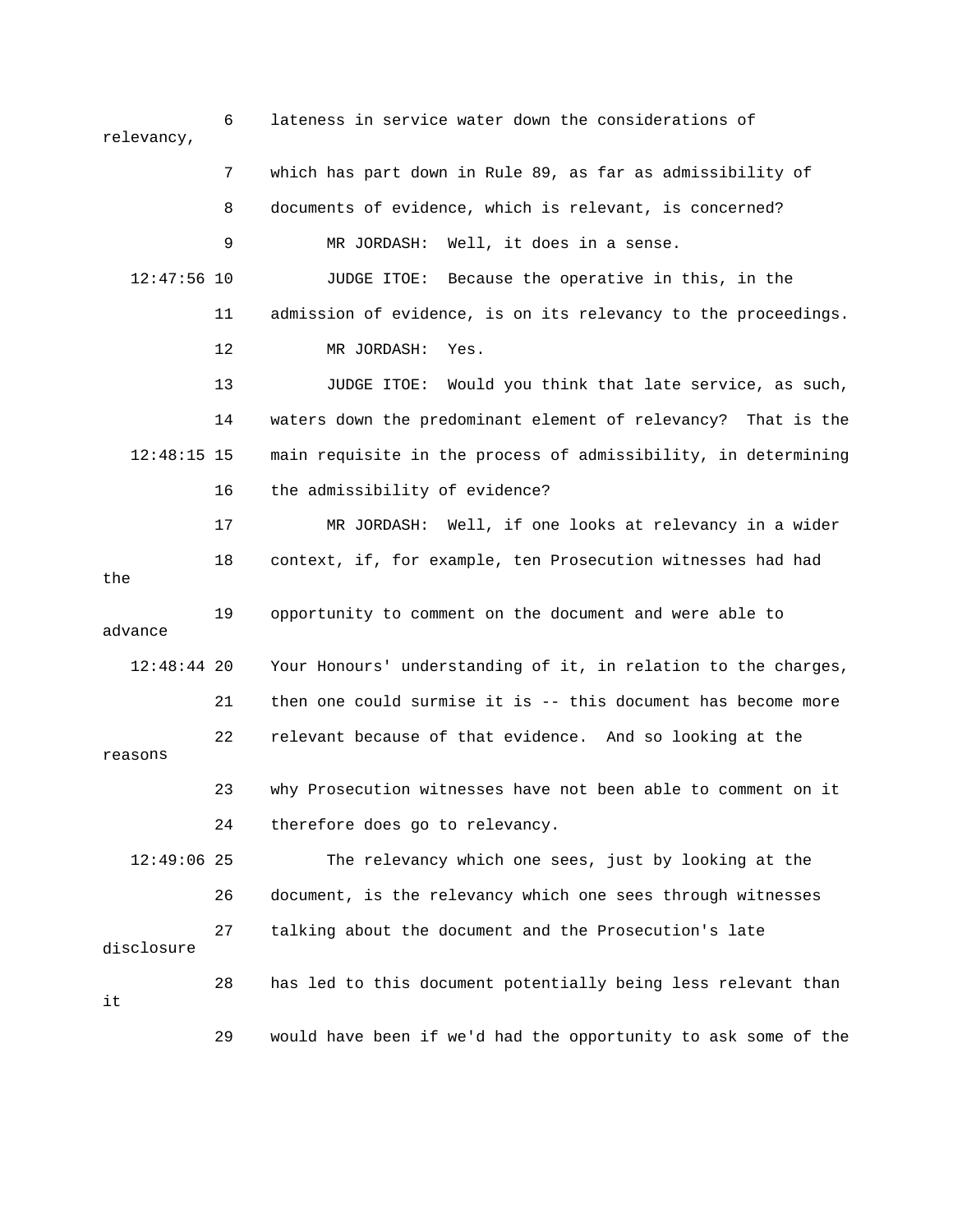6 lateness in service water down the considerations of relevancy,

7 which has part down in Rule 89, as far as admissibility of

8 documents of evidence, which is relevant, is concerned?

9 MR JORDASH: Well, it does in a sense.

12:47:56 10 JUDGE ITOE: Because the operative in this, in the

11 admission of evidence, is on its relevancy to the proceedings.

12 MR JORDASH: Yes.

13 JUDGE ITOE: Would you think that late service, as such,

14 waters down the predominant element of relevancy? That is the

12:48:15 15 main requisite in the process of admissibility, in determining

16 the admissibility of evidence?

17 MR JORDASH: Well, if one looks at relevancy in a wider

18 context, if, for example, ten Prosecution witnesses had had the

19 opportunity to comment on the document and were able to advance

12:48:44 20 Your Honours' understanding of it, in relation to the charges,

21 then one could surmise it is -- this document has become more

22 relevant because of that evidence. And so looking at the reasons

23 why Prosecution witnesses have not been able to comment on it

24 therefore does go to relevancy.

12:49:06 25 The relevancy which one sees, just by looking at the

26 document, is the relevancy which one sees through witnesses

27 talking about the document and the Prosecution's late disclosure

28 has led to this document potentially being less relevant than it

29 would have been if we'd had the opportunity to ask some of the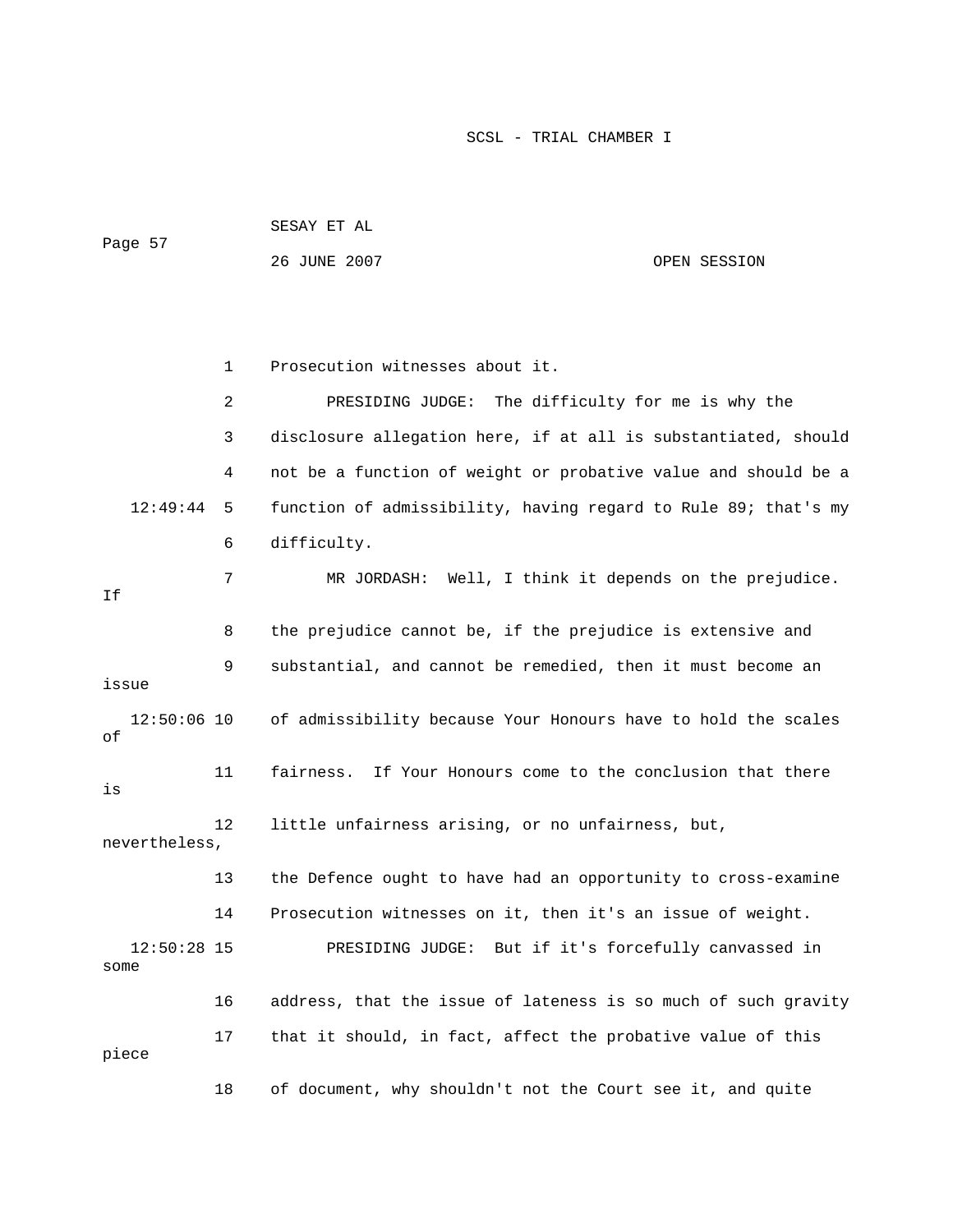Prosecution witnesses about it.

PRESIDING JUDGE: The difficulty for me is why the disclosure allegation here, if at all is substantiated, should not be a function of weight or probative value and should be a function of admissibility, having regard to Rule 89; that's my difficulty.

MR JORDASH: Well, I think it depends on the prejudice. If the prejudice cannot be, if the prejudice is extensive and substantial, and cannot be remedied, then it must become an issue of admissibility because Your Honours have to hold the scales of fairness. If Your Honours come to the conclusion that there is little unfairness arising, or no unfairness, but, nevertheless, the Defence ought to have had an opportunity to cross-examine Prosecution witnesses on it, then it's an issue of weight.

PRESIDING JUDGE: But if it's forcefully canvassed in some address, that the issue of lateness is so much of such gravity that it should, in fact, affect the probative value of this piece of document, why shouldn't not the Court see it, and quite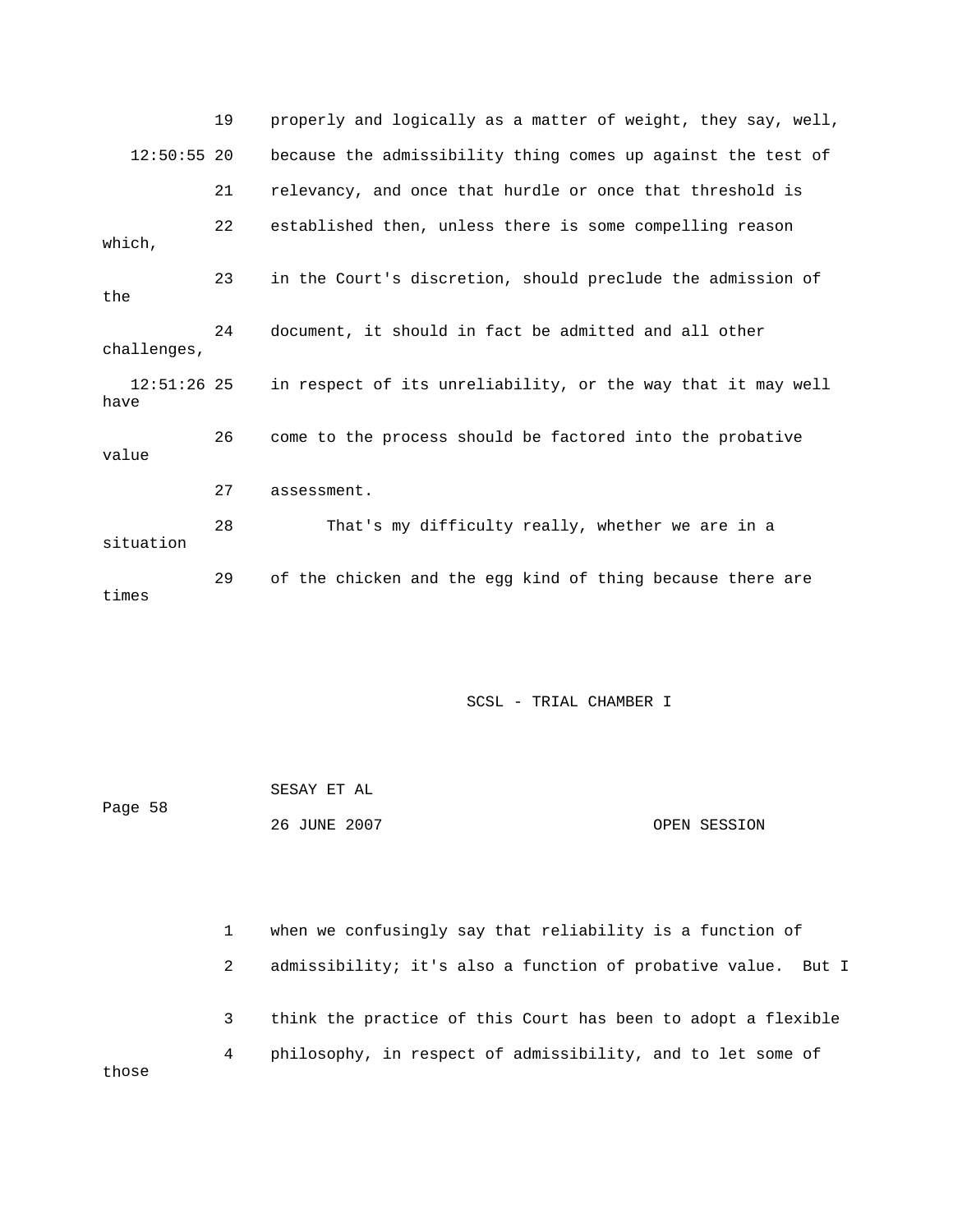19 properly and logically as a matter of weight, they say, well,

12:50:55 20 because the admissibility thing comes up against the test of

21 relevancy, and once that hurdle or once that threshold is

22 established then, unless there is some compelling reason which,

23 in the Court's discretion, should preclude the admission of the

24 document, it should in fact be admitted and all other challenges,

12:51:26 25 in respect of its unreliability, or the way that it may well have

26 come to the process should be factored into the probative value

27 assessment.

28 That's my difficulty really, whether we are in a situation

29 of the chicken and the egg kind of thing because there are times

SCSL - TRIAL CHAMBER I

SESAY ET AL

Page 58

26 JUNE 2007 OPEN SESSION

1 when we confusingly say that reliability is a function of

2 admissibility; it's also a function of probative value. But I

3 think the practice of this Court has been to adopt a flexible

4 philosophy, in respect of admissibility, and to let some of those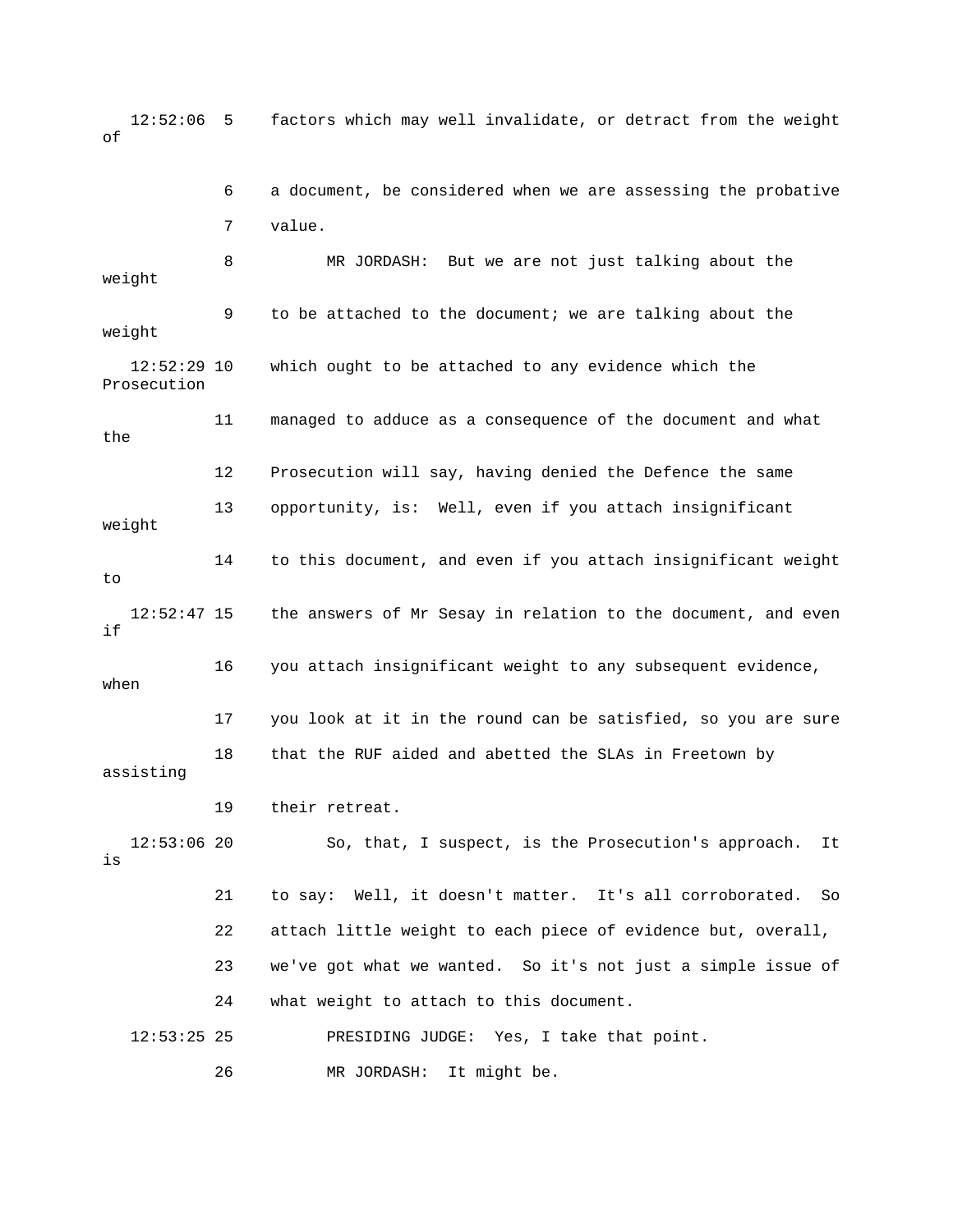12:52:06 5 factors which may well invalidate, or detract from the weight of

6 a document, be considered when we are assessing the probative

7 value.

8 MR JORDASH: But we are not just talking about the weight

9 to be attached to the document; we are talking about the weight

12:52:29 10 which ought to be attached to any evidence which the Prosecution

11 managed to adduce as a consequence of the document and what the

12 Prosecution will say, having denied the Defence the same

13 opportunity, is: Well, even if you attach insignificant weight

14 to this document, and even if you attach insignificant weight to

12:52:47 15 the answers of Mr Sesay in relation to the document, and even if

16 you attach insignificant weight to any subsequent evidence, when

17 you look at it in the round can be satisfied, so you are sure

18 that the RUF aided and abetted the SLAs in Freetown by assisting

19 their retreat.

12:53:06 20 So, that, I suspect, is the Prosecution's approach. It is

21 to say: Well, it doesn't matter. It's all corroborated. So

22 attach little weight to each piece of evidence but, overall,

23 we've got what we wanted. So it's not just a simple issue of

24 what weight to attach to this document.

12:53:25 25 PRESIDING JUDGE: Yes, I take that point.

26 MR JORDASH: It might be.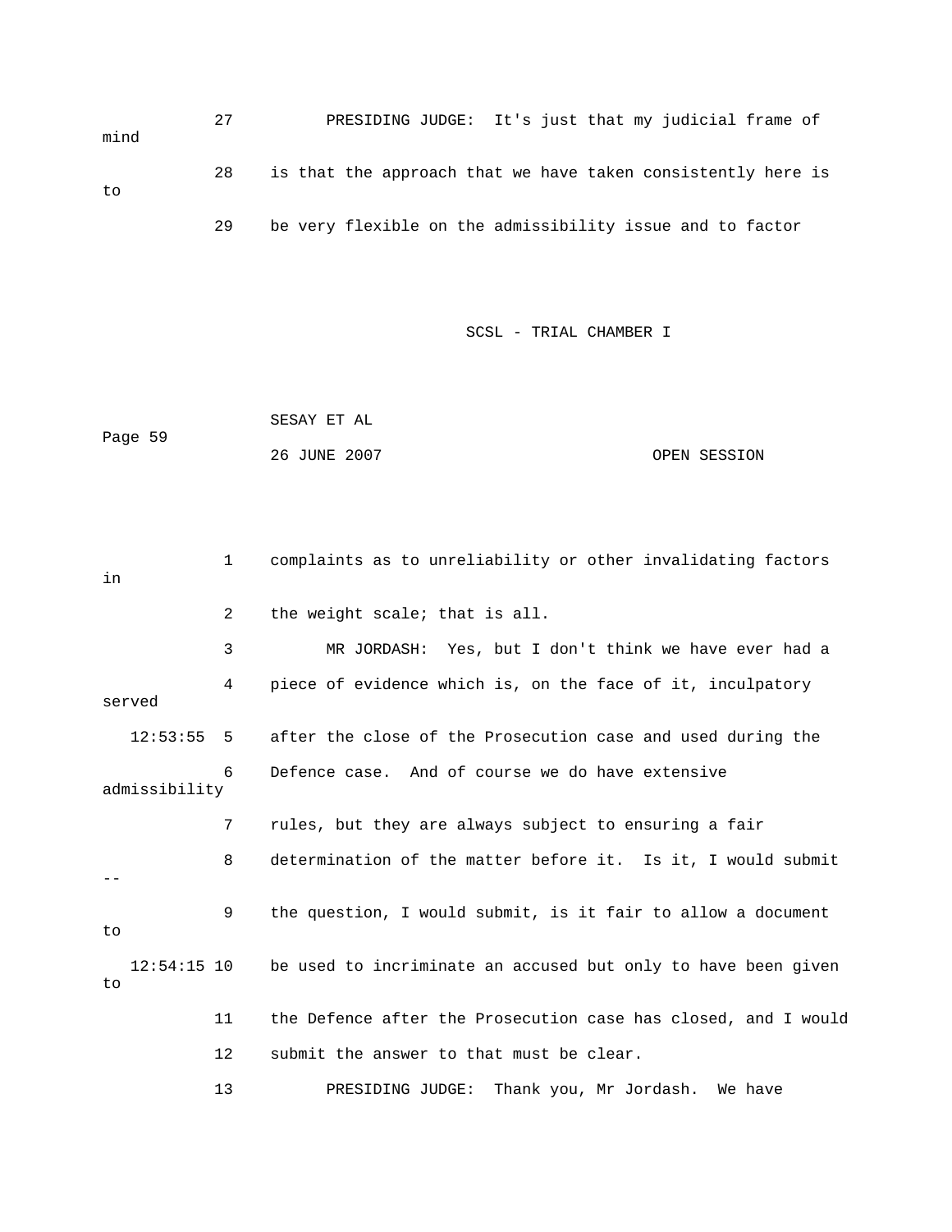PRESIDING JUDGE: It's just that my judicial frame of mind is that the approach that we have taken consistently here is to be very flexible on the admissibility issue and to factor complaints as to unreliability or other invalidating factors in the weight scale; that is all.

MR JORDASH: Yes, but I don't think we have ever had a piece of evidence which is, on the face of it, inculpatory served after the close of the Prosecution case and used during the Defence case. And of course we do have extensive admissibility rules, but they are always subject to ensuring a fair determination of the matter before it. Is it, I would submit -- the question, I would submit, is it fair to allow a document to be used to incriminate an accused but only to have been given to the Defence after the Prosecution case has closed, and I would submit the answer to that must be clear.

PRESIDING JUDGE: Thank you, Mr Jordash. We have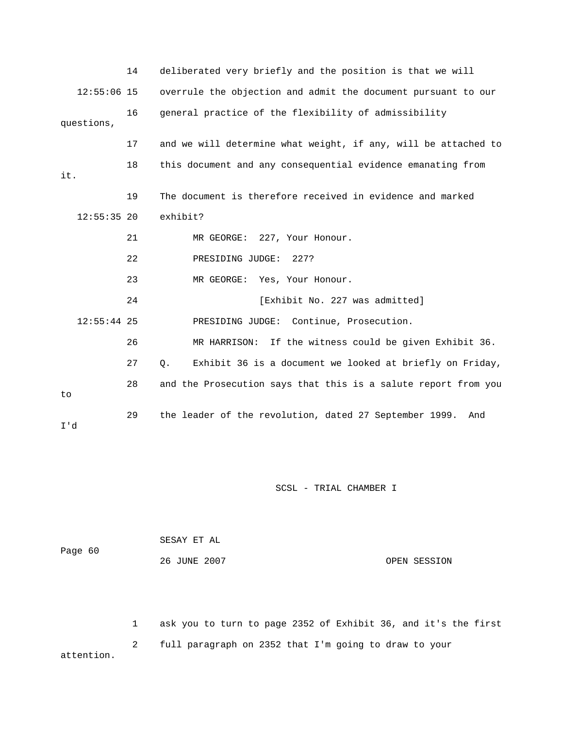14 deliberated very briefly and the position is that we will

12:55:06 15 overrule the objection and admit the document pursuant to our

16 general practice of the flexibility of admissibility questions,

17 and we will determine what weight, if any, will be attached to

18 this document and any consequential evidence emanating from it.

19 The document is therefore received in evidence and marked

12:55:35 20 exhibit?

21 MR GEORGE: 227, Your Honour.

22 PRESIDING JUDGE: 227?

23 MR GEORGE: Yes, Your Honour.

24 [Exhibit No. 227 was admitted]

12:55:44 25 PRESIDING JUDGE: Continue, Prosecution.

26 MR HARRISON: If the witness could be given Exhibit 36.

27 Q. Exhibit 36 is a document we looked at briefly on Friday,

28 and the Prosecution says that this is a salute report from you to

29 the leader of the revolution, dated 27 September 1999. And I'd

1 ask you to turn to page 2352 of Exhibit 36, and it's the first

2 full paragraph on 2352 that I'm going to draw to your attention.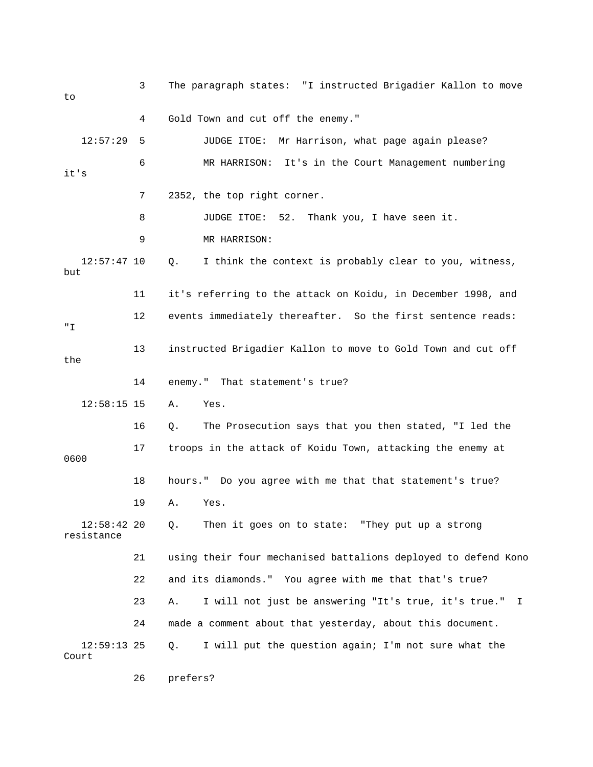3 The paragraph states: "I instructed Brigadier Kallon to move to

4 Gold Town and cut off the enemy."

12:57:29 5 JUDGE ITOE: Mr Harrison, what page again please?

6 MR HARRISON: It's in the Court Management numbering it's

7 2352, the top right corner.

8 JUDGE ITOE: 52. Thank you, I have seen it.

9 MR HARRISON:

12:57:47 10 Q. I think the context is probably clear to you, witness, but

11 it's referring to the attack on Koidu, in December 1998, and

12 events immediately thereafter. So the first sentence reads: "I

13 instructed Brigadier Kallon to move to Gold Town and cut off the

14 enemy." That statement's true?

12:58:15 15 A. Yes.

16 Q. The Prosecution says that you then stated, "I led the

17 troops in the attack of Koidu Town, attacking the enemy at 0600

18 hours." Do you agree with me that that statement's true?

19 A. Yes.

12:58:42 20 Q. Then it goes on to state: "They put up a strong resistance

21 using their four mechanised battalions deployed to defend Kono

22 and its diamonds." You agree with me that that's true?

23 A. I will not just be answering "It's true, it's true." I

24 made a comment about that yesterday, about this document.

12:59:13 25 Q. I will put the question again; I'm not sure what the Court

26 prefers?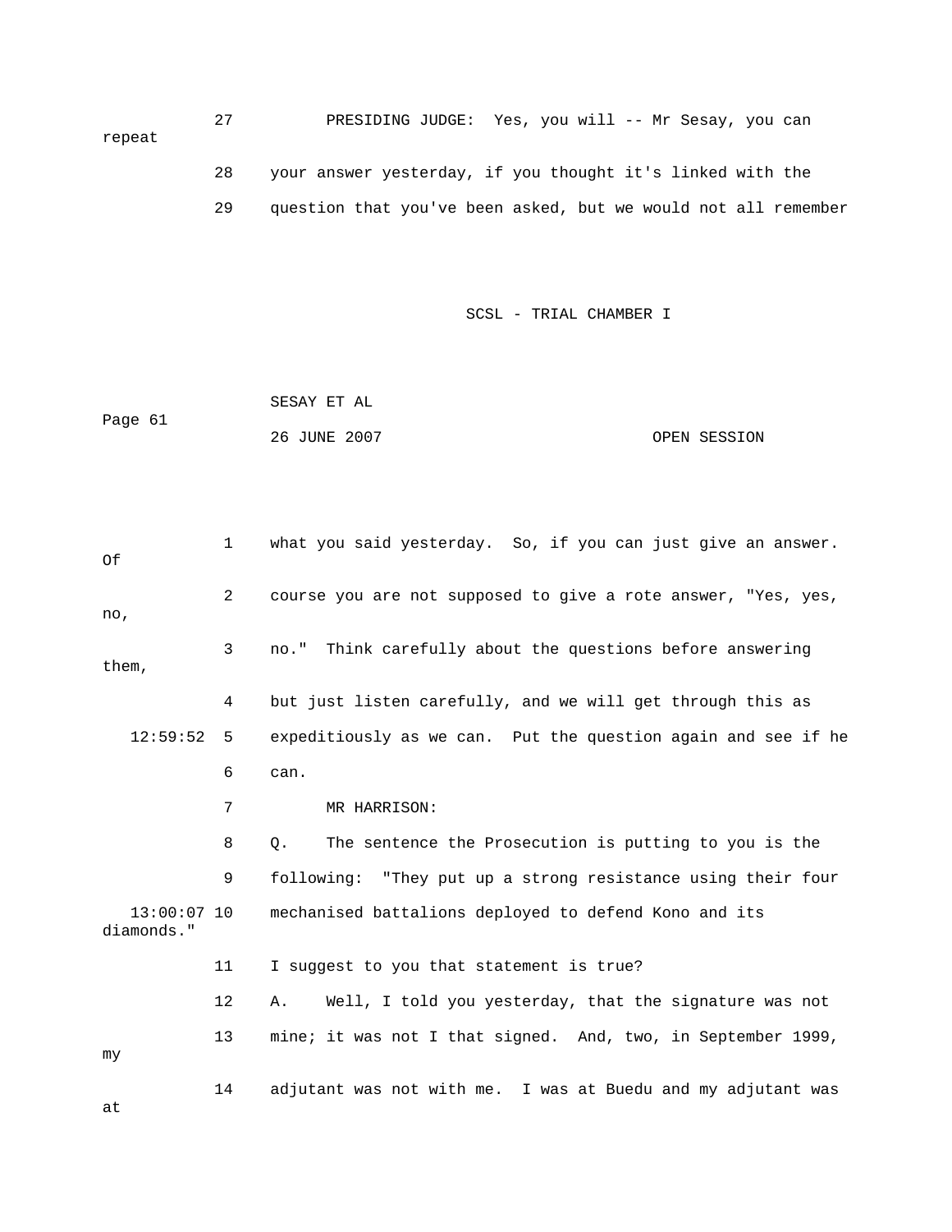27 PRESIDING JUDGE: Yes, you will -- Mr Sesay, you can repeat

28 your answer yesterday, if you thought it's linked with the

29 question that you've been asked, but we would not all remember

1 what you said yesterday. So, if you can just give an answer. Of

2 course you are not supposed to give a rote answer, "Yes, yes, no,

3 no." Think carefully about the questions before answering them,

4 but just listen carefully, and we will get through this as

12:59:52 5 expeditiously as we can. Put the question again and see if he

6 can.

7 MR HARRISON:

8 Q. The sentence the Prosecution is putting to you is the

9 following: "They put up a strong resistance using their four

13:00:07 10 mechanised battalions deployed to defend Kono and its diamonds."

11 I suggest to you that statement is true?

12 A. Well, I told you yesterday, that the signature was not

13 mine; it was not I that signed. And, two, in September 1999, my

14 adjutant was not with me. I was at Buedu and my adjutant was at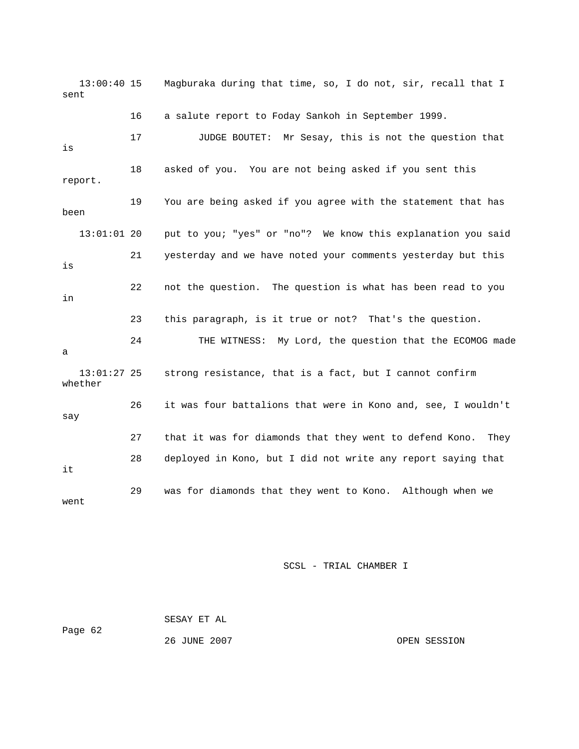13:00:40 15 Magburaka during that time, so, I do not, sir, recall that I sent

16 a salute report to Foday Sankoh in September 1999.

17 JUDGE BOUTET: Mr Sesay, this is not the question that is

18 asked of you. You are not being asked if you sent this report.

19 You are being asked if you agree with the statement that has been

13:01:01 20 put to you; "yes" or "no"? We know this explanation you said

21 yesterday and we have noted your comments yesterday but this is

22 not the question. The question is what has been read to you in

23 this paragraph, is it true or not? That's the question.

24 THE WITNESS: My Lord, the question that the ECOMOG made a

13:01:27 25 strong resistance, that is a fact, but I cannot confirm whether

26 it was four battalions that were in Kono and, see, I wouldn't say

27 that it was for diamonds that they went to defend Kono. They

28 deployed in Kono, but I did not write any report saying that it

29 was for diamonds that they went to Kono. Although when we went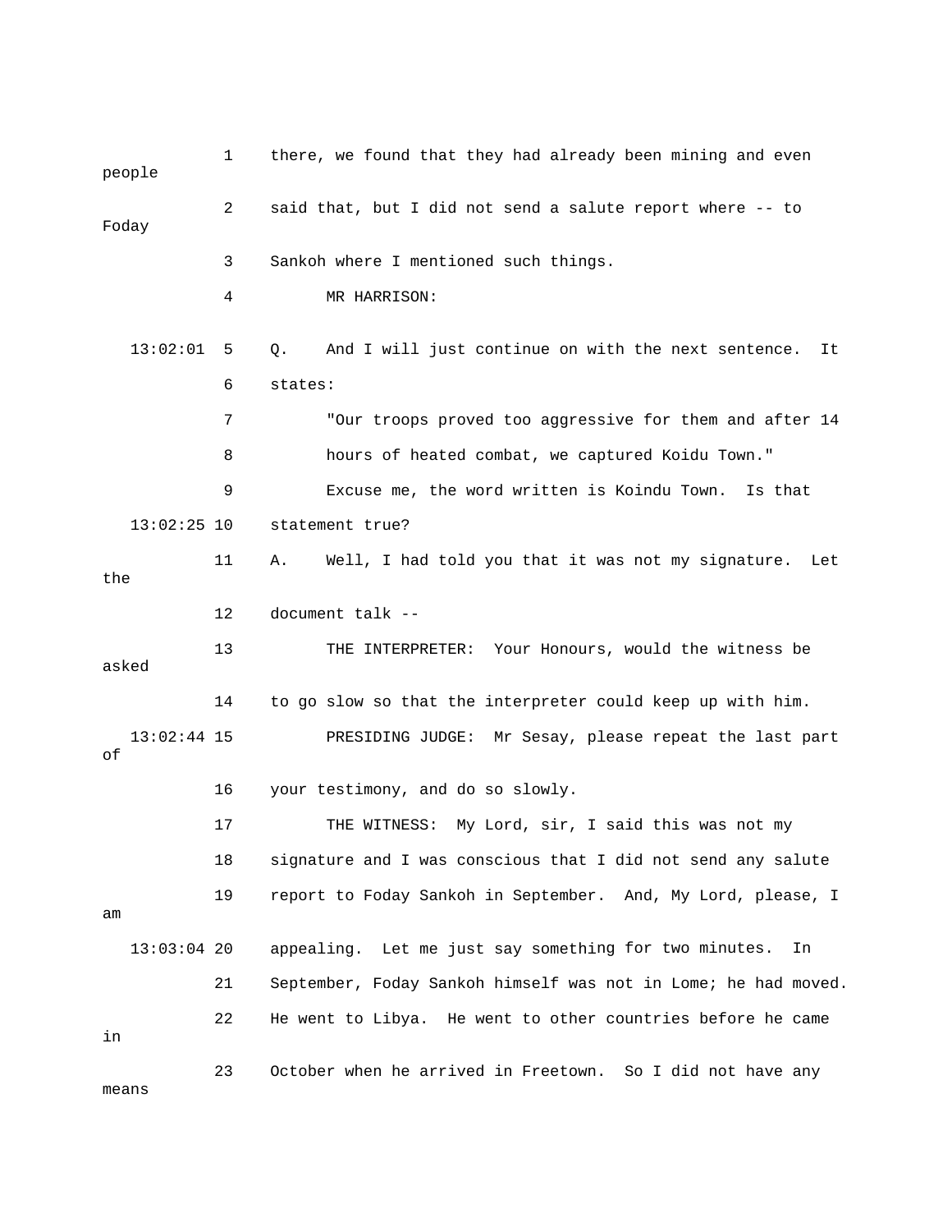1 there, we found that they had already been mining and even people

2 said that, but I did not send a salute report where -- to Foday

3 Sankoh where I mentioned such things.

4 MR HARRISON:

13:02:01 5 Q. And I will just continue on with the next sentence. It

6 states:

7 "Our troops proved too aggressive for them and after 14

8 hours of heated combat, we captured Koidu Town."

9 Excuse me, the word written is Koindu Town. Is that

13:02:25 10 statement true?

11 A. Well, I had told you that it was not my signature. Let the

12 document talk --

13 THE INTERPRETER: Your Honours, would the witness be asked

14 to go slow so that the interpreter could keep up with him.

13:02:44 15 PRESIDING JUDGE: Mr Sesay, please repeat the last part of

16 your testimony, and do so slowly.

17 THE WITNESS: My Lord, sir, I said this was not my

18 signature and I was conscious that I did not send any salute

19 report to Foday Sankoh in September. And, My Lord, please, I am

13:03:04 20 appealing. Let me just say something for two minutes. In

21 September, Foday Sankoh himself was not in Lome; he had moved.

22 He went to Libya. He went to other countries before he came in

23 October when he arrived in Freetown. So I did not have any means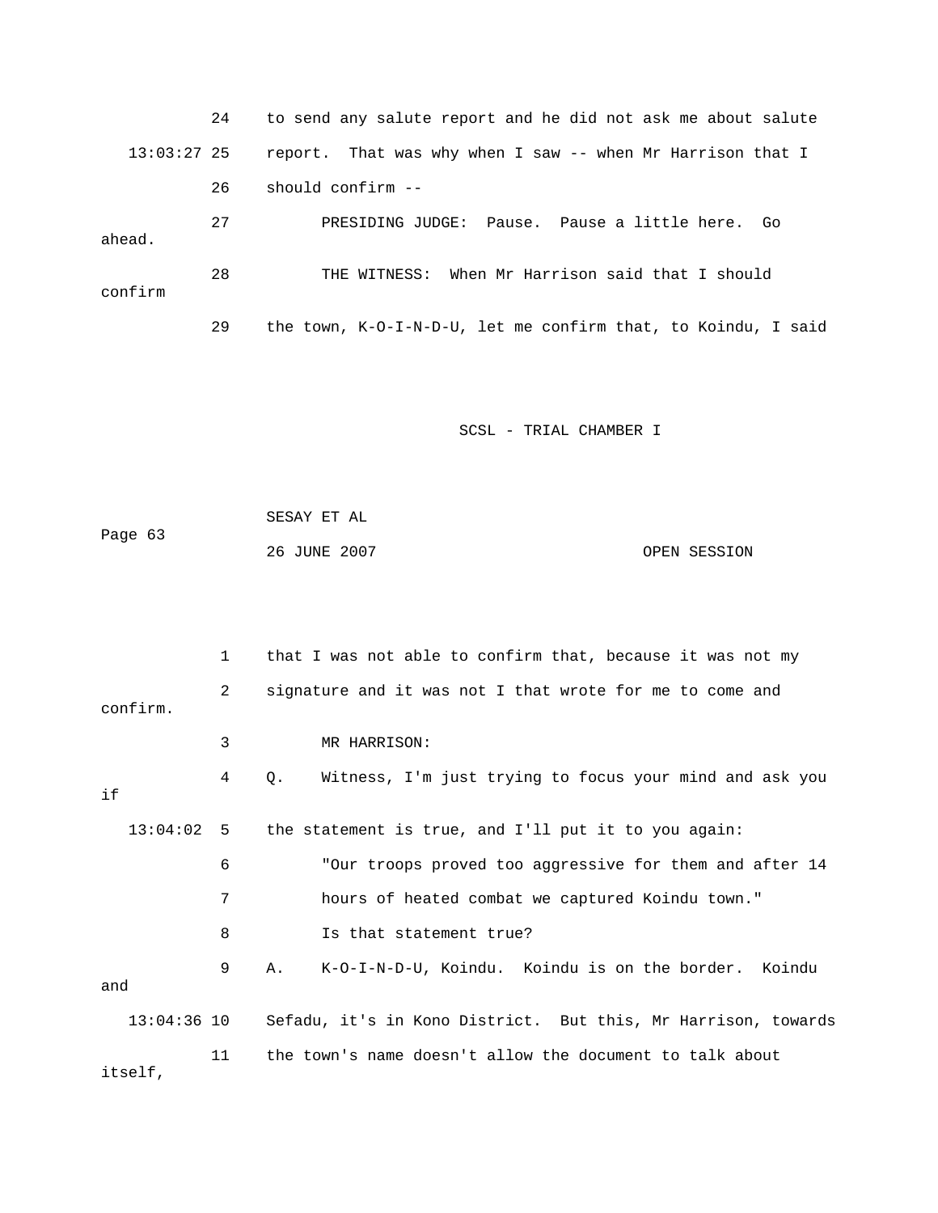24 to send any salute report and he did not ask me about salute

13:03:27 25 report. That was why when I saw -- when Mr Harrison that I

26 should confirm --

27 PRESIDING JUDGE: Pause. Pause a little here. Go ahead.

28 THE WITNESS: When Mr Harrison said that I should confirm

29 the town, K-O-I-N-D-U, let me confirm that, to Koindu, I said

1 that I was not able to confirm that, because it was not my

2 signature and it was not I that wrote for me to come and confirm.

3 MR HARRISON:

4 Q. Witness, I'm just trying to focus your mind and ask you if

13:04:02 5 the statement is true, and I'll put it to you again:

6 "Our troops proved too aggressive for them and after 14

7 hours of heated combat we captured Koindu town."

8 Is that statement true?

9 A. K-O-I-N-D-U, Koindu. Koindu is on the border. Koindu and

13:04:36 10 Sefadu, it's in Kono District. But this, Mr Harrison, towards

11 the town's name doesn't allow the document to talk about itself,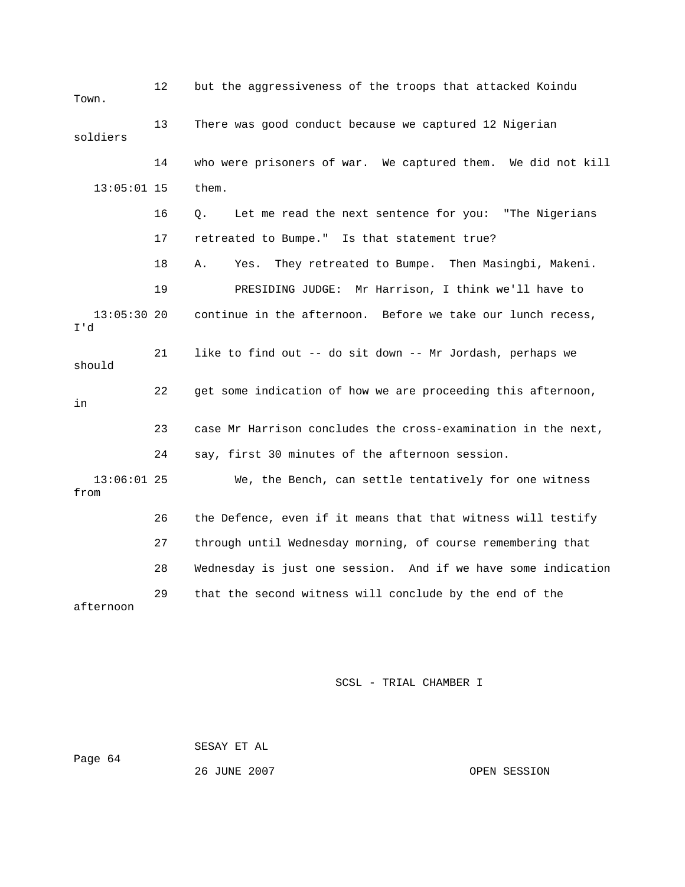12 but the aggressiveness of the troops that attacked Koindu Town.

13 There was good conduct because we captured 12 Nigerian soldiers

14 who were prisoners of war. We captured them. We did not kill

13:05:01 15 them.

16 Q. Let me read the next sentence for you: "The Nigerians

17 retreated to Bumpe." Is that statement true?

18 A. Yes. They retreated to Bumpe. Then Masingbi, Makeni.

19 PRESIDING JUDGE: Mr Harrison, I think we'll have to

13:05:30 20 continue in the afternoon. Before we take our lunch recess, I'd

21 like to find out -- do sit down -- Mr Jordash, perhaps we should

22 get some indication of how we are proceeding this afternoon, in

23 case Mr Harrison concludes the cross-examination in the next,

24 say, first 30 minutes of the afternoon session.

13:06:01 25 We, the Bench, can settle tentatively for one witness from

26 the Defence, even if it means that that witness will testify

27 through until Wednesday morning, of course remembering that

28 Wednesday is just one session. And if we have some indication

29 that the second witness will conclude by the end of the afternoon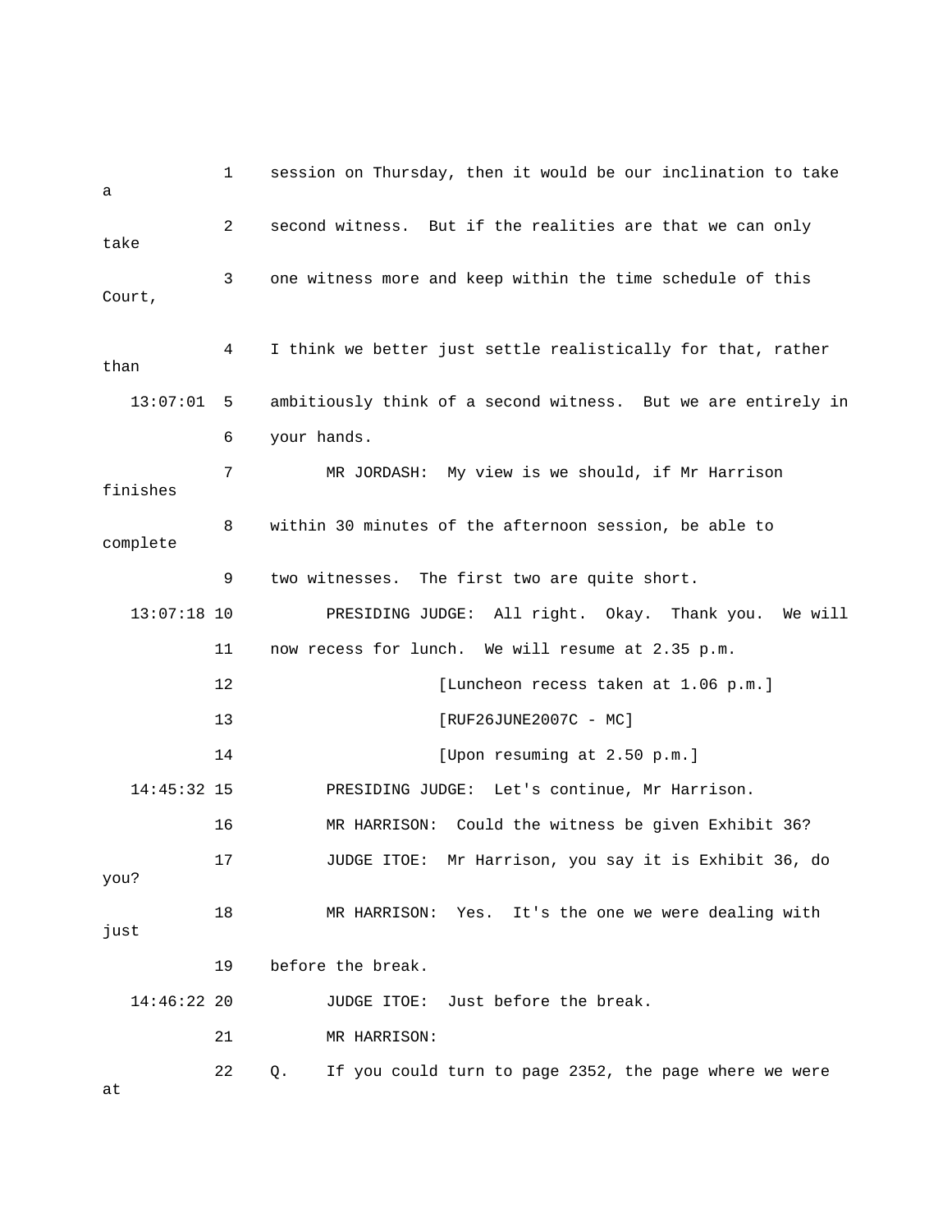1 session on Thursday, then it would be our inclination to take a

2 second witness. But if the realities are that we can only take

3 one witness more and keep within the time schedule of this Court,

4 I think we better just settle realistically for that, rather than

13:07:01 5 ambitiously think of a second witness. But we are entirely in

6 your hands.

7 MR JORDASH: My view is we should, if Mr Harrison finishes

8 within 30 minutes of the afternoon session, be able to complete

9 two witnesses. The first two are quite short.

13:07:18 10 PRESIDING JUDGE: All right. Okay. Thank you. We will

11 now recess for lunch. We will resume at 2.35 p.m.

12 [Luncheon recess taken at 1.06 p.m.]

13 [RUF26JUNE2007C - MC]

14 [Upon resuming at 2.50 p.m.]

14:45:32 15 PRESIDING JUDGE: Let's continue, Mr Harrison.

16 MR HARRISON: Could the witness be given Exhibit 36?

17 JUDGE ITOE: Mr Harrison, you say it is Exhibit 36, do you?

18 MR HARRISON: Yes. It's the one we were dealing with just

19 before the break.

14:46:22 20 JUDGE ITOE: Just before the break.

21 MR HARRISON:

22 Q. If you could turn to page 2352, the page where we were at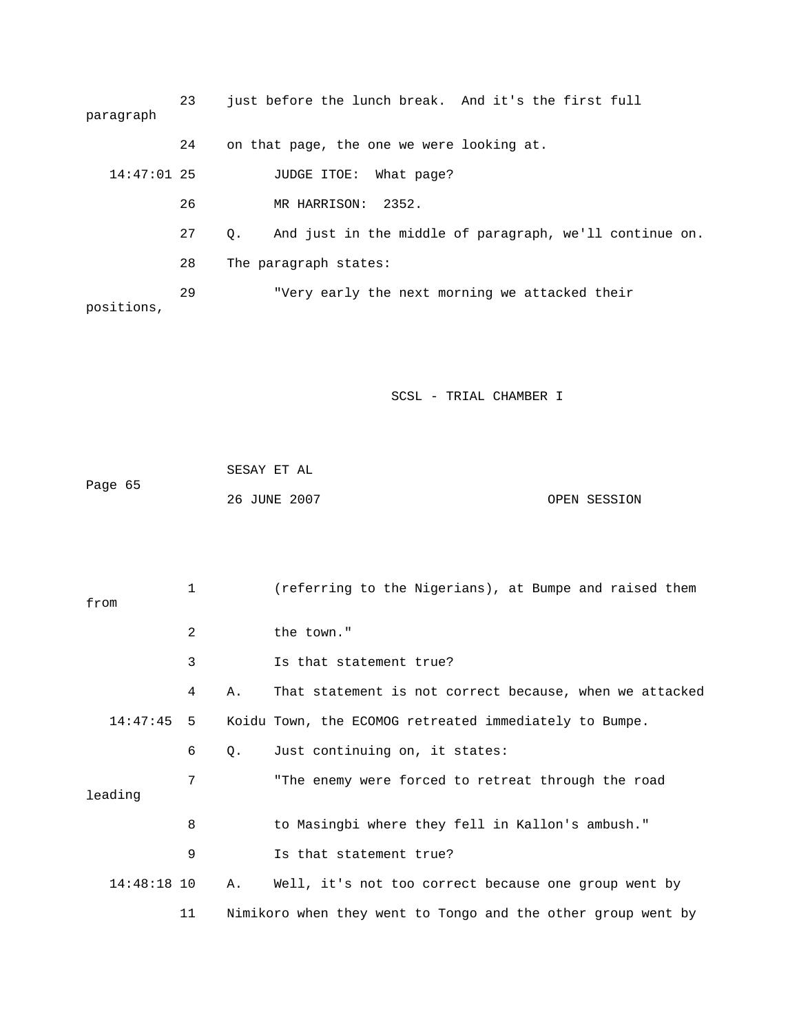23 just before the lunch break. And it's the first full paragraph

24 on that page, the one we were looking at.

14:47:01 25 JUDGE ITOE: What page?

26 MR HARRISON: 2352.

27 Q. And just in the middle of paragraph, we'll continue on.

28 The paragraph states:

29 "Very early the next morning we attacked their positions,

1 (referring to the Nigerians), at Bumpe and raised them from

2 the town."

3 Is that statement true?

4 A. That statement is not correct because, when we attacked

14:47:45 5 Koidu Town, the ECOMOG retreated immediately to Bumpe.

6 Q. Just continuing on, it states:

7 "The enemy were forced to retreat through the road leading

8 to Masingbi where they fell in Kallon's ambush."

9 Is that statement true?

14:48:18 10 A. Well, it's not too correct because one group went by

11 Nimikoro when they went to Tongo and the other group went by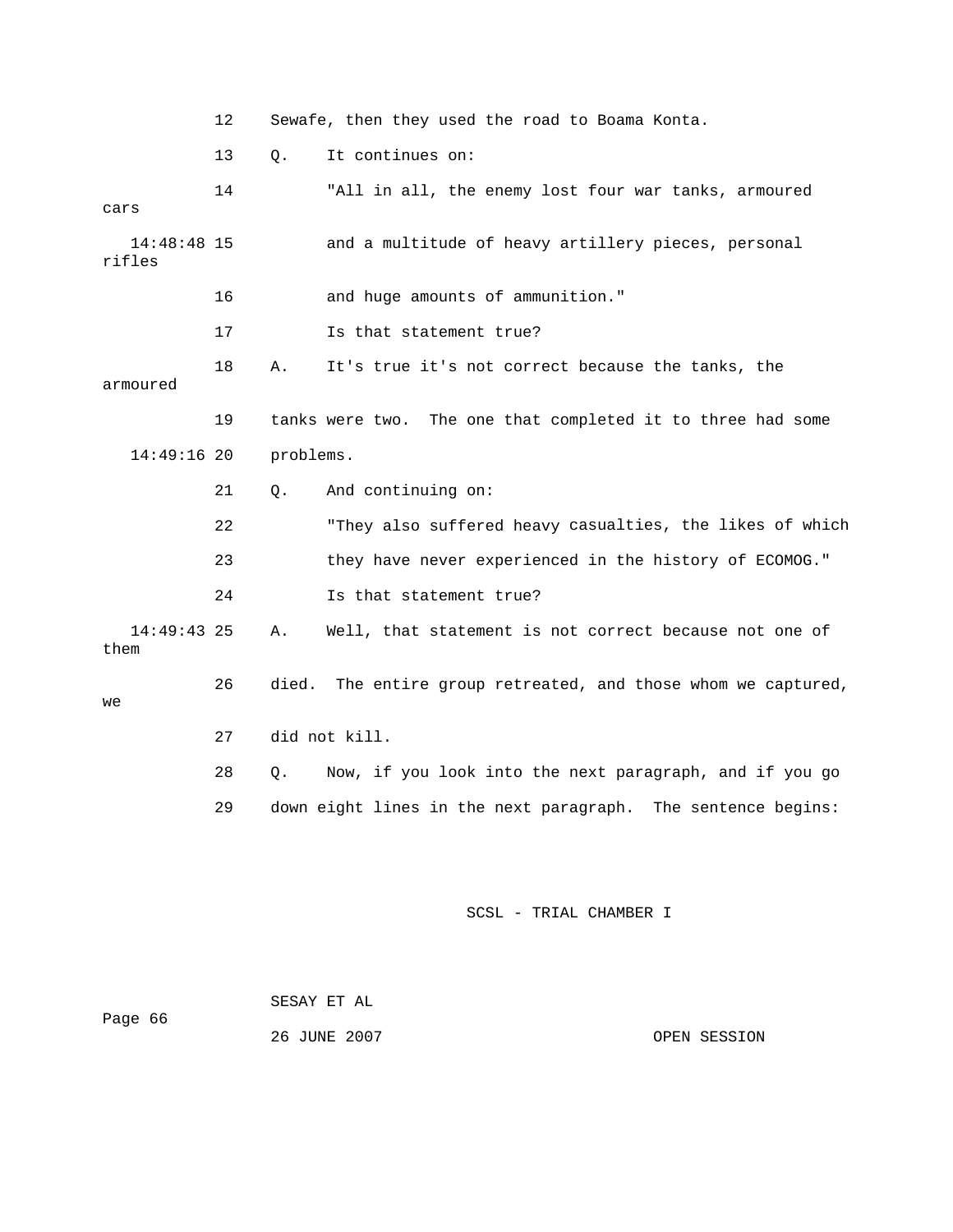12 Sewafe, then they used the road to Boama Konta.

13 Q. It continues on:

14 "All in all, the enemy lost four war tanks, armoured cars

14:48:48 15 and a multitude of heavy artillery pieces, personal rifles

16 and huge amounts of ammunition."

17 Is that statement true?

18 A. It's true it's not correct because the tanks, the armoured

19 tanks were two. The one that completed it to three had some

14:49:16 20 problems.

21 Q. And continuing on:

22 "They also suffered heavy casualties, the likes of which

23 they have never experienced in the history of ECOMOG."

24 Is that statement true?

14:49:43 25 A. Well, that statement is not correct because not one of them

26 died. The entire group retreated, and those whom we captured, we

27 did not kill.

28 Q. Now, if you look into the next paragraph, and if you go

29 down eight lines in the next paragraph. The sentence begins: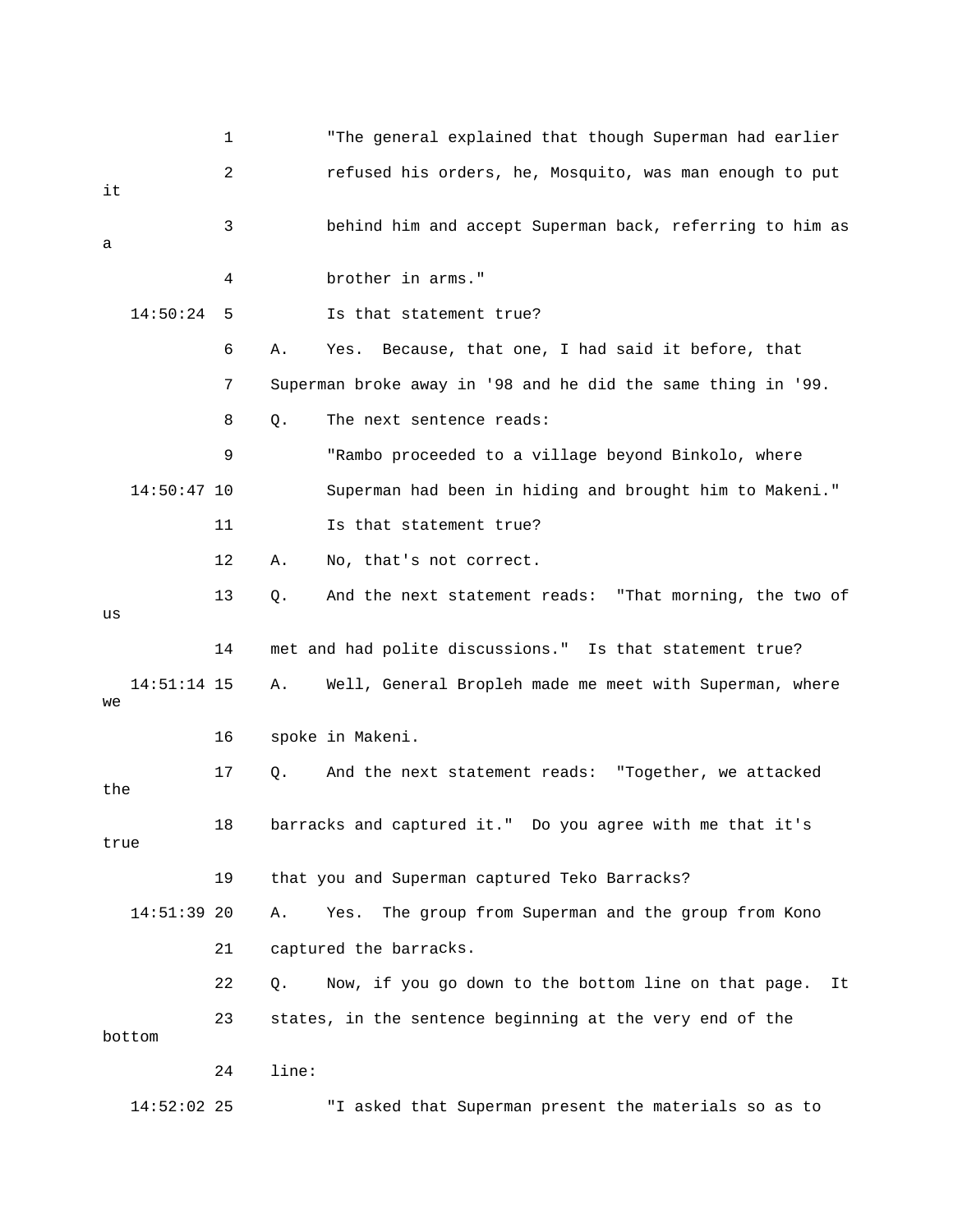1 "The general explained that though Superman had earlier

2 refused his orders, he, Mosquito, was man enough to put it

3 behind him and accept Superman back, referring to him as a

4 brother in arms."

14:50:24 5 Is that statement true?

6 A. Yes. Because, that one, I had said it before, that

7 Superman broke away in '98 and he did the same thing in '99.

8 Q. The next sentence reads:

9 "Rambo proceeded to a village beyond Binkolo, where

14:50:47 10 Superman had been in hiding and brought him to Makeni."

11 Is that statement true?

12 A. No, that's not correct.

13 Q. And the next statement reads: "That morning, the two of us

14 met and had polite discussions." Is that statement true?

14:51:14 15 A. Well, General Bropleh made me meet with Superman, where we

16 spoke in Makeni.

17 Q. And the next statement reads: "Together, we attacked the

18 barracks and captured it." Do you agree with me that it's true

19 that you and Superman captured Teko Barracks?

14:51:39 20 A. Yes. The group from Superman and the group from Kono

21 captured the barracks.

22 Q. Now, if you go down to the bottom line on that page. It

23 states, in the sentence beginning at the very end of the bottom

24 line:

14:52:02 25 "I asked that Superman present the materials so as to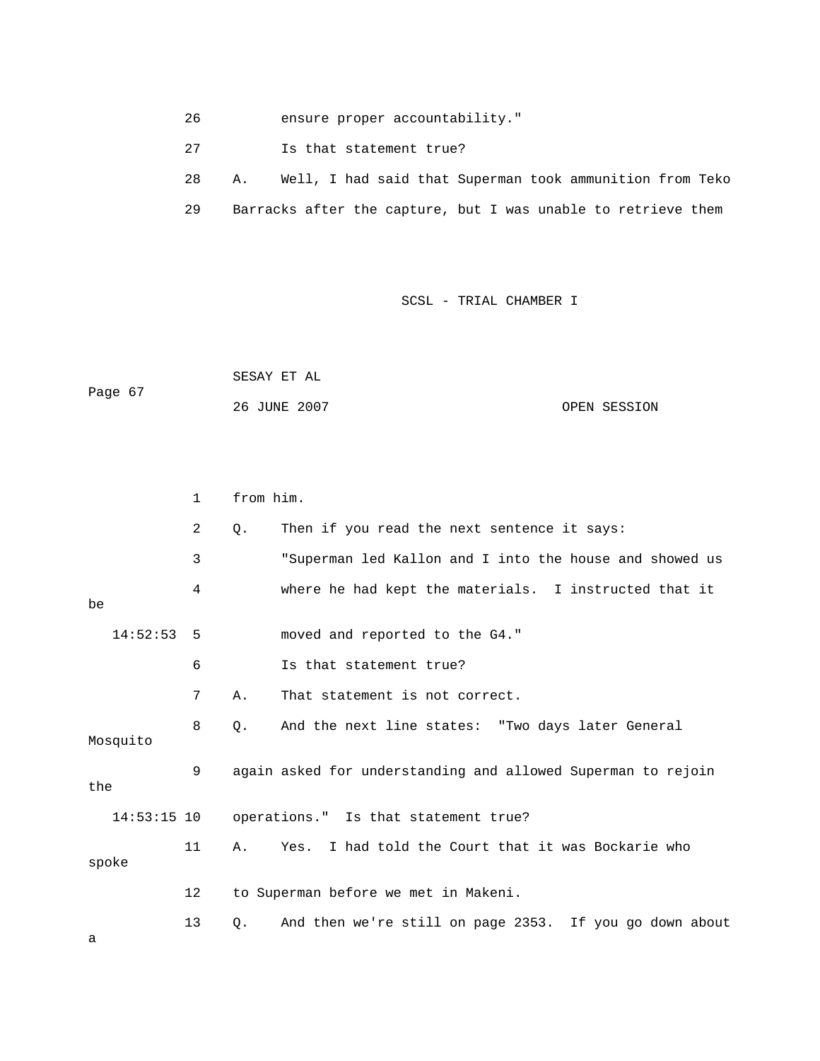26 ensure proper accountability."

27 Is that statement true?

28 A. Well, I had said that Superman took ammunition from Teko

29 Barracks after the capture, but I was unable to retrieve them

SCSL - TRIAL CHAMBER I

SESAY ET AL

26 JUNE 2007 OPEN SESSION

1 from him.

2 Q. Then if you read the next sentence it says:

3 "Superman led Kallon and I into the house and showed us

4 where he had kept the materials. I instructed that it be

14:52:53 5 moved and reported to the G4."

6 Is that statement true?

7 A. That statement is not correct.

8 Q. And the next line states: "Two days later General Mosquito

9 again asked for understanding and allowed Superman to rejoin the

14:53:15 10 operations." Is that statement true?

11 A. Yes. I had told the Court that it was Bockarie who spoke

12 to Superman before we met in Makeni.

13 Q. And then we're still on page 2353. If you go down about a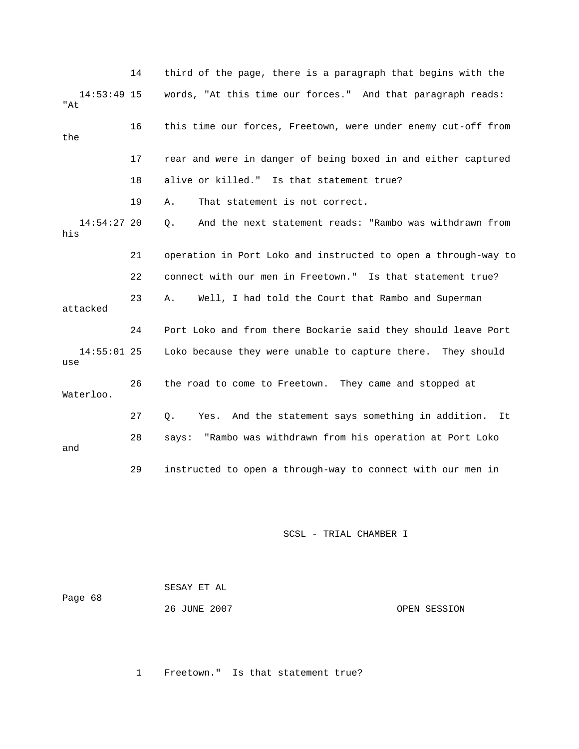14 third of the page, there is a paragraph that begins with the

14:53:49 15 words, "At this time our forces." And that paragraph reads: "At

16 this time our forces, Freetown, were under enemy cut-off from the

17 rear and were in danger of being boxed in and either captured

18 alive or killed." Is that statement true?

19 A. That statement is not correct.

14:54:27 20 Q. And the next statement reads: "Rambo was withdrawn from his

21 operation in Port Loko and instructed to open a through-way to

22 connect with our men in Freetown." Is that statement true?

23 A. Well, I had told the Court that Rambo and Superman attacked

24 Port Loko and from there Bockarie said they should leave Port

14:55:01 25 Loko because they were unable to capture there. They should use

26 the road to come to Freetown. They came and stopped at Waterloo.

27 Q. Yes. And the statement says something in addition. It

28 says: "Rambo was withdrawn from his operation at Port Loko and

29 instructed to open a through-way to connect with our men in

1 Freetown." Is that statement true?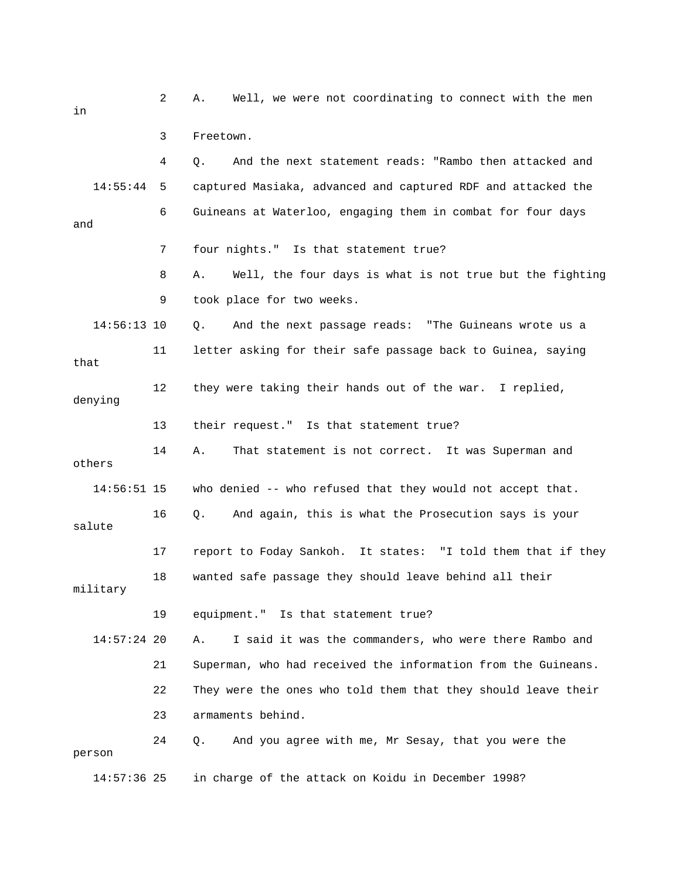2 A. Well, we were not coordinating to connect with the men in

3 Freetown.

4 Q. And the next statement reads: "Rambo then attacked and

14:55:44 5 captured Masiaka, advanced and captured RDF and attacked the

6 Guineans at Waterloo, engaging them in combat for four days and

7 four nights." Is that statement true?

8 A. Well, the four days is what is not true but the fighting

9 took place for two weeks.

14:56:13 10 Q. And the next passage reads: "The Guineans wrote us a

11 letter asking for their safe passage back to Guinea, saying that

12 they were taking their hands out of the war. I replied, denying

13 their request." Is that statement true?

14 A. That statement is not correct. It was Superman and others

14:56:51 15 who denied -- who refused that they would not accept that.

16 Q. And again, this is what the Prosecution says is your salute

17 report to Foday Sankoh. It states: "I told them that if they

18 wanted safe passage they should leave behind all their military

19 equipment." Is that statement true?

14:57:24 20 A. I said it was the commanders, who were there Rambo and

21 Superman, who had received the information from the Guineans.

22 They were the ones who told them that they should leave their

23 armaments behind.

24 Q. And you agree with me, Mr Sesay, that you were the person

14:57:36 25 in charge of the attack on Koidu in December 1998?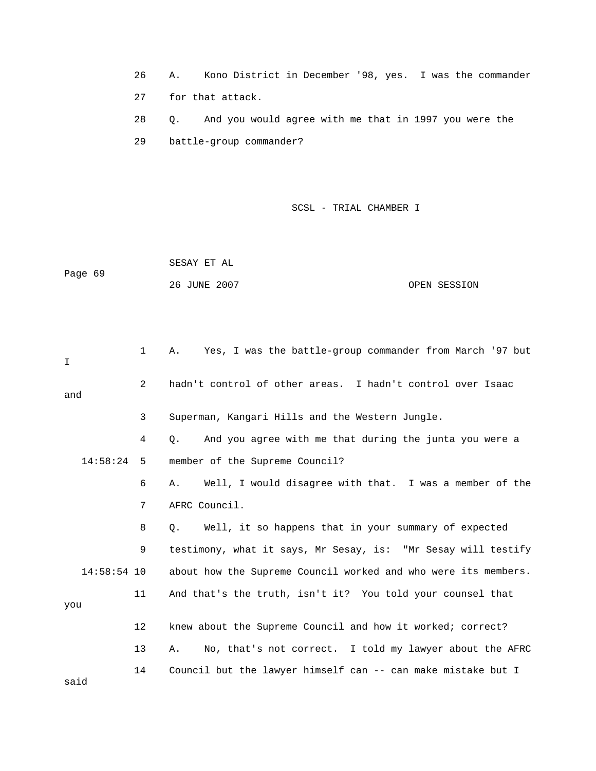26 A. Kono District in December '98, yes. I was the commander

27 for that attack.

28 Q. And you would agree with me that in 1997 you were the

29 battle-group commander?

1 A. Yes, I was the battle-group commander from March '97 but I

2 hadn't control of other areas. I hadn't control over Isaac and

3 Superman, Kangari Hills and the Western Jungle.

4 Q. And you agree with me that during the junta you were a

14:58:24 5 member of the Supreme Council?

6 A. Well, I would disagree with that. I was a member of the

7 AFRC Council.

8 Q. Well, it so happens that in your summary of expected

9 testimony, what it says, Mr Sesay, is: "Mr Sesay will testify

14:58:54 10 about how the Supreme Council worked and who were its members.

11 And that's the truth, isn't it? You told your counsel that you

12 knew about the Supreme Council and how it worked; correct?

13 A. No, that's not correct. I told my lawyer about the AFRC

14 Council but the lawyer himself can -- can make mistake but I said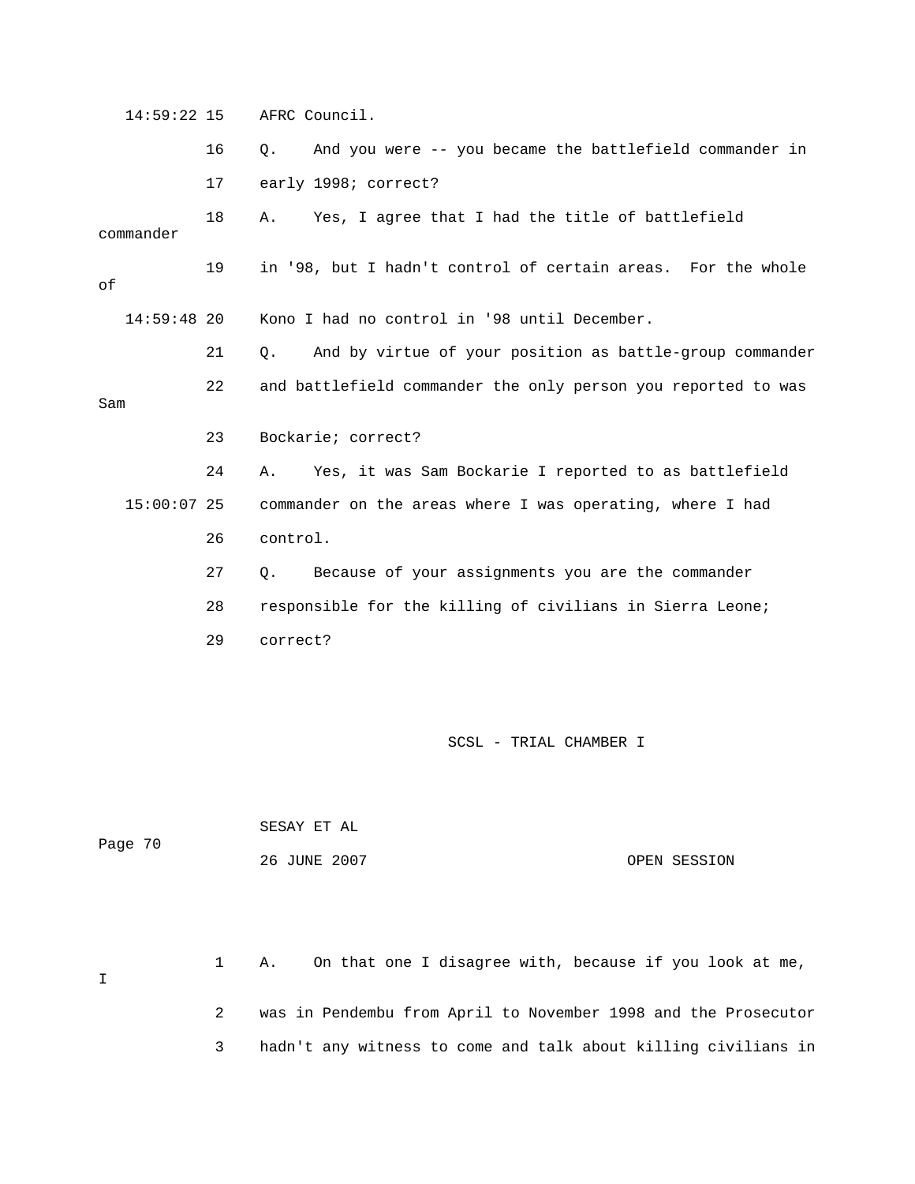14:59:22 15 AFRC Council.

16 Q. And you were -- you became the battlefield commander in

17 early 1998; correct?

18 A. Yes, I agree that I had the title of battlefield commander

19 in '98, but I hadn't control of certain areas. For the whole of

14:59:48 20 Kono I had no control in '98 until December.

21 Q. And by virtue of your position as battle-group commander

22 and battlefield commander the only person you reported to was Sam

23 Bockarie; correct?

24 A. Yes, it was Sam Bockarie I reported to as battlefield

15:00:07 25 commander on the areas where I was operating, where I had

26 control.

27 Q. Because of your assignments you are the commander

28 responsible for the killing of civilians in Sierra Leone;

29 correct?

1 A. On that one I disagree with, because if you look at me, I

2 was in Pendembu from April to November 1998 and the Prosecutor

3 hadn't any witness to come and talk about killing civilians in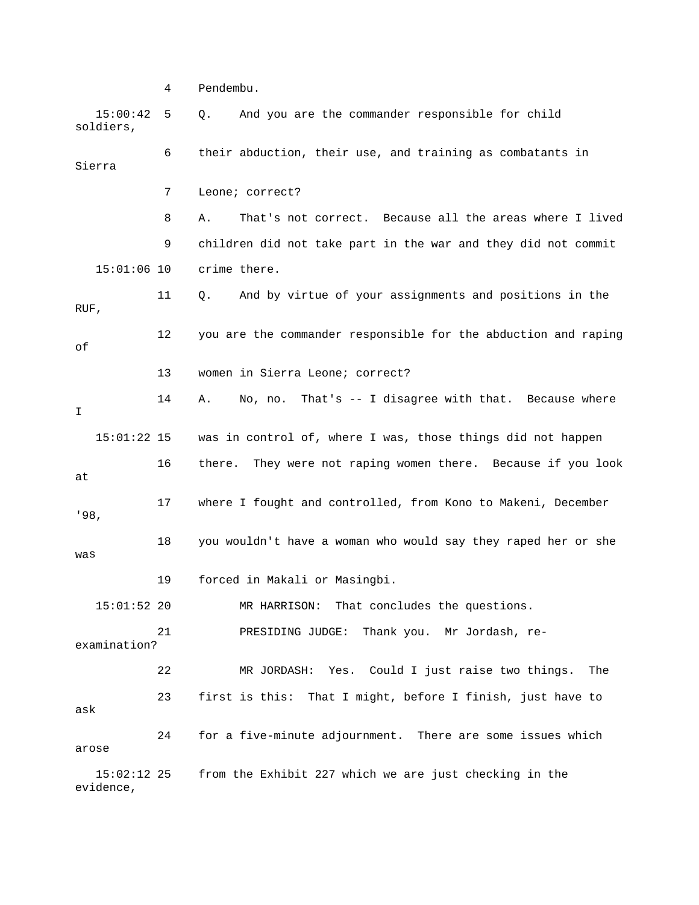4 Pendembu.

15:00:42 5 Q. And you are the commander responsible for child soldiers,

6 their abduction, their use, and training as combatants in Sierra

7 Leone; correct?

8 A. That's not correct. Because all the areas where I lived

9 children did not take part in the war and they did not commit

15:01:06 10 crime there.

11 Q. And by virtue of your assignments and positions in the RUF,

12 you are the commander responsible for the abduction and raping of

13 women in Sierra Leone; correct?

14 A. No, no. That's -- I disagree with that. Because where I

15:01:22 15 was in control of, where I was, those things did not happen

16 there. They were not raping women there. Because if you look at

17 where I fought and controlled, from Kono to Makeni, December '98,

18 you wouldn't have a woman who would say they raped her or she was

19 forced in Makali or Masingbi.

15:01:52 20 MR HARRISON: That concludes the questions.

21 PRESIDING JUDGE: Thank you. Mr Jordash, re-examination?

22 MR JORDASH: Yes. Could I just raise two things. The

23 first is this: That I might, before I finish, just have to ask

24 for a five-minute adjournment. There are some issues which arose

15:02:12 25 from the Exhibit 227 which we are just checking in the evidence,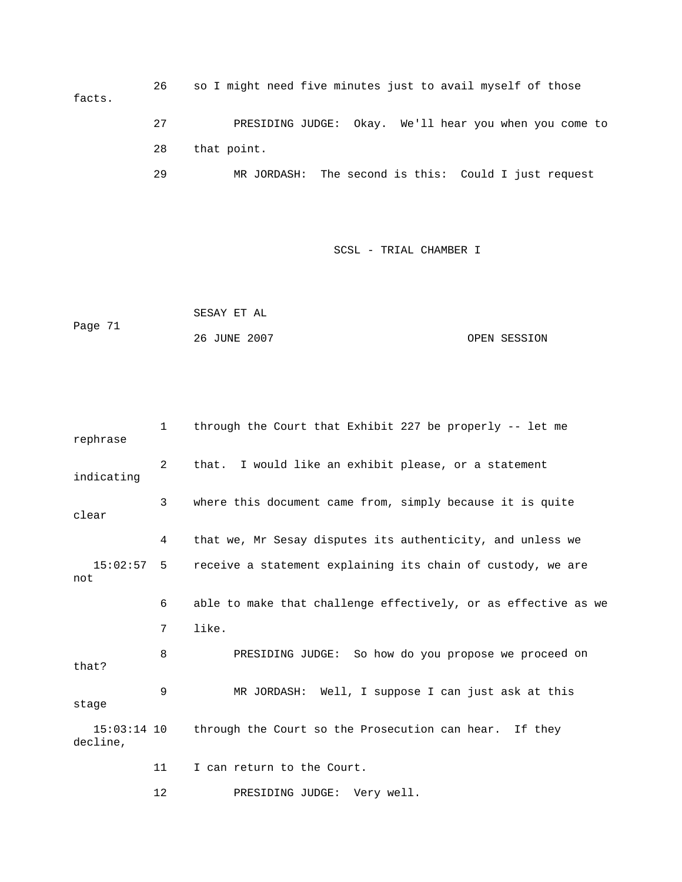26 so I might need five minutes just to avail myself of those facts.

27 PRESIDING JUDGE: Okay. We'll hear you when you come to

28 that point.

29 MR JORDASH: The second is this: Could I just request

1 through the Court that Exhibit 227 be properly -- let me rephrase

2 that. I would like an exhibit please, or a statement indicating

3 where this document came from, simply because it is quite clear

4 that we, Mr Sesay disputes its authenticity, and unless we

15:02:57 5 receive a statement explaining its chain of custody, we are not

6 able to make that challenge effectively, or as effective as we

7 like.

8 PRESIDING JUDGE: So how do you propose we proceed on that?

9 MR JORDASH: Well, I suppose I can just ask at this stage

15:03:14 10 through the Court so the Prosecution can hear. If they decline,

11 I can return to the Court.

12 PRESIDING JUDGE: Very well.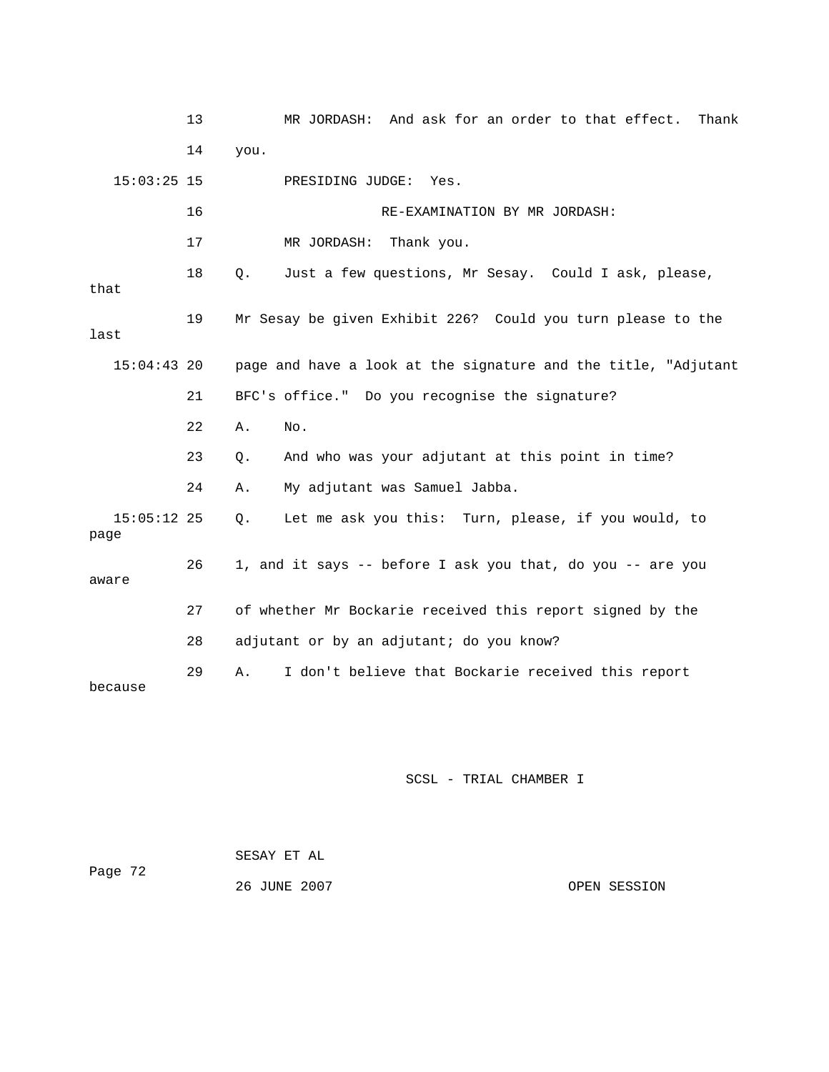13 MR JORDASH: And ask for an order to that effect. Thank

14 you.

15:03:25 15 PRESIDING JUDGE: Yes.

16 RE-EXAMINATION BY MR JORDASH:

17 MR JORDASH: Thank you.

18 Q. Just a few questions, Mr Sesay. Could I ask, please, that

19 Mr Sesay be given Exhibit 226? Could you turn please to the last

15:04:43 20 page and have a look at the signature and the title, "Adjutant

21 BFC's office." Do you recognise the signature?

22 A. No.

23 Q. And who was your adjutant at this point in time?

24 A. My adjutant was Samuel Jabba.

15:05:12 25 Q. Let me ask you this: Turn, please, if you would, to page

26 1, and it says -- before I ask you that, do you -- are you aware

27 of whether Mr Bockarie received this report signed by the

28 adjutant or by an adjutant; do you know?

29 A. I don't believe that Bockarie received this report because

SCSL - TRIAL CHAMBER I

SESAY ET AL

26 JUNE 2007 OPEN SESSION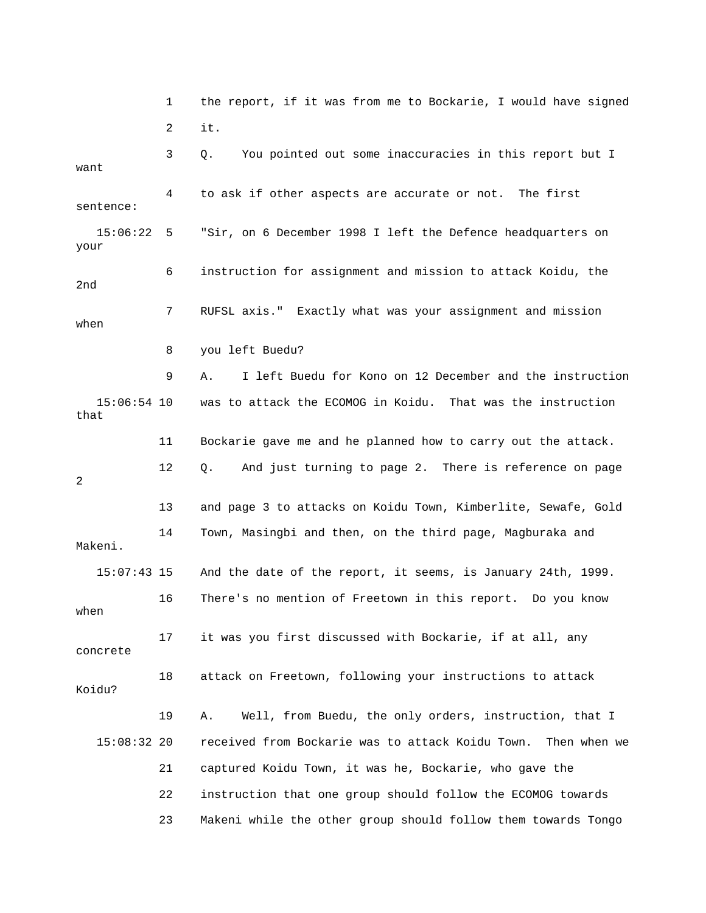1 the report, if it was from me to Bockarie, I would have signed

2 it.

3 Q. You pointed out some inaccuracies in this report but I want

4 to ask if other aspects are accurate or not. The first sentence:

15:06:22 5 "Sir, on 6 December 1998 I left the Defence headquarters on your

6 instruction for assignment and mission to attack Koidu, the 2nd

7 RUFSL axis." Exactly what was your assignment and mission when

8 you left Buedu?

9 A. I left Buedu for Kono on 12 December and the instruction

15:06:54 10 was to attack the ECOMOG in Koidu. That was the instruction that

11 Bockarie gave me and he planned how to carry out the attack.

12 Q. And just turning to page 2. There is reference on page 2

13 and page 3 to attacks on Koidu Town, Kimberlite, Sewafe, Gold

14 Town, Masingbi and then, on the third page, Magburaka and Makeni.

15:07:43 15 And the date of the report, it seems, is January 24th, 1999.

16 There's no mention of Freetown in this report. Do you know when

17 it was you first discussed with Bockarie, if at all, any concrete

18 attack on Freetown, following your instructions to attack Koidu?

19 A. Well, from Buedu, the only orders, instruction, that I

15:08:32 20 received from Bockarie was to attack Koidu Town. Then when we

21 captured Koidu Town, it was he, Bockarie, who gave the

22 instruction that one group should follow the ECOMOG towards

23 Makeni while the other group should follow them towards Tongo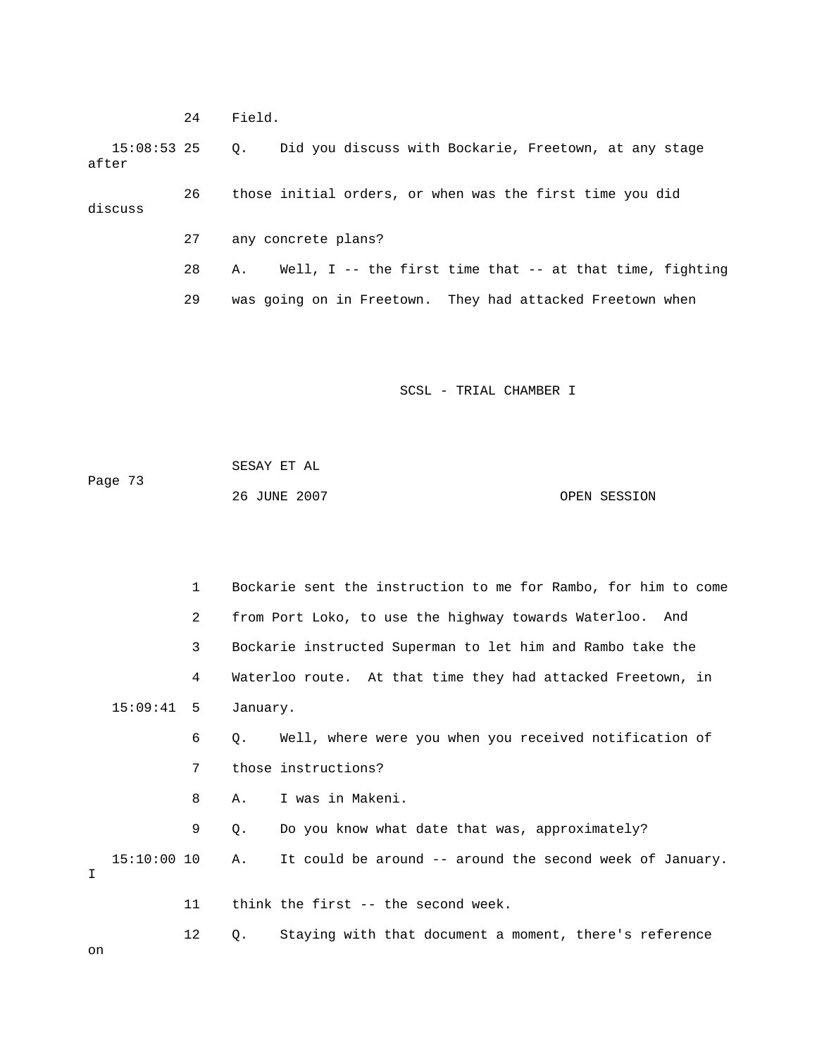24 Field.

15:08:53 25 Q. Did you discuss with Bockarie, Freetown, at any stage after

26 those initial orders, or when was the first time you did discuss

27 any concrete plans?

28 A. Well, I -- the first time that -- at that time, fighting

29 was going on in Freetown. They had attacked Freetown when

1 Bockarie sent the instruction to me for Rambo, for him to come

2 from Port Loko, to use the highway towards Waterloo. And

3 Bockarie instructed Superman to let him and Rambo take the

4 Waterloo route. At that time they had attacked Freetown, in

15:09:41 5 January.

6 Q. Well, where were you when you received notification of

7 those instructions?

8 A. I was in Makeni.

9 Q. Do you know what date that was, approximately?

15:10:00 10 A. It could be around -- around the second week of January. I

11 think the first -- the second week.

12 Q. Staying with that document a moment, there's reference on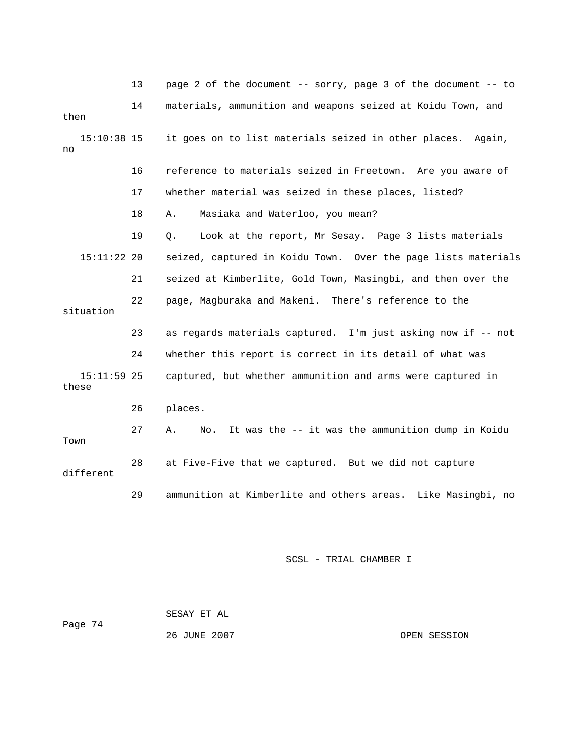13 page 2 of the document -- sorry, page 3 of the document -- to

14 materials, ammunition and weapons seized at Koidu Town, and then

15:10:38 15 it goes on to list materials seized in other places. Again, no

16 reference to materials seized in Freetown. Are you aware of

17 whether material was seized in these places, listed?

18 A. Masiaka and Waterloo, you mean?

19 Q. Look at the report, Mr Sesay. Page 3 lists materials

15:11:22 20 seized, captured in Koidu Town. Over the page lists materials

21 seized at Kimberlite, Gold Town, Masingbi, and then over the

22 page, Magburaka and Makeni. There's reference to the situation

23 as regards materials captured. I'm just asking now if -- not

24 whether this report is correct in its detail of what was

15:11:59 25 captured, but whether ammunition and arms were captured in these

26 places.

27 A. No. It was the -- it was the ammunition dump in Koidu Town

28 at Five-Five that we captured. But we did not capture different

29 ammunition at Kimberlite and others areas. Like Masingbi, no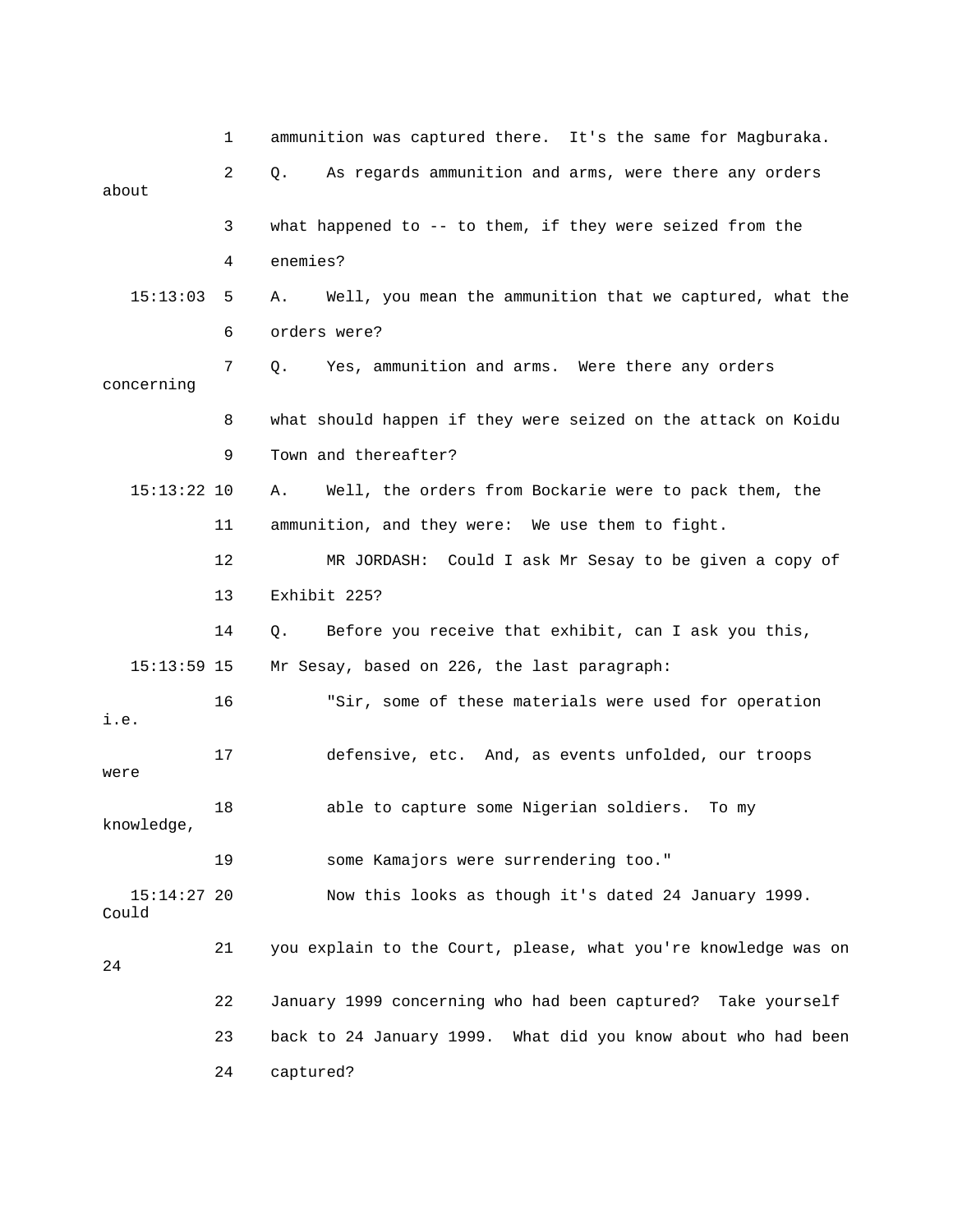1 ammunition was captured there. It's the same for Magburaka.

2 Q. As regards ammunition and arms, were there any orders about

3 what happened to -- to them, if they were seized from the

4 enemies?

15:13:03 5 A. Well, you mean the ammunition that we captured, what the

6 orders were?

7 Q. Yes, ammunition and arms. Were there any orders concerning

8 what should happen if they were seized on the attack on Koidu

9 Town and thereafter?

15:13:22 10 A. Well, the orders from Bockarie were to pack them, the

11 ammunition, and they were: We use them to fight.

12 MR JORDASH: Could I ask Mr Sesay to be given a copy of

13 Exhibit 225?

14 Q. Before you receive that exhibit, can I ask you this,

15:13:59 15 Mr Sesay, based on 226, the last paragraph:

16 "Sir, some of these materials were used for operation i.e.

17 defensive, etc. And, as events unfolded, our troops were

18 able to capture some Nigerian soldiers. To my knowledge,

19 some Kamajors were surrendering too."

15:14:27 20 Now this looks as though it's dated 24 January 1999. Could

21 you explain to the Court, please, what you're knowledge was on 24

22 January 1999 concerning who had been captured? Take yourself

23 back to 24 January 1999. What did you know about who had been

24 captured?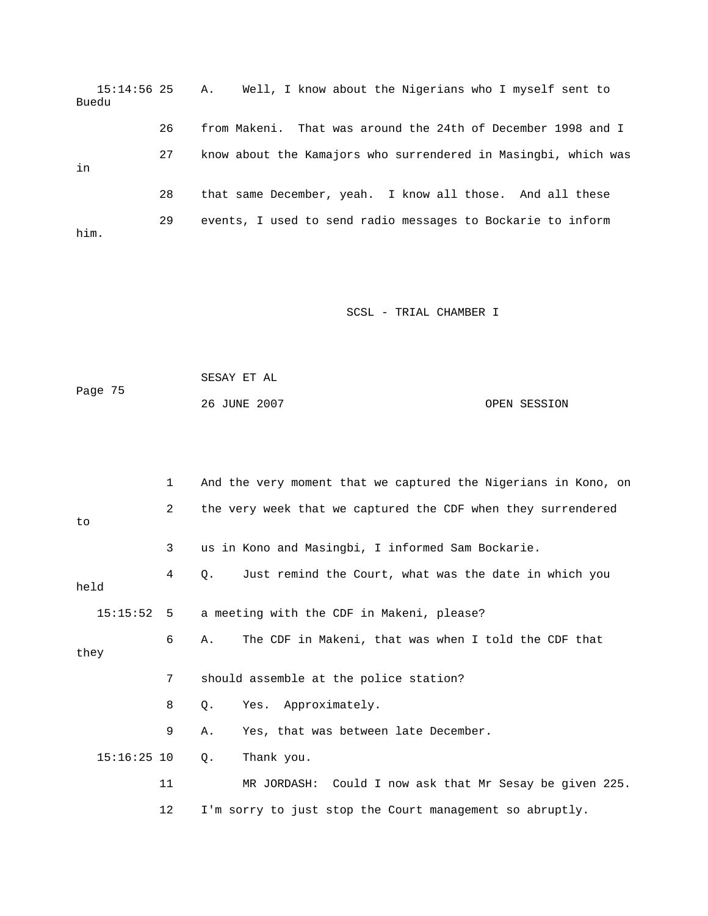15:14:56 25 A. Well, I know about the Nigerians who I myself sent to Buedu

26 from Makeni. That was around the 24th of December 1998 and I

27 know about the Kamajors who surrendered in Masingbi, which was in

28 that same December, yeah. I know all those. And all these

29 events, I used to send radio messages to Bockarie to inform him.

1 And the very moment that we captured the Nigerians in Kono, on

2 the very week that we captured the CDF when they surrendered to

3 us in Kono and Masingbi, I informed Sam Bockarie.

4 Q. Just remind the Court, what was the date in which you held

15:15:52 5 a meeting with the CDF in Makeni, please?

6 A. The CDF in Makeni, that was when I told the CDF that they

7 should assemble at the police station?

8 Q. Yes. Approximately.

9 A. Yes, that was between late December.

15:16:25 10 Q. Thank you.

11 MR JORDASH: Could I now ask that Mr Sesay be given 225.

12 I'm sorry to just stop the Court management so abruptly.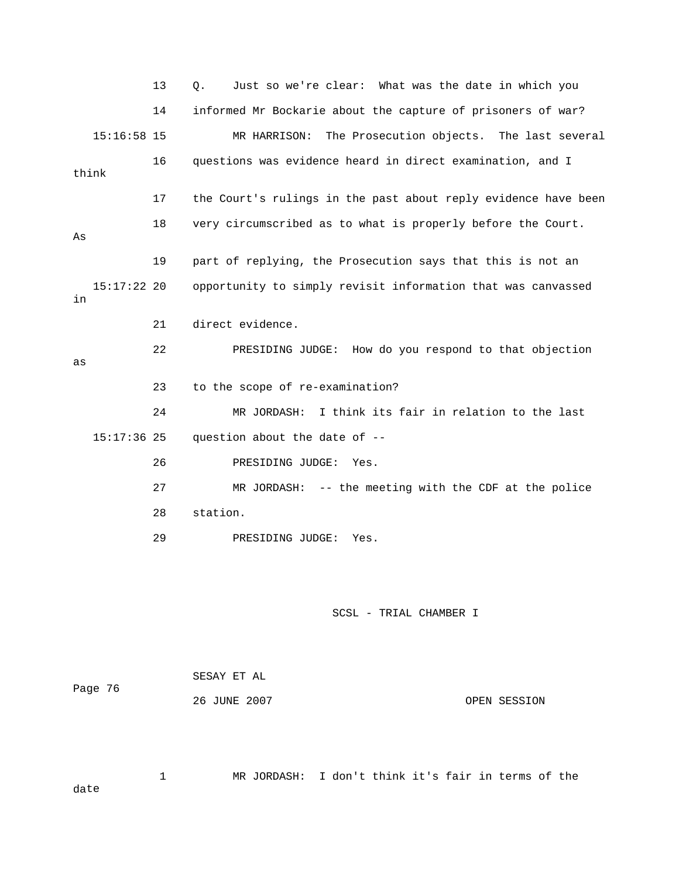13 Q. Just so we're clear: What was the date in which you

14 informed Mr Bockarie about the capture of prisoners of war?

15:16:58 15 MR HARRISON: The Prosecution objects. The last several

16 questions was evidence heard in direct examination, and I think

17 the Court's rulings in the past about reply evidence have been

18 very circumscribed as to what is properly before the Court. As

19 part of replying, the Prosecution says that this is not an

15:17:22 20 opportunity to simply revisit information that was canvassed in

21 direct evidence.

22 PRESIDING JUDGE: How do you respond to that objection as

23 to the scope of re-examination?

24 MR JORDASH: I think its fair in relation to the last

15:17:36 25 question about the date of --

26 PRESIDING JUDGE: Yes.

27 MR JORDASH: -- the meeting with the CDF at the police

28 station.

29 PRESIDING JUDGE: Yes.

1 MR JORDASH: I don't think it's fair in terms of the date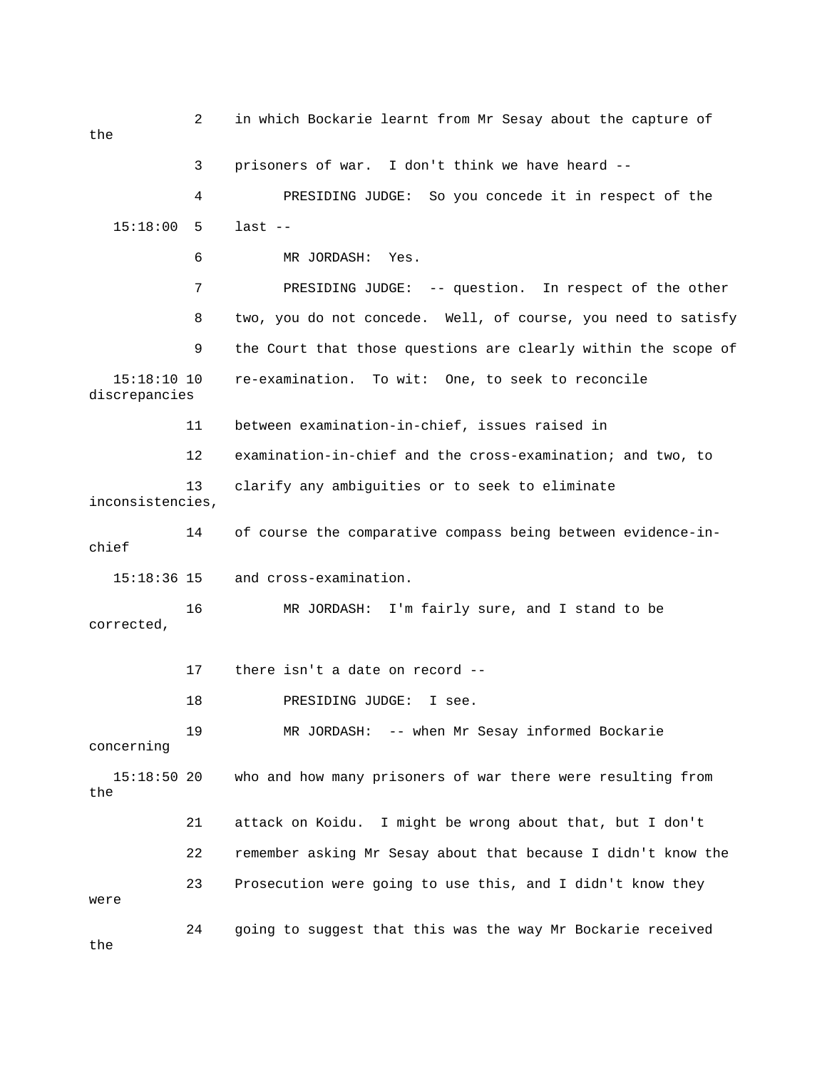2 in which Bockarie learnt from Mr Sesay about the capture of the

3 prisoners of war. I don't think we have heard --

4 PRESIDING JUDGE: So you concede it in respect of the

15:18:00 5 last --

6 MR JORDASH: Yes.

7 PRESIDING JUDGE: -- question. In respect of the other

8 two, you do not concede. Well, of course, you need to satisfy

9 the Court that those questions are clearly within the scope of

15:18:10 10 re-examination. To wit: One, to seek to reconcile discrepancies

11 between examination-in-chief, issues raised in

12 examination-in-chief and the cross-examination; and two, to

13 clarify any ambiguities or to seek to eliminate inconsistencies,

14 of course the comparative compass being between evidence-in-chief

15:18:36 15 and cross-examination.

16 MR JORDASH: I'm fairly sure, and I stand to be corrected,

17 there isn't a date on record --

18 PRESIDING JUDGE: I see.

19 MR JORDASH: -- when Mr Sesay informed Bockarie concerning

15:18:50 20 who and how many prisoners of war there were resulting from the

21 attack on Koidu. I might be wrong about that, but I don't

22 remember asking Mr Sesay about that because I didn't know the

23 Prosecution were going to use this, and I didn't know they were

24 going to suggest that this was the way Mr Bockarie received the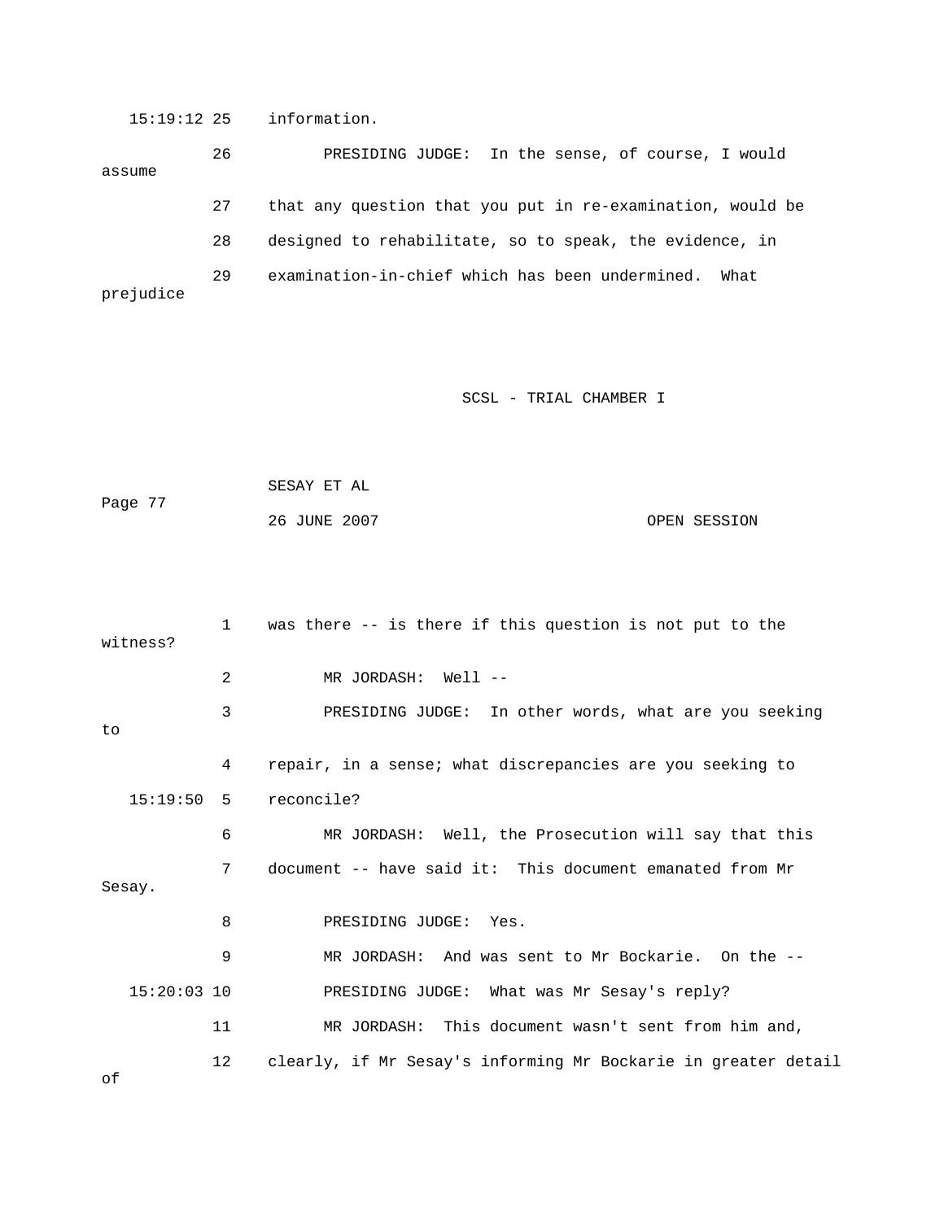15:19:12 25 information.

26 PRESIDING JUDGE: In the sense, of course, I would assume

27 that any question that you put in re-examination, would be

28 designed to rehabilitate, so to speak, the evidence, in

29 examination-in-chief which has been undermined. What prejudice

1 was there -- is there if this question is not put to the witness?

2 MR JORDASH: Well --

3 PRESIDING JUDGE: In other words, what are you seeking to

4 repair, in a sense; what discrepancies are you seeking to

15:19:50 5 reconcile?

6 MR JORDASH: Well, the Prosecution will say that this

7 document -- have said it: This document emanated from Mr Sesay.

8 PRESIDING JUDGE: Yes.

9 MR JORDASH: And was sent to Mr Bockarie. On the --

15:20:03 10 PRESIDING JUDGE: What was Mr Sesay's reply?

11 MR JORDASH: This document wasn't sent from him and,

12 clearly, if Mr Sesay's informing Mr Bockarie in greater detail of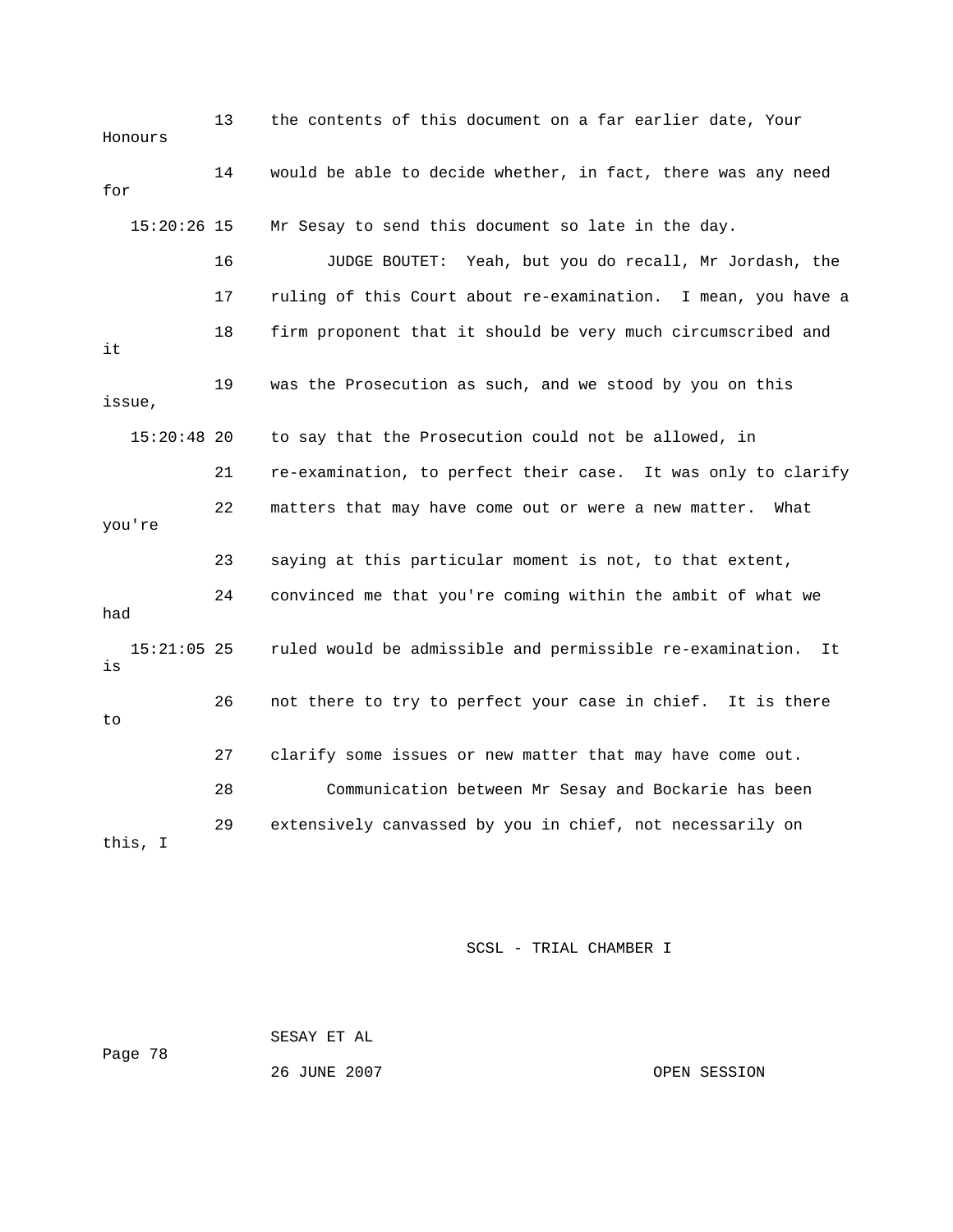13 the contents of this document on a far earlier date, Your Honours

14 would be able to decide whether, in fact, there was any need for

15:20:26 15 Mr Sesay to send this document so late in the day.

16 JUDGE BOUTET: Yeah, but you do recall, Mr Jordash, the

17 ruling of this Court about re-examination. I mean, you have a

18 firm proponent that it should be very much circumscribed and it

19 was the Prosecution as such, and we stood by you on this issue,

15:20:48 20 to say that the Prosecution could not be allowed, in

21 re-examination, to perfect their case. It was only to clarify

22 matters that may have come out or were a new matter. What you're

23 saying at this particular moment is not, to that extent,

24 convinced me that you're coming within the ambit of what we had

15:21:05 25 ruled would be admissible and permissible re-examination. It is

26 not there to try to perfect your case in chief. It is there to

27 clarify some issues or new matter that may have come out.

28 Communication between Mr Sesay and Bockarie has been

29 extensively canvassed by you in chief, not necessarily on this, I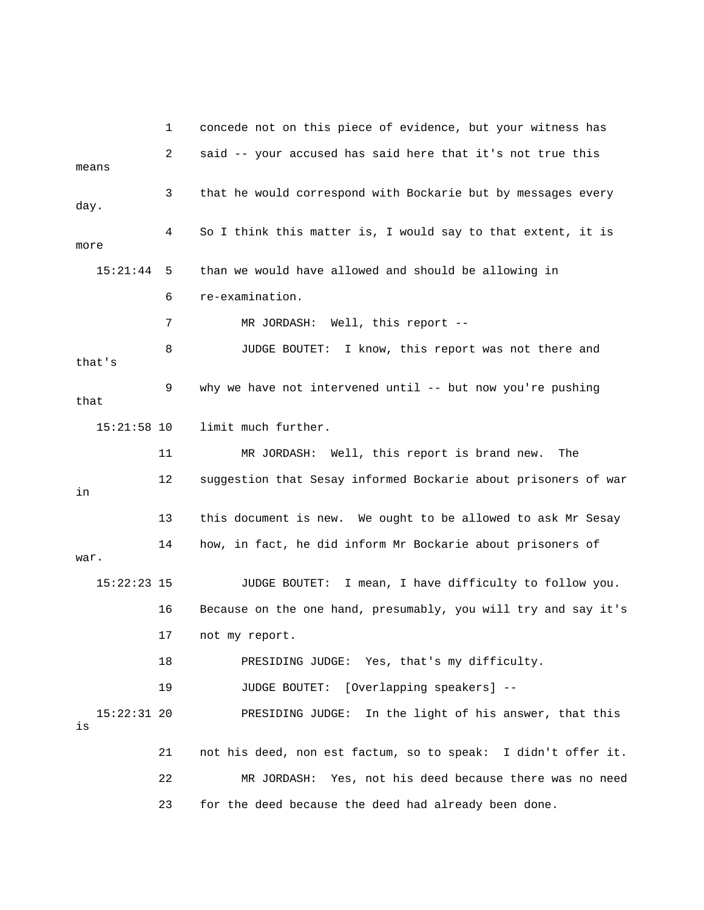1 concede not on this piece of evidence, but your witness has

2 said -- your accused has said here that it's not true this means

3 that he would correspond with Bockarie but by messages every day.

4 So I think this matter is, I would say to that extent, it is more

15:21:44 5 than we would have allowed and should be allowing in

6 re-examination.

7 MR JORDASH: Well, this report --

8 JUDGE BOUTET: I know, this report was not there and that's

9 why we have not intervened until -- but now you're pushing that

15:21:58 10 limit much further.

11 MR JORDASH: Well, this report is brand new. The

12 suggestion that Sesay informed Bockarie about prisoners of war in

13 this document is new. We ought to be allowed to ask Mr Sesay

14 how, in fact, he did inform Mr Bockarie about prisoners of war.

15:22:23 15 JUDGE BOUTET: I mean, I have difficulty to follow you.

16 Because on the one hand, presumably, you will try and say it's

17 not my report.

18 PRESIDING JUDGE: Yes, that's my difficulty.

19 JUDGE BOUTET: [Overlapping speakers] --

15:22:31 20 PRESIDING JUDGE: In the light of his answer, that this is

21 not his deed, non est factum, so to speak: I didn't offer it.

22 MR JORDASH: Yes, not his deed because there was no need

23 for the deed because the deed had already been done.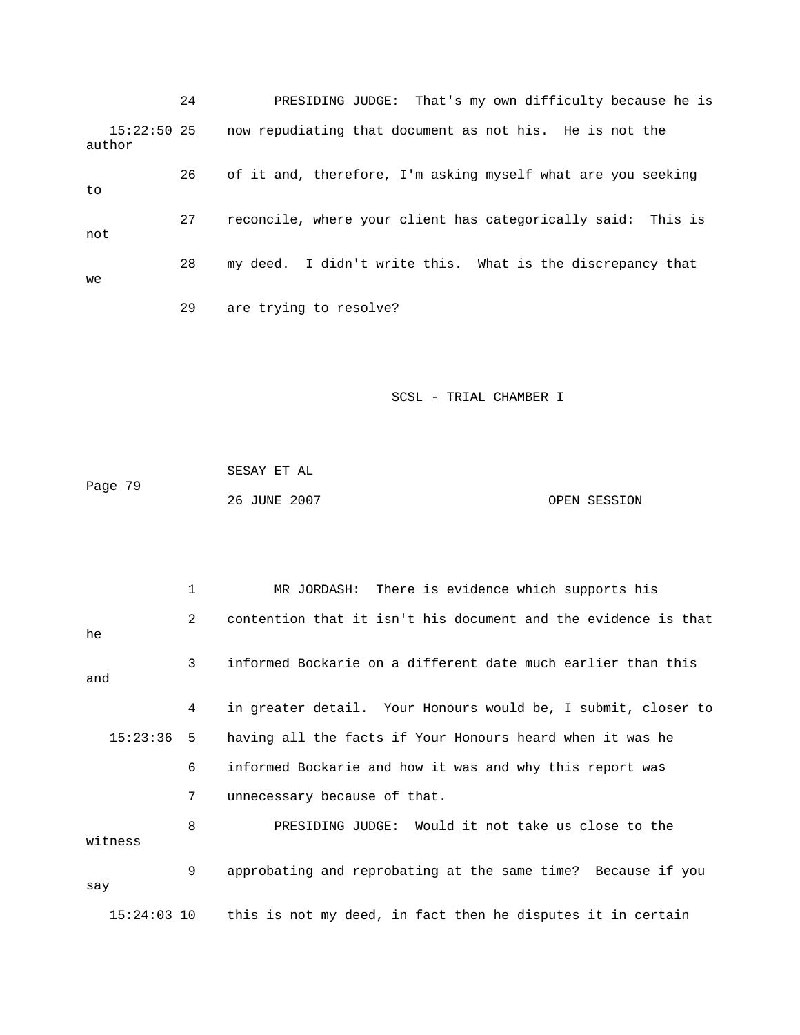24 PRESIDING JUDGE: That's my own difficulty because he is

15:22:50 25 now repudiating that document as not his. He is not the author

26 of it and, therefore, I'm asking myself what are you seeking to

27 reconcile, where your client has categorically said: This is not

28 my deed. I didn't write this. What is the discrepancy that we

29 are trying to resolve?

1 MR JORDASH: There is evidence which supports his

2 contention that it isn't his document and the evidence is that he

3 informed Bockarie on a different date much earlier than this and

4 in greater detail. Your Honours would be, I submit, closer to

15:23:36 5 having all the facts if Your Honours heard when it was he

6 informed Bockarie and how it was and why this report was

7 unnecessary because of that.

8 PRESIDING JUDGE: Would it not take us close to the witness

9 approbating and reprobating at the same time? Because if you say

15:24:03 10 this is not my deed, in fact then he disputes it in certain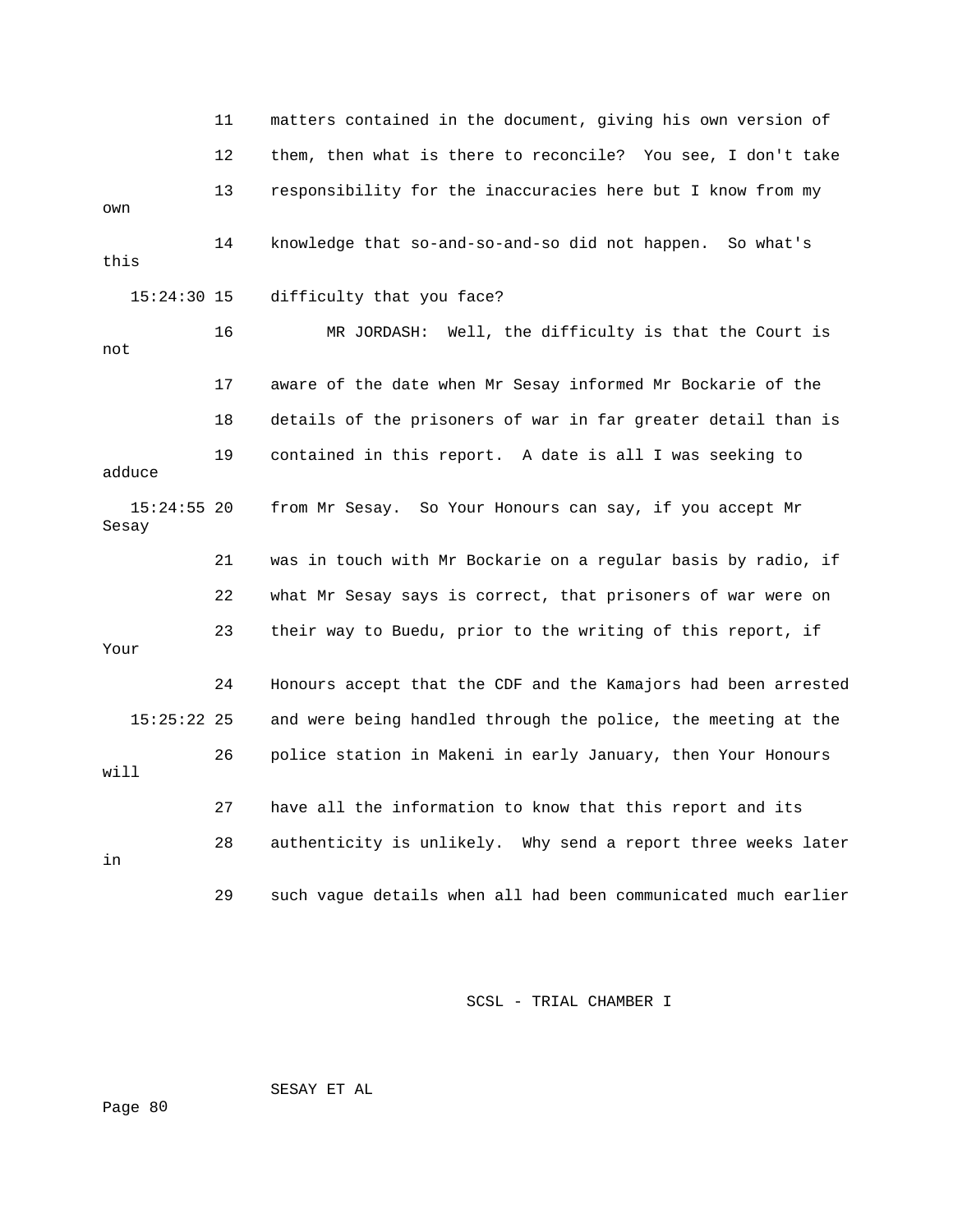matters contained in the document, giving his own version of them, then what is there to reconcile? You see, I don't take responsibility for the inaccuracies here but I know from my own knowledge that so-and-so-and-so did not happen. So what's this difficulty that you face?

MR JORDASH: Well, the difficulty is that the Court is not aware of the date when Mr Sesay informed Mr Bockarie of the details of the prisoners of war in far greater detail than is contained in this report. A date is all I was seeking to adduce from Mr Sesay. So Your Honours can say, if you accept Mr Sesay was in touch with Mr Bockarie on a regular basis by radio, if what Mr Sesay says is correct, that prisoners of war were on their way to Buedu, prior to the writing of this report, if Your Honours accept that the CDF and the Kamajors had been arrested and were being handled through the police, the meeting at the police station in Makeni in early January, then Your Honours will have all the information to know that this report and its authenticity is unlikely. Why send a report three weeks later in such vague details when all had been communicated much earlier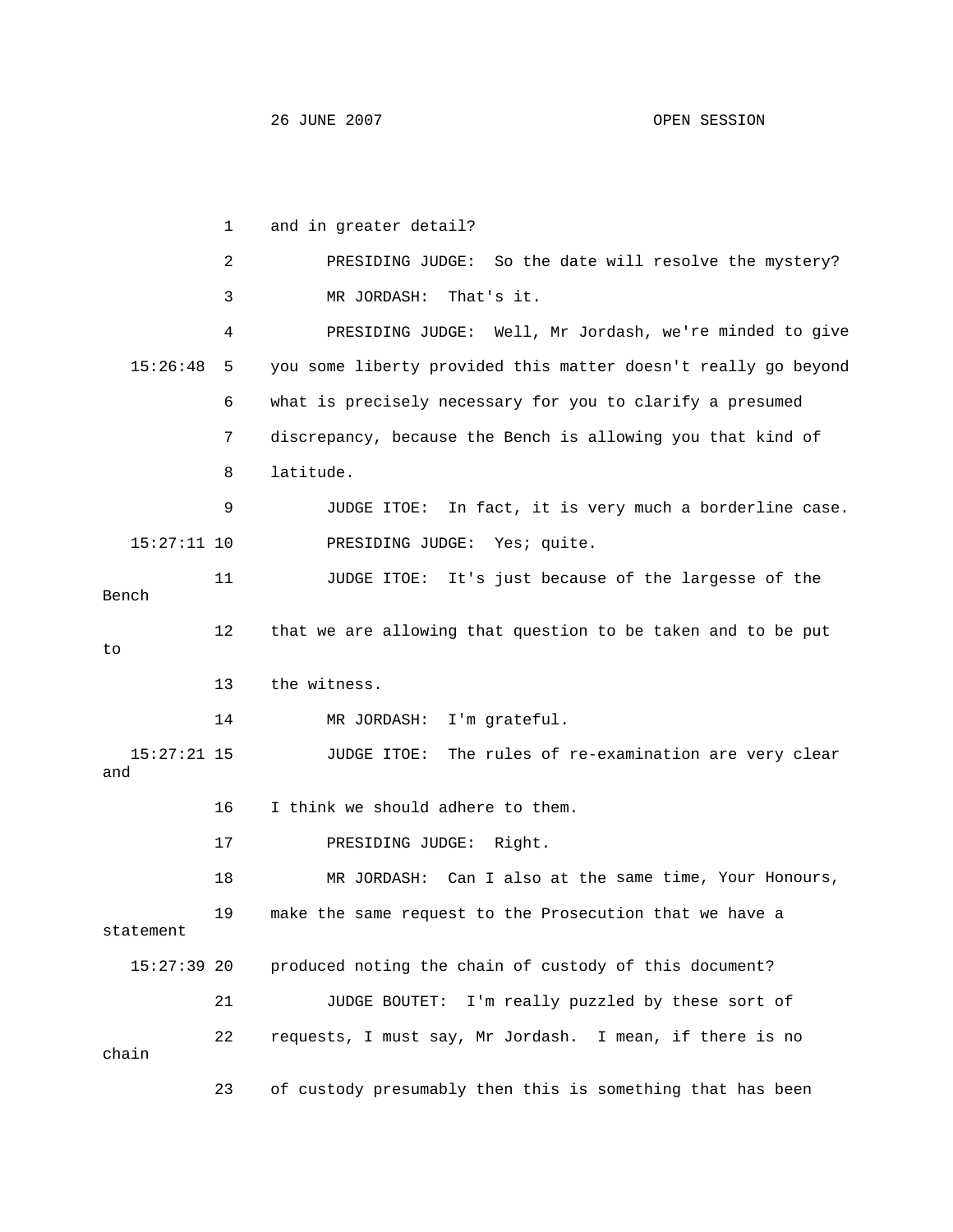1 and in greater detail?

2 PRESIDING JUDGE: So the date will resolve the mystery?

3 MR JORDASH: That's it.

4 PRESIDING JUDGE: Well, Mr Jordash, we're minded to give

15:26:48 5 you some liberty provided this matter doesn't really go beyond

6 what is precisely necessary for you to clarify a presumed

7 discrepancy, because the Bench is allowing you that kind of

8 latitude.

9 JUDGE ITOE: In fact, it is very much a borderline case.

15:27:11 10 PRESIDING JUDGE: Yes; quite.

11 JUDGE ITOE: It's just because of the largesse of the Bench

12 that we are allowing that question to be taken and to be put to

13 the witness.

14 MR JORDASH: I'm grateful.

15:27:21 15 JUDGE ITOE: The rules of re-examination are very clear and

16 I think we should adhere to them.

17 PRESIDING JUDGE: Right.

18 MR JORDASH: Can I also at the same time, Your Honours,

19 make the same request to the Prosecution that we have a statement

15:27:39 20 produced noting the chain of custody of this document?

21 JUDGE BOUTET: I'm really puzzled by these sort of

22 requests, I must say, Mr Jordash. I mean, if there is no chain

23 of custody presumably then this is something that has been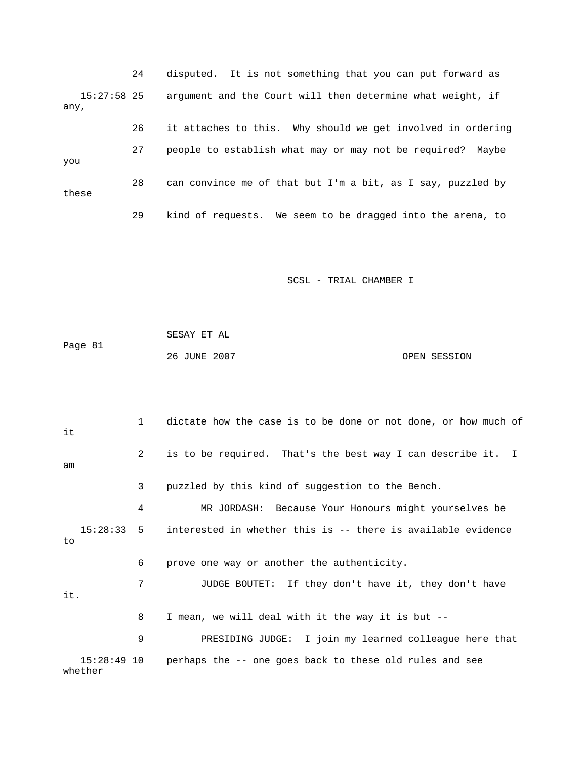disputed. It is not something that you can put forward as argument and the Court will then determine what weight, if any, it attaches to this. Why should we get involved in ordering people to establish what may or may not be required? Maybe you can convince me of that but I'm a bit, as I say, puzzled by these kind of requests. We seem to be dragged into the arena, to dictate how the case is to be done or not done, or how much of it is to be required. That's the best way I can describe it. I am puzzled by this kind of suggestion to the Bench.

MR JORDASH: Because Your Honours might yourselves be interested in whether this is -- there is available evidence to prove one way or another the authenticity.

JUDGE BOUTET: If they don't have it, they don't have it. I mean, we will deal with it the way it is but --

PRESIDING JUDGE: I join my learned colleague here that perhaps the -- one goes back to these old rules and see whether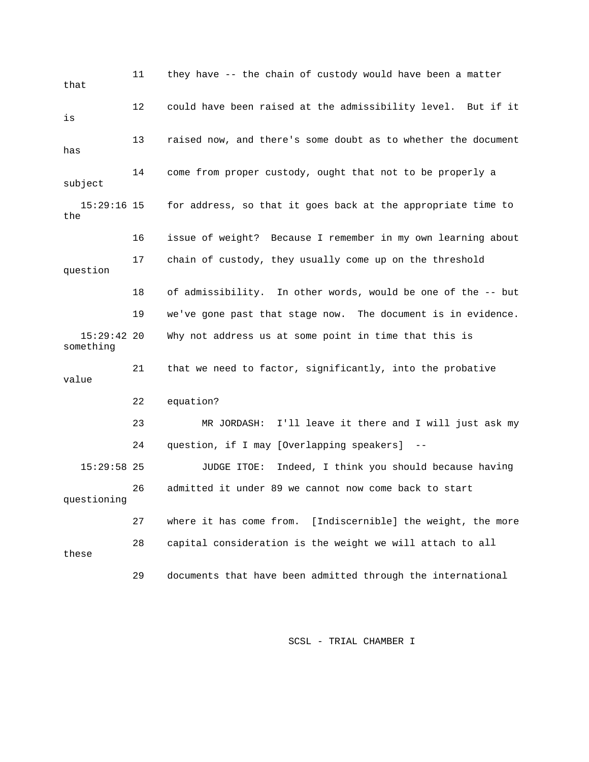11 they have -- the chain of custody would have been a matter that

12 could have been raised at the admissibility level. But if it is

13 raised now, and there's some doubt as to whether the document has

14 come from proper custody, ought that not to be properly a subject

15:29:16 15 for address, so that it goes back at the appropriate time to the

16 issue of weight? Because I remember in my own learning about

17 chain of custody, they usually come up on the threshold question

18 of admissibility. In other words, would be one of the -- but

19 we've gone past that stage now. The document is in evidence.

15:29:42 20 Why not address us at some point in time that this is something

21 that we need to factor, significantly, into the probative value

22 equation?

23 MR JORDASH: I'll leave it there and I will just ask my

24 question, if I may [Overlapping speakers] --

15:29:58 25 JUDGE ITOE: Indeed, I think you should because having

26 admitted it under 89 we cannot now come back to start questioning

27 where it has come from. [Indiscernible] the weight, the more

28 capital consideration is the weight we will attach to all these

29 documents that have been admitted through the international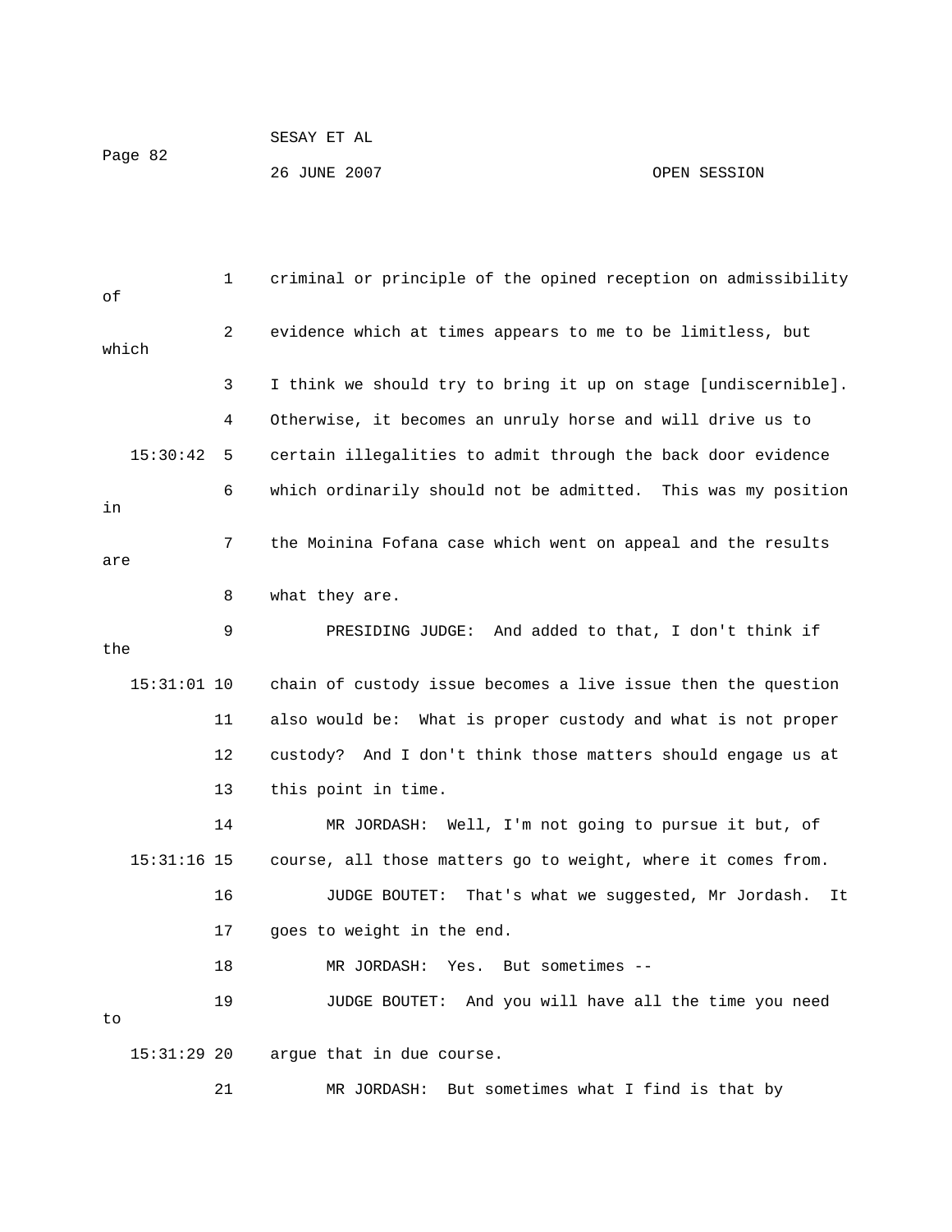criminal or principle of the opined reception on admissibility of evidence which at times appears to me to be limitless, but which I think we should try to bring it up on stage [undiscernible]. Otherwise, it becomes an unruly horse and will drive us to certain illegalities to admit through the back door evidence which ordinarily should not be admitted. This was my position in the Moinina Fofana case which went on appeal and the results are what they are.

PRESIDING JUDGE: And added to that, I don't think if the chain of custody issue becomes a live issue then the question also would be: What is proper custody and what is not proper custody? And I don't think those matters should engage us at this point in time.

MR JORDASH: Well, I'm not going to pursue it but, of course, all those matters go to weight, where it comes from.

JUDGE BOUTET: That's what we suggested, Mr Jordash. It goes to weight in the end.

MR JORDASH: Yes. But sometimes --

JUDGE BOUTET: And you will have all the time you need to argue that in due course.

MR JORDASH: But sometimes what I find is that by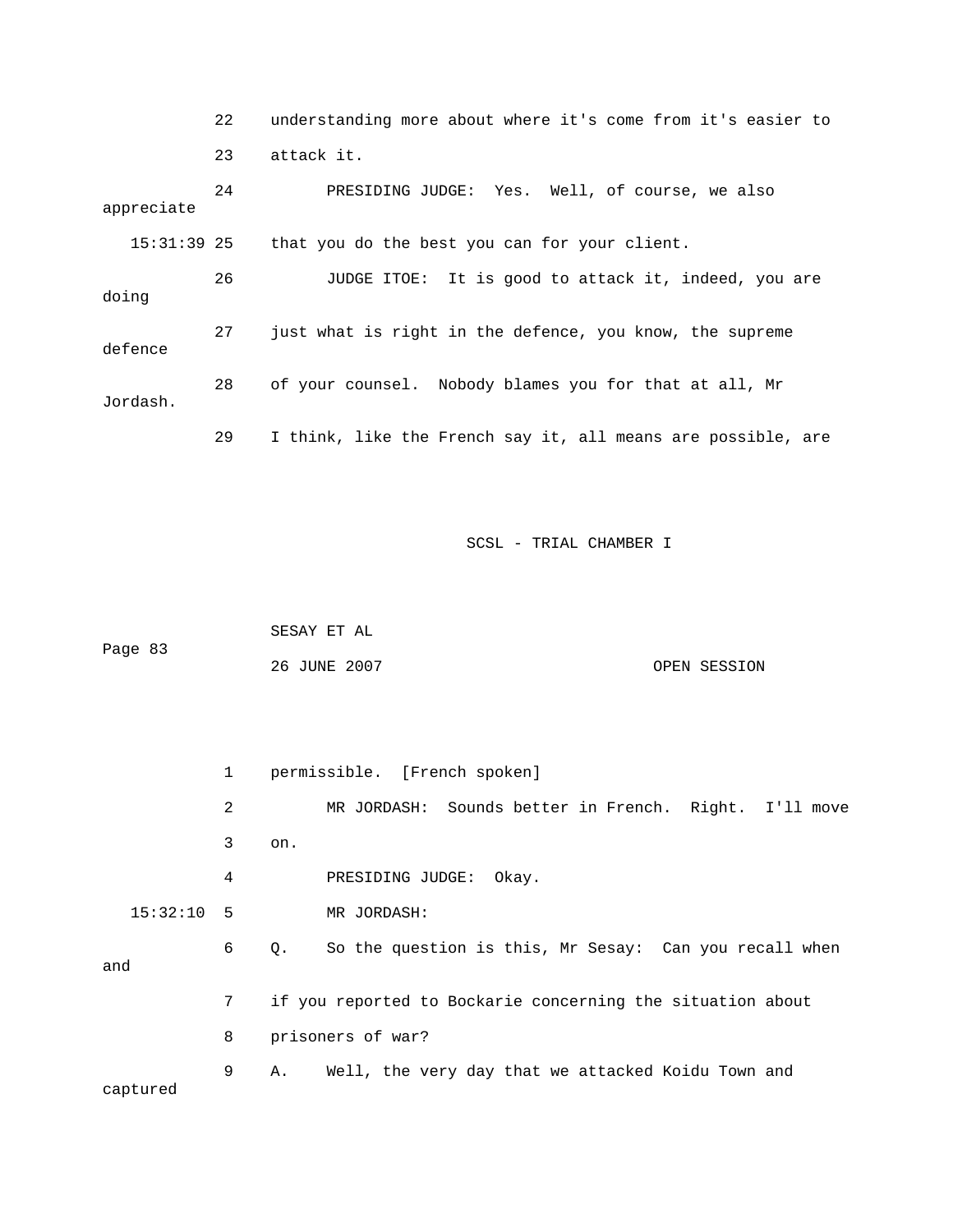22 understanding more about where it's come from it's easier to

23 attack it.

24 PRESIDING JUDGE: Yes. Well, of course, we also appreciate

15:31:39 25 that you do the best you can for your client.

26 JUDGE ITOE: It is good to attack it, indeed, you are doing

27 just what is right in the defence, you know, the supreme defence

28 of your counsel. Nobody blames you for that at all, Mr Jordash.

29 I think, like the French say it, all means are possible, are

1 permissible. [French spoken]

2 MR JORDASH: Sounds better in French. Right. I'll move

3 on.

4 PRESIDING JUDGE: Okay.

15:32:10 5 MR JORDASH:

6 Q. So the question is this, Mr Sesay: Can you recall when and

7 if you reported to Bockarie concerning the situation about

8 prisoners of war?

9 A. Well, the very day that we attacked Koidu Town and captured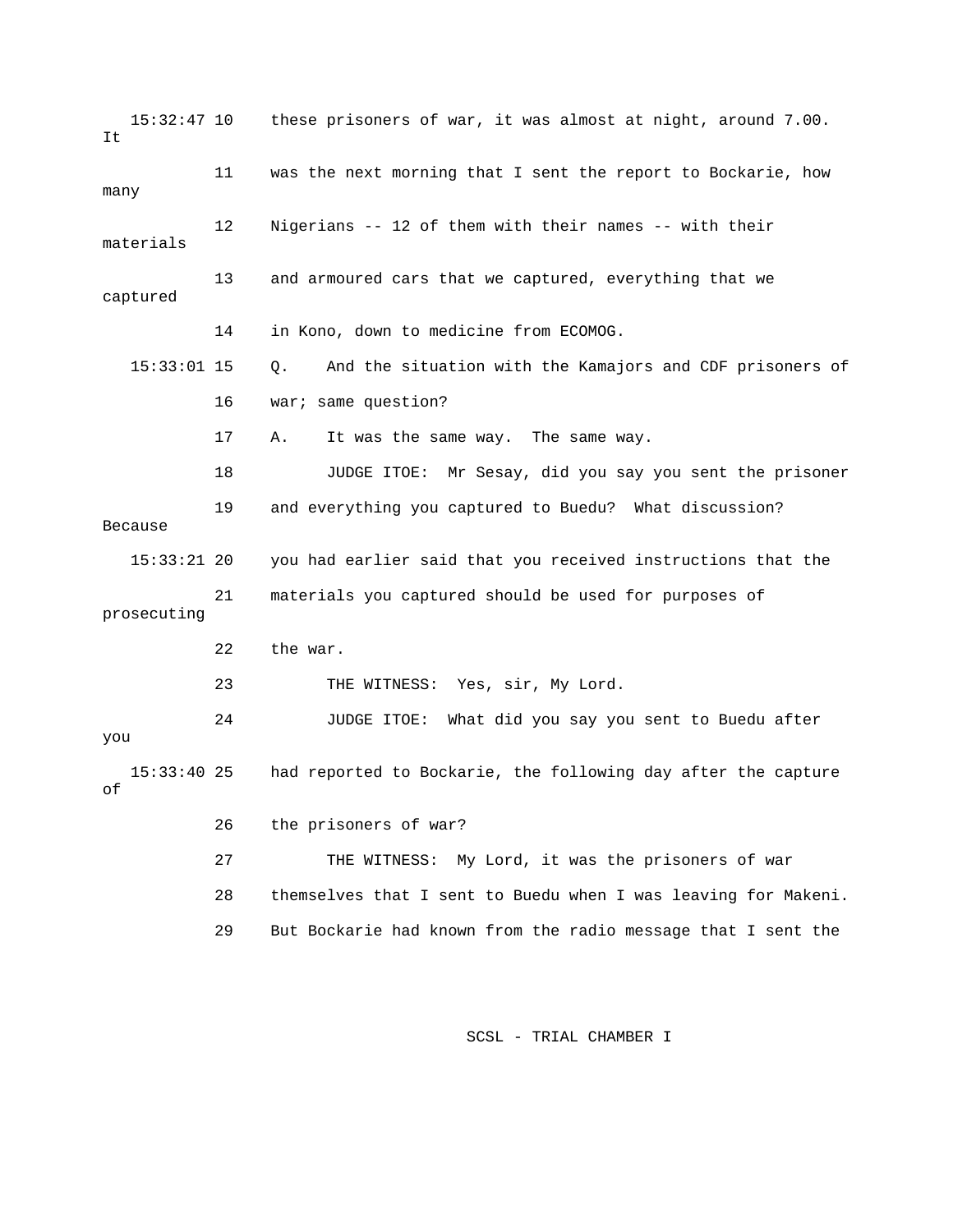15:32:47 10 these prisoners of war, it was almost at night, around 7.00. It

11 was the next morning that I sent the report to Bockarie, how many

12 Nigerians -- 12 of them with their names -- with their materials

13 and armoured cars that we captured, everything that we captured

14 in Kono, down to medicine from ECOMOG.

15:33:01 15 Q. And the situation with the Kamajors and CDF prisoners of

16 war; same question?

17 A. It was the same way. The same way.

18 JUDGE ITOE: Mr Sesay, did you say you sent the prisoner

19 and everything you captured to Buedu? What discussion? Because

15:33:21 20 you had earlier said that you received instructions that the

21 materials you captured should be used for purposes of prosecuting

22 the war.

23 THE WITNESS: Yes, sir, My Lord.

24 JUDGE ITOE: What did you say you sent to Buedu after you

15:33:40 25 had reported to Bockarie, the following day after the capture of

26 the prisoners of war?

27 THE WITNESS: My Lord, it was the prisoners of war

28 themselves that I sent to Buedu when I was leaving for Makeni.

29 But Bockarie had known from the radio message that I sent the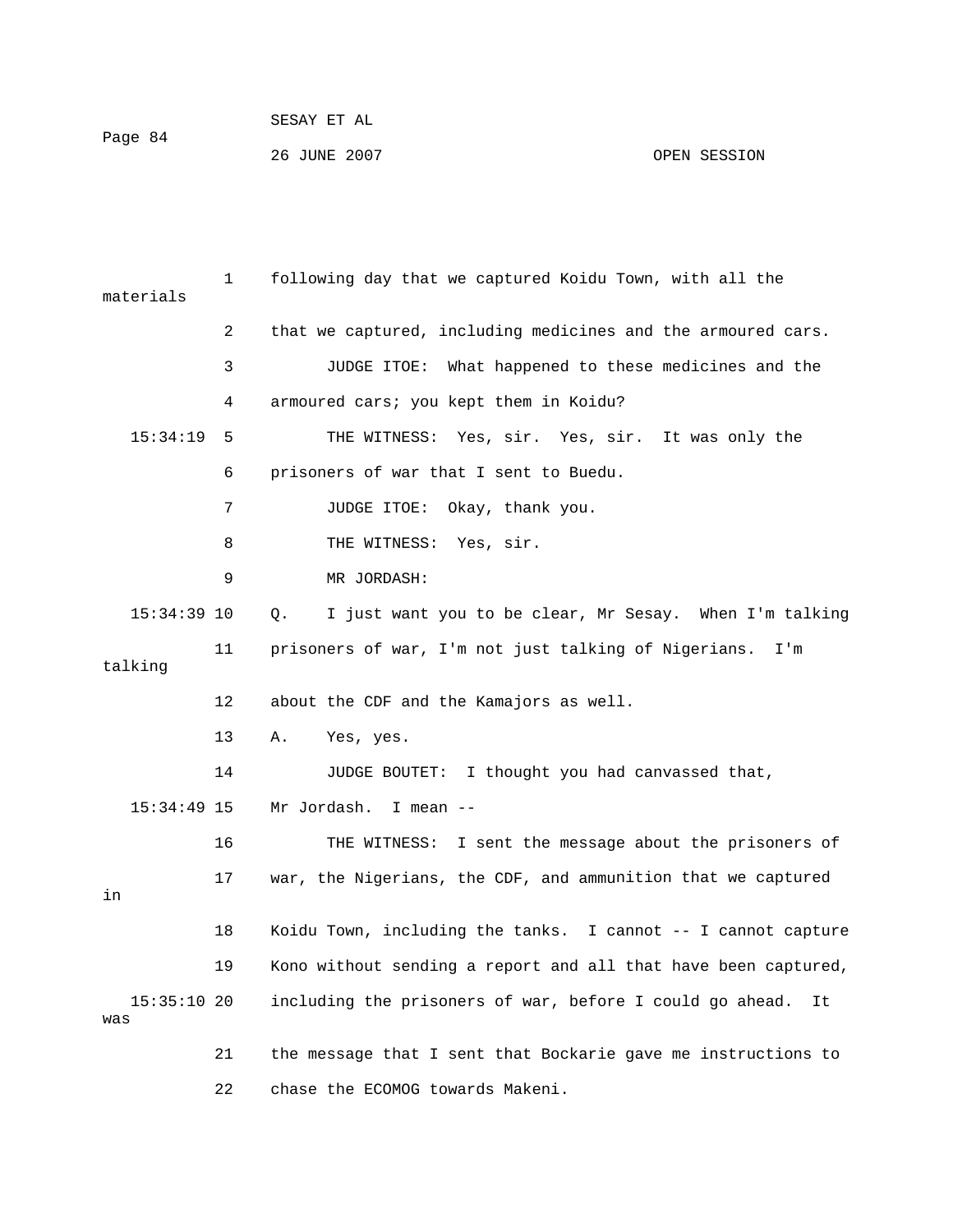following day that we captured Koidu Town, with all the materials that we captured, including medicines and the armoured cars.

JUDGE ITOE: What happened to these medicines and the armoured cars; you kept them in Koidu?

THE WITNESS: Yes, sir. Yes, sir. It was only the prisoners of war that I sent to Buedu.

JUDGE ITOE: Okay, thank you.

THE WITNESS: Yes, sir.

MR JORDASH:

Q. I just want you to be clear, Mr Sesay. When I'm talking prisoners of war, I'm not just talking of Nigerians. I'm talking about the CDF and the Kamajors as well.

A. Yes, yes.

JUDGE BOUTET: I thought you had canvassed that, Mr Jordash. I mean --

THE WITNESS: I sent the message about the prisoners of war, the Nigerians, the CDF, and ammunition that we captured in Koidu Town, including the tanks. I cannot -- I cannot capture Kono without sending a report and all that have been captured, including the prisoners of war, before I could go ahead. It was the message that I sent that Bockarie gave me instructions to chase the ECOMOG towards Makeni.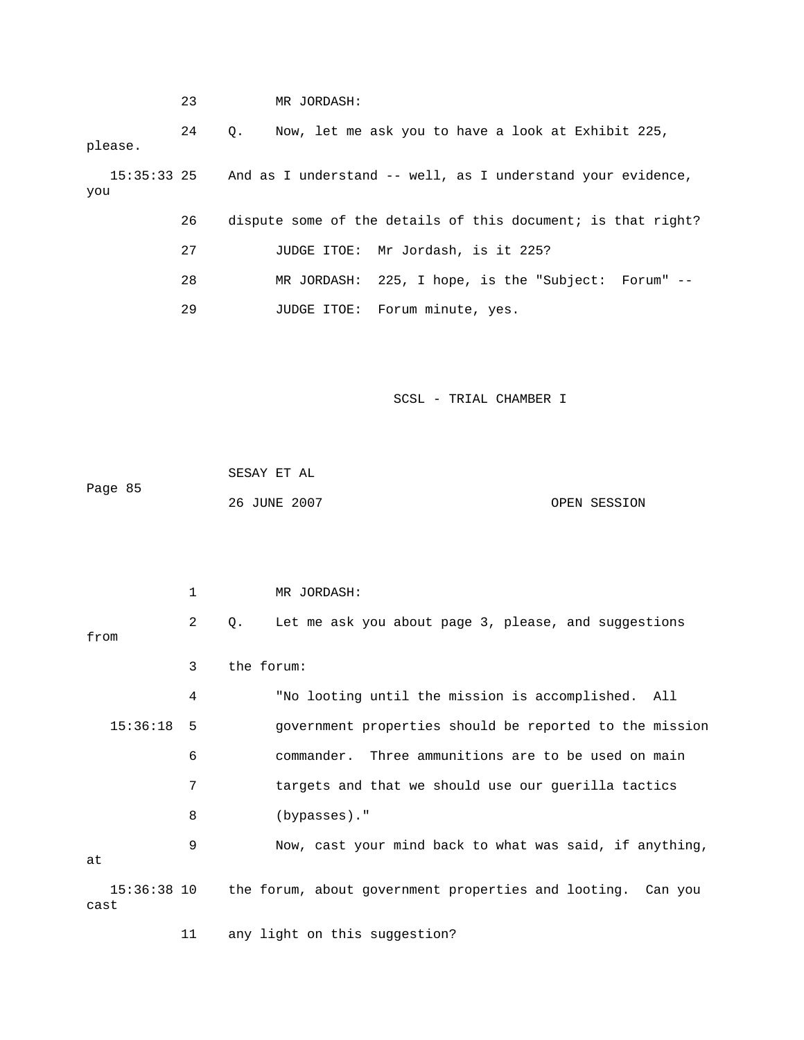23 MR JORDASH:

24 Q. Now, let me ask you to have a look at Exhibit 225, please.

15:35:33 25 And as I understand -- well, as I understand your evidence, you

26 dispute some of the details of this document; is that right?

27 JUDGE ITOE: Mr Jordash, is it 225?

28 MR JORDASH: 225, I hope, is the "Subject: Forum" --

29 JUDGE ITOE: Forum minute, yes.

1 MR JORDASH:

2 Q. Let me ask you about page 3, please, and suggestions from

3 the forum:

4 "No looting until the mission is accomplished. All

15:36:18 5 government properties should be reported to the mission

6 commander. Three ammunitions are to be used on main

7 targets and that we should use our guerilla tactics

8 (bypasses)."

9 Now, cast your mind back to what was said, if anything, at

15:36:38 10 the forum, about government properties and looting. Can you cast

11 any light on this suggestion?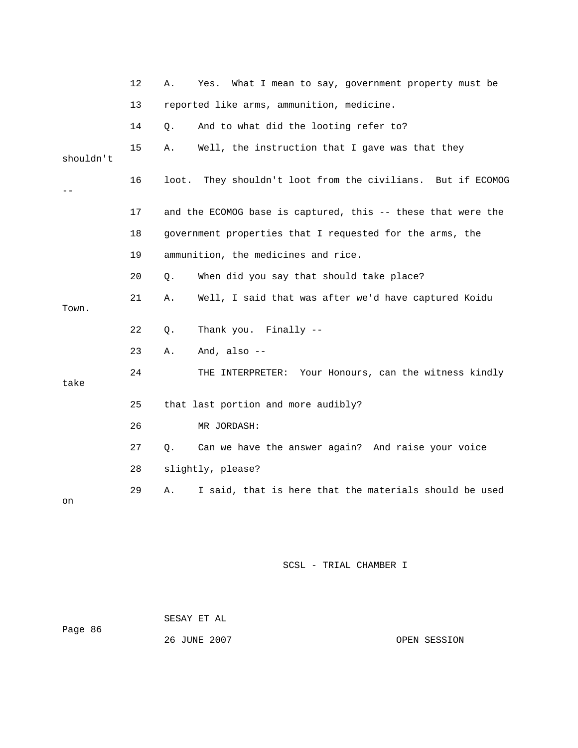12 A. Yes. What I mean to say, government property must be

13 reported like arms, ammunition, medicine.

14 Q. And to what did the looting refer to?

15 A. Well, the instruction that I gave was that they shouldn't

16 loot. They shouldn't loot from the civilians. But if ECOMOG --

17 and the ECOMOG base is captured, this -- these that were the

18 government properties that I requested for the arms, the

19 ammunition, the medicines and rice.

20 Q. When did you say that should take place?

21 A. Well, I said that was after we'd have captured Koidu Town.

22 Q. Thank you. Finally --

23 A. And, also --

24 THE INTERPRETER: Your Honours, can the witness kindly take

25 that last portion and more audibly?

26 MR JORDASH:

27 Q. Can we have the answer again? And raise your voice

28 slightly, please?

29 A. I said, that is here that the materials should be used on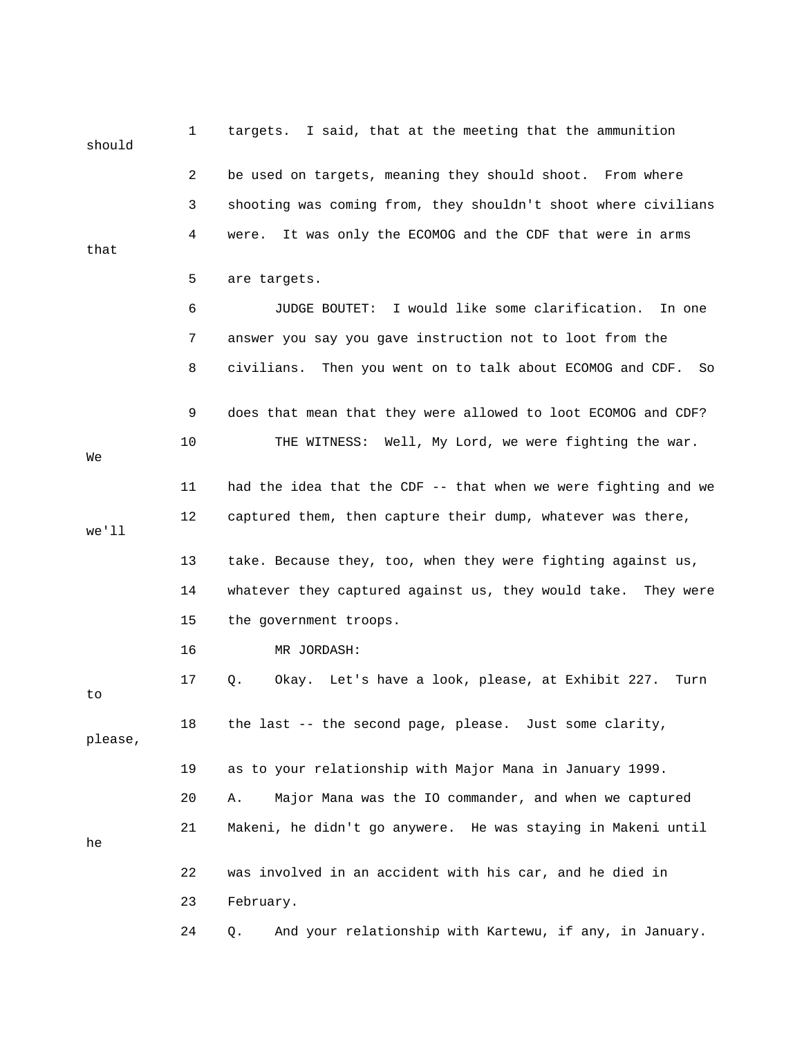1 targets. I said, that at the meeting that the ammunition should

2 be used on targets, meaning they should shoot. From where

3 shooting was coming from, they shouldn't shoot where civilians

4 were. It was only the ECOMOG and the CDF that were in arms that

5 are targets.

6 JUDGE BOUTET: I would like some clarification. In one

7 answer you say you gave instruction not to loot from the

8 civilians. Then you went on to talk about ECOMOG and CDF. So

9 does that mean that they were allowed to loot ECOMOG and CDF?

10 THE WITNESS: Well, My Lord, we were fighting the war. We

11 had the idea that the CDF -- that when we were fighting and we

12 captured them, then capture their dump, whatever was there, we'll

13 take. Because they, too, when they were fighting against us,

14 whatever they captured against us, they would take. They were

15 the government troops.

16 MR JORDASH:

17 Q. Okay. Let's have a look, please, at Exhibit 227. Turn to

18 the last -- the second page, please. Just some clarity, please,

19 as to your relationship with Major Mana in January 1999.

20 A. Major Mana was the IO commander, and when we captured

21 Makeni, he didn't go anywere. He was staying in Makeni until he

22 was involved in an accident with his car, and he died in

23 February.

24 Q. And your relationship with Kartewu, if any, in January.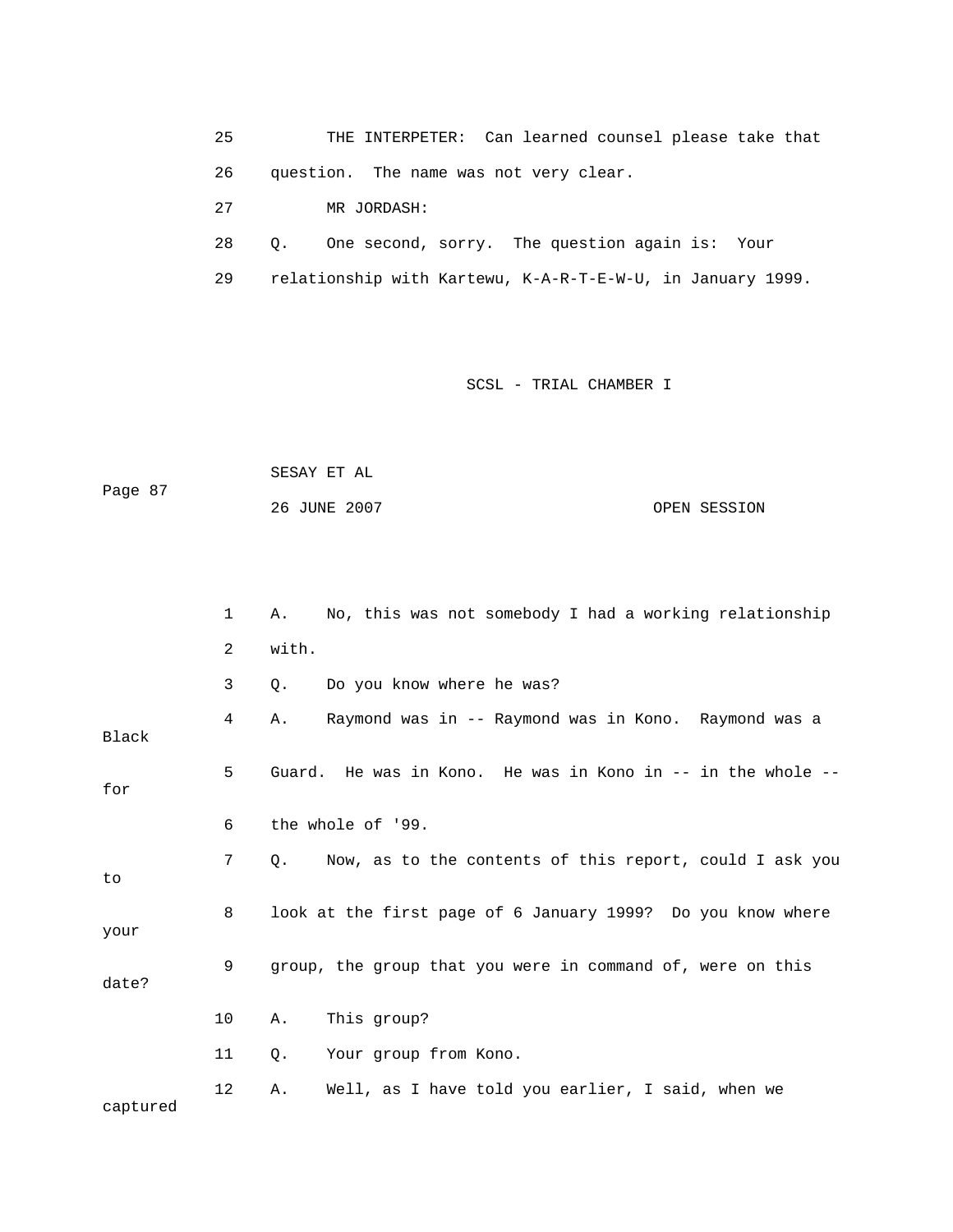25 THE INTERPETER: Can learned counsel please take that

26 question. The name was not very clear.

27 MR JORDASH:

28 Q. One second, sorry. The question again is: Your

29 relationship with Kartewu, K-A-R-T-E-W-U, in January 1999.

1 A. No, this was not somebody I had a working relationship

2 with.

3 Q. Do you know where he was?

4 A. Raymond was in -- Raymond was in Kono. Raymond was a Black

5 Guard. He was in Kono. He was in Kono in -- in the whole -- for

6 the whole of '99.

7 Q. Now, as to the contents of this report, could I ask you to

8 look at the first page of 6 January 1999? Do you know where your

9 group, the group that you were in command of, were on this date?

10 A. This group?

11 Q. Your group from Kono.

12 A. Well, as I have told you earlier, I said, when we captured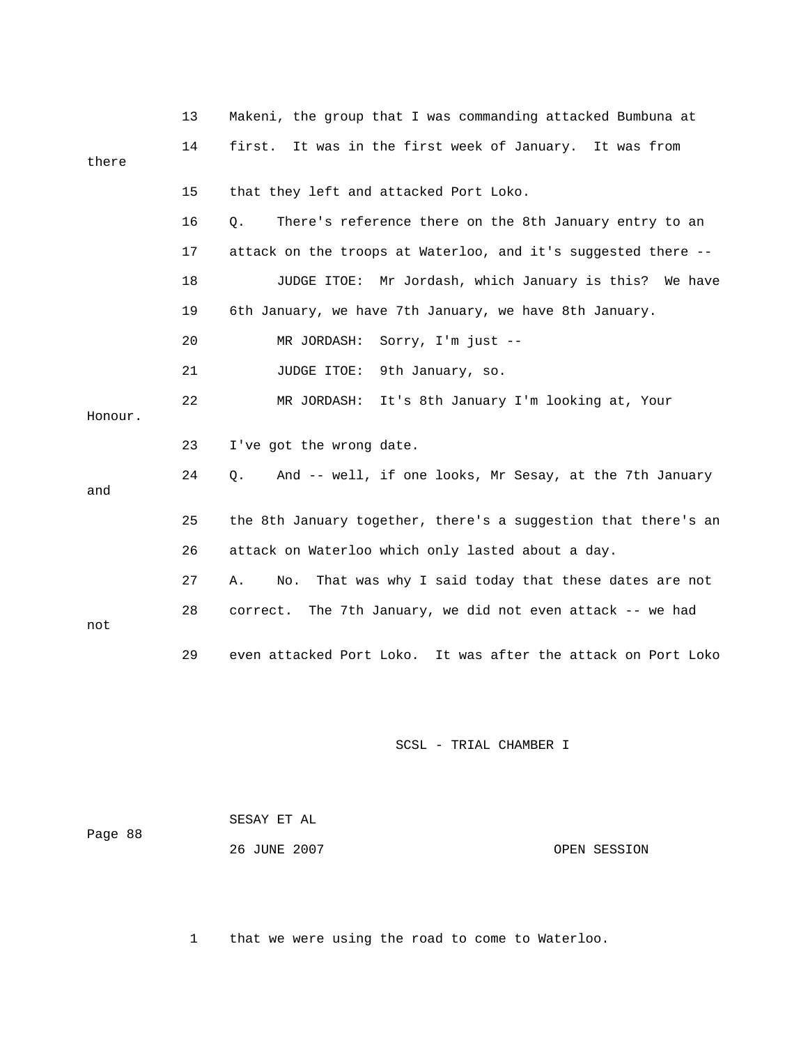13 Makeni, the group that I was commanding attacked Bumbuna at

14 first. It was in the first week of January. It was from there

15 that they left and attacked Port Loko.

16 Q. There's reference there on the 8th January entry to an

17 attack on the troops at Waterloo, and it's suggested there --

18 JUDGE ITOE: Mr Jordash, which January is this? We have

19 6th January, we have 7th January, we have 8th January.

20 MR JORDASH: Sorry, I'm just --

21 JUDGE ITOE: 9th January, so.

22 MR JORDASH: It's 8th January I'm looking at, Your Honour.

23 I've got the wrong date.

24 Q. And -- well, if one looks, Mr Sesay, at the 7th January and

25 the 8th January together, there's a suggestion that there's an

26 attack on Waterloo which only lasted about a day.

27 A. No. That was why I said today that these dates are not

28 correct. The 7th January, we did not even attack -- we had not

29 even attacked Port Loko. It was after the attack on Port Loko

SESAY ET AL

26 JUNE 2007 OPEN SESSION

1 that we were using the road to come to Waterloo.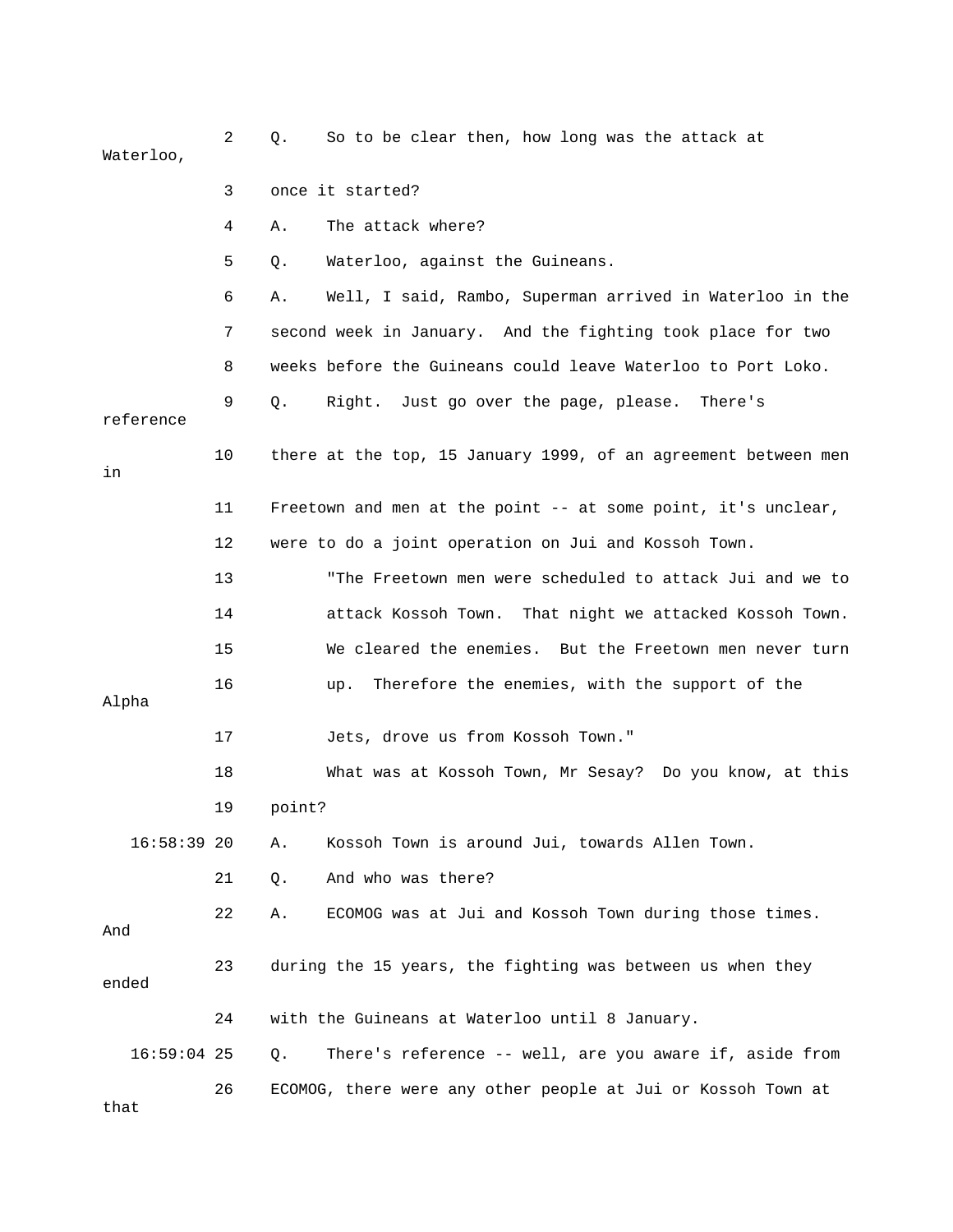2 Q. So to be clear then, how long was the attack at Waterloo,

3 once it started?

4 A. The attack where?

5 Q. Waterloo, against the Guineans.

6 A. Well, I said, Rambo, Superman arrived in Waterloo in the

7 second week in January. And the fighting took place for two

8 weeks before the Guineans could leave Waterloo to Port Loko.

9 Q. Right. Just go over the page, please. There's reference

10 there at the top, 15 January 1999, of an agreement between men in

11 Freetown and men at the point -- at some point, it's unclear,

12 were to do a joint operation on Jui and Kossoh Town.

13 "The Freetown men were scheduled to attack Jui and we to

14 attack Kossoh Town. That night we attacked Kossoh Town.

15 We cleared the enemies. But the Freetown men never turn

16 up. Therefore the enemies, with the support of the Alpha

17 Jets, drove us from Kossoh Town."

18 What was at Kossoh Town, Mr Sesay? Do you know, at this

19 point?

16:58:39 20 A. Kossoh Town is around Jui, towards Allen Town.

21 Q. And who was there?

22 A. ECOMOG was at Jui and Kossoh Town during those times. And

23 during the 15 years, the fighting was between us when they ended

24 with the Guineans at Waterloo until 8 January.

16:59:04 25 Q. There's reference -- well, are you aware if, aside from

26 ECOMOG, there were any other people at Jui or Kossoh Town at that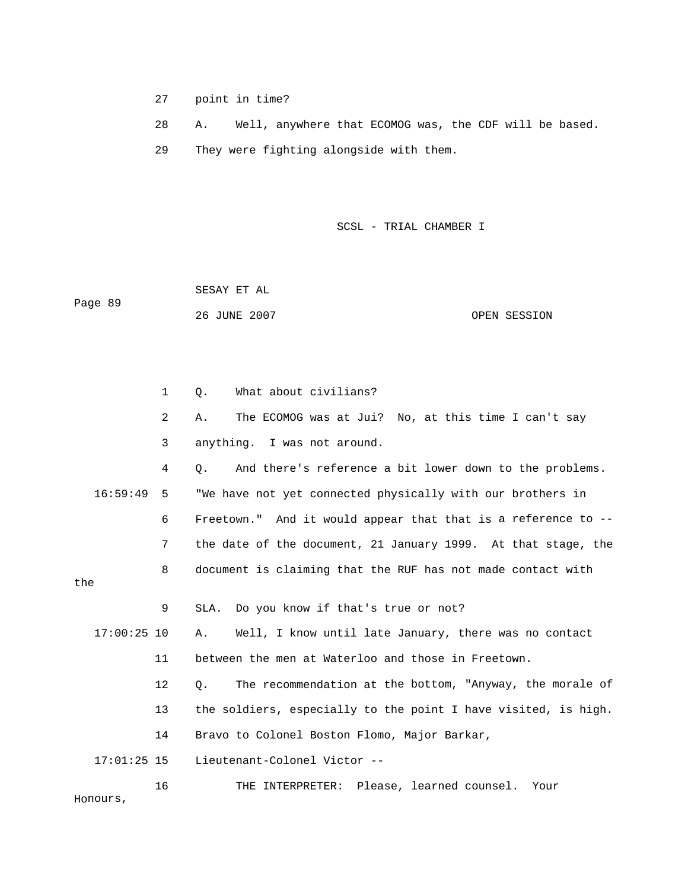27 point in time?

28 A. Well, anywhere that ECOMOG was, the CDF will be based.

29 They were fighting alongside with them.

1 Q. What about civilians?

2 A. The ECOMOG was at Jui? No, at this time I can't say

3 anything. I was not around.

4 Q. And there's reference a bit lower down to the problems.

16:59:49 5 "We have not yet connected physically with our brothers in

6 Freetown." And it would appear that that is a reference to --

7 the date of the document, 21 January 1999. At that stage, the

8 document is claiming that the RUF has not made contact with the

9 SLA. Do you know if that's true or not?

17:00:25 10 A. Well, I know until late January, there was no contact

11 between the men at Waterloo and those in Freetown.

12 Q. The recommendation at the bottom, "Anyway, the morale of

13 the soldiers, especially to the point I have visited, is high.

14 Bravo to Colonel Boston Flomo, Major Barkar,

17:01:25 15 Lieutenant-Colonel Victor --

16 THE INTERPRETER: Please, learned counsel. Your Honours,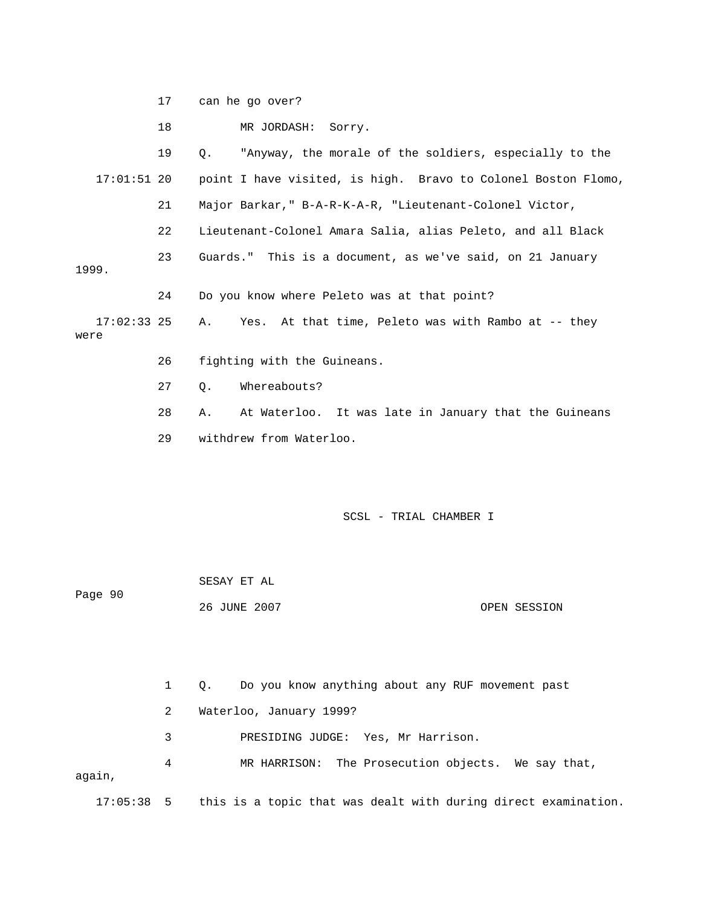17 can he go over?

18 MR JORDASH: Sorry.

19 Q. "Anyway, the morale of the soldiers, especially to the

17:01:51 20 point I have visited, is high. Bravo to Colonel Boston Flomo,

21 Major Barkar," B-A-R-K-A-R, "Lieutenant-Colonel Victor,

22 Lieutenant-Colonel Amara Salia, alias Peleto, and all Black

23 Guards." This is a document, as we've said, on 21 January 1999.

24 Do you know where Peleto was at that point?

17:02:33 25 A. Yes. At that time, Peleto was with Rambo at -- they were

26 fighting with the Guineans.

27 Q. Whereabouts?

28 A. At Waterloo. It was late in January that the Guineans

29 withdrew from Waterloo.

1 Q. Do you know anything about any RUF movement past

2 Waterloo, January 1999?

3 PRESIDING JUDGE: Yes, Mr Harrison.

4 MR HARRISON: The Prosecution objects. We say that, again,

17:05:38 5 this is a topic that was dealt with during direct examination.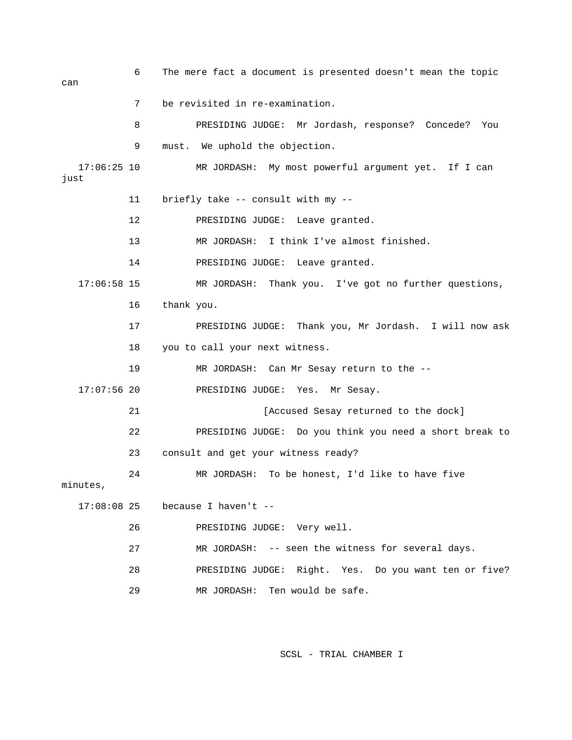6 The mere fact a document is presented doesn't mean the topic can

7 be revisited in re-examination.

8 PRESIDING JUDGE: Mr Jordash, response? Concede? You

9 must. We uphold the objection.

17:06:25 10 MR JORDASH: My most powerful argument yet. If I can just

11 briefly take -- consult with my --

12 PRESIDING JUDGE: Leave granted.

13 MR JORDASH: I think I've almost finished.

14 PRESIDING JUDGE: Leave granted.

17:06:58 15 MR JORDASH: Thank you. I've got no further questions,

16 thank you.

17 PRESIDING JUDGE: Thank you, Mr Jordash. I will now ask

18 you to call your next witness.

19 MR JORDASH: Can Mr Sesay return to the --

17:07:56 20 PRESIDING JUDGE: Yes. Mr Sesay.

21 [Accused Sesay returned to the dock]

22 PRESIDING JUDGE: Do you think you need a short break to

23 consult and get your witness ready?

24 MR JORDASH: To be honest, I'd like to have five minutes,

17:08:08 25 because I haven't --

26 PRESIDING JUDGE: Very well.

27 MR JORDASH: -- seen the witness for several days.

28 PRESIDING JUDGE: Right. Yes. Do you want ten or five?

29 MR JORDASH: Ten would be safe.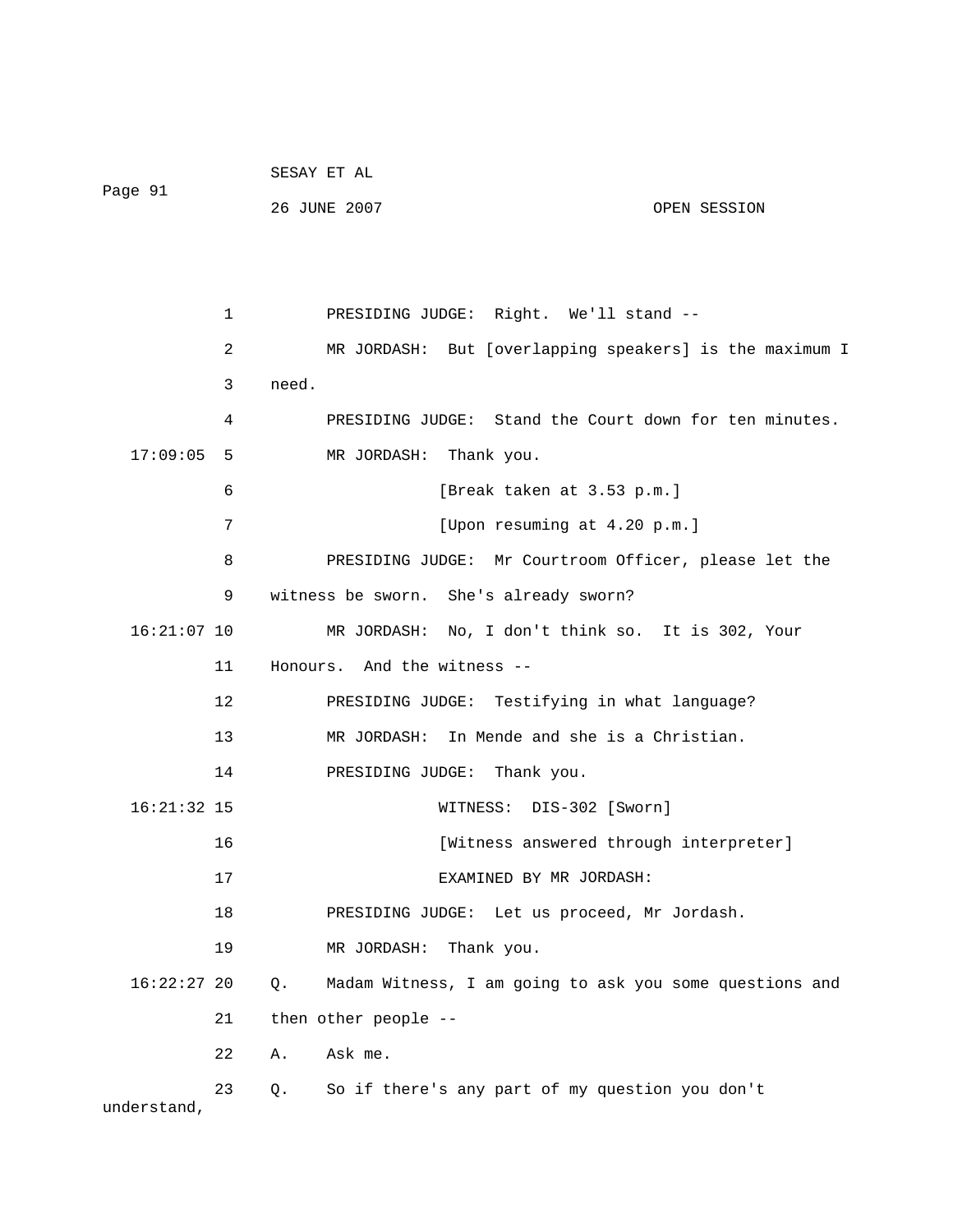1 PRESIDING JUDGE: Right. We'll stand --

2 MR JORDASH: But [overlapping speakers] is the maximum I

3 need.

4 PRESIDING JUDGE: Stand the Court down for ten minutes.

17:09:05 5 MR JORDASH: Thank you.

6 [Break taken at 3.53 p.m.]

7 [Upon resuming at 4.20 p.m.]

8 PRESIDING JUDGE: Mr Courtroom Officer, please let the

9 witness be sworn. She's already sworn?

16:21:07 10 MR JORDASH: No, I don't think so. It is 302, Your

11 Honours. And the witness --

12 PRESIDING JUDGE: Testifying in what language?

13 MR JORDASH: In Mende and she is a Christian.

14 PRESIDING JUDGE: Thank you.

16:21:32 15 WITNESS: DIS-302 [Sworn]

16 [Witness answered through interpreter]

17 EXAMINED BY MR JORDASH:

18 PRESIDING JUDGE: Let us proceed, Mr Jordash.

19 MR JORDASH: Thank you.

16:22:27 20 Q. Madam Witness, I am going to ask you some questions and

21 then other people --

22 A. Ask me.

23 Q. So if there's any part of my question you don't understand,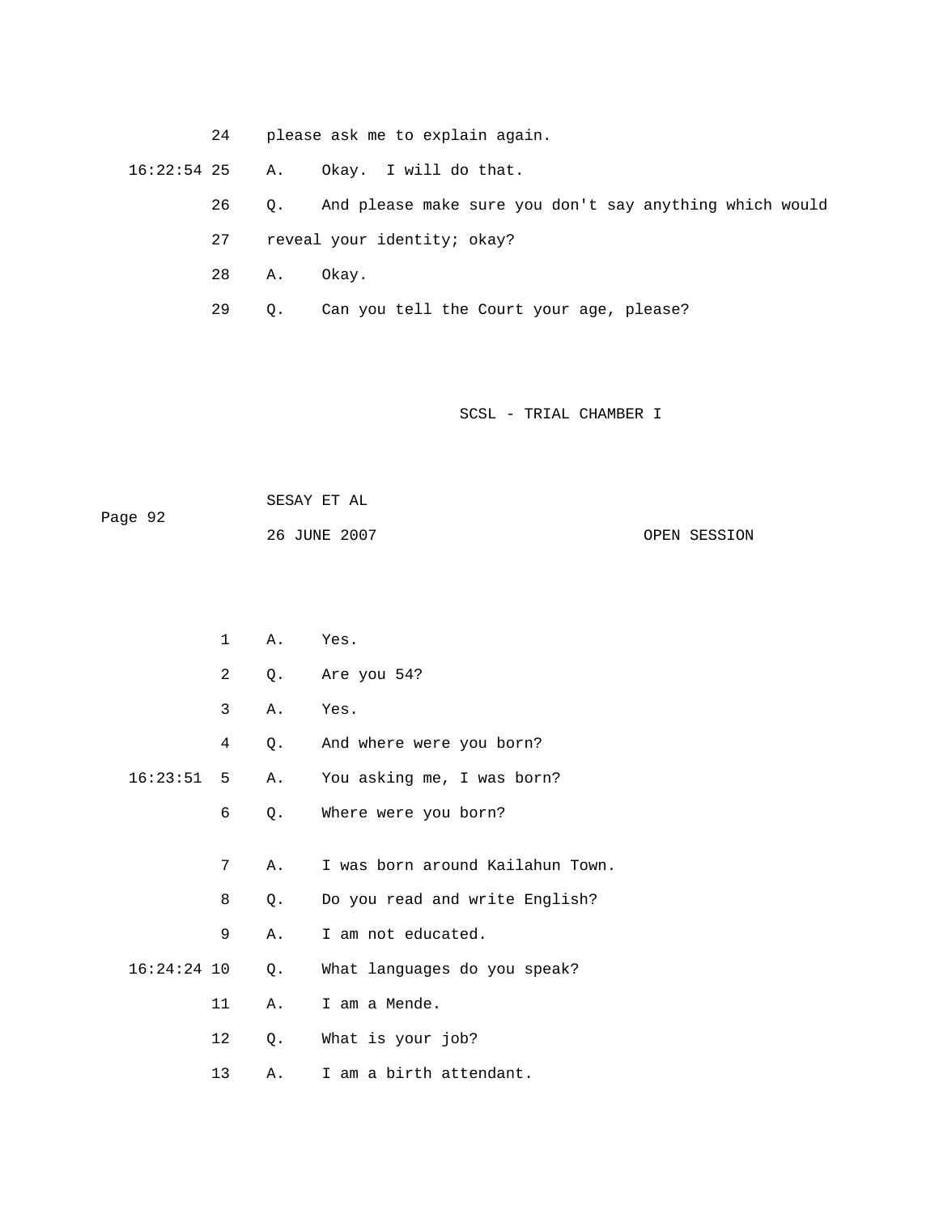24 please ask me to explain again.

16:22:54 25 A. Okay. I will do that.

26 Q. And please make sure you don't say anything which would

27 reveal your identity; okay?

28 A. Okay.

29 Q. Can you tell the Court your age, please?

1 A. Yes.

2 Q. Are you 54?

3 A. Yes.

4 Q. And where were you born?

16:23:51 5 A. You asking me, I was born?

6 Q. Where were you born?

7 A. I was born around Kailahun Town.

8 Q. Do you read and write English?

9 A. I am not educated.

16:24:24 10 Q. What languages do you speak?

11 A. I am a Mende.

12 Q. What is your job?

13 A. I am a birth attendant.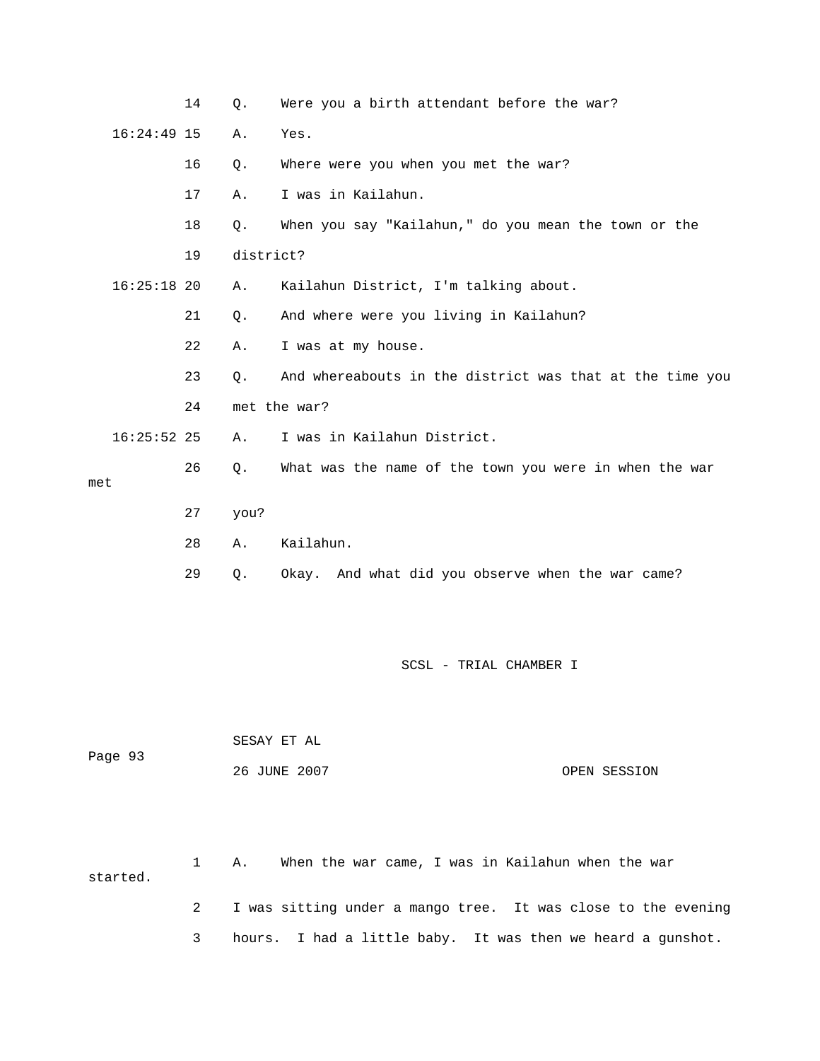14 Q. Were you a birth attendant before the war?

16:24:49 15 A. Yes.

16 Q. Where were you when you met the war?

17 A. I was in Kailahun.

18 Q. When you say "Kailahun," do you mean the town or the

19 district?

16:25:18 20 A. Kailahun District, I'm talking about.

21 Q. And where were you living in Kailahun?

22 A. I was at my house.

23 Q. And whereabouts in the district was that at the time you

24 met the war?

16:25:52 25 A. I was in Kailahun District.

26 Q. What was the name of the town you were in when the war met

27 you?

28 A. Kailahun.

29 Q. Okay. And what did you observe when the war came?

1 A. When the war came, I was in Kailahun when the war started.

2 I was sitting under a mango tree. It was close to the evening

3 hours. I had a little baby. It was then we heard a gunshot.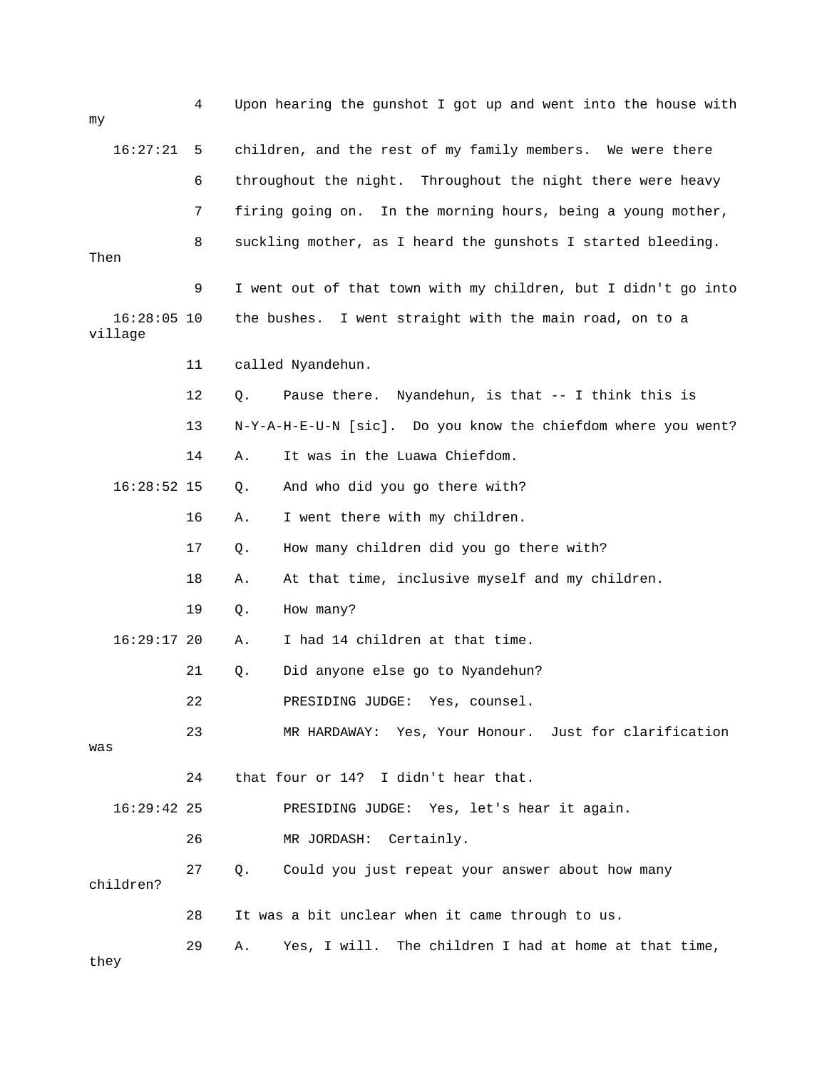```
            4    Upon hearing the gunshot I got up and went into the house with my
   16:27:21  5    children, and the rest of my family members.  We were there
            6    throughout the night.  Throughout the night there were heavy
            7    firing going on.  In the morning hours, being a young mother,
            8    suckling mother, as I heard the gunshots I started bleeding. Then
            9    I went out of that town with my children, but I didn't go into
   16:28:05 10    the bushes.  I went straight with the main road, on to a village
           11    called Nyandehun.
           12    Q.    Pause there.  Nyandehun, is that -- I think this is
           13    N-Y-A-H-E-U-N [sic].  Do you know the chiefdom where you went?
           14    A.    It was in the Luawa Chiefdom.
   16:28:52 15    Q.    And who did you go there with?
           16    A.    I went there with my children.
           17    Q.    How many children did you go there with?
           18    A.    At that time, inclusive myself and my children.
           19    Q.    How many?
   16:29:17 20    A.    I had 14 children at that time.
           21    Q.    Did anyone else go to Nyandehun?
           22          PRESIDING JUDGE:  Yes, counsel.
           23          MR HARDAWAY:  Yes, Your Honour.  Just for clarification was
           24    that four or 14?  I didn't hear that.
   16:29:42 25          PRESIDING JUDGE:  Yes, let's hear it again.
           26          MR JORDASH:  Certainly.
           27    Q.    Could you just repeat your answer about how many children?
           28    It was a bit unclear when it came through to us.
           29    A.    Yes, I will.  The children I had at home at that time, they
```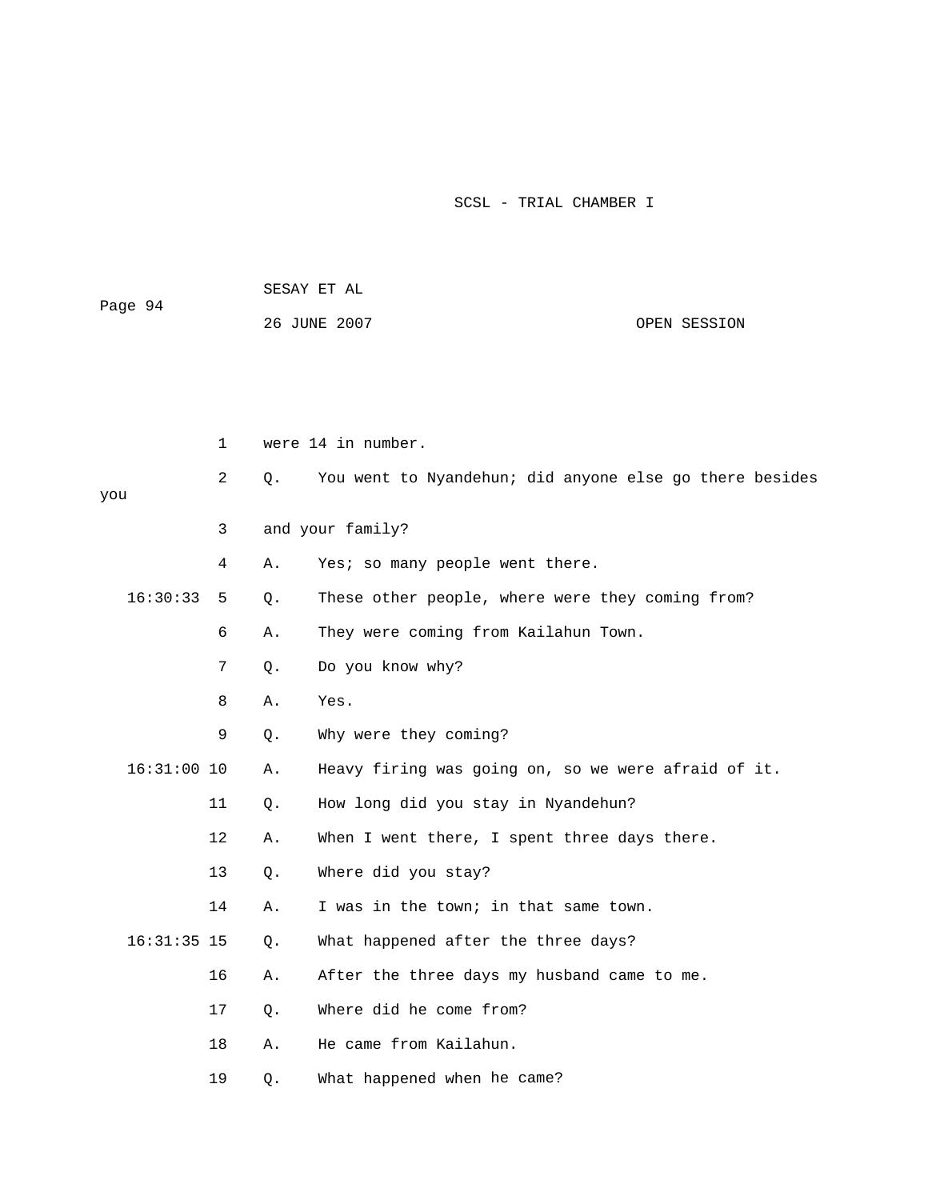1 were 14 in number.

2 Q. You went to Nyandehun; did anyone else go there besides you

3 and your family?

4 A. Yes; so many people went there.

16:30:33 5 Q. These other people, where were they coming from?

6 A. They were coming from Kailahun Town.

7 Q. Do you know why?

8 A. Yes.

9 Q. Why were they coming?

16:31:00 10 A. Heavy firing was going on, so we were afraid of it.

11 Q. How long did you stay in Nyandehun?

12 A. When I went there, I spent three days there.

13 Q. Where did you stay?

14 A. I was in the town; in that same town.

16:31:35 15 Q. What happened after the three days?

16 A. After the three days my husband came to me.

17 Q. Where did he come from?

18 A. He came from Kailahun.

19 Q. What happened when he came?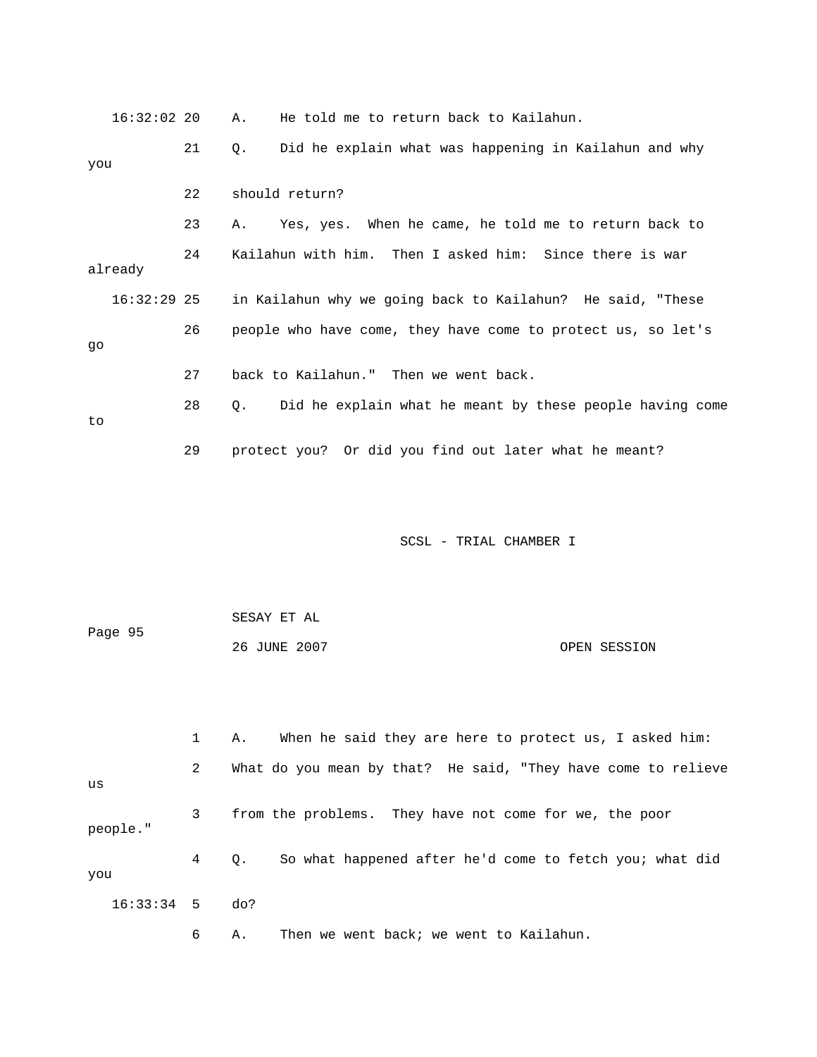16:32:02 20 A. He told me to return back to Kailahun.

21 Q. Did he explain what was happening in Kailahun and why you

22 should return?

23 A. Yes, yes. When he came, he told me to return back to

24 Kailahun with him. Then I asked him: Since there is war already

16:32:29 25 in Kailahun why we going back to Kailahun? He said, "These

26 people who have come, they have come to protect us, so let's go

27 back to Kailahun." Then we went back.

28 Q. Did he explain what he meant by these people having come to

29 protect you? Or did you find out later what he meant?

1 A. When he said they are here to protect us, I asked him:

2 What do you mean by that? He said, "They have come to relieve us

3 from the problems. They have not come for we, the poor people."

4 Q. So what happened after he'd come to fetch you; what did you

16:33:34 5 do?

6 A. Then we went back; we went to Kailahun.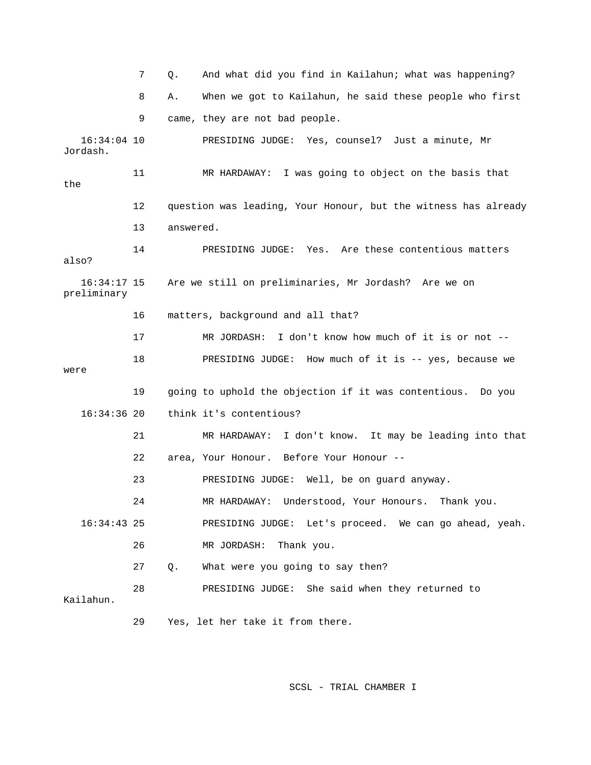7 Q. And what did you find in Kailahun; what was happening?

8 A. When we got to Kailahun, he said these people who first

9 came, they are not bad people.

16:34:04 10 PRESIDING JUDGE: Yes, counsel? Just a minute, Mr Jordash.

11 MR HARDAWAY: I was going to object on the basis that the

12 question was leading, Your Honour, but the witness has already

13 answered.

14 PRESIDING JUDGE: Yes. Are these contentious matters also?

16:34:17 15 Are we still on preliminaries, Mr Jordash? Are we on preliminary

16 matters, background and all that?

17 MR JORDASH: I don't know how much of it is or not --

18 PRESIDING JUDGE: How much of it is -- yes, because we were

19 going to uphold the objection if it was contentious. Do you

16:34:36 20 think it's contentious?

21 MR HARDAWAY: I don't know. It may be leading into that

22 area, Your Honour. Before Your Honour --

23 PRESIDING JUDGE: Well, be on guard anyway.

24 MR HARDAWAY: Understood, Your Honours. Thank you.

16:34:43 25 PRESIDING JUDGE: Let's proceed. We can go ahead, yeah.

26 MR JORDASH: Thank you.

27 Q. What were you going to say then?

28 PRESIDING JUDGE: She said when they returned to Kailahun.

29 Yes, let her take it from there.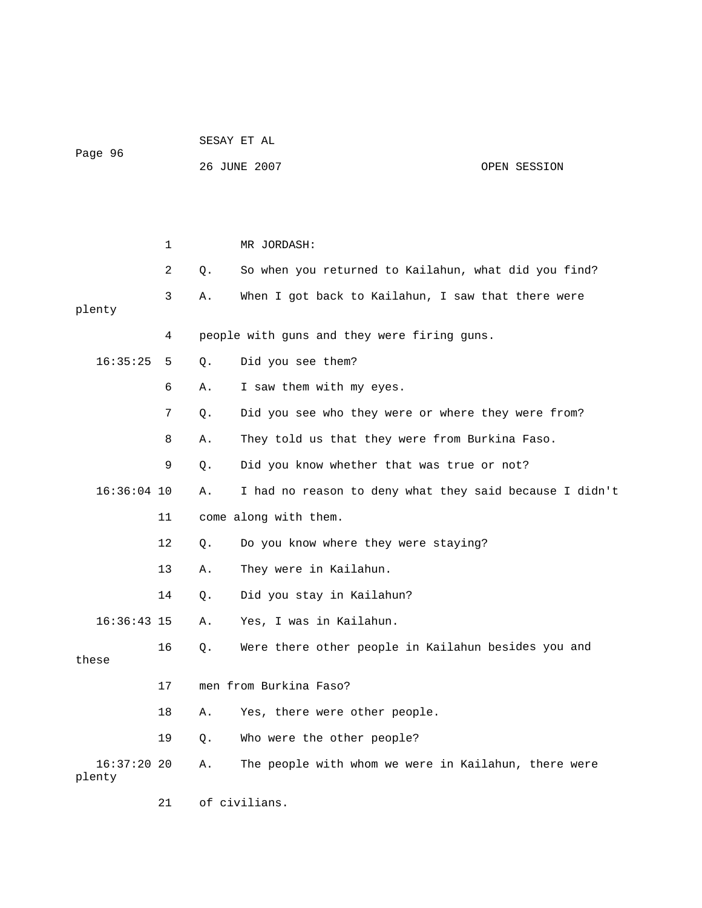MR JORDASH:

Q. So when you returned to Kailahun, what did you find?

A. When I got back to Kailahun, I saw that there were plenty people with guns and they were firing guns.

Q. Did you see them?

A. I saw them with my eyes.

Q. Did you see who they were or where they were from?

A. They told us that they were from Burkina Faso.

Q. Did you know whether that was true or not?

A. I had no reason to deny what they said because I didn't come along with them.

Q. Do you know where they were staying?

A. They were in Kailahun.

Q. Did you stay in Kailahun?

A. Yes, I was in Kailahun.

Q. Were there other people in Kailahun besides you and these men from Burkina Faso?

A. Yes, there were other people.

Q. Who were the other people?

A. The people with whom we were in Kailahun, there were plenty of civilians.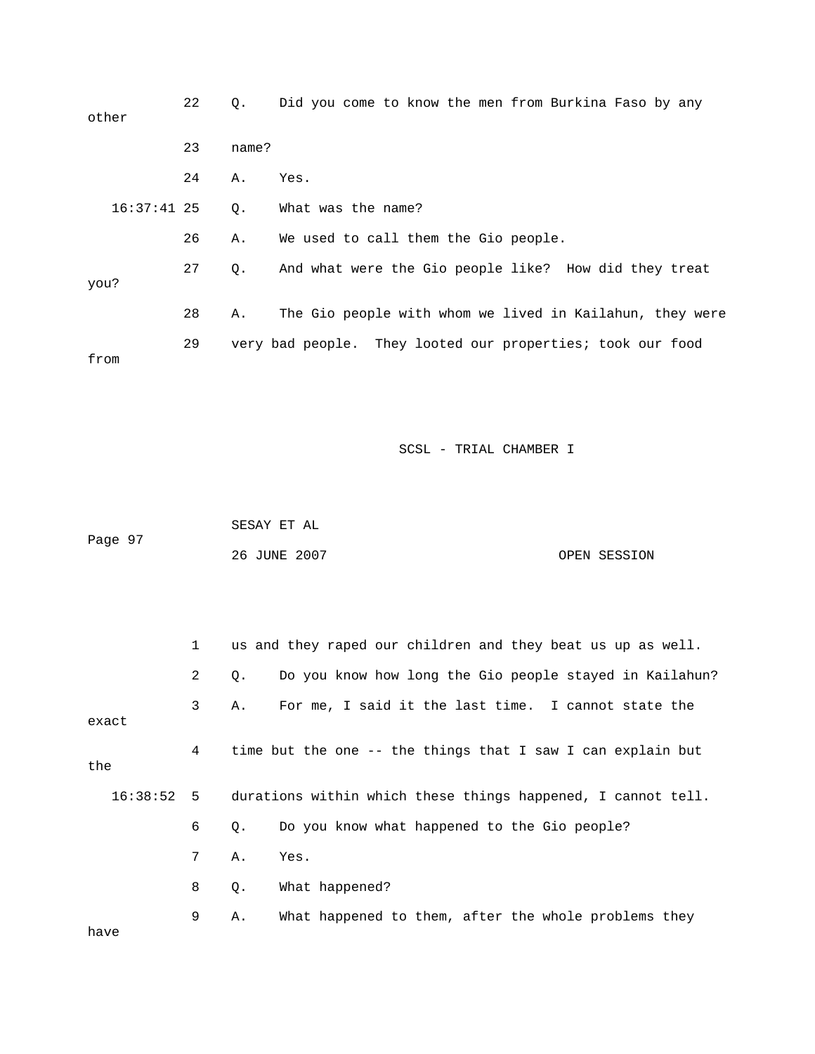22 Q. Did you come to know the men from Burkina Faso by any other

23 name?

24 A. Yes.

16:37:41 25 Q. What was the name?

26 A. We used to call them the Gio people.

27 Q. And what were the Gio people like? How did they treat you?

28 A. The Gio people with whom we lived in Kailahun, they were

29 very bad people. They looted our properties; took our food from

1 us and they raped our children and they beat us up as well.

2 Q. Do you know how long the Gio people stayed in Kailahun?

3 A. For me, I said it the last time. I cannot state the exact

4 time but the one -- the things that I saw I can explain but the

16:38:52 5 durations within which these things happened, I cannot tell.

6 Q. Do you know what happened to the Gio people?

7 A. Yes.

8 Q. What happened?

9 A. What happened to them, after the whole problems they have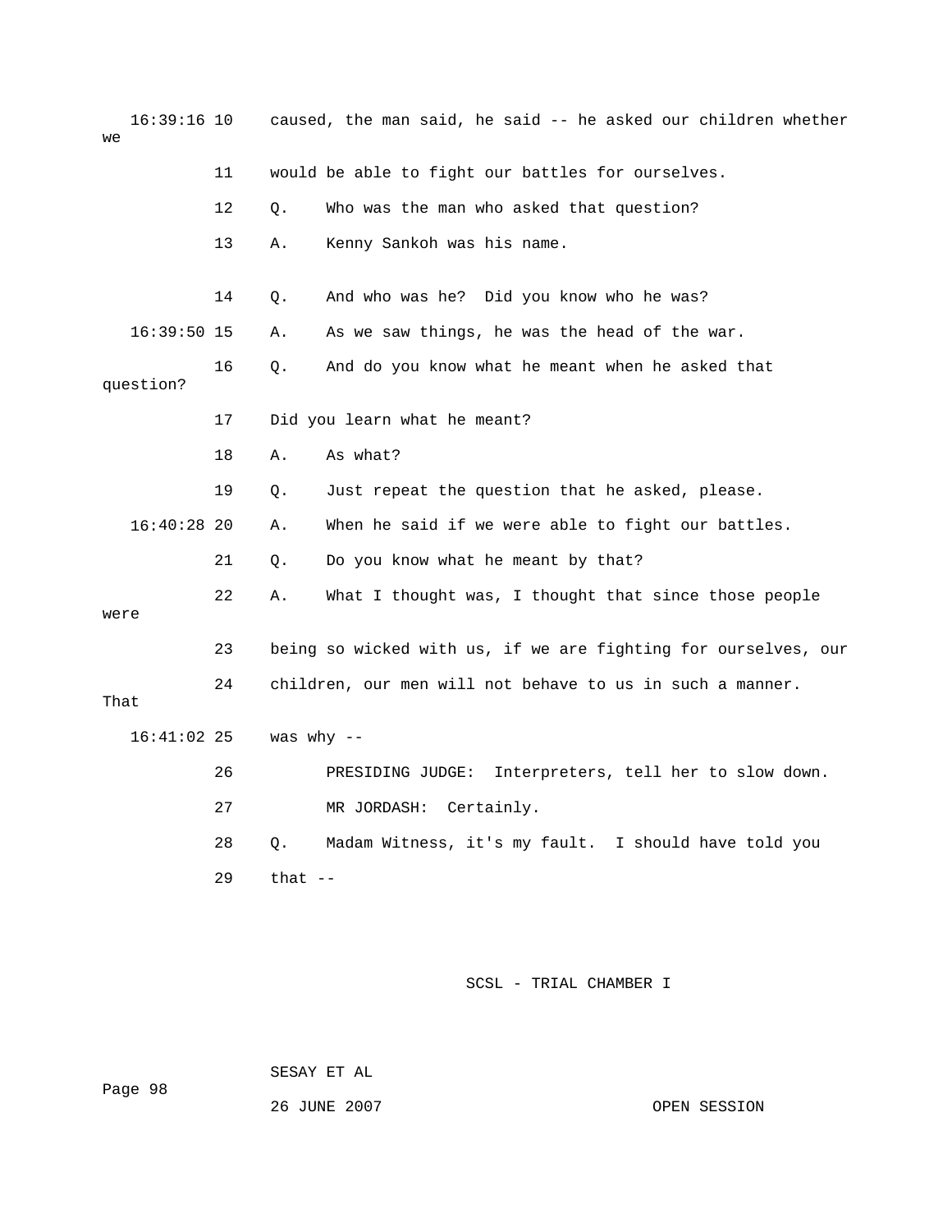16:39:16 10 caused, the man said, he said -- he asked our children whether we

11 would be able to fight our battles for ourselves.

12 Q. Who was the man who asked that question?

13 A. Kenny Sankoh was his name.

14 Q. And who was he? Did you know who he was?

16:39:50 15 A. As we saw things, he was the head of the war.

16 Q. And do you know what he meant when he asked that question?

17 Did you learn what he meant?

18 A. As what?

19 Q. Just repeat the question that he asked, please.

16:40:28 20 A. When he said if we were able to fight our battles.

21 Q. Do you know what he meant by that?

22 A. What I thought was, I thought that since those people were

23 being so wicked with us, if we are fighting for ourselves, our

24 children, our men will not behave to us in such a manner. That

16:41:02 25 was why --

26 PRESIDING JUDGE: Interpreters, tell her to slow down.

27 MR JORDASH: Certainly.

28 Q. Madam Witness, it's my fault. I should have told you

29 that --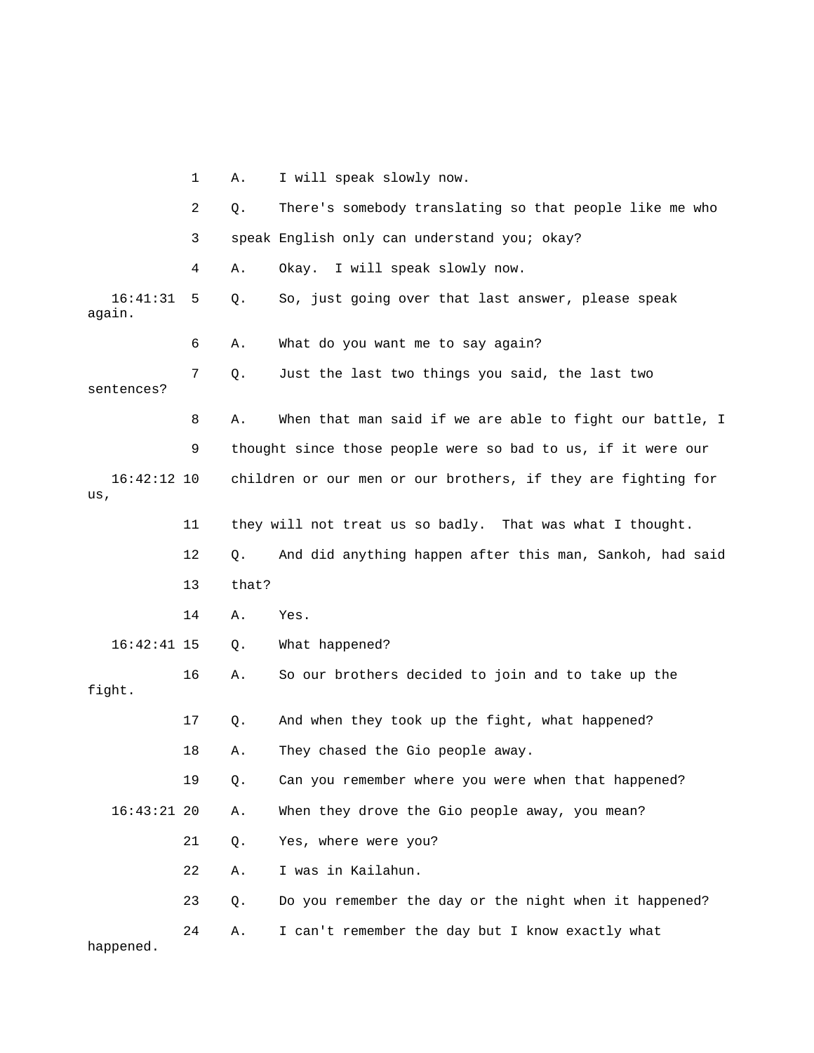1 A. I will speak slowly now.

2 Q. There's somebody translating so that people like me who

3 speak English only can understand you; okay?

4 A. Okay. I will speak slowly now.

16:41:31 5 Q. So, just going over that last answer, please speak again.

6 A. What do you want me to say again?

7 Q. Just the last two things you said, the last two sentences?

8 A. When that man said if we are able to fight our battle, I

9 thought since those people were so bad to us, if it were our

16:42:12 10 children or our men or our brothers, if they are fighting for us,

11 they will not treat us so badly. That was what I thought.

12 Q. And did anything happen after this man, Sankoh, had said

13 that?

14 A. Yes.

16:42:41 15 Q. What happened?

16 A. So our brothers decided to join and to take up the fight.

17 Q. And when they took up the fight, what happened?

18 A. They chased the Gio people away.

19 Q. Can you remember where you were when that happened?

16:43:21 20 A. When they drove the Gio people away, you mean?

21 Q. Yes, where were you?

22 A. I was in Kailahun.

23 Q. Do you remember the day or the night when it happened?

24 A. I can't remember the day but I know exactly what happened.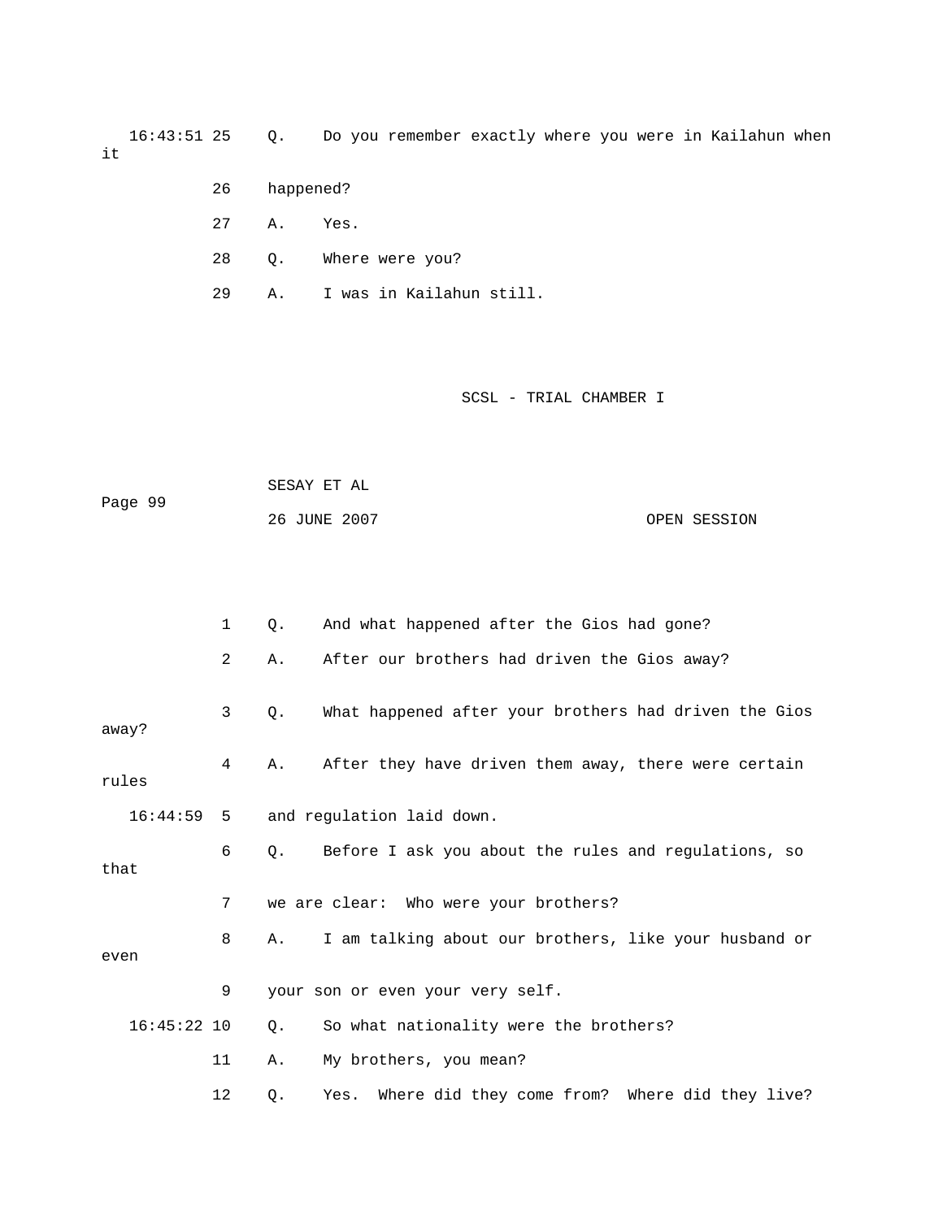16:43:51 25 Q. Do you remember exactly where you were in Kailahun when it

26 happened?

27 A. Yes.

28 Q. Where were you?

29 A. I was in Kailahun still.

1 Q. And what happened after the Gios had gone?

2 A. After our brothers had driven the Gios away?

3 Q. What happened after your brothers had driven the Gios away?

4 A. After they have driven them away, there were certain rules

16:44:59 5 and regulation laid down.

6 Q. Before I ask you about the rules and regulations, so that

7 we are clear: Who were your brothers?

8 A. I am talking about our brothers, like your husband or even

9 your son or even your very self.

16:45:22 10 Q. So what nationality were the brothers?

11 A. My brothers, you mean?

12 Q. Yes. Where did they come from? Where did they live?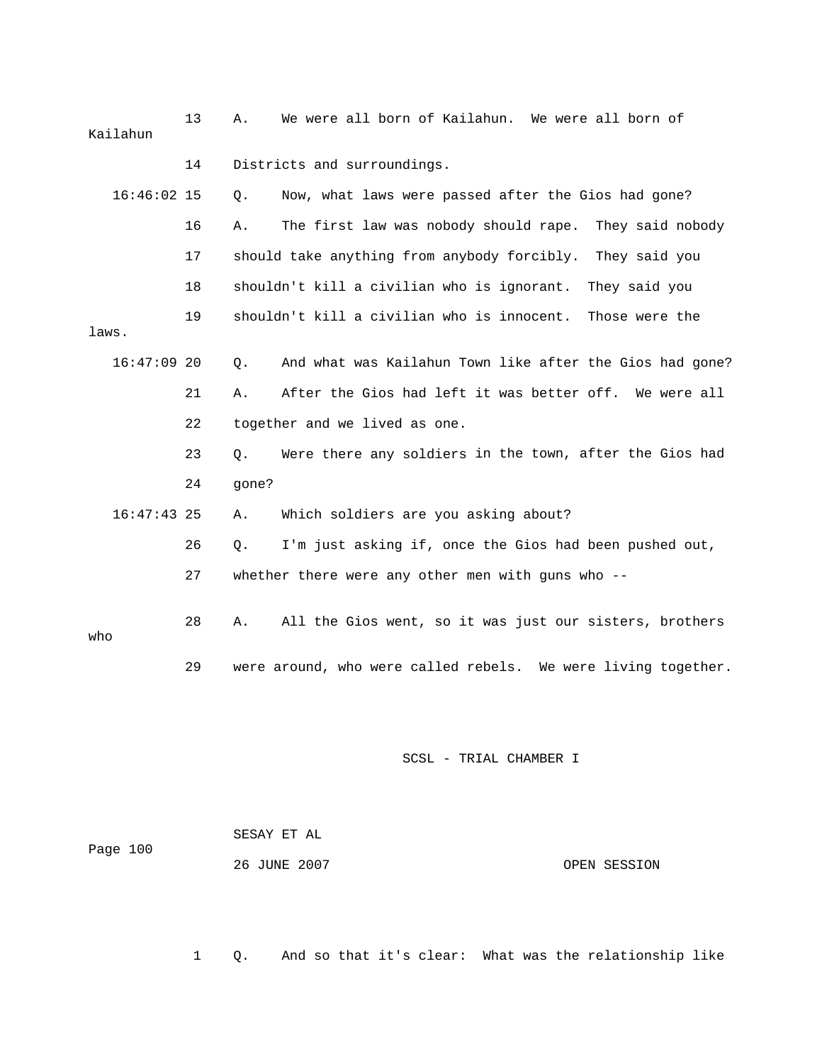13 A. We were all born of Kailahun. We were all born of Kailahun

14 Districts and surroundings.

16:46:02 15 Q. Now, what laws were passed after the Gios had gone?

16 A. The first law was nobody should rape. They said nobody

17 should take anything from anybody forcibly. They said you

18 shouldn't kill a civilian who is ignorant. They said you

19 shouldn't kill a civilian who is innocent. Those were the laws.

16:47:09 20 Q. And what was Kailahun Town like after the Gios had gone?

21 A. After the Gios had left it was better off. We were all

22 together and we lived as one.

23 Q. Were there any soldiers in the town, after the Gios had

24 gone?

16:47:43 25 A. Which soldiers are you asking about?

26 Q. I'm just asking if, once the Gios had been pushed out,

27 whether there were any other men with guns who --

28 A. All the Gios went, so it was just our sisters, brothers who

29 were around, who were called rebels. We were living together.

SCSL - TRIAL CHAMBER I

SESAY ET AL

26 JUNE 2007 OPEN SESSION

1 Q. And so that it's clear: What was the relationship like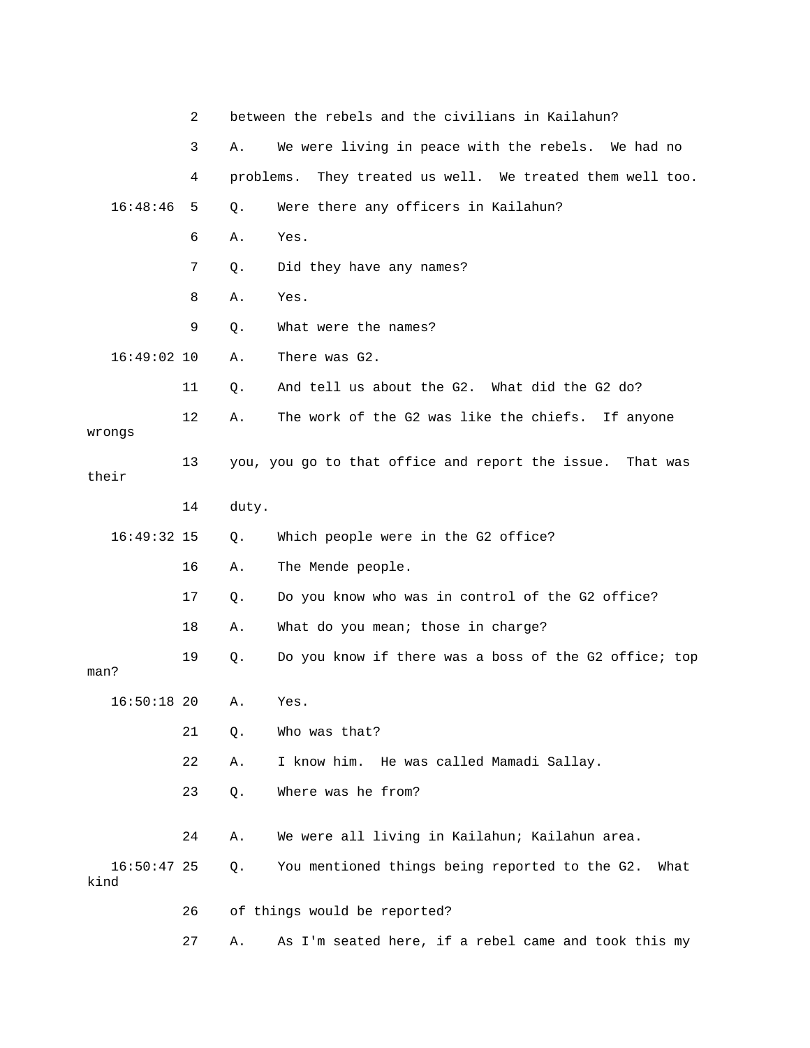2 between the rebels and the civilians in Kailahun?

3 A. We were living in peace with the rebels. We had no

4 problems. They treated us well. We treated them well too.

16:48:46 5 Q. Were there any officers in Kailahun?

6 A. Yes.

7 Q. Did they have any names?

8 A. Yes.

9 Q. What were the names?

16:49:02 10 A. There was G2.

11 Q. And tell us about the G2. What did the G2 do?

12 A. The work of the G2 was like the chiefs. If anyone wrongs

13 you, you go to that office and report the issue. That was their

14 duty.

16:49:32 15 Q. Which people were in the G2 office?

16 A. The Mende people.

17 Q. Do you know who was in control of the G2 office?

18 A. What do you mean; those in charge?

19 Q. Do you know if there was a boss of the G2 office; top man?

16:50:18 20 A. Yes.

21 Q. Who was that?

22 A. I know him. He was called Mamadi Sallay.

23 Q. Where was he from?

24 A. We were all living in Kailahun; Kailahun area.

16:50:47 25 Q. You mentioned things being reported to the G2. What kind

26 of things would be reported?

27 A. As I'm seated here, if a rebel came and took this my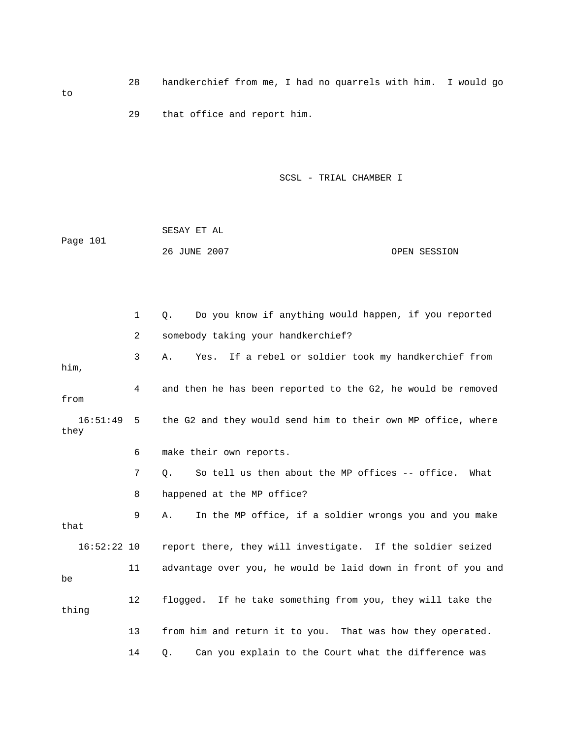28 handkerchief from me, I had no quarrels with him. I would go to

29 that office and report him.

1 Q. Do you know if anything would happen, if you reported

2 somebody taking your handkerchief?

3 A. Yes. If a rebel or soldier took my handkerchief from him,

4 and then he has been reported to the G2, he would be removed from

16:51:49 5 the G2 and they would send him to their own MP office, where they

6 make their own reports.

7 Q. So tell us then about the MP offices -- office. What

8 happened at the MP office?

9 A. In the MP office, if a soldier wrongs you and you make that

16:52:22 10 report there, they will investigate. If the soldier seized

11 advantage over you, he would be laid down in front of you and be

12 flogged. If he take something from you, they will take the thing

13 from him and return it to you. That was how they operated.

14 Q. Can you explain to the Court what the difference was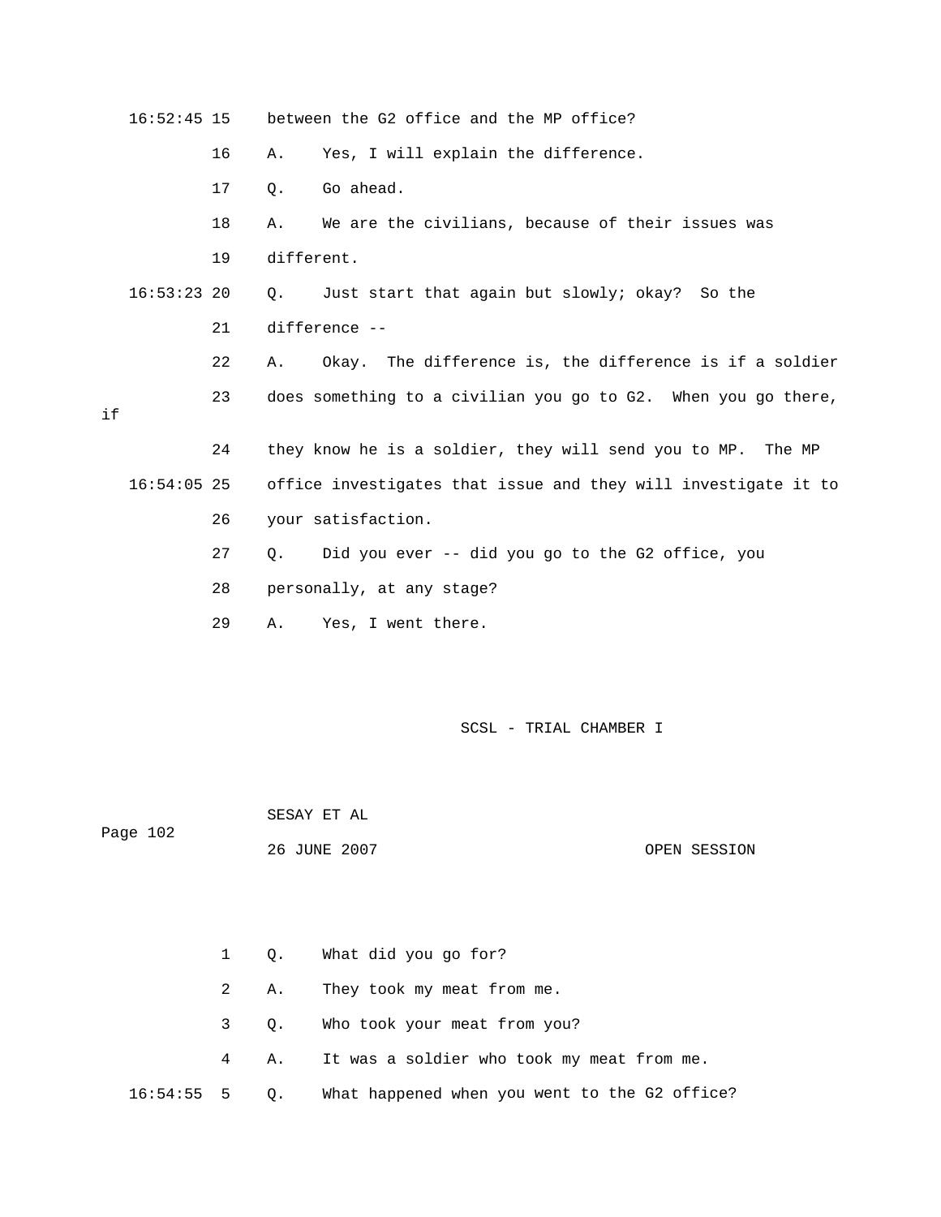16:52:45 15 between the G2 office and the MP office?

16 A. Yes, I will explain the difference.

17 Q. Go ahead.

18 A. We are the civilians, because of their issues was

19 different.

16:53:23 20 Q. Just start that again but slowly; okay? So the

21 difference --

22 A. Okay. The difference is, the difference is if a soldier

23 does something to a civilian you go to G2. When you go there, if

24 they know he is a soldier, they will send you to MP. The MP

16:54:05 25 office investigates that issue and they will investigate it to

26 your satisfaction.

27 Q. Did you ever -- did you go to the G2 office, you

28 personally, at any stage?

29 A. Yes, I went there.

1 Q. What did you go for?

2 A. They took my meat from me.

3 Q. Who took your meat from you?

4 A. It was a soldier who took my meat from me.

16:54:55 5 Q. What happened when you went to the G2 office?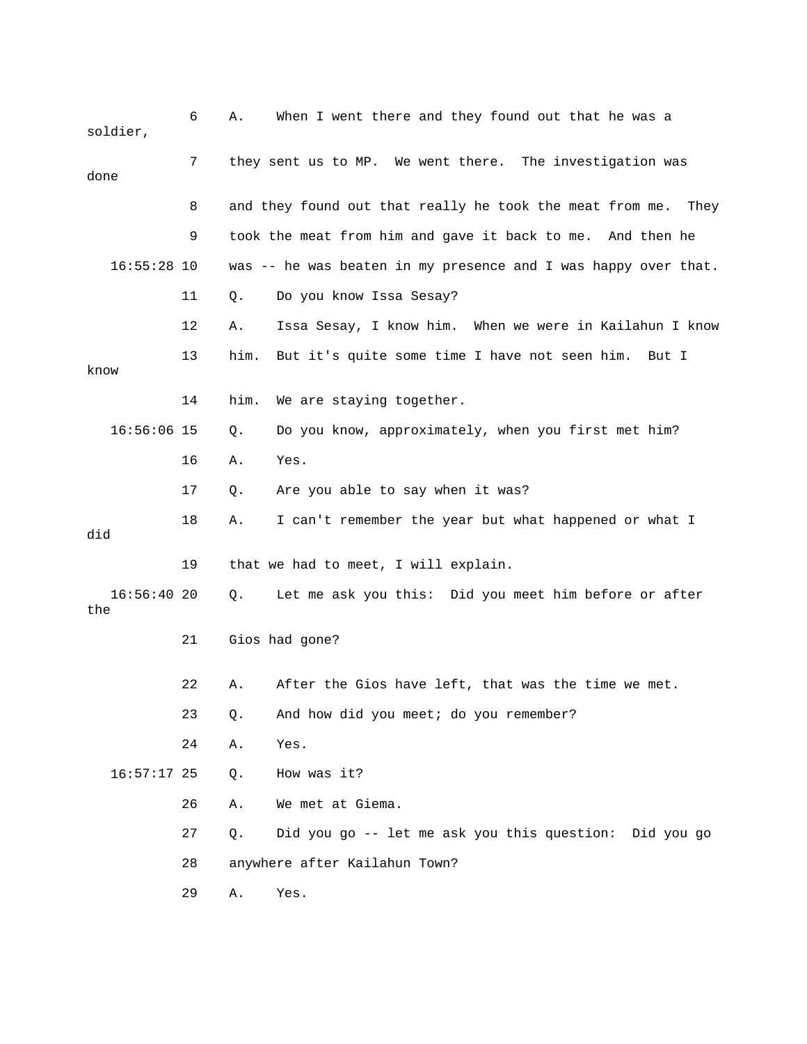6 A. When I went there and they found out that he was a soldier,

7 they sent us to MP. We went there. The investigation was done

8 and they found out that really he took the meat from me. They

9 took the meat from him and gave it back to me. And then he

16:55:28 10 was -- he was beaten in my presence and I was happy over that.

11 Q. Do you know Issa Sesay?

12 A. Issa Sesay, I know him. When we were in Kailahun I know

13 him. But it's quite some time I have not seen him. But I know

14 him. We are staying together.

16:56:06 15 Q. Do you know, approximately, when you first met him?

16 A. Yes.

17 Q. Are you able to say when it was?

18 A. I can't remember the year but what happened or what I did

19 that we had to meet, I will explain.

16:56:40 20 Q. Let me ask you this: Did you meet him before or after the

21 Gios had gone?

22 A. After the Gios have left, that was the time we met.

23 Q. And how did you meet; do you remember?

24 A. Yes.

16:57:17 25 Q. How was it?

26 A. We met at Giema.

27 Q. Did you go -- let me ask you this question: Did you go

28 anywhere after Kailahun Town?

29 A. Yes.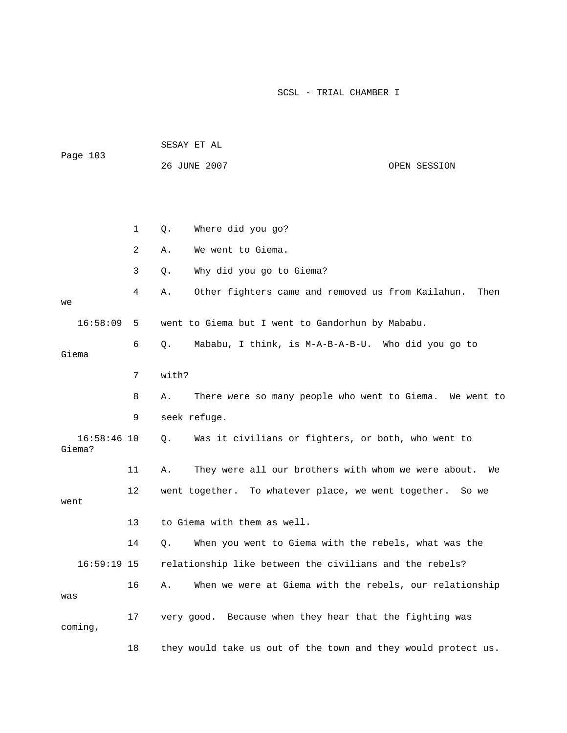1 Q. Where did you go?

2 A. We went to Giema.

3 Q. Why did you go to Giema?

4 A. Other fighters came and removed us from Kailahun. Then we

16:58:09 5 went to Giema but I went to Gandorhun by Mababu.

6 Q. Mababu, I think, is M-A-B-A-B-U. Who did you go to Giema

7 with?

8 A. There were so many people who went to Giema. We went to

9 seek refuge.

16:58:46 10 Q. Was it civilians or fighters, or both, who went to Giema?

11 A. They were all our brothers with whom we were about. We

12 went together. To whatever place, we went together. So we went

13 to Giema with them as well.

14 Q. When you went to Giema with the rebels, what was the

16:59:19 15 relationship like between the civilians and the rebels?

16 A. When we were at Giema with the rebels, our relationship was

17 very good. Because when they hear that the fighting was coming,

18 they would take us out of the town and they would protect us.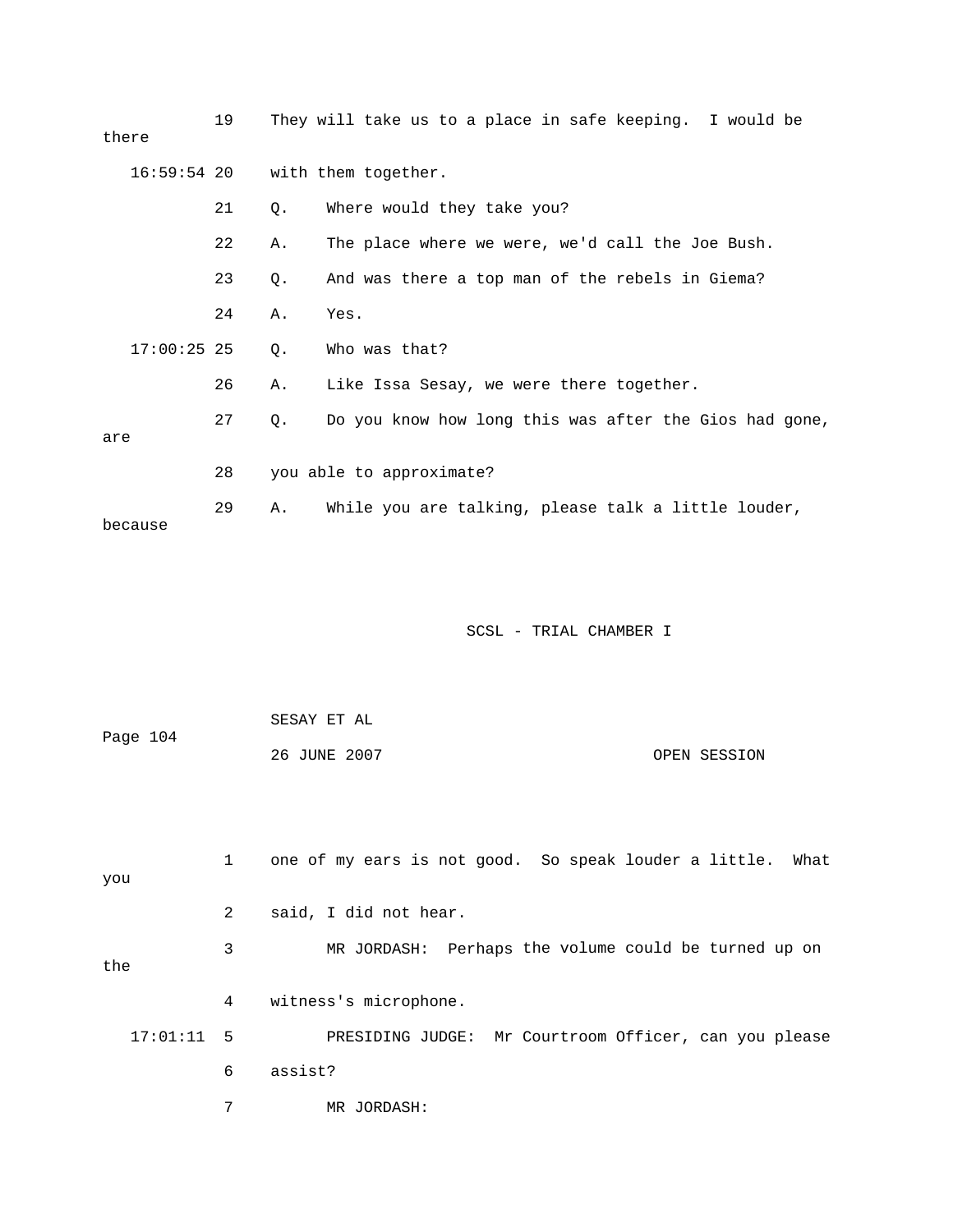19 They will take us to a place in safe keeping. I would be there

16:59:54 20 with them together.

21 Q. Where would they take you?

22 A. The place where we were, we'd call the Joe Bush.

23 Q. And was there a top man of the rebels in Giema?

24 A. Yes.

17:00:25 25 Q. Who was that?

26 A. Like Issa Sesay, we were there together.

27 Q. Do you know how long this was after the Gios had gone, are

28 you able to approximate?

29 A. While you are talking, please talk a little louder, because

1 one of my ears is not good. So speak louder a little. What you

2 said, I did not hear.

3 MR JORDASH: Perhaps the volume could be turned up on the

4 witness's microphone.

17:01:11 5 PRESIDING JUDGE: Mr Courtroom Officer, can you please

6 assist?

7 MR JORDASH: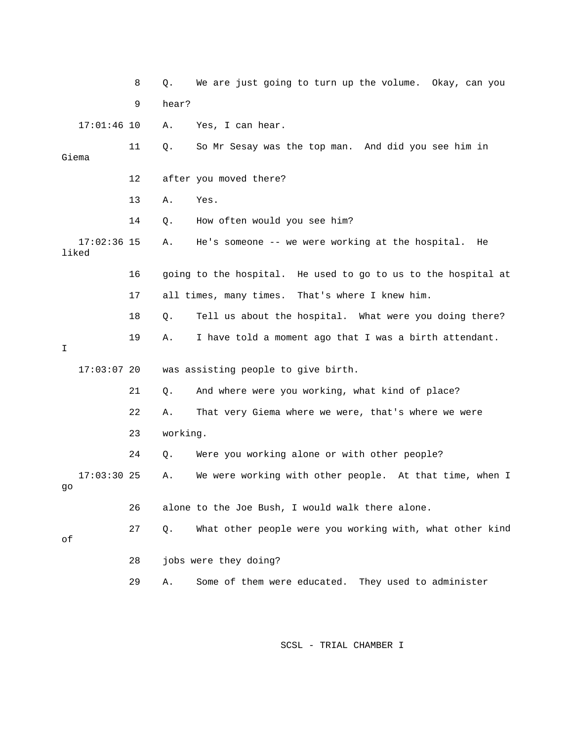8 Q. We are just going to turn up the volume. Okay, can you

9 hear?

17:01:46 10 A. Yes, I can hear.

11 Q. So Mr Sesay was the top man. And did you see him in Giema

12 after you moved there?

13 A. Yes.

14 Q. How often would you see him?

17:02:36 15 A. He's someone -- we were working at the hospital. He liked

16 going to the hospital. He used to go to us to the hospital at

17 all times, many times. That's where I knew him.

18 Q. Tell us about the hospital. What were you doing there?

19 A. I have told a moment ago that I was a birth attendant. I

17:03:07 20 was assisting people to give birth.

21 Q. And where were you working, what kind of place?

22 A. That very Giema where we were, that's where we were

23 working.

24 Q. Were you working alone or with other people?

17:03:30 25 A. We were working with other people. At that time, when I go

26 alone to the Joe Bush, I would walk there alone.

27 Q. What other people were you working with, what other kind of

28 jobs were they doing?

29 A. Some of them were educated. They used to administer

SCSL - TRIAL CHAMBER I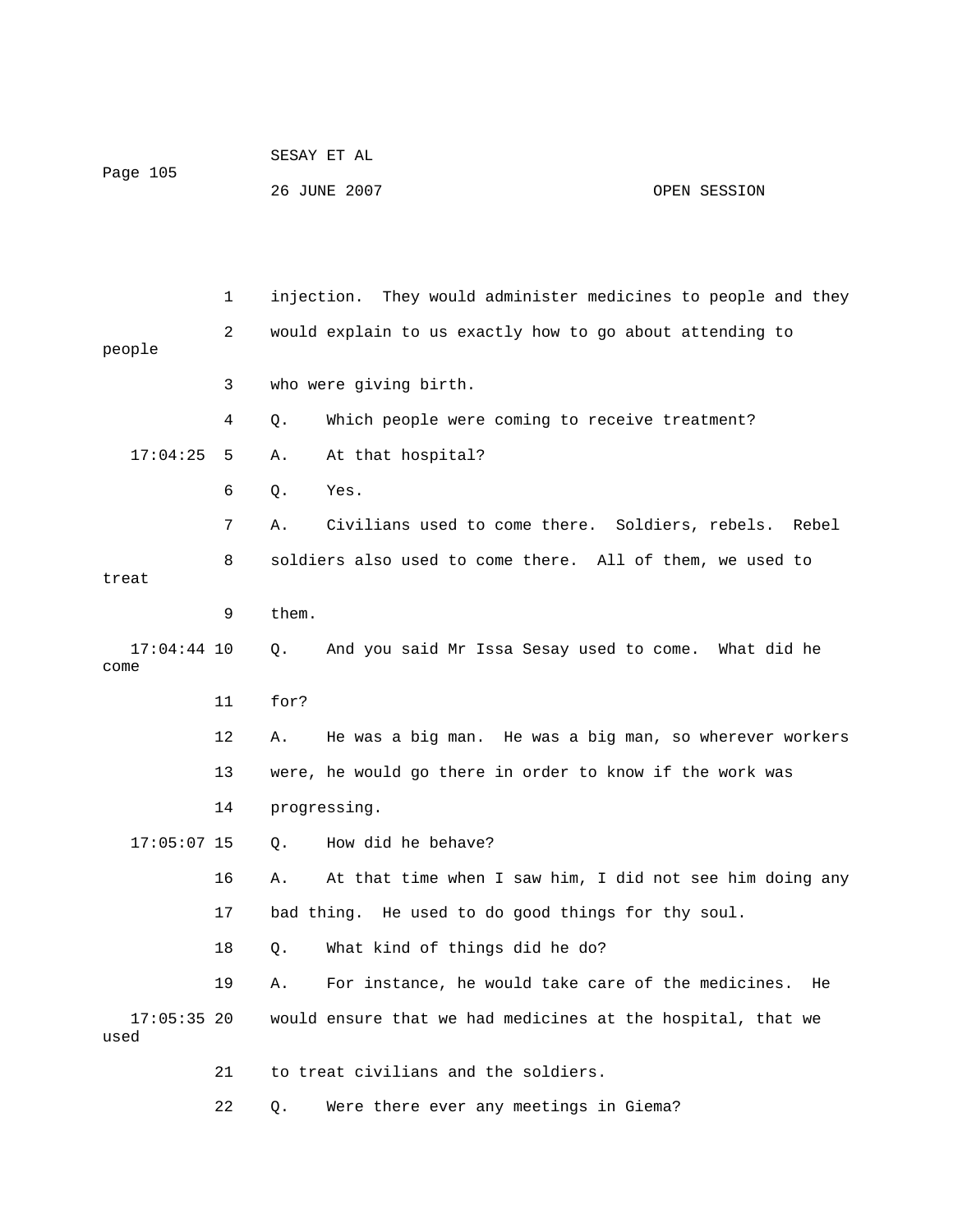injection. They would administer medicines to people and they would explain to us exactly how to go about attending to people who were giving birth.

Q. Which people were coming to receive treatment?

A. At that hospital?

Q. Yes.

A. Civilians used to come there. Soldiers, rebels. Rebel soldiers also used to come there. All of them, we used to treat them.

Q. And you said Mr Issa Sesay used to come. What did he come for?

A. He was a big man. He was a big man, so wherever workers were, he would go there in order to know if the work was progressing.

Q. How did he behave?

A. At that time when I saw him, I did not see him doing any bad thing. He used to do good things for thy soul.

Q. What kind of things did he do?

A. For instance, he would take care of the medicines. He would ensure that we had medicines at the hospital, that we used to treat civilians and the soldiers.

Q. Were there ever any meetings in Giema?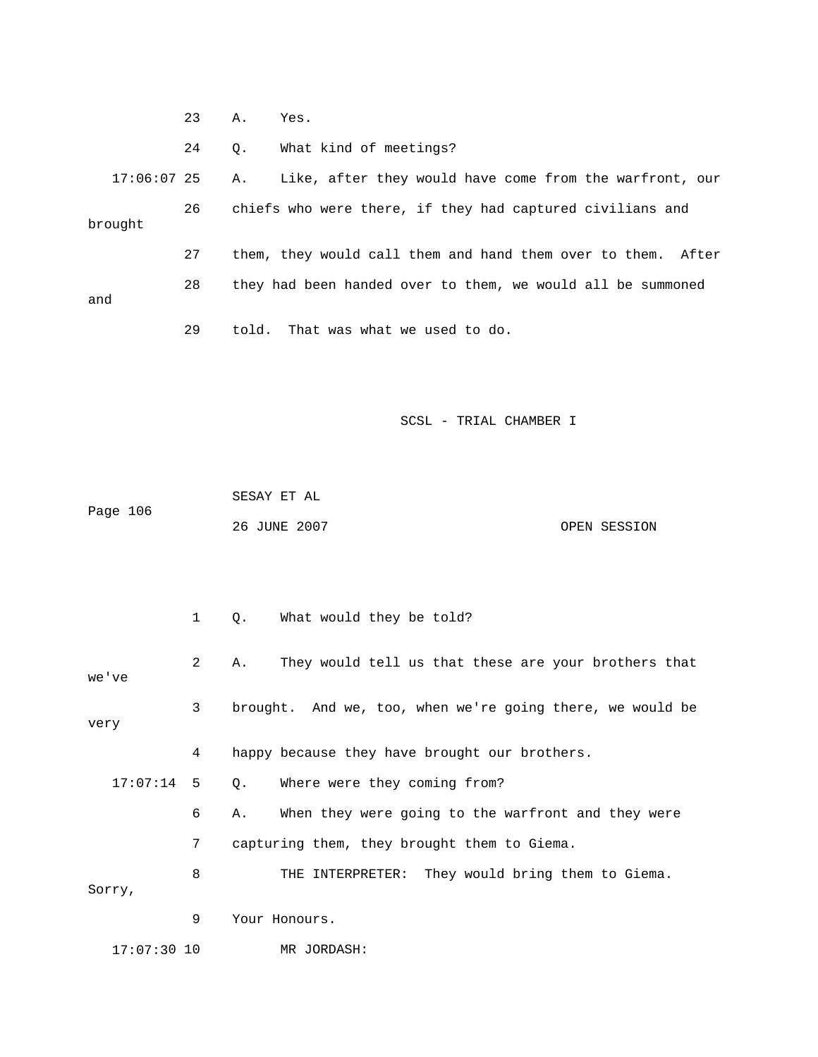23 A. Yes.

24 Q. What kind of meetings?

17:06:07 25 A. Like, after they would have come from the warfront, our

26 chiefs who were there, if they had captured civilians and brought

27 them, they would call them and hand them over to them. After

28 they had been handed over to them, we would all be summoned and

29 told. That was what we used to do.

1 Q. What would they be told?

2 A. They would tell us that these are your brothers that we've

3 brought. And we, too, when we're going there, we would be very

4 happy because they have brought our brothers.

17:07:14 5 Q. Where were they coming from?

6 A. When they were going to the warfront and they were

7 capturing them, they brought them to Giema.

8 THE INTERPRETER: They would bring them to Giema. Sorry,

9 Your Honours.

17:07:30 10 MR JORDASH: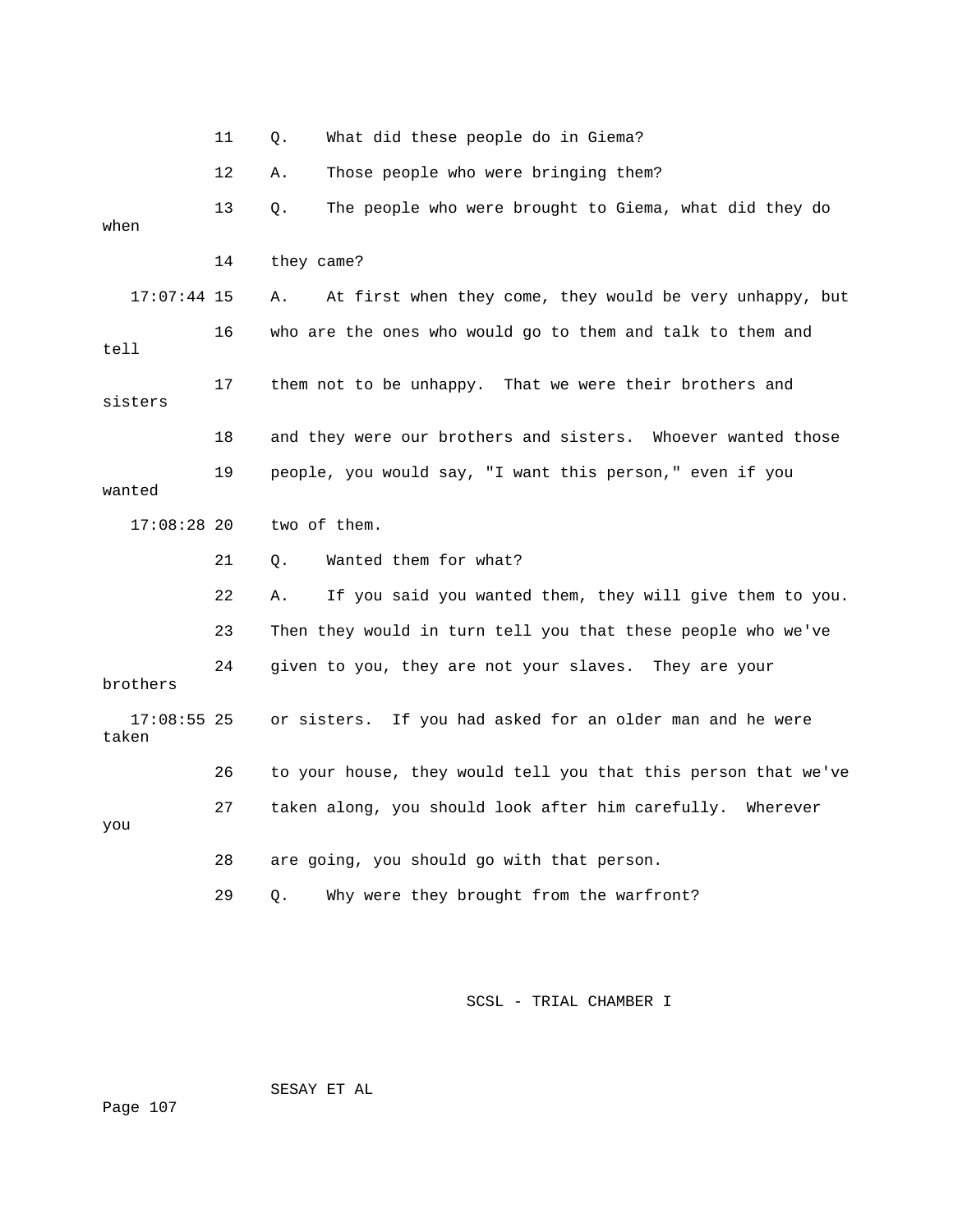11 Q. What did these people do in Giema?

12 A. Those people who were bringing them?

13 Q. The people who were brought to Giema, what did they do when

14 they came?

17:07:44 15 A. At first when they come, they would be very unhappy, but

16 who are the ones who would go to them and talk to them and tell

17 them not to be unhappy. That we were their brothers and sisters

18 and they were our brothers and sisters. Whoever wanted those

19 people, you would say, "I want this person," even if you wanted

17:08:28 20 two of them.

21 Q. Wanted them for what?

22 A. If you said you wanted them, they will give them to you.

23 Then they would in turn tell you that these people who we've

24 given to you, they are not your slaves. They are your brothers

17:08:55 25 or sisters. If you had asked for an older man and he were taken

26 to your house, they would tell you that this person that we've

27 taken along, you should look after him carefully. Wherever you

28 are going, you should go with that person.

29 Q. Why were they brought from the warfront?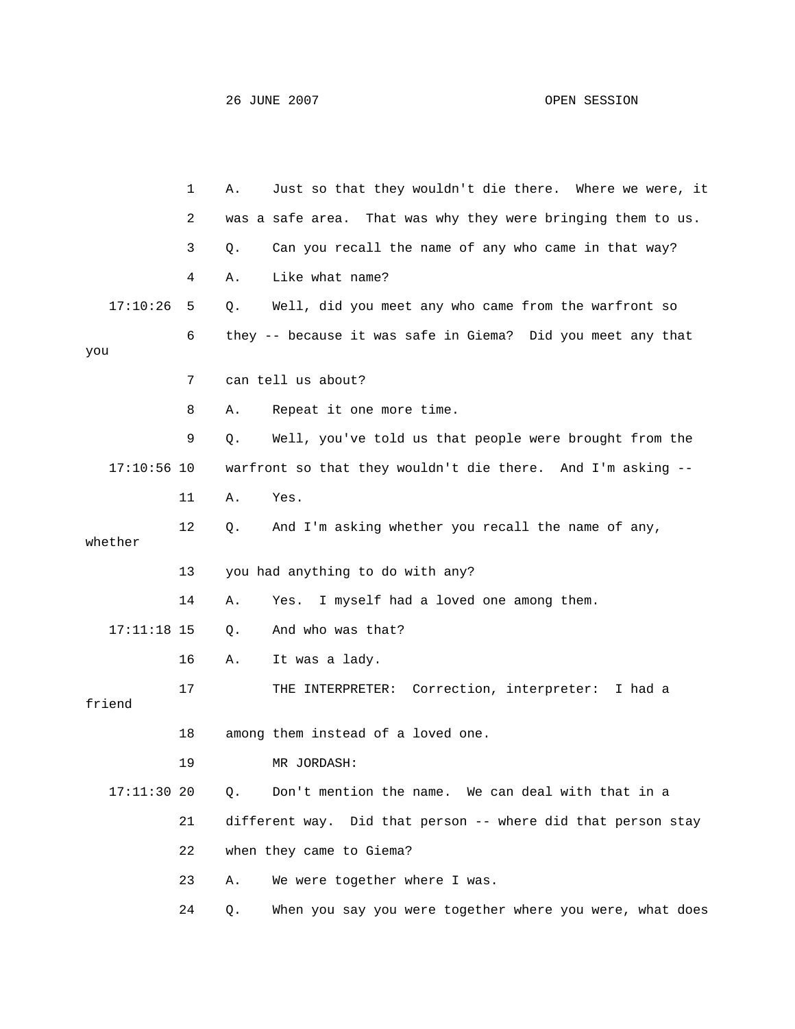1 A. Just so that they wouldn't die there. Where we were, it

2 was a safe area. That was why they were bringing them to us.

3 Q. Can you recall the name of any who came in that way?

4 A. Like what name?

17:10:26 5 Q. Well, did you meet any who came from the warfront so

6 they -- because it was safe in Giema? Did you meet any that you

7 can tell us about?

8 A. Repeat it one more time.

9 Q. Well, you've told us that people were brought from the

17:10:56 10 warfront so that they wouldn't die there. And I'm asking --

11 A. Yes.

12 Q. And I'm asking whether you recall the name of any, whether

13 you had anything to do with any?

14 A. Yes. I myself had a loved one among them.

17:11:18 15 Q. And who was that?

16 A. It was a lady.

17 THE INTERPRETER: Correction, interpreter: I had a friend

18 among them instead of a loved one.

19 MR JORDASH:

17:11:30 20 Q. Don't mention the name. We can deal with that in a

21 different way. Did that person -- where did that person stay

22 when they came to Giema?

23 A. We were together where I was.

24 Q. When you say you were together where you were, what does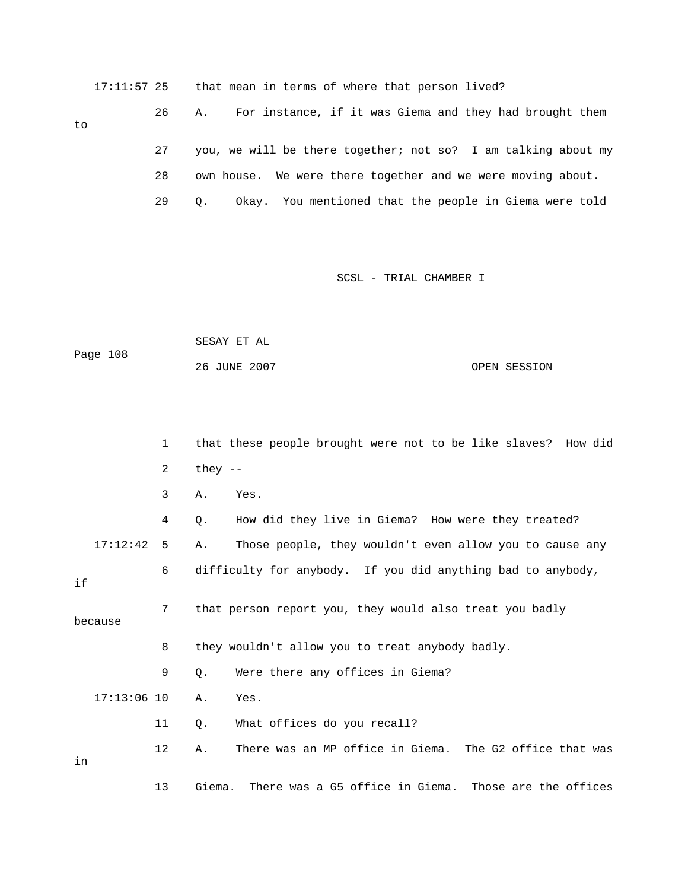17:11:57 25 that mean in terms of where that person lived?

26 A. For instance, if it was Giema and they had brought them to

27 you, we will be there together; not so? I am talking about my

28 own house. We were there together and we were moving about.

29 Q. Okay. You mentioned that the people in Giema were told

1 that these people brought were not to be like slaves? How did

2 they --

3 A. Yes.

4 Q. How did they live in Giema? How were they treated?

17:12:42 5 A. Those people, they wouldn't even allow you to cause any

6 difficulty for anybody. If you did anything bad to anybody, if

7 that person report you, they would also treat you badly because

8 they wouldn't allow you to treat anybody badly.

9 Q. Were there any offices in Giema?

17:13:06 10 A. Yes.

11 Q. What offices do you recall?

12 A. There was an MP office in Giema. The G2 office that was in

13 Giema. There was a G5 office in Giema. Those are the offices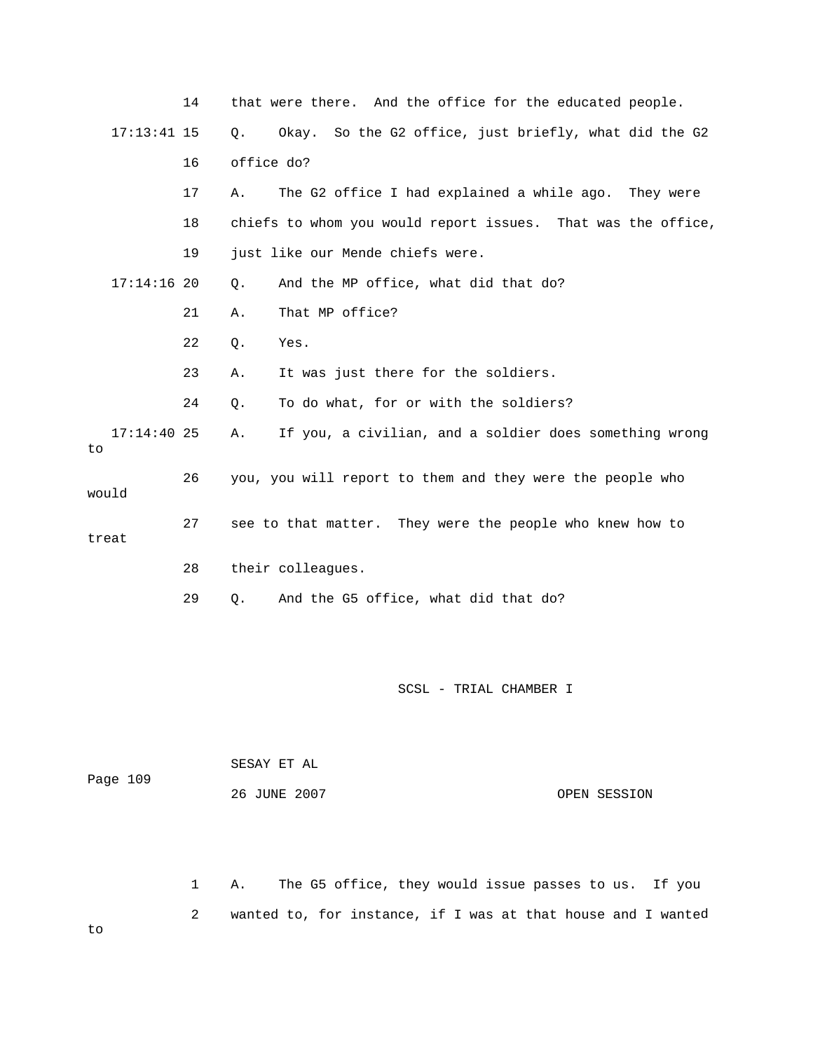14 that were there. And the office for the educated people.

17:13:41 15 Q. Okay. So the G2 office, just briefly, what did the G2

16 office do?

17 A. The G2 office I had explained a while ago. They were

18 chiefs to whom you would report issues. That was the office,

19 just like our Mende chiefs were.

17:14:16 20 Q. And the MP office, what did that do?

21 A. That MP office?

22 Q. Yes.

23 A. It was just there for the soldiers.

24 Q. To do what, for or with the soldiers?

17:14:40 25 A. If you, a civilian, and a soldier does something wrong to

26 you, you will report to them and they were the people who would

27 see to that matter. They were the people who knew how to treat

28 their colleagues.

29 Q. And the G5 office, what did that do?

1 A. The G5 office, they would issue passes to us. If you

2 wanted to, for instance, if I was at that house and I wanted to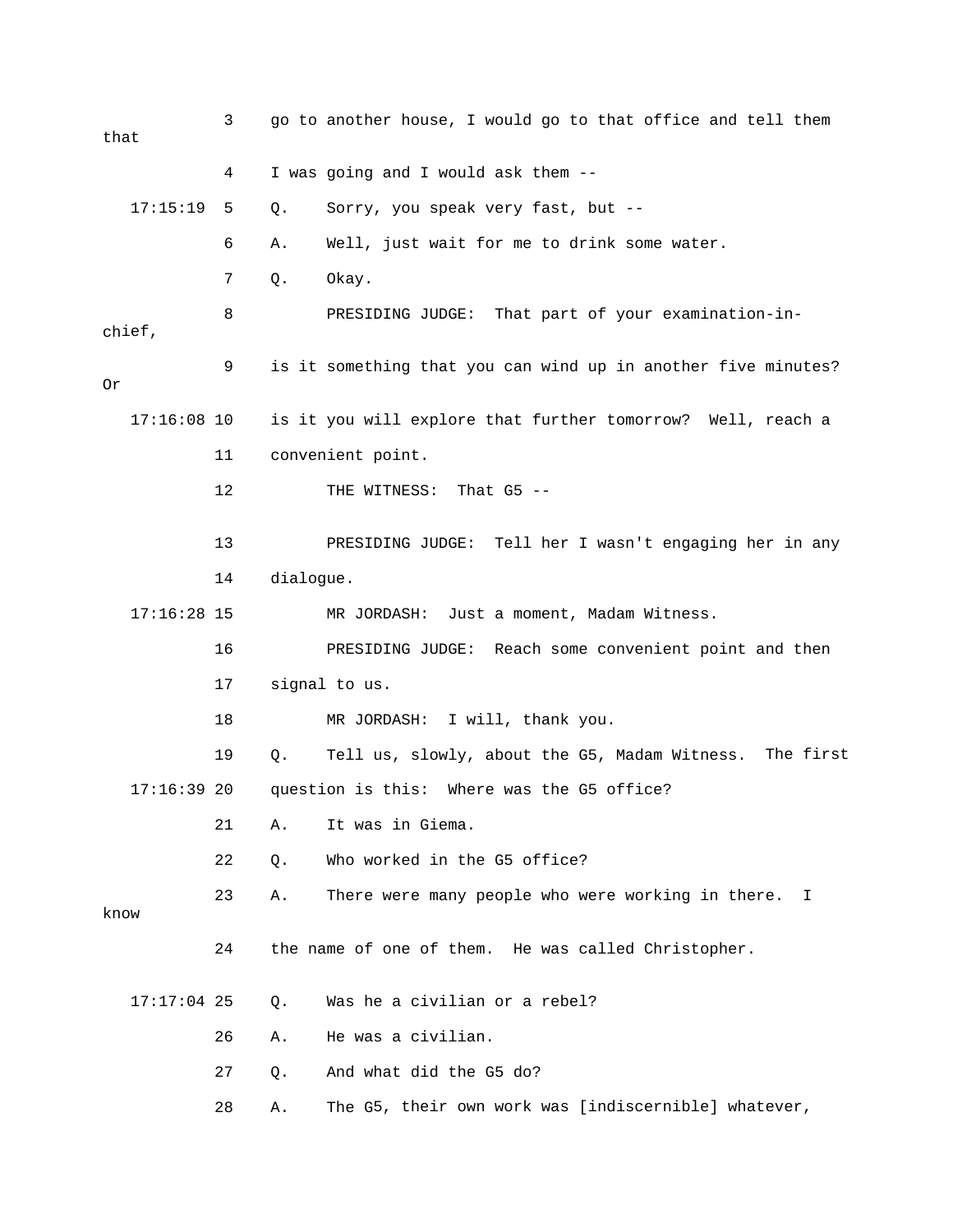3 go to another house, I would go to that office and tell them that

4 I was going and I would ask them --

17:15:19 5 Q. Sorry, you speak very fast, but --

6 A. Well, just wait for me to drink some water.

7 Q. Okay.

8 PRESIDING JUDGE: That part of your examination-in-chief,

9 is it something that you can wind up in another five minutes? Or

17:16:08 10 is it you will explore that further tomorrow? Well, reach a

11 convenient point.

12 THE WITNESS: That G5 --

13 PRESIDING JUDGE: Tell her I wasn't engaging her in any

14 dialogue.

17:16:28 15 MR JORDASH: Just a moment, Madam Witness.

16 PRESIDING JUDGE: Reach some convenient point and then

17 signal to us.

18 MR JORDASH: I will, thank you.

19 Q. Tell us, slowly, about the G5, Madam Witness. The first

17:16:39 20 question is this: Where was the G5 office?

21 A. It was in Giema.

22 Q. Who worked in the G5 office?

23 A. There were many people who were working in there. I know

24 the name of one of them. He was called Christopher.

17:17:04 25 Q. Was he a civilian or a rebel?

26 A. He was a civilian.

27 Q. And what did the G5 do?

28 A. The G5, their own work was [indiscernible] whatever,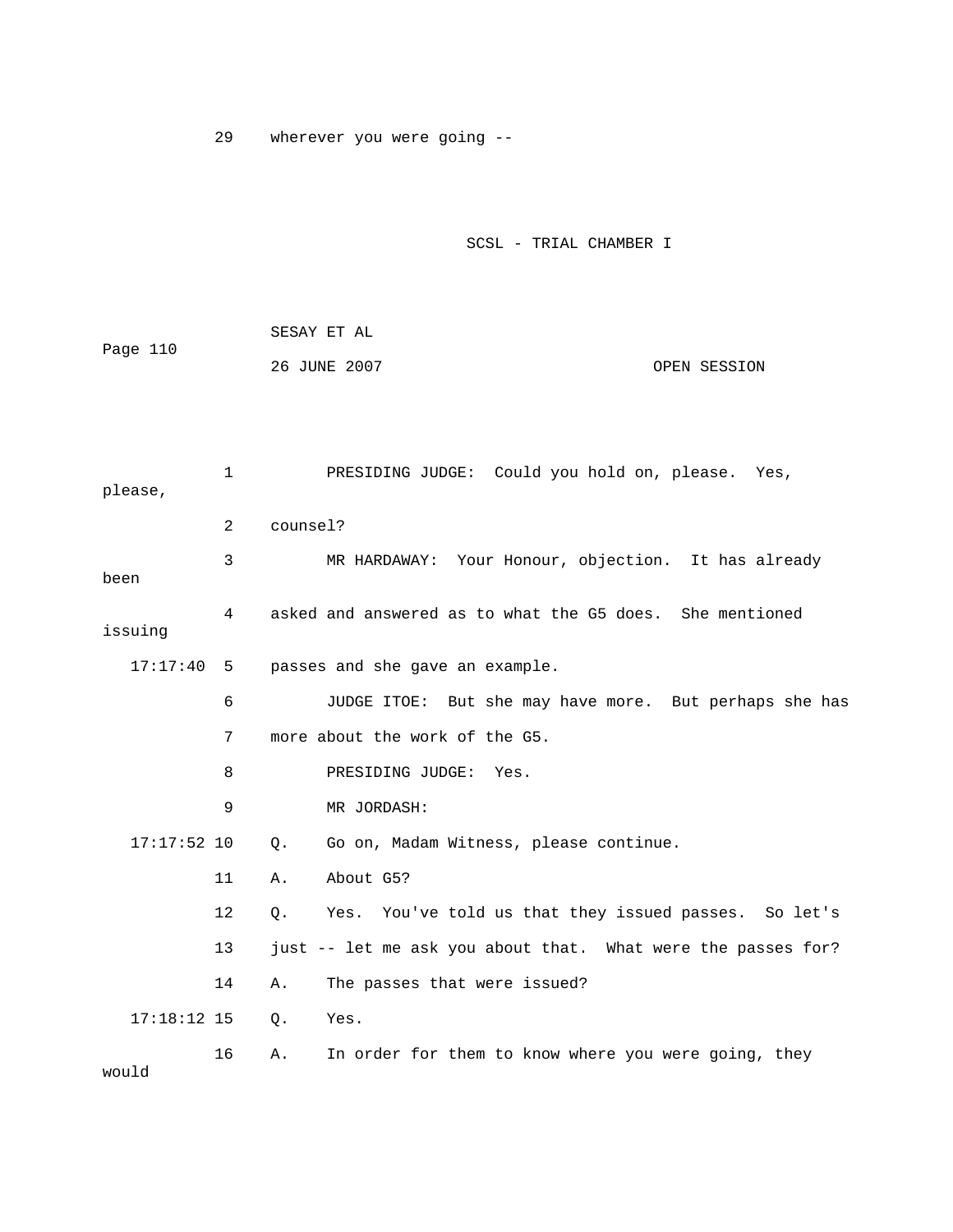29 wherever you were going --

SCSL - TRIAL CHAMBER I

SESAY ET AL

26 JUNE 2007 OPEN SESSION

1 PRESIDING JUDGE: Could you hold on, please. Yes, please,

2 counsel?

3 MR HARDAWAY: Your Honour, objection. It has already been

4 asked and answered as to what the G5 does. She mentioned issuing

17:17:40 5 passes and she gave an example.

6 JUDGE ITOE: But she may have more. But perhaps she has

7 more about the work of the G5.

8 PRESIDING JUDGE: Yes.

9 MR JORDASH:

17:17:52 10 Q. Go on, Madam Witness, please continue.

11 A. About G5?

12 Q. Yes. You've told us that they issued passes. So let's

13 just -- let me ask you about that. What were the passes for?

14 A. The passes that were issued?

17:18:12 15 Q. Yes.

16 A. In order for them to know where you were going, they would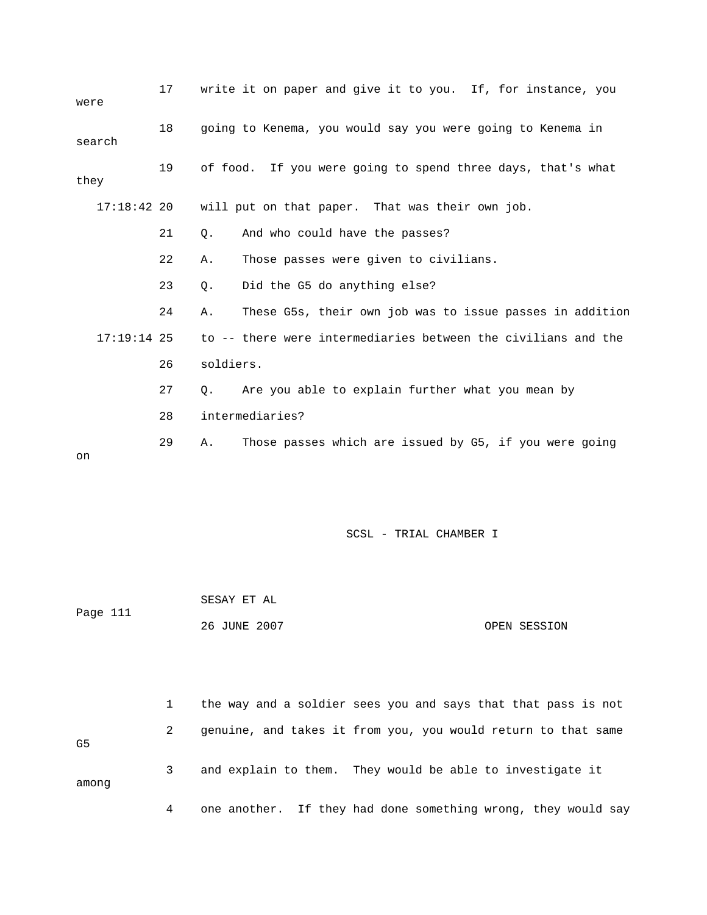17 write it on paper and give it to you. If, for instance, you were

18 going to Kenema, you would say you were going to Kenema in search

19 of food. If you were going to spend three days, that's what they

17:18:42 20 will put on that paper. That was their own job.

21 Q. And who could have the passes?

22 A. Those passes were given to civilians.

23 Q. Did the G5 do anything else?

24 A. These G5s, their own job was to issue passes in addition

17:19:14 25 to -- there were intermediaries between the civilians and the

26 soldiers.

27 Q. Are you able to explain further what you mean by

28 intermediaries?

29 A. Those passes which are issued by G5, if you were going on

1 the way and a soldier sees you and says that that pass is not

2 genuine, and takes it from you, you would return to that same G5

3 and explain to them. They would be able to investigate it among

4 one another. If they had done something wrong, they would say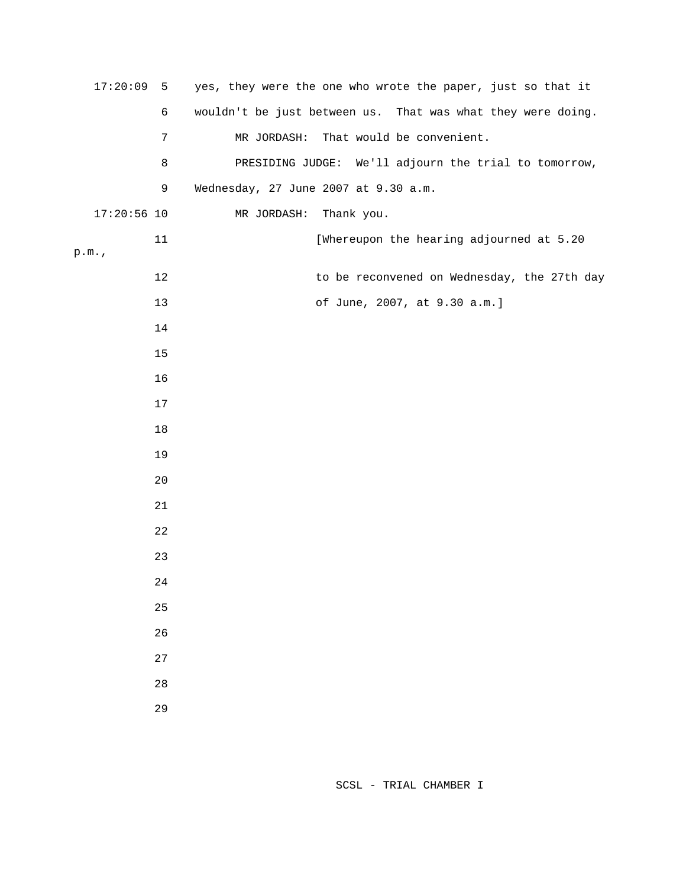17:20:09 5 yes, they were the one who wrote the paper, just so that it

6 wouldn't be just between us. That was what they were doing.

7 MR JORDASH: That would be convenient.

8 PRESIDING JUDGE: We'll adjourn the trial to tomorrow,

9 Wednesday, 27 June 2007 at 9.30 a.m.

17:20:56 10 MR JORDASH: Thank you.

11 [Whereupon the hearing adjourned at 5.20 p.m.,

12 to be reconvened on Wednesday, the 27th day

13 of June, 2007, at 9.30 a.m.]

14

15

16

17

18

19

20

21

22

23

24

25

26

27

28

29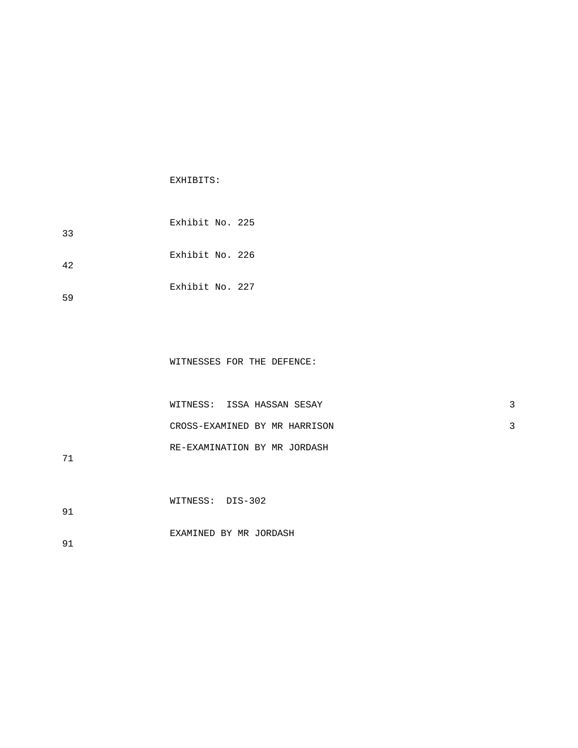EXHIBITS:

| | |
|---|---|
| Exhibit No. 225 | 33 |
| Exhibit No. 226 | 42 |
| Exhibit No. 227 | 59 |

WITNESSES FOR THE DEFENCE:

| | |
|---|---|
| WITNESS: ISSA HASSAN SESAY | 3 |
| CROSS-EXAMINED BY MR HARRISON | 3 |
| RE-EXAMINATION BY MR JORDASH | 71 |

| | |
|---|---|
| WITNESS: DIS-302 | 91 |
| EXAMINED BY MR JORDASH | 91 |